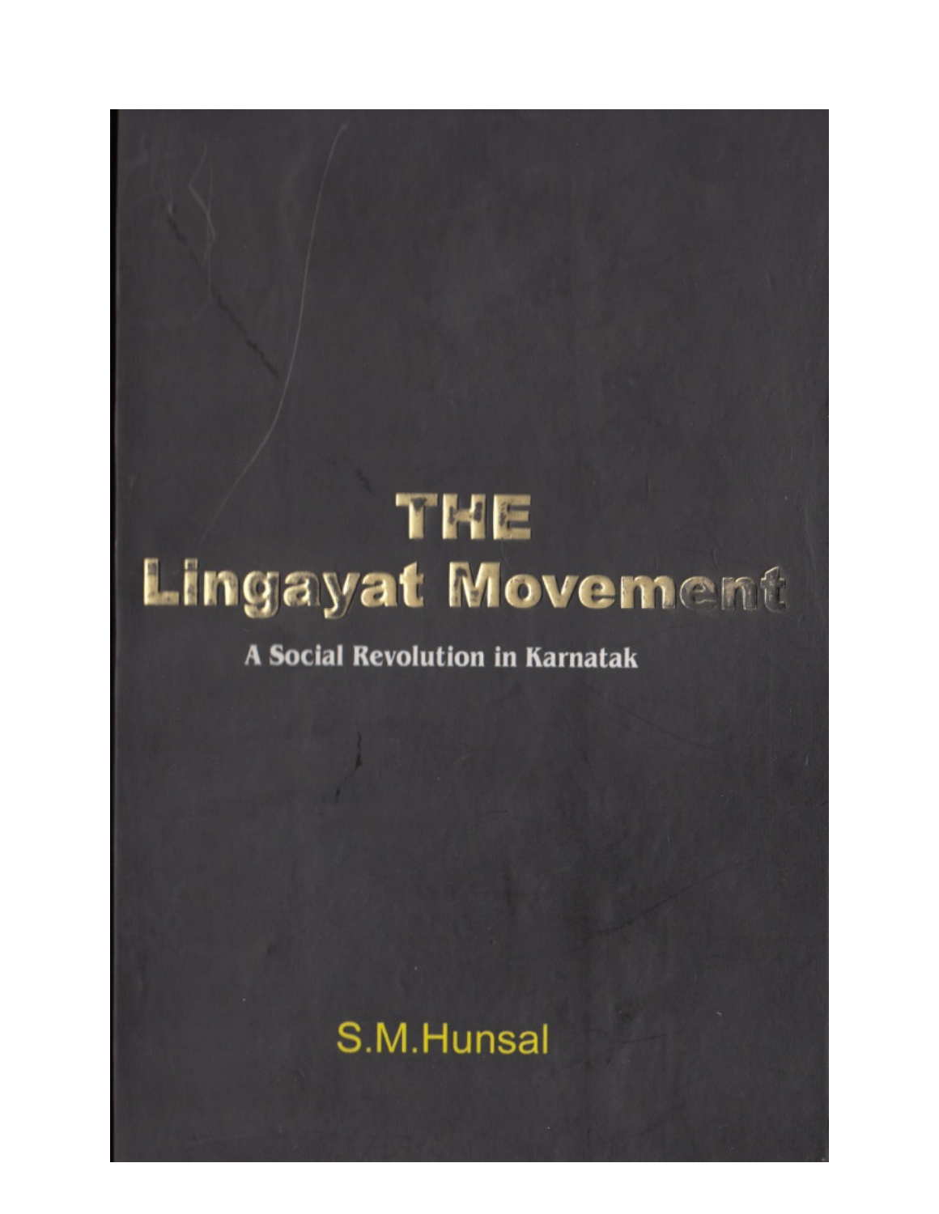# THE Lingayat Movement

## A Social Revolution in Karnatak

S.M.Hunsal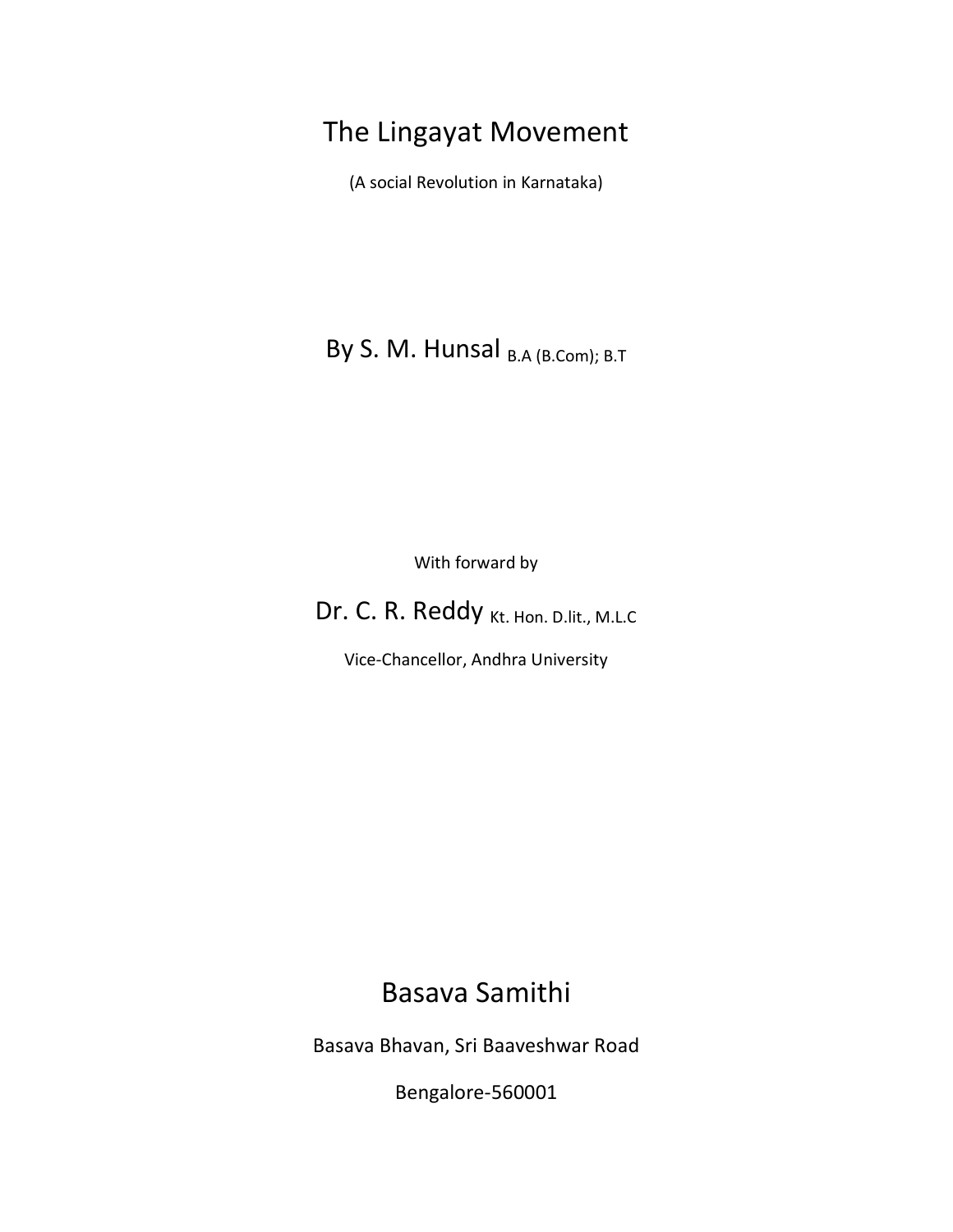# The Lingayat Movement

(A social Revolution in Karnataka)

By S. M. Hunsal B.A (B.Com); B.T

With forward by

Dr. C. R. Reddy Kt. Hon. D.lit., M.L.C

Vice-Chancellor, Andhra University

## Basava Samithi

Basava Bhavan, Sri Baaveshwar Road

Bengalore-560001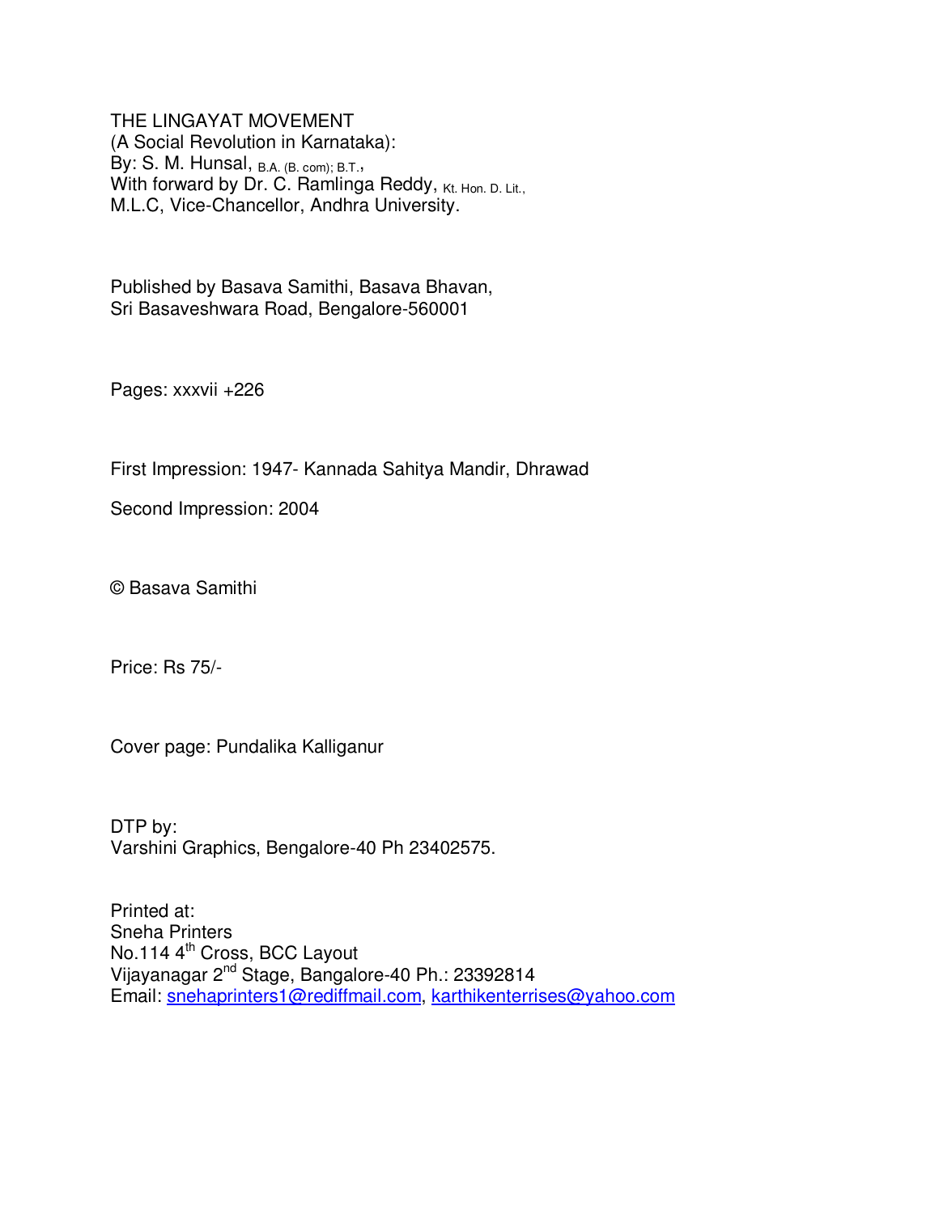THE LINGAYAT MOVEMENT
(A Social Revolution in Karnataka):
By: S. M. Hunsal, B.A. (B. com); B.T.,
With forward by Dr. C. Ramlinga Reddy, Kt. Hon. D. Lit., M.L.C, Vice-Chancellor, Andhra University.

Published by Basava Samithi, Basava Bhavan,
Sri Basaveshwara Road, Bengalore-560001

Pages: xxxvii +226

First Impression: 1947- Kannada Sahitya Mandir, Dhrawad

Second Impression: 2004

© Basava Samithi

Price: Rs 75/-

Cover page: Pundalika Kalliganur

DTP by:
Varshini Graphics, Bengalore-40 Ph 23402575.

Printed at:
Sneha Printers
No.114 4th Cross, BCC Layout
Vijayanagar 2nd Stage, Bangalore-40 Ph.: 23392814
Email: snehaprinters1@rediffmail.com, karthikenterrises@yahoo.com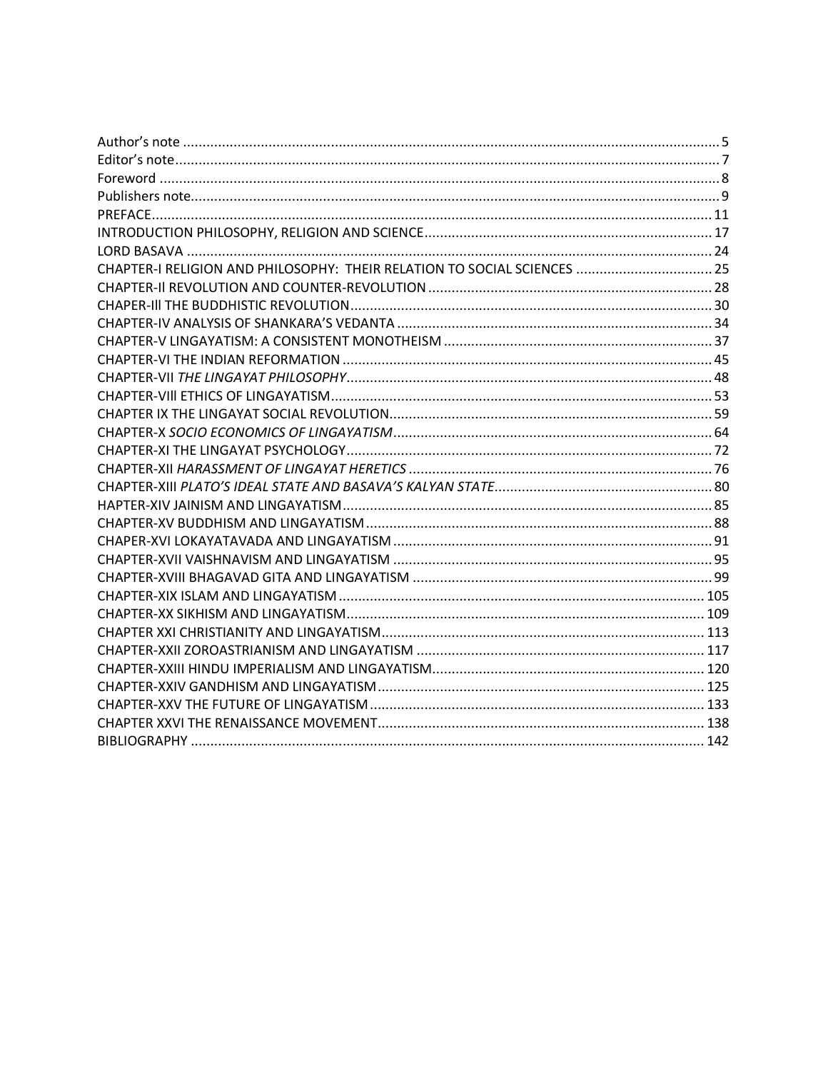Author's note ..................................................................................................................................... 5
Editor's note......................................................................................................................................... 7
Foreword ............................................................................................................................................. 8
Publishers note..................................................................................................................................... 9
PREFACE............................................................................................................................................. 11
INTRODUCTION PHILOSOPHY, RELIGION AND SCIENCE........................................................................ 17
LORD BASAVA .................................................................................................................................... 24
CHAPTER-I RELIGION AND PHILOSOPHY: THEIR RELATION TO SOCIAL SCIENCES ................................. 25
CHAPTER-Il REVOLUTION AND COUNTER-REVOLUTION ....................................................................... 28
CHAPER-Ill THE BUDDHISTIC REVOLUTION............................................................................................ 30
CHAPTER-IV ANALYSIS OF SHANKARA'S VEDANTA ................................................................................ 34
CHAPTER-V LINGAYATISM: A CONSISTENT MONOTHEISM .................................................................... 37
CHAPTER-VI THE INDIAN REFORMATION .............................................................................................. 45
CHAPTER-VII *THE LINGAYAT PHILOSOPHY*............................................................................................. 48
CHAPTER-VIIl ETHICS OF LINGAYATISM.................................................................................................. 53
CHAPTER IX THE LINGAYAT SOCIAL REVOLUTION.................................................................................. 59
CHAPTER-X *SOCIO ECONOMICS OF LINGAYATISM*................................................................................. 64
CHAPTER-XI THE LINGAYAT PSYCHOLOGY.............................................................................................. 72
CHAPTER-XII *HARASSMENT OF LINGAYAT HERETICS* .............................................................................. 76
CHAPTER-XIII *PLATO'S IDEAL STATE AND BASAVA'S KALYAN STATE*....................................................... 80
HAPTER-XIV JAINISM AND LINGAYATISM.............................................................................................. 85
CHAPTER-XV BUDDHISM AND LINGAYATISM ........................................................................................ 88
CHAPER-XVI LOKAYATAVADA AND LINGAYATISM ................................................................................. 91
CHAPTER-XVII VAISHNAVISM AND LINGAYATISM ................................................................................. 95
CHAPTER-XVIII BHAGAVAD GITA AND LINGAYATISM ............................................................................ 99
CHAPTER-XIX ISLAM AND LINGAYATISM .............................................................................................. 105
CHAPTER-XX SIKHISM AND LINGAYATISM............................................................................................ 109
CHAPTER XXI CHRISTIANITY AND LINGAYATISM.................................................................................. 113
CHAPTER-XXII ZOROASTRIANISM AND LINGAYATISM .......................................................................... 117
CHAPTER-XXIII HINDU IMPERIALISM AND LINGAYATISM..................................................................... 120
CHAPTER-XXIV GANDHISM AND LINGAYATISM.................................................................................... 125
CHAPTER-XXV THE FUTURE OF LINGAYATISM...................................................................................... 133
CHAPTER XXVI THE RENAISSANCE MOVEMENT.................................................................................... 138
BIBLIOGRAPHY ................................................................................................................................... 142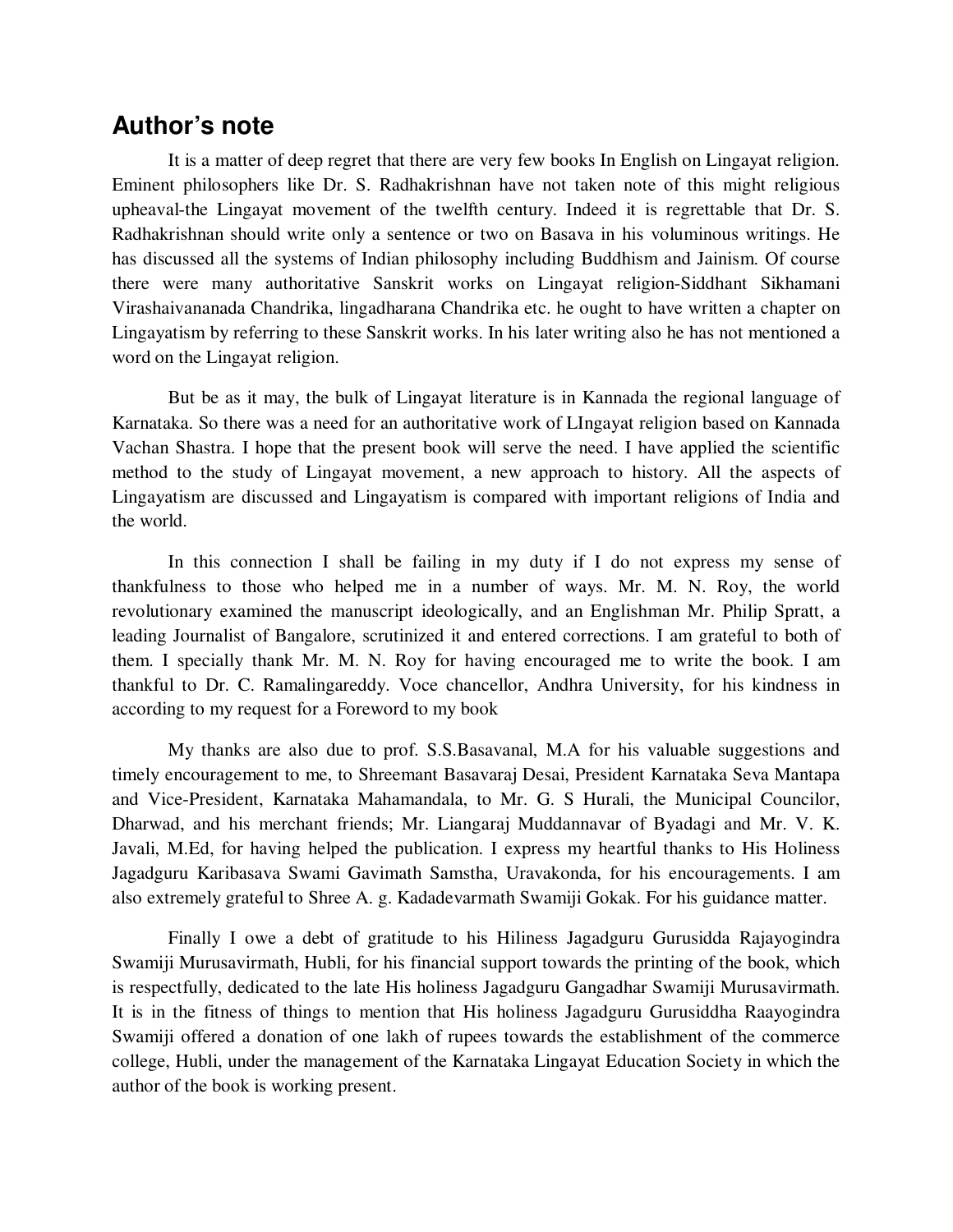## Author's note

It is a matter of deep regret that there are very few books In English on Lingayat religion. Eminent philosophers like Dr. S. Radhakrishnan have not taken note of this might religious upheaval-the Lingayat movement of the twelfth century. Indeed it is regrettable that Dr. S. Radhakrishnan should write only a sentence or two on Basava in his voluminous writings. He has discussed all the systems of Indian philosophy including Buddhism and Jainism. Of course there were many authoritative Sanskrit works on Lingayat religion-Siddhant Sikhamani Virashaivananada Chandrika, lingadharana Chandrika etc. he ought to have written a chapter on Lingayatism by referring to these Sanskrit works. In his later writing also he has not mentioned a word on the Lingayat religion.

But be as it may, the bulk of Lingayat literature is in Kannada the regional language of Karnataka. So there was a need for an authoritative work of LIngayat religion based on Kannada Vachan Shastra. I hope that the present book will serve the need. I have applied the scientific method to the study of Lingayat movement, a new approach to history. All the aspects of Lingayatism are discussed and Lingayatism is compared with important religions of India and the world.

In this connection I shall be failing in my duty if I do not express my sense of thankfulness to those who helped me in a number of ways. Mr. M. N. Roy, the world revolutionary examined the manuscript ideologically, and an Englishman Mr. Philip Spratt, a leading Journalist of Bangalore, scrutinized it and entered corrections. I am grateful to both of them. I specially thank Mr. M. N. Roy for having encouraged me to write the book. I am thankful to Dr. C. Ramalingareddy. Voce chancellor, Andhra University, for his kindness in according to my request for a Foreword to my book

My thanks are also due to prof. S.S.Basavanal, M.A for his valuable suggestions and timely encouragement to me, to Shreemant Basavaraj Desai, President Karnataka Seva Mantapa and Vice-President, Karnataka Mahamandala, to Mr. G. S Hurali, the Municipal Councilor, Dharwad, and his merchant friends; Mr. Liangaraj Muddannavar of Byadagi and Mr. V. K. Javali, M.Ed, for having helped the publication. I express my heartful thanks to His Holiness Jagadguru Karibasava Swami Gavimath Samstha, Uravakonda, for his encouragements. I am also extremely grateful to Shree A. g. Kadadevarmath Swamiji Gokak. For his guidance matter.

Finally I owe a debt of gratitude to his Hiliness Jagadguru Gurusidda Rajayogindra Swamiji Murusavirmath, Hubli, for his financial support towards the printing of the book, which is respectfully, dedicated to the late His holiness Jagadguru Gangadhar Swamiji Murusavirmath. It is in the fitness of things to mention that His holiness Jagadguru Gurusiddha Raayogindra Swamiji offered a donation of one lakh of rupees towards the establishment of the commerce college, Hubli, under the management of the Karnataka Lingayat Education Society in which the author of the book is working present.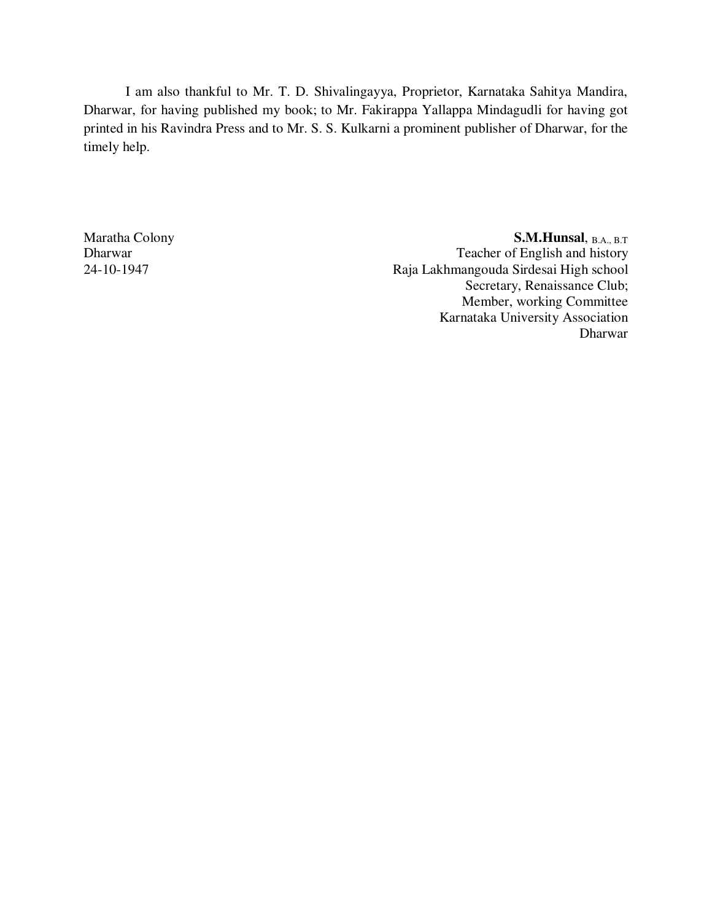I am also thankful to Mr. T. D. Shivalingayya, Proprietor, Karnataka Sahitya Mandira, Dharwar, for having published my book; to Mr. Fakirappa Yallappa Mindagudli for having got printed in his Ravindra Press and to Mr. S. S. Kulkarni a prominent publisher of Dharwar, for the timely help.

Maratha Colony
Dharwar
24-10-1947

**S.M.Hunsal**, B.A., B.T
Teacher of English and history
Raja Lakhmangouda Sirdesai High school
Secretary, Renaissance Club;
Member, working Committee
Karnataka University Association
Dharwar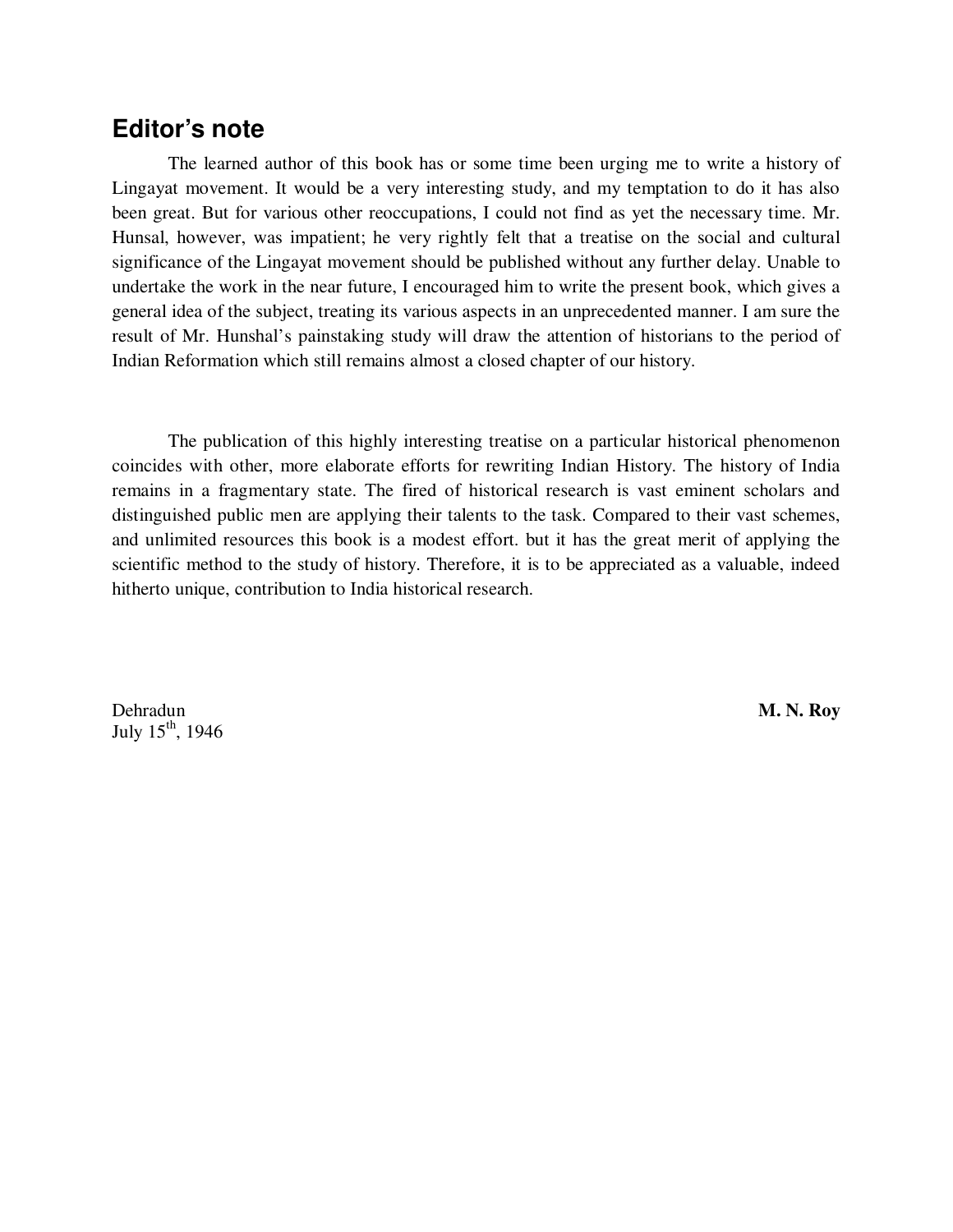## Editor's note

The learned author of this book has or some time been urging me to write a history of Lingayat movement. It would be a very interesting study, and my temptation to do it has also been great. But for various other reoccupations, I could not find as yet the necessary time. Mr. Hunsal, however, was impatient; he very rightly felt that a treatise on the social and cultural significance of the Lingayat movement should be published without any further delay. Unable to undertake the work in the near future, I encouraged him to write the present book, which gives a general idea of the subject, treating its various aspects in an unprecedented manner. I am sure the result of Mr. Hunshal's painstaking study will draw the attention of historians to the period of Indian Reformation which still remains almost a closed chapter of our history.

The publication of this highly interesting treatise on a particular historical phenomenon coincides with other, more elaborate efforts for rewriting Indian History. The history of India remains in a fragmentary state. The fired of historical research is vast eminent scholars and distinguished public men are applying their talents to the task. Compared to their vast schemes, and unlimited resources this book is a modest effort. but it has the great merit of applying the scientific method to the study of history. Therefore, it is to be appreciated as a valuable, indeed hitherto unique, contribution to India historical research.

Dehradun
July 15th, 1946

**M. N. Roy**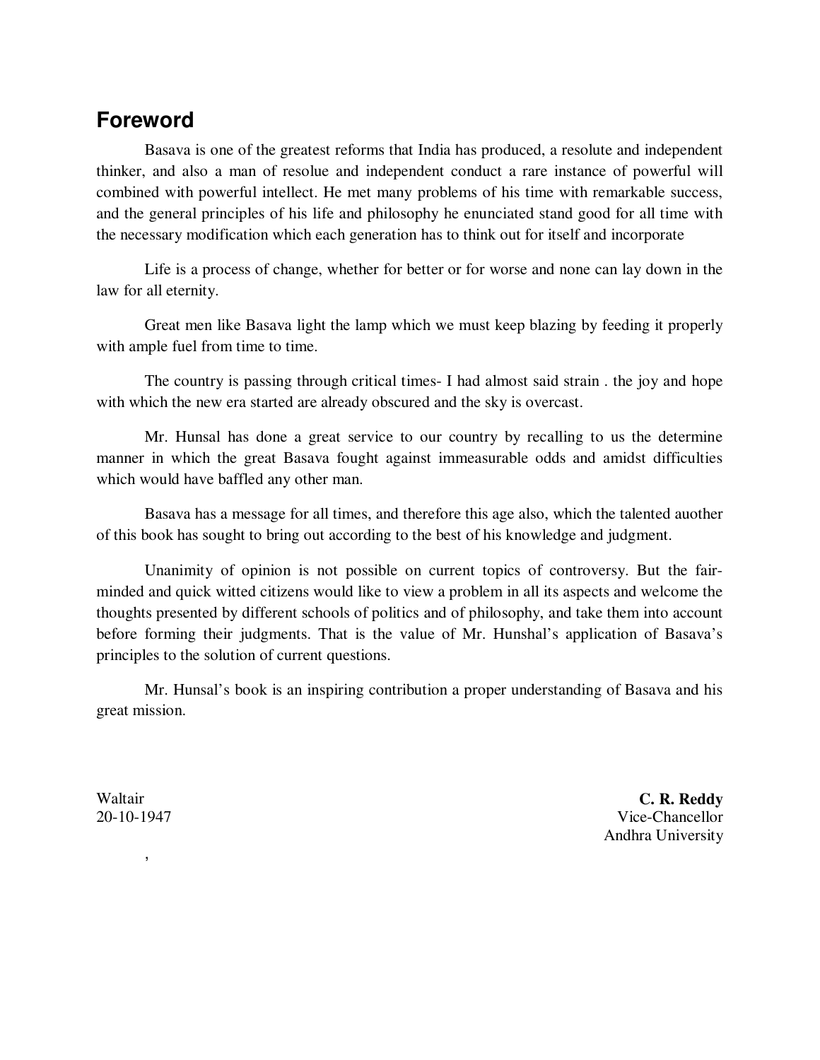## Foreword

Basava is one of the greatest reforms that India has produced, a resolute and independent thinker, and also a man of resolue and independent conduct a rare instance of powerful will combined with powerful intellect. He met many problems of his time with remarkable success, and the general principles of his life and philosophy he enunciated stand good for all time with the necessary modification which each generation has to think out for itself and incorporate

Life is a process of change, whether for better or for worse and none can lay down in the law for all eternity.

Great men like Basava light the lamp which we must keep blazing by feeding it properly with ample fuel from time to time.

The country is passing through critical times- I had almost said strain . the joy and hope with which the new era started are already obscured and the sky is overcast.

Mr. Hunsal has done a great service to our country by recalling to us the determine manner in which the great Basava fought against immeasurable odds and amidst difficulties which would have baffled any other man.

Basava has a message for all times, and therefore this age also, which the talented auother of this book has sought to bring out according to the best of his knowledge and judgment.

Unanimity of opinion is not possible on current topics of controversy. But the fair-minded and quick witted citizens would like to view a problem in all its aspects and welcome the thoughts presented by different schools of politics and of philosophy, and take them into account before forming their judgments. That is the value of Mr. Hunshal's application of Basava's principles to the solution of current questions.

Mr. Hunsal's book is an inspiring contribution a proper understanding of Basava and his great mission.

Waltair
20-10-1947

**C. R. Reddy**
Vice-Chancellor
Andhra University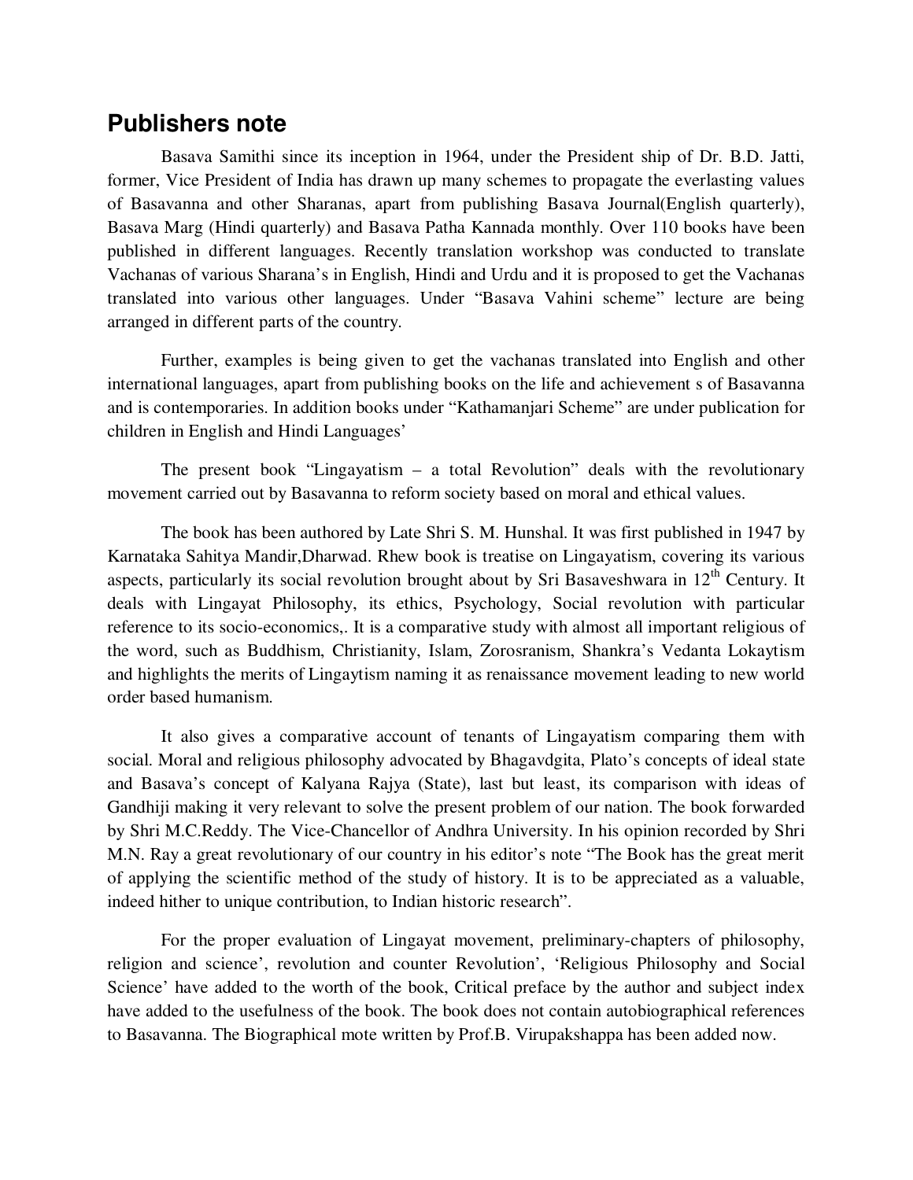## Publishers note

Basava Samithi since its inception in 1964, under the President ship of Dr. B.D. Jatti, former, Vice President of India has drawn up many schemes to propagate the everlasting values of Basavanna and other Sharanas, apart from publishing Basava Journal(English quarterly), Basava Marg (Hindi quarterly) and Basava Patha Kannada monthly. Over 110 books have been published in different languages. Recently translation workshop was conducted to translate Vachanas of various Sharana's in English, Hindi and Urdu and it is proposed to get the Vachanas translated into various other languages. Under "Basava Vahini scheme" lecture are being arranged in different parts of the country.

Further, examples is being given to get the vachanas translated into English and other international languages, apart from publishing books on the life and achievement s of Basavanna and is contemporaries. In addition books under "Kathamanjari Scheme" are under publication for children in English and Hindi Languages'

The present book "Lingayatism – a total Revolution" deals with the revolutionary movement carried out by Basavanna to reform society based on moral and ethical values.

The book has been authored by Late Shri S. M. Hunshal. It was first published in 1947 by Karnataka Sahitya Mandir,Dharwad. Rhew book is treatise on Lingayatism, covering its various aspects, particularly its social revolution brought about by Sri Basaveshwara in 12th Century. It deals with Lingayat Philosophy, its ethics, Psychology, Social revolution with particular reference to its socio-economics,. It is a comparative study with almost all important religious of the word, such as Buddhism, Christianity, Islam, Zorosranism, Shankra's Vedanta Lokaytism and highlights the merits of Lingaytism naming it as renaissance movement leading to new world order based humanism.

It also gives a comparative account of tenants of Lingayatism comparing them with social. Moral and religious philosophy advocated by Bhagavdgita, Plato's concepts of ideal state and Basava's concept of Kalyana Rajya (State), last but least, its comparison with ideas of Gandhiji making it very relevant to solve the present problem of our nation. The book forwarded by Shri M.C.Reddy. The Vice-Chancellor of Andhra University. In his opinion recorded by Shri M.N. Ray a great revolutionary of our country in his editor's note "The Book has the great merit of applying the scientific method of the study of history. It is to be appreciated as a valuable, indeed hither to unique contribution, to Indian historic research".

For the proper evaluation of Lingayat movement, preliminary-chapters of philosophy, religion and science', revolution and counter Revolution', 'Religious Philosophy and Social Science' have added to the worth of the book, Critical preface by the author and subject index have added to the usefulness of the book. The book does not contain autobiographical references to Basavanna. The Biographical mote written by Prof.B. Virupakshappa has been added now.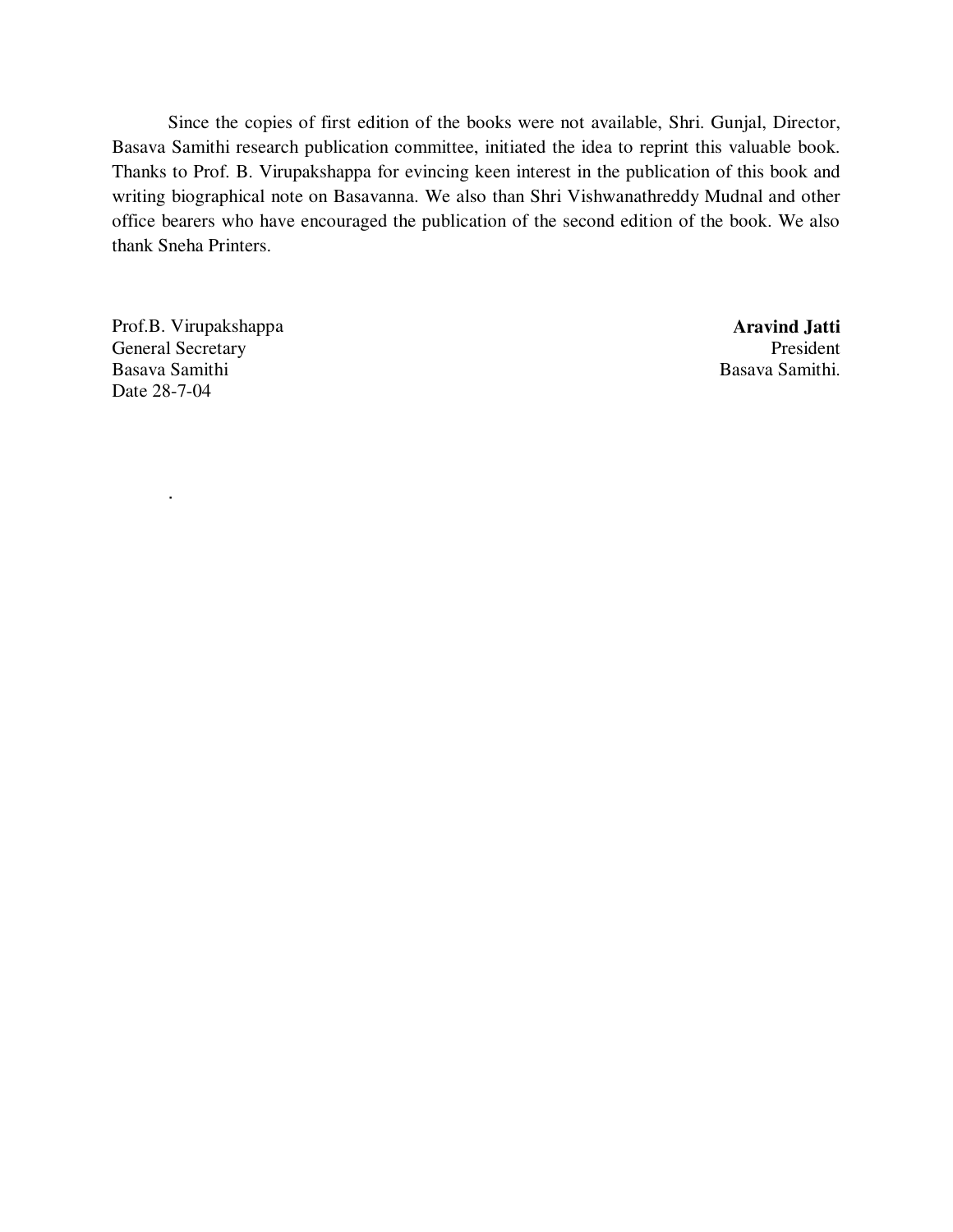Since the copies of first edition of the books were not available, Shri. Gunjal, Director, Basava Samithi research publication committee, initiated the idea to reprint this valuable book. Thanks to Prof. B. Virupakshappa for evincing keen interest in the publication of this book and writing biographical note on Basavanna. We also than Shri Vishwanathreddy Mudnal and other office bearers who have encouraged the publication of the second edition of the book. We also thank Sneha Printers.

Prof.B. Virupakshappa
General Secretary
Basava Samithi
Date 28-7-04

**Aravind Jatti**
President
Basava Samithi.

.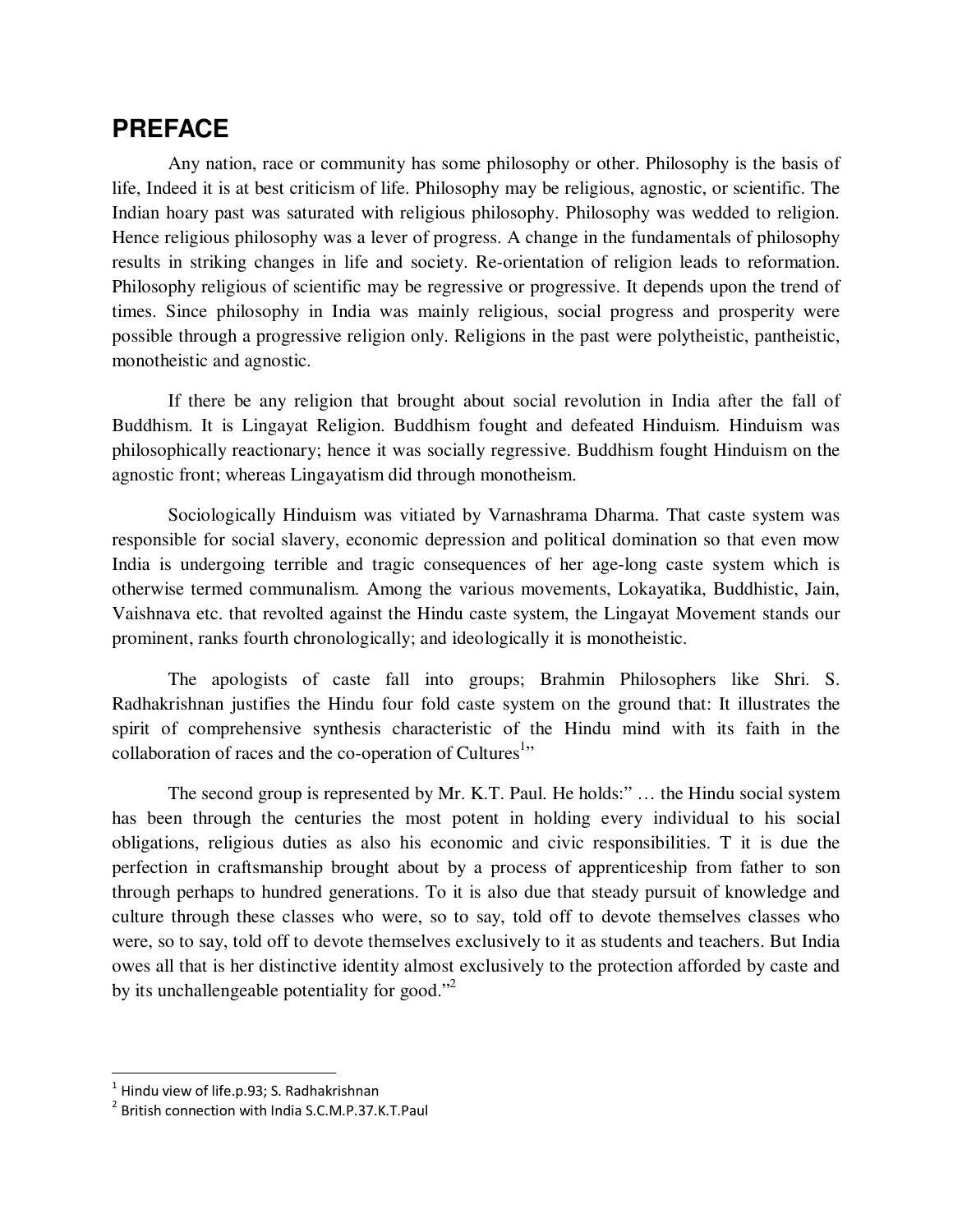## PREFACE

Any nation, race or community has some philosophy or other. Philosophy is the basis of life, Indeed it is at best criticism of life. Philosophy may be religious, agnostic, or scientific. The Indian hoary past was saturated with religious philosophy. Philosophy was wedded to religion. Hence religious philosophy was a lever of progress. A change in the fundamentals of philosophy results in striking changes in life and society. Re-orientation of religion leads to reformation. Philosophy religious of scientific may be regressive or progressive. It depends upon the trend of times. Since philosophy in India was mainly religious, social progress and prosperity were possible through a progressive religion only. Religions in the past were polytheistic, pantheistic, monotheistic and agnostic.

If there be any religion that brought about social revolution in India after the fall of Buddhism. It is Lingayat Religion. Buddhism fought and defeated Hinduism. Hinduism was philosophically reactionary; hence it was socially regressive. Buddhism fought Hinduism on the agnostic front; whereas Lingayatism did through monotheism.

Sociologically Hinduism was vitiated by Varnashrama Dharma. That caste system was responsible for social slavery, economic depression and political domination so that even mow India is undergoing terrible and tragic consequences of her age-long caste system which is otherwise termed communalism. Among the various movements, Lokayatika, Buddhistic, Jain, Vaishnava etc. that revolted against the Hindu caste system, the Lingayat Movement stands our prominent, ranks fourth chronologically; and ideologically it is monotheistic.

The apologists of caste fall into groups; Brahmin Philosophers like Shri. S. Radhakrishnan justifies the Hindu four fold caste system on the ground that: It illustrates the spirit of comprehensive synthesis characteristic of the Hindu mind with its faith in the collaboration of races and the co-operation of Cultures[1]"

The second group is represented by Mr. K.T. Paul. He holds:" … the Hindu social system has been through the centuries the most potent in holding every individual to his social obligations, religious duties as also his economic and civic responsibilities. T it is due the perfection in craftsmanship brought about by a process of apprenticeship from father to son through perhaps to hundred generations. To it is also due that steady pursuit of knowledge and culture through these classes who were, so to say, told off to devote themselves classes who were, so to say, told off to devote themselves exclusively to it as students and teachers. But India owes all that is her distinctive identity almost exclusively to the protection afforded by caste and by its unchallengeable potentiality for good."[2]

---

[1] Hindu view of life.p.93; S. Radhakrishnan

[2] British connection with India S.C.M.P.37.K.T.Paul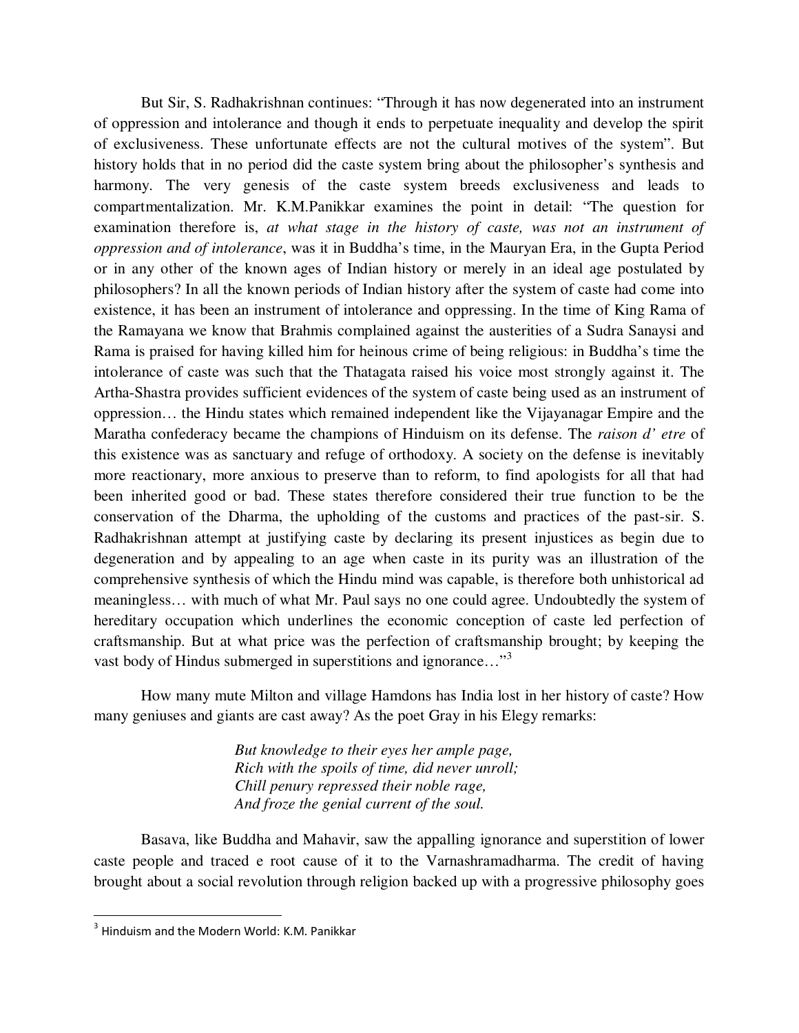But Sir, S. Radhakrishnan continues: "Through it has now degenerated into an instrument of oppression and intolerance and though it ends to perpetuate inequality and develop the spirit of exclusiveness. These unfortunate effects are not the cultural motives of the system". But history holds that in no period did the caste system bring about the philosopher's synthesis and harmony. The very genesis of the caste system breeds exclusiveness and leads to compartmentalization. Mr. K.M.Panikkar examines the point in detail: "The question for examination therefore is, *at what stage in the history of caste, was not an instrument of oppression and of intolerance*, was it in Buddha's time, in the Mauryan Era, in the Gupta Period or in any other of the known ages of Indian history or merely in an ideal age postulated by philosophers? In all the known periods of Indian history after the system of caste had come into existence, it has been an instrument of intolerance and oppressing. In the time of King Rama of the Ramayana we know that Brahmis complained against the austerities of a Sudra Sanaysi and Rama is praised for having killed him for heinous crime of being religious: in Buddha's time the intolerance of caste was such that the Thatagata raised his voice most strongly against it. The Artha-Shastra provides sufficient evidences of the system of caste being used as an instrument of oppression… the Hindu states which remained independent like the Vijayanagar Empire and the Maratha confederacy became the champions of Hinduism on its defense. The *raison d' etre* of this existence was as sanctuary and refuge of orthodoxy. A society on the defense is inevitably more reactionary, more anxious to preserve than to reform, to find apologists for all that had been inherited good or bad. These states therefore considered their true function to be the conservation of the Dharma, the upholding of the customs and practices of the past-sir. S. Radhakrishnan attempt at justifying caste by declaring its present injustices as begin due to degeneration and by appealing to an age when caste in its purity was an illustration of the comprehensive synthesis of which the Hindu mind was capable, is therefore both unhistorical ad meaningless… with much of what Mr. Paul says no one could agree. Undoubtedly the system of hereditary occupation which underlines the economic conception of caste led perfection of craftsmanship. But at what price was the perfection of craftsmanship brought; by keeping the vast body of Hindus submerged in superstitions and ignorance…"[3]

How many mute Milton and village Hamdons has India lost in her history of caste? How many geniuses and giants are cast away? As the poet Gray in his Elegy remarks:

> *But knowledge to their eyes her ample page,*
> *Rich with the spoils of time, did never unroll;*
> *Chill penury repressed their noble rage,*
> *And froze the genial current of the soul.*

Basava, like Buddha and Mahavir, saw the appalling ignorance and superstition of lower caste people and traced e root cause of it to the Varnashramadharma. The credit of having brought about a social revolution through religion backed up with a progressive philosophy goes

---

[3] Hinduism and the Modern World: K.M. Panikkar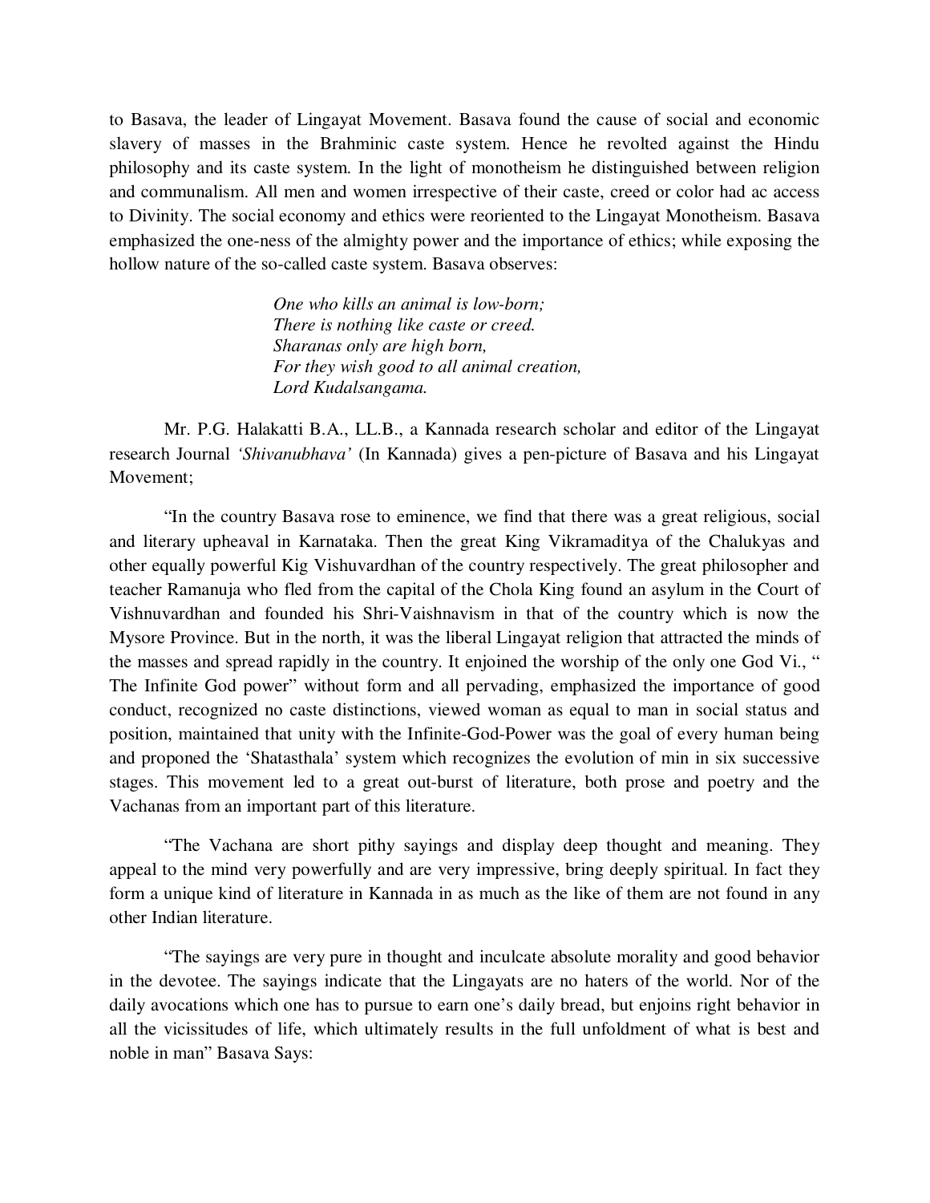to Basava, the leader of Lingayat Movement. Basava found the cause of social and economic slavery of masses in the Brahminic caste system. Hence he revolted against the Hindu philosophy and its caste system. In the light of monotheism he distinguished between religion and communalism. All men and women irrespective of their caste, creed or color had ac access to Divinity. The social economy and ethics were reoriented to the Lingayat Monotheism. Basava emphasized the one-ness of the almighty power and the importance of ethics; while exposing the hollow nature of the so-called caste system. Basava observes:

> *One who kills an animal is low-born;*
> *There is nothing like caste or creed.*
> *Sharanas only are high born,*
> *For they wish good to all animal creation,*
> *Lord Kudalsangama.*

Mr. P.G. Halakatti B.A., LL.B., a Kannada research scholar and editor of the Lingayat research Journal *'Shivanubhava'* (In Kannada) gives a pen-picture of Basava and his Lingayat Movement;

"In the country Basava rose to eminence, we find that there was a great religious, social and literary upheaval in Karnataka. Then the great King Vikramaditya of the Chalukyas and other equally powerful Kig Vishuvardhan of the country respectively. The great philosopher and teacher Ramanuja who fled from the capital of the Chola King found an asylum in the Court of Vishnuvardhan and founded his Shri-Vaishnavism in that of the country which is now the Mysore Province. But in the north, it was the liberal Lingayat religion that attracted the minds of the masses and spread rapidly in the country. It enjoined the worship of the only one God Vi., " The Infinite God power" without form and all pervading, emphasized the importance of good conduct, recognized no caste distinctions, viewed woman as equal to man in social status and position, maintained that unity with the Infinite-God-Power was the goal of every human being and proponed the 'Shatasthala' system which recognizes the evolution of min in six successive stages. This movement led to a great out-burst of literature, both prose and poetry and the Vachanas from an important part of this literature.

"The Vachana are short pithy sayings and display deep thought and meaning. They appeal to the mind very powerfully and are very impressive, bring deeply spiritual. In fact they form a unique kind of literature in Kannada in as much as the like of them are not found in any other Indian literature.

"The sayings are very pure in thought and inculcate absolute morality and good behavior in the devotee. The sayings indicate that the Lingayats are no haters of the world. Nor of the daily avocations which one has to pursue to earn one's daily bread, but enjoins right behavior in all the vicissitudes of life, which ultimately results in the full unfoldment of what is best and noble in man" Basava Says: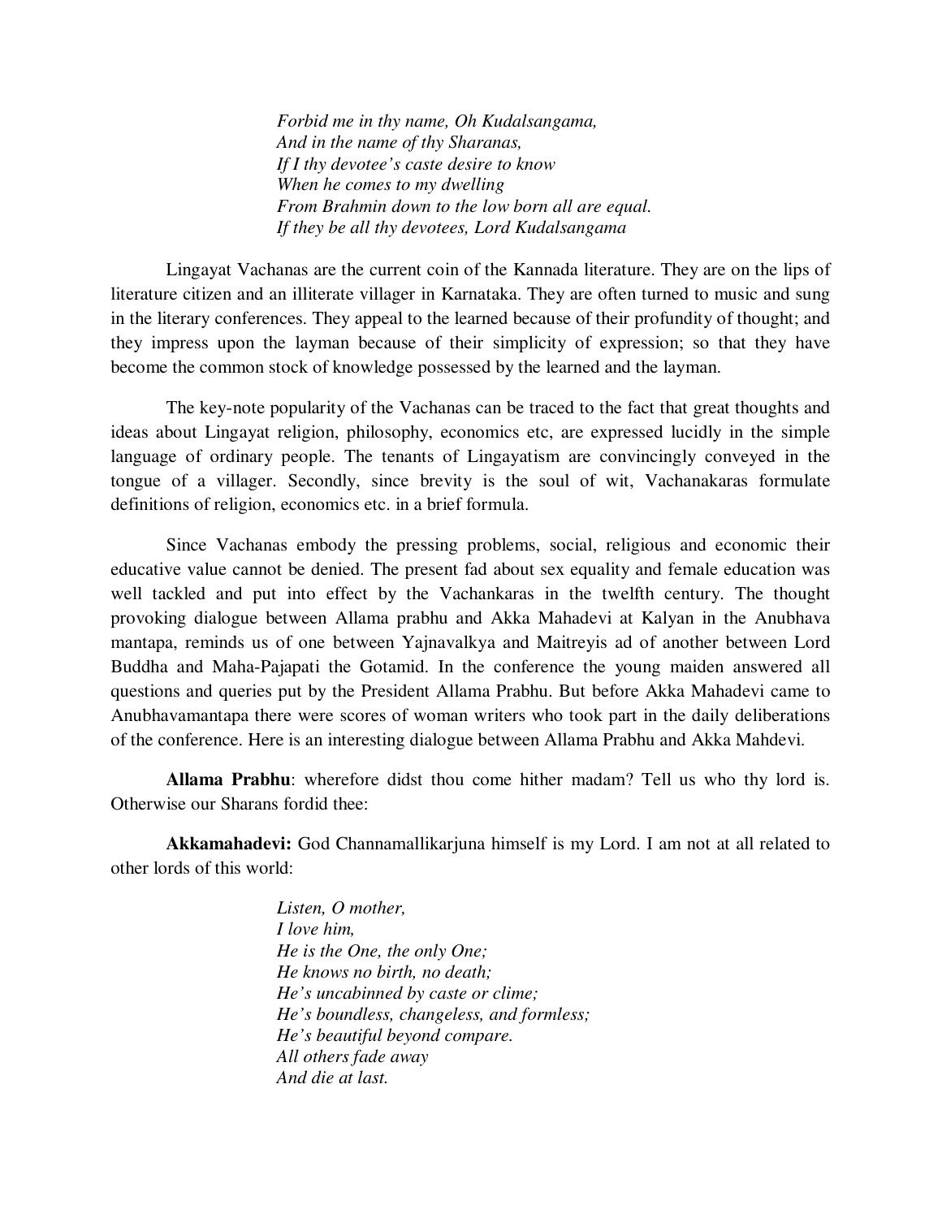*Forbid me in thy name, Oh Kudalsangama,*
*And in the name of thy Sharanas,*
*If I thy devotee's caste desire to know*
*When he comes to my dwelling*
*From Brahmin down to the low born all are equal.*
*If they be all thy devotees, Lord Kudalsangama*

Lingayat Vachanas are the current coin of the Kannada literature. They are on the lips of literature citizen and an illiterate villager in Karnataka. They are often turned to music and sung in the literary conferences. They appeal to the learned because of their profundity of thought; and they impress upon the layman because of their simplicity of expression; so that they have become the common stock of knowledge possessed by the learned and the layman.

The key-note popularity of the Vachanas can be traced to the fact that great thoughts and ideas about Lingayat religion, philosophy, economics etc, are expressed lucidly in the simple language of ordinary people. The tenants of Lingayatism are convincingly conveyed in the tongue of a villager. Secondly, since brevity is the soul of wit, Vachanakaras formulate definitions of religion, economics etc. in a brief formula.

Since Vachanas embody the pressing problems, social, religious and economic their educative value cannot be denied. The present fad about sex equality and female education was well tackled and put into effect by the Vachankaras in the twelfth century. The thought provoking dialogue between Allama prabhu and Akka Mahadevi at Kalyan in the Anubhava mantapa, reminds us of one between Yajnavalkya and Maitreyis ad of another between Lord Buddha and Maha-Pajapati the Gotamid. In the conference the young maiden answered all questions and queries put by the President Allama Prabhu. But before Akka Mahadevi came to Anubhavamantapa there were scores of woman writers who took part in the daily deliberations of the conference. Here is an interesting dialogue between Allama Prabhu and Akka Mahdevi.

**Allama Prabhu**: wherefore didst thou come hither madam? Tell us who thy lord is. Otherwise our Sharans fordid thee:

**Akkamahadevi:** God Channamallikarjuna himself is my Lord. I am not at all related to other lords of this world:

*Listen, O mother,*
*I love him,*
*He is the One, the only One;*
*He knows no birth, no death;*
*He's uncabinned by caste or clime;*
*He's boundless, changeless, and formless;*
*He's beautiful beyond compare.*
*All others fade away*
*And die at last.*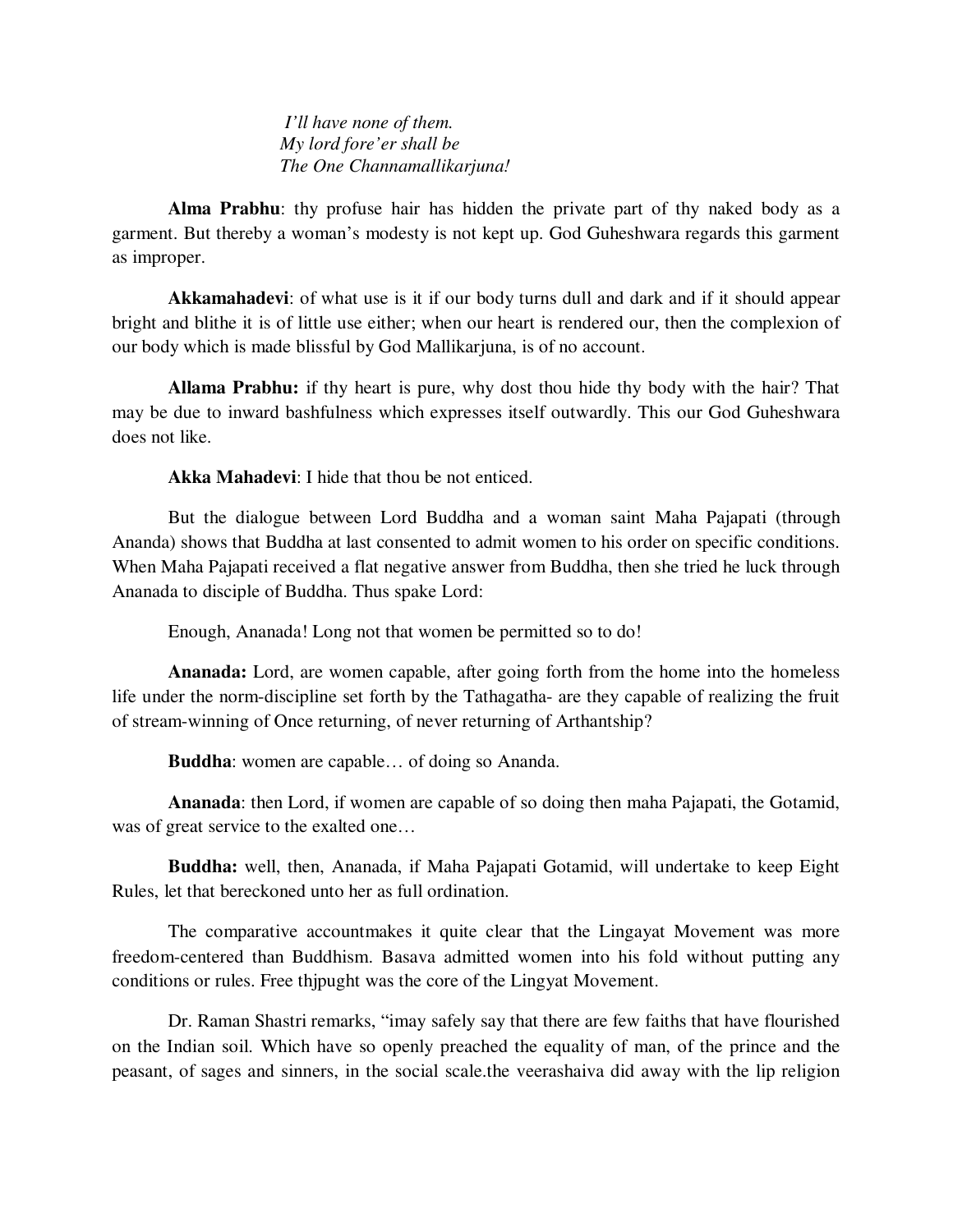*I'll have none of them.*
*My lord fore'er shall be*
*The One Channamallikarjuna!*

**Alma Prabhu**: thy profuse hair has hidden the private part of thy naked body as a garment. But thereby a woman's modesty is not kept up. God Guheshwara regards this garment as improper.

**Akkamahadevi**: of what use is it if our body turns dull and dark and if it should appear bright and blithe it is of little use either; when our heart is rendered our, then the complexion of our body which is made blissful by God Mallikarjuna, is of no account.

**Allama Prabhu:** if thy heart is pure, why dost thou hide thy body with the hair? That may be due to inward bashfulness which expresses itself outwardly. This our God Guheshwara does not like.

**Akka Mahadevi**: I hide that thou be not enticed.

But the dialogue between Lord Buddha and a woman saint Maha Pajapati (through Ananda) shows that Buddha at last consented to admit women to his order on specific conditions. When Maha Pajapati received a flat negative answer from Buddha, then she tried he luck through Ananada to disciple of Buddha. Thus spake Lord:

Enough, Ananada! Long not that women be permitted so to do!

**Ananada:** Lord, are women capable, after going forth from the home into the homeless life under the norm-discipline set forth by the Tathagatha- are they capable of realizing the fruit of stream-winning of Once returning, of never returning of Arthantship?

**Buddha**: women are capable… of doing so Ananda.

**Ananada**: then Lord, if women are capable of so doing then maha Pajapati, the Gotamid, was of great service to the exalted one…

**Buddha:** well, then, Ananada, if Maha Pajapati Gotamid, will undertake to keep Eight Rules, let that bereckoned unto her as full ordination.

The comparative accountmakes it quite clear that the Lingayat Movement was more freedom-centered than Buddhism. Basava admitted women into his fold without putting any conditions or rules. Free thjpught was the core of the Lingyat Movement.

Dr. Raman Shastri remarks, "imay safely say that there are few faiths that have flourished on the Indian soil. Which have so openly preached the equality of man, of the prince and the peasant, of sages and sinners, in the social scale.the veerashaiva did away with the lip religion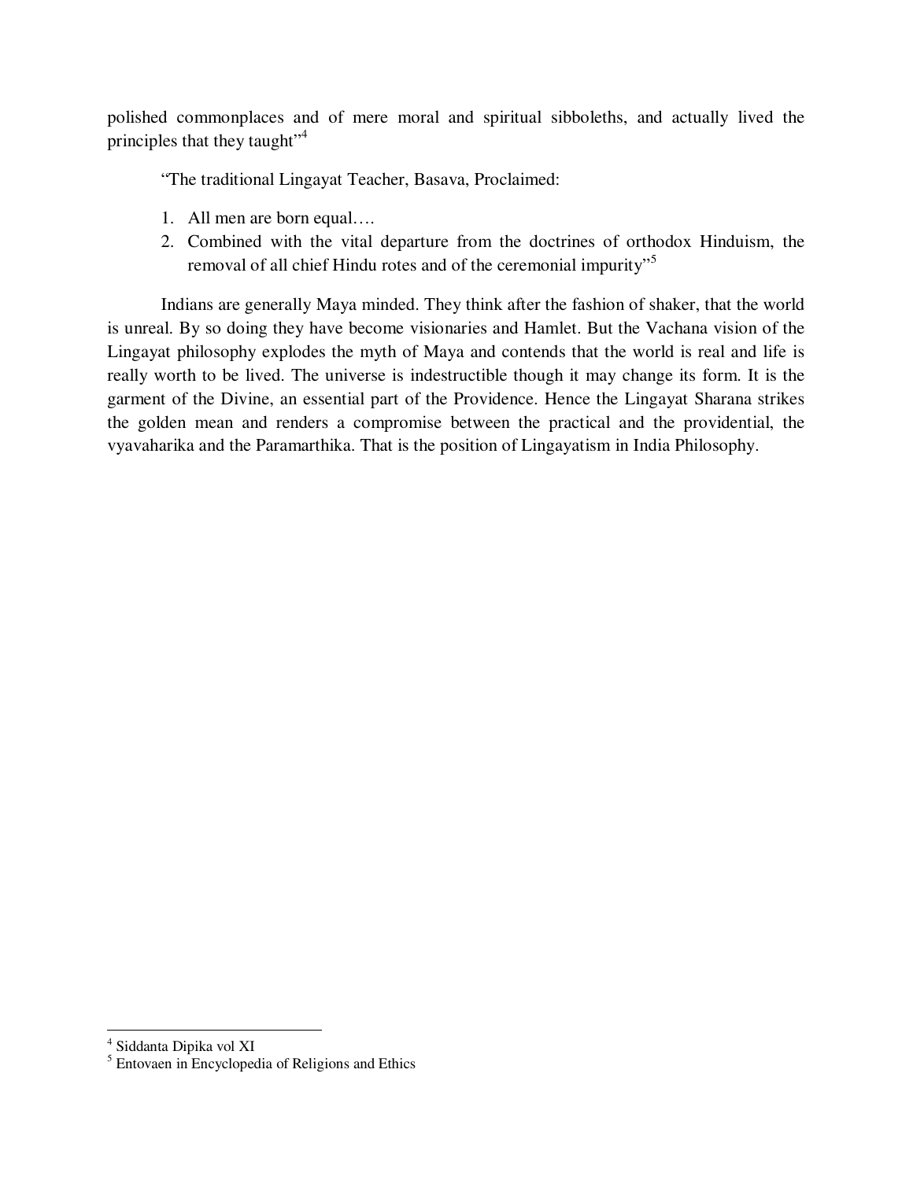polished commonplaces and of mere moral and spiritual sibboleths, and actually lived the principles that they taught"[4]

"The traditional Lingayat Teacher, Basava, Proclaimed:

1. All men are born equal….
2. Combined with the vital departure from the doctrines of orthodox Hinduism, the removal of all chief Hindu rotes and of the ceremonial impurity"[5]

Indians are generally Maya minded. They think after the fashion of shaker, that the world is unreal. By so doing they have become visionaries and Hamlet. But the Vachana vision of the Lingayat philosophy explodes the myth of Maya and contends that the world is real and life is really worth to be lived. The universe is indestructible though it may change its form. It is the garment of the Divine, an essential part of the Providence. Hence the Lingayat Sharana strikes the golden mean and renders a compromise between the practical and the providential, the vyavaharika and the Paramarthika. That is the position of Lingayatism in India Philosophy.

---

[4] Siddanta Dipika vol XI

[5] Entovaen in Encyclopedia of Religions and Ethics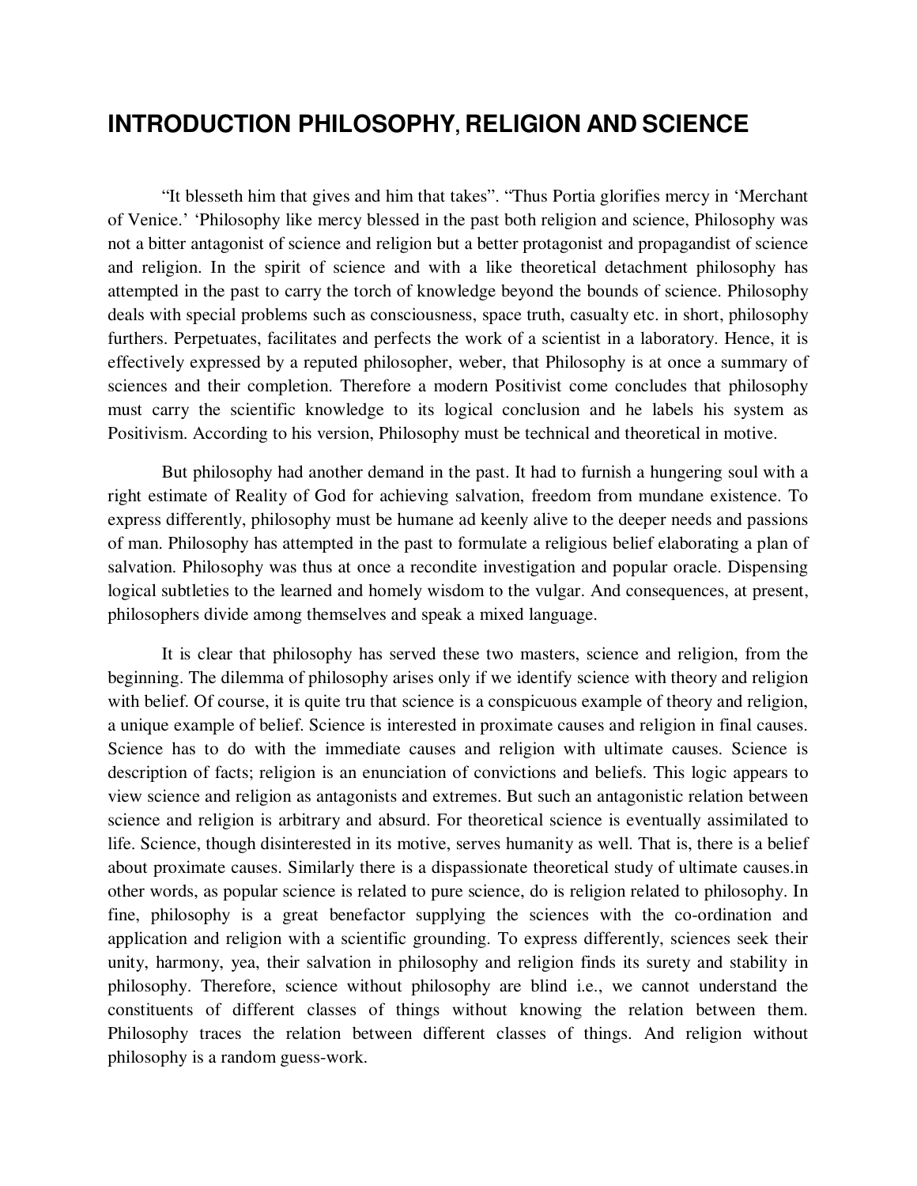# INTRODUCTION PHILOSOPHY, RELIGION AND SCIENCE

"It blesseth him that gives and him that takes". "Thus Portia glorifies mercy in 'Merchant of Venice.' 'Philosophy like mercy blessed in the past both religion and science, Philosophy was not a bitter antagonist of science and religion but a better protagonist and propagandist of science and religion. In the spirit of science and with a like theoretical detachment philosophy has attempted in the past to carry the torch of knowledge beyond the bounds of science. Philosophy deals with special problems such as consciousness, space truth, casualty etc. in short, philosophy furthers. Perpetuates, facilitates and perfects the work of a scientist in a laboratory. Hence, it is effectively expressed by a reputed philosopher, weber, that Philosophy is at once a summary of sciences and their completion. Therefore a modern Positivist come concludes that philosophy must carry the scientific knowledge to its logical conclusion and he labels his system as Positivism. According to his version, Philosophy must be technical and theoretical in motive.

But philosophy had another demand in the past. It had to furnish a hungering soul with a right estimate of Reality of God for achieving salvation, freedom from mundane existence. To express differently, philosophy must be humane ad keenly alive to the deeper needs and passions of man. Philosophy has attempted in the past to formulate a religious belief elaborating a plan of salvation. Philosophy was thus at once a recondite investigation and popular oracle. Dispensing logical subtleties to the learned and homely wisdom to the vulgar. And consequences, at present, philosophers divide among themselves and speak a mixed language.

It is clear that philosophy has served these two masters, science and religion, from the beginning. The dilemma of philosophy arises only if we identify science with theory and religion with belief. Of course, it is quite tru that science is a conspicuous example of theory and religion, a unique example of belief. Science is interested in proximate causes and religion in final causes. Science has to do with the immediate causes and religion with ultimate causes. Science is description of facts; religion is an enunciation of convictions and beliefs. This logic appears to view science and religion as antagonists and extremes. But such an antagonistic relation between science and religion is arbitrary and absurd. For theoretical science is eventually assimilated to life. Science, though disinterested in its motive, serves humanity as well. That is, there is a belief about proximate causes. Similarly there is a dispassionate theoretical study of ultimate causes.in other words, as popular science is related to pure science, do is religion related to philosophy. In fine, philosophy is a great benefactor supplying the sciences with the co-ordination and application and religion with a scientific grounding. To express differently, sciences seek their unity, harmony, yea, their salvation in philosophy and religion finds its surety and stability in philosophy. Therefore, science without philosophy are blind i.e., we cannot understand the constituents of different classes of things without knowing the relation between them. Philosophy traces the relation between different classes of things. And religion without philosophy is a random guess-work.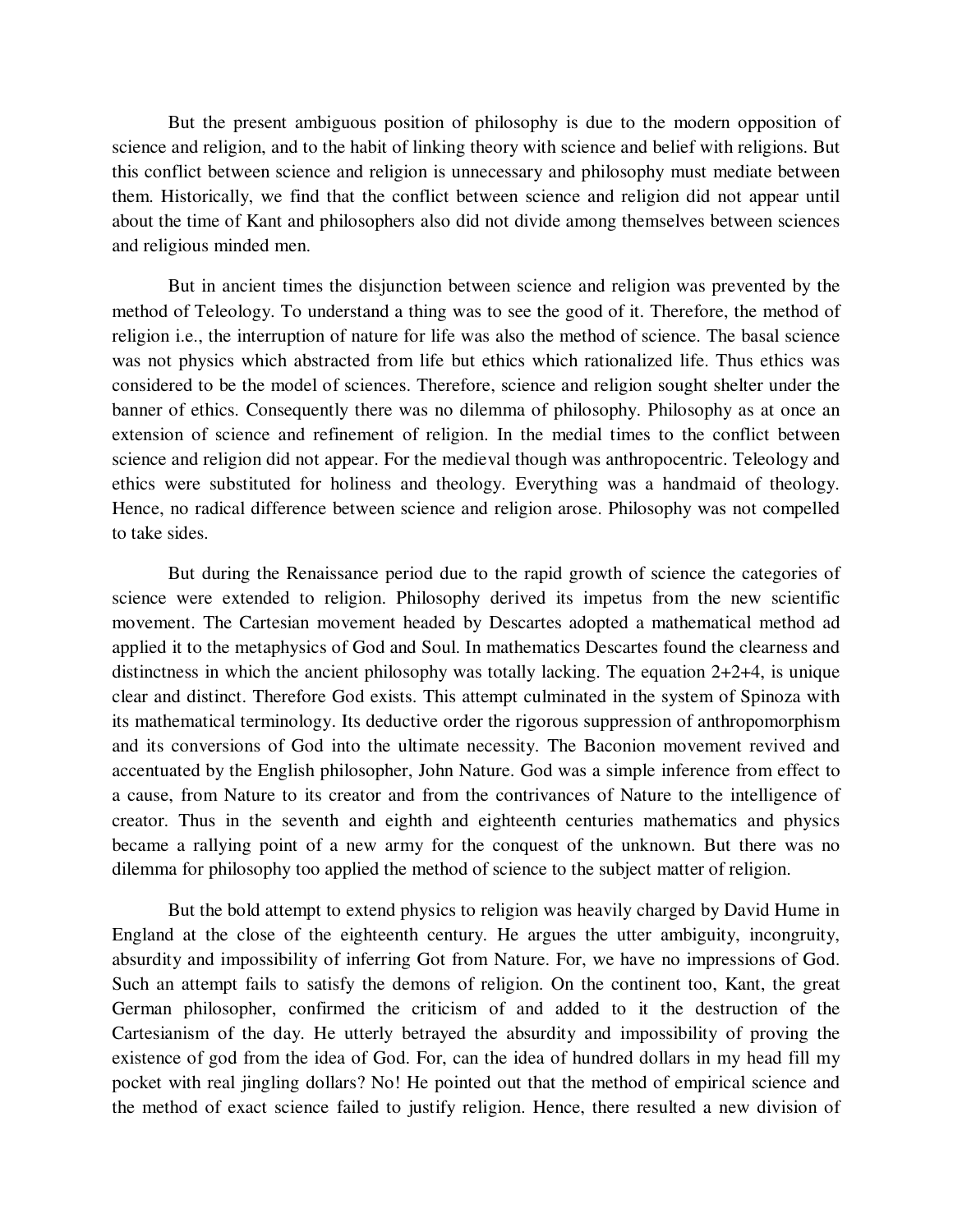But the present ambiguous position of philosophy is due to the modern opposition of science and religion, and to the habit of linking theory with science and belief with religions. But this conflict between science and religion is unnecessary and philosophy must mediate between them. Historically, we find that the conflict between science and religion did not appear until about the time of Kant and philosophers also did not divide among themselves between sciences and religious minded men.

But in ancient times the disjunction between science and religion was prevented by the method of Teleology. To understand a thing was to see the good of it. Therefore, the method of religion i.e., the interruption of nature for life was also the method of science. The basal science was not physics which abstracted from life but ethics which rationalized life. Thus ethics was considered to be the model of sciences. Therefore, science and religion sought shelter under the banner of ethics. Consequently there was no dilemma of philosophy. Philosophy as at once an extension of science and refinement of religion. In the medial times to the conflict between science and religion did not appear. For the medieval though was anthropocentric. Teleology and ethics were substituted for holiness and theology. Everything was a handmaid of theology. Hence, no radical difference between science and religion arose. Philosophy was not compelled to take sides.

But during the Renaissance period due to the rapid growth of science the categories of science were extended to religion. Philosophy derived its impetus from the new scientific movement. The Cartesian movement headed by Descartes adopted a mathematical method ad applied it to the metaphysics of God and Soul. In mathematics Descartes found the clearness and distinctness in which the ancient philosophy was totally lacking. The equation 2+2+4, is unique clear and distinct. Therefore God exists. This attempt culminated in the system of Spinoza with its mathematical terminology. Its deductive order the rigorous suppression of anthropomorphism and its conversions of God into the ultimate necessity. The Baconion movement revived and accentuated by the English philosopher, John Nature. God was a simple inference from effect to a cause, from Nature to its creator and from the contrivances of Nature to the intelligence of creator. Thus in the seventh and eighth and eighteenth centuries mathematics and physics became a rallying point of a new army for the conquest of the unknown. But there was no dilemma for philosophy too applied the method of science to the subject matter of religion.

But the bold attempt to extend physics to religion was heavily charged by David Hume in England at the close of the eighteenth century. He argues the utter ambiguity, incongruity, absurdity and impossibility of inferring Got from Nature. For, we have no impressions of God. Such an attempt fails to satisfy the demons of religion. On the continent too, Kant, the great German philosopher, confirmed the criticism of and added to it the destruction of the Cartesianism of the day. He utterly betrayed the absurdity and impossibility of proving the existence of god from the idea of God. For, can the idea of hundred dollars in my head fill my pocket with real jingling dollars? No! He pointed out that the method of empirical science and the method of exact science failed to justify religion. Hence, there resulted a new division of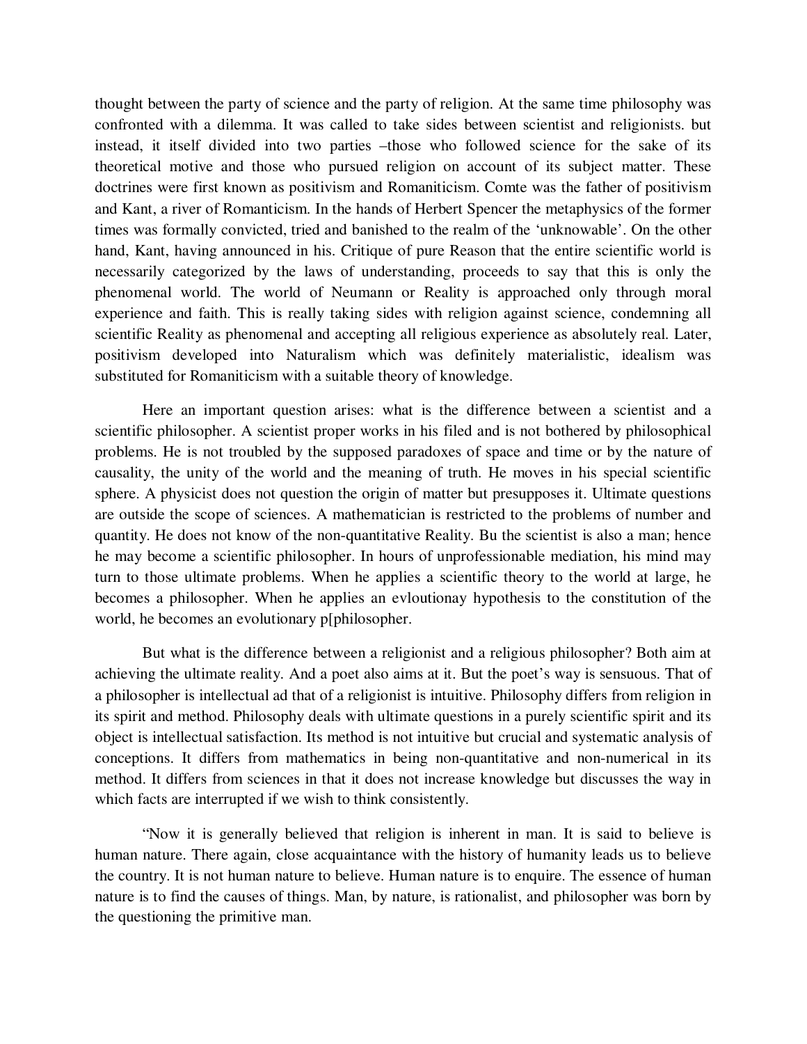thought between the party of science and the party of religion. At the same time philosophy was confronted with a dilemma. It was called to take sides between scientist and religionists. but instead, it itself divided into two parties –those who followed science for the sake of its theoretical motive and those who pursued religion on account of its subject matter. These doctrines were first known as positivism and Romaniticism. Comte was the father of positivism and Kant, a river of Romanticism. In the hands of Herbert Spencer the metaphysics of the former times was formally convicted, tried and banished to the realm of the 'unknowable'. On the other hand, Kant, having announced in his. Critique of pure Reason that the entire scientific world is necessarily categorized by the laws of understanding, proceeds to say that this is only the phenomenal world. The world of Neumann or Reality is approached only through moral experience and faith. This is really taking sides with religion against science, condemning all scientific Reality as phenomenal and accepting all religious experience as absolutely real. Later, positivism developed into Naturalism which was definitely materialistic, idealism was substituted for Romaniticism with a suitable theory of knowledge.

Here an important question arises: what is the difference between a scientist and a scientific philosopher. A scientist proper works in his filed and is not bothered by philosophical problems. He is not troubled by the supposed paradoxes of space and time or by the nature of causality, the unity of the world and the meaning of truth. He moves in his special scientific sphere. A physicist does not question the origin of matter but presupposes it. Ultimate questions are outside the scope of sciences. A mathematician is restricted to the problems of number and quantity. He does not know of the non-quantitative Reality. Bu the scientist is also a man; hence he may become a scientific philosopher. In hours of unprofessionable mediation, his mind may turn to those ultimate problems. When he applies a scientific theory to the world at large, he becomes a philosopher. When he applies an evloutionay hypothesis to the constitution of the world, he becomes an evolutionary p[philosopher.

But what is the difference between a religionist and a religious philosopher? Both aim at achieving the ultimate reality. And a poet also aims at it. But the poet's way is sensuous. That of a philosopher is intellectual ad that of a religionist is intuitive. Philosophy differs from religion in its spirit and method. Philosophy deals with ultimate questions in a purely scientific spirit and its object is intellectual satisfaction. Its method is not intuitive but crucial and systematic analysis of conceptions. It differs from mathematics in being non-quantitative and non-numerical in its method. It differs from sciences in that it does not increase knowledge but discusses the way in which facts are interrupted if we wish to think consistently.

"Now it is generally believed that religion is inherent in man. It is said to believe is human nature. There again, close acquaintance with the history of humanity leads us to believe the country. It is not human nature to believe. Human nature is to enquire. The essence of human nature is to find the causes of things. Man, by nature, is rationalist, and philosopher was born by the questioning the primitive man.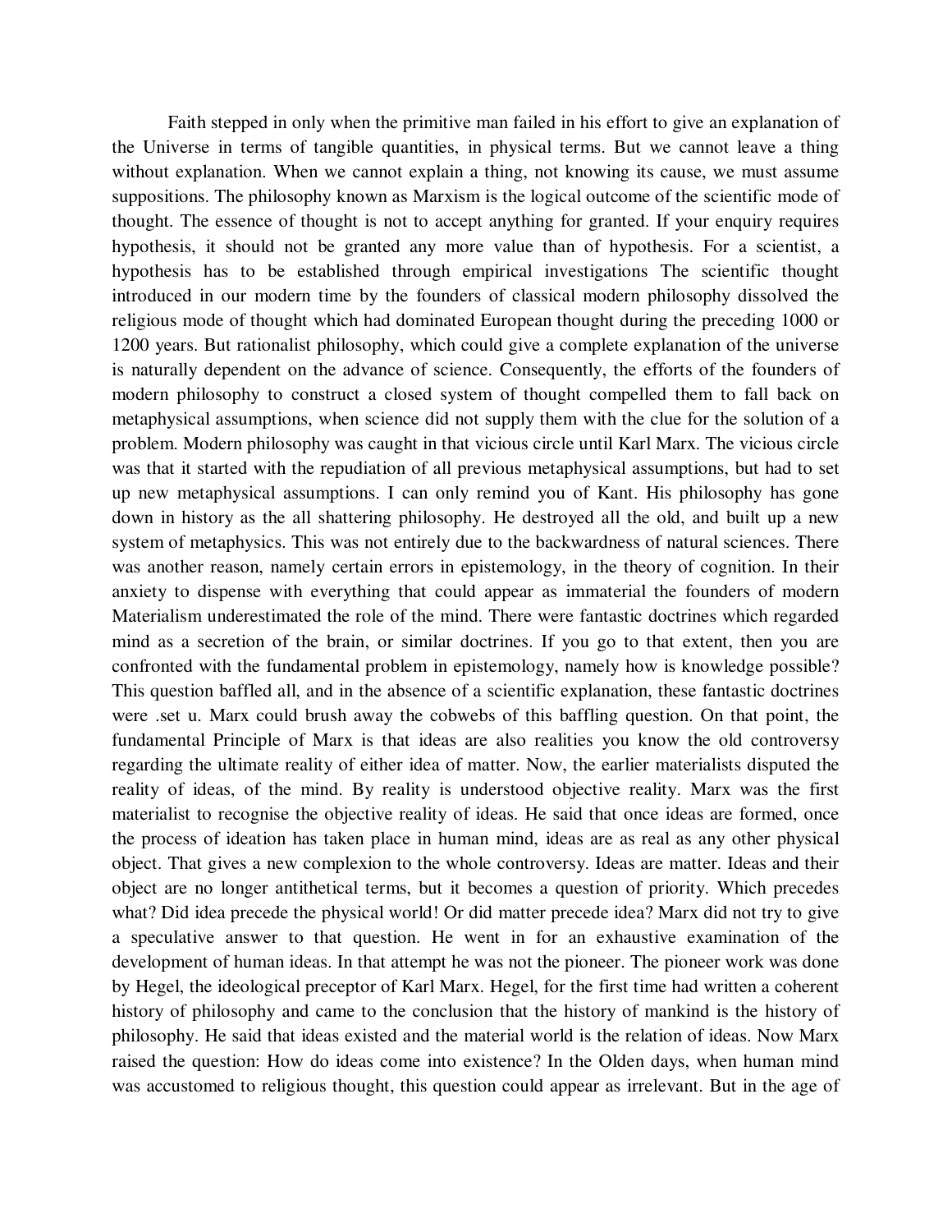Faith stepped in only when the primitive man failed in his effort to give an explanation of the Universe in terms of tangible quantities, in physical terms. But we cannot leave a thing without explanation. When we cannot explain a thing, not knowing its cause, we must assume suppositions. The philosophy known as Marxism is the logical outcome of the scientific mode of thought. The essence of thought is not to accept anything for granted. If your enquiry requires hypothesis, it should not be granted any more value than of hypothesis. For a scientist, a hypothesis has to be established through empirical investigations The scientific thought introduced in our modern time by the founders of classical modern philosophy dissolved the religious mode of thought which had dominated European thought during the preceding 1000 or 1200 years. But rationalist philosophy, which could give a complete explanation of the universe is naturally dependent on the advance of science. Consequently, the efforts of the founders of modern philosophy to construct a closed system of thought compelled them to fall back on metaphysical assumptions, when science did not supply them with the clue for the solution of a problem. Modern philosophy was caught in that vicious circle until Karl Marx. The vicious circle was that it started with the repudiation of all previous metaphysical assumptions, but had to set up new metaphysical assumptions. I can only remind you of Kant. His philosophy has gone down in history as the all shattering philosophy. He destroyed all the old, and built up a new system of metaphysics. This was not entirely due to the backwardness of natural sciences. There was another reason, namely certain errors in epistemology, in the theory of cognition. In their anxiety to dispense with everything that could appear as immaterial the founders of modern Materialism underestimated the role of the mind. There were fantastic doctrines which regarded mind as a secretion of the brain, or similar doctrines. If you go to that extent, then you are confronted with the fundamental problem in epistemology, namely how is knowledge possible? This question baffled all, and in the absence of a scientific explanation, these fantastic doctrines were .set u. Marx could brush away the cobwebs of this baffling question. On that point, the fundamental Principle of Marx is that ideas are also realities you know the old controversy regarding the ultimate reality of either idea of matter. Now, the earlier materialists disputed the reality of ideas, of the mind. By reality is understood objective reality. Marx was the first materialist to recognise the objective reality of ideas. He said that once ideas are formed, once the process of ideation has taken place in human mind, ideas are as real as any other physical object. That gives a new complexion to the whole controversy. Ideas are matter. Ideas and their object are no longer antithetical terms, but it becomes a question of priority. Which precedes what? Did idea precede the physical world! Or did matter precede idea? Marx did not try to give a speculative answer to that question. He went in for an exhaustive examination of the development of human ideas. In that attempt he was not the pioneer. The pioneer work was done by Hegel, the ideological preceptor of Karl Marx. Hegel, for the first time had written a coherent history of philosophy and came to the conclusion that the history of mankind is the history of philosophy. He said that ideas existed and the material world is the relation of ideas. Now Marx raised the question: How do ideas come into existence? In the Olden days, when human mind was accustomed to religious thought, this question could appear as irrelevant. But in the age of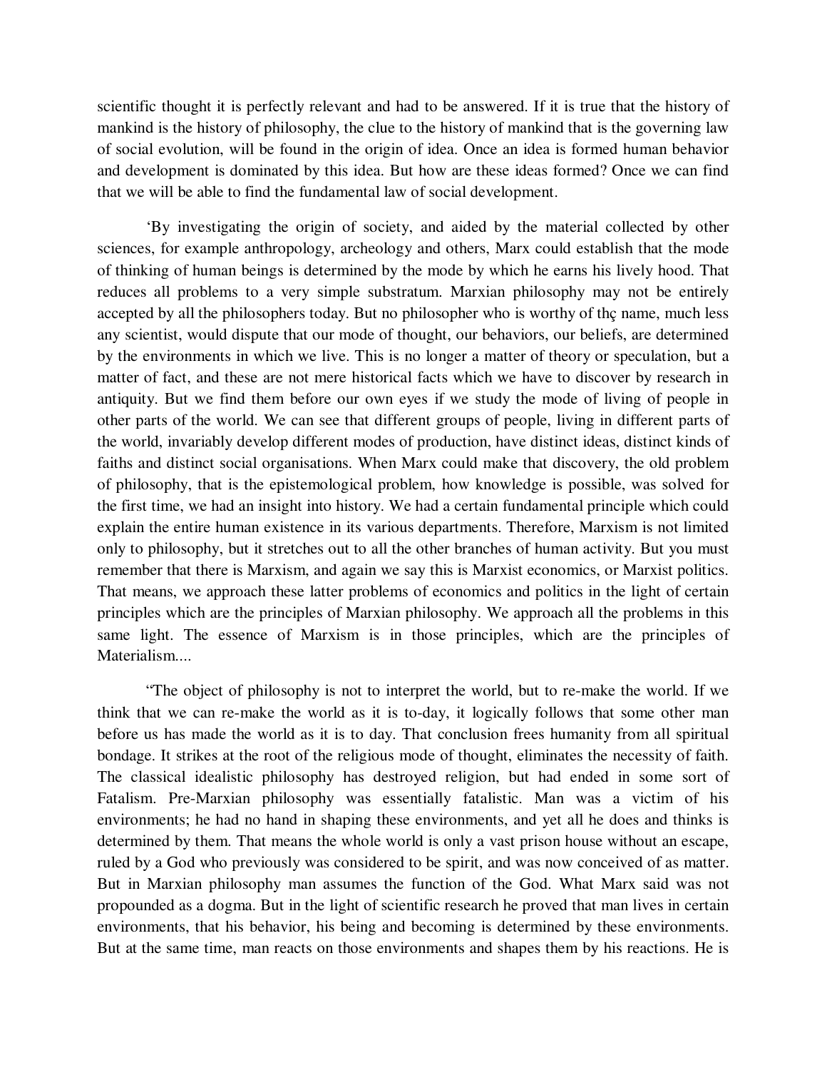scientific thought it is perfectly relevant and had to be answered. If it is true that the history of mankind is the history of philosophy, the clue to the history of mankind that is the governing law of social evolution, will be found in the origin of idea. Once an idea is formed human behavior and development is dominated by this idea. But how are these ideas formed? Once we can find that we will be able to find the fundamental law of social development.

'By investigating the origin of society, and aided by the material collected by other sciences, for example anthropology, archeology and others, Marx could establish that the mode of thinking of human beings is determined by the mode by which he earns his lively hood. That reduces all problems to a very simple substratum. Marxian philosophy may not be entirely accepted by all the philosophers today. But no philosopher who is worthy of thç name, much less any scientist, would dispute that our mode of thought, our behaviors, our beliefs, are determined by the environments in which we live. This is no longer a matter of theory or speculation, but a matter of fact, and these are not mere historical facts which we have to discover by research in antiquity. But we find them before our own eyes if we study the mode of living of people in other parts of the world. We can see that different groups of people, living in different parts of the world, invariably develop different modes of production, have distinct ideas, distinct kinds of faiths and distinct social organisations. When Marx could make that discovery, the old problem of philosophy, that is the epistemological problem, how knowledge is possible, was solved for the first time, we had an insight into history. We had a certain fundamental principle which could explain the entire human existence in its various departments. Therefore, Marxism is not limited only to philosophy, but it stretches out to all the other branches of human activity. But you must remember that there is Marxism, and again we say this is Marxist economics, or Marxist politics. That means, we approach these latter problems of economics and politics in the light of certain principles which are the principles of Marxian philosophy. We approach all the problems in this same light. The essence of Marxism is in those principles, which are the principles of Materialism....

"The object of philosophy is not to interpret the world, but to re-make the world. If we think that we can re-make the world as it is to-day, it logically follows that some other man before us has made the world as it is to day. That conclusion frees humanity from all spiritual bondage. It strikes at the root of the religious mode of thought, eliminates the necessity of faith. The classical idealistic philosophy has destroyed religion, but had ended in some sort of Fatalism. Pre-Marxian philosophy was essentially fatalistic. Man was a victim of his environments; he had no hand in shaping these environments, and yet all he does and thinks is determined by them. That means the whole world is only a vast prison house without an escape, ruled by a God who previously was considered to be spirit, and was now conceived of as matter. But in Marxian philosophy man assumes the function of the God. What Marx said was not propounded as a dogma. But in the light of scientific research he proved that man lives in certain environments, that his behavior, his being and becoming is determined by these environments. But at the same time, man reacts on those environments and shapes them by his reactions. He is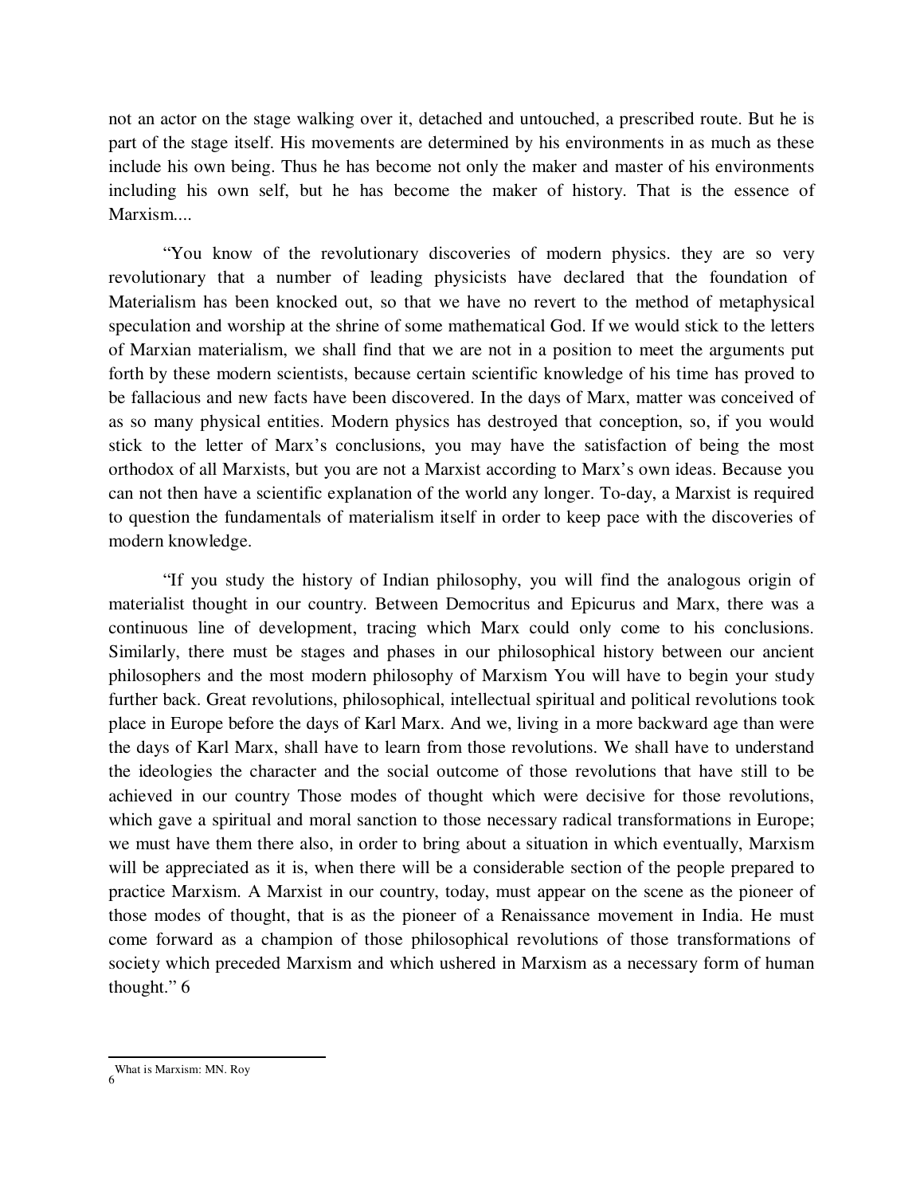not an actor on the stage walking over it, detached and untouched, a prescribed route. But he is part of the stage itself. His movements are determined by his environments in as much as these include his own being. Thus he has become not only the maker and master of his environments including his own self, but he has become the maker of history. That is the essence of Marxism....

"You know of the revolutionary discoveries of modern physics. they are so very revolutionary that a number of leading physicists have declared that the foundation of Materialism has been knocked out, so that we have no revert to the method of metaphysical speculation and worship at the shrine of some mathematical God. If we would stick to the letters of Marxian materialism, we shall find that we are not in a position to meet the arguments put forth by these modern scientists, because certain scientific knowledge of his time has proved to be fallacious and new facts have been discovered. In the days of Marx, matter was conceived of as so many physical entities. Modern physics has destroyed that conception, so, if you would stick to the letter of Marx's conclusions, you may have the satisfaction of being the most orthodox of all Marxists, but you are not a Marxist according to Marx's own ideas. Because you can not then have a scientific explanation of the world any longer. To-day, a Marxist is required to question the fundamentals of materialism itself in order to keep pace with the discoveries of modern knowledge.

"If you study the history of Indian philosophy, you will find the analogous origin of materialist thought in our country. Between Democritus and Epicurus and Marx, there was a continuous line of development, tracing which Marx could only come to his conclusions. Similarly, there must be stages and phases in our philosophical history between our ancient philosophers and the most modern philosophy of Marxism You will have to begin your study further back. Great revolutions, philosophical, intellectual spiritual and political revolutions took place in Europe before the days of Karl Marx. And we, living in a more backward age than were the days of Karl Marx, shall have to learn from those revolutions. We shall have to understand the ideologies the character and the social outcome of those revolutions that have still to be achieved in our country Those modes of thought which were decisive for those revolutions, which gave a spiritual and moral sanction to those necessary radical transformations in Europe; we must have them there also, in order to bring about a situation in which eventually, Marxism will be appreciated as it is, when there will be a considerable section of the people prepared to practice Marxism. A Marxist in our country, today, must appear on the scene as the pioneer of those modes of thought, that is as the pioneer of a Renaissance movement in India. He must come forward as a champion of those philosophical revolutions of those transformations of society which preceded Marxism and which ushered in Marxism as a necessary form of human thought." [6]

---

[6] What is Marxism: MN. Roy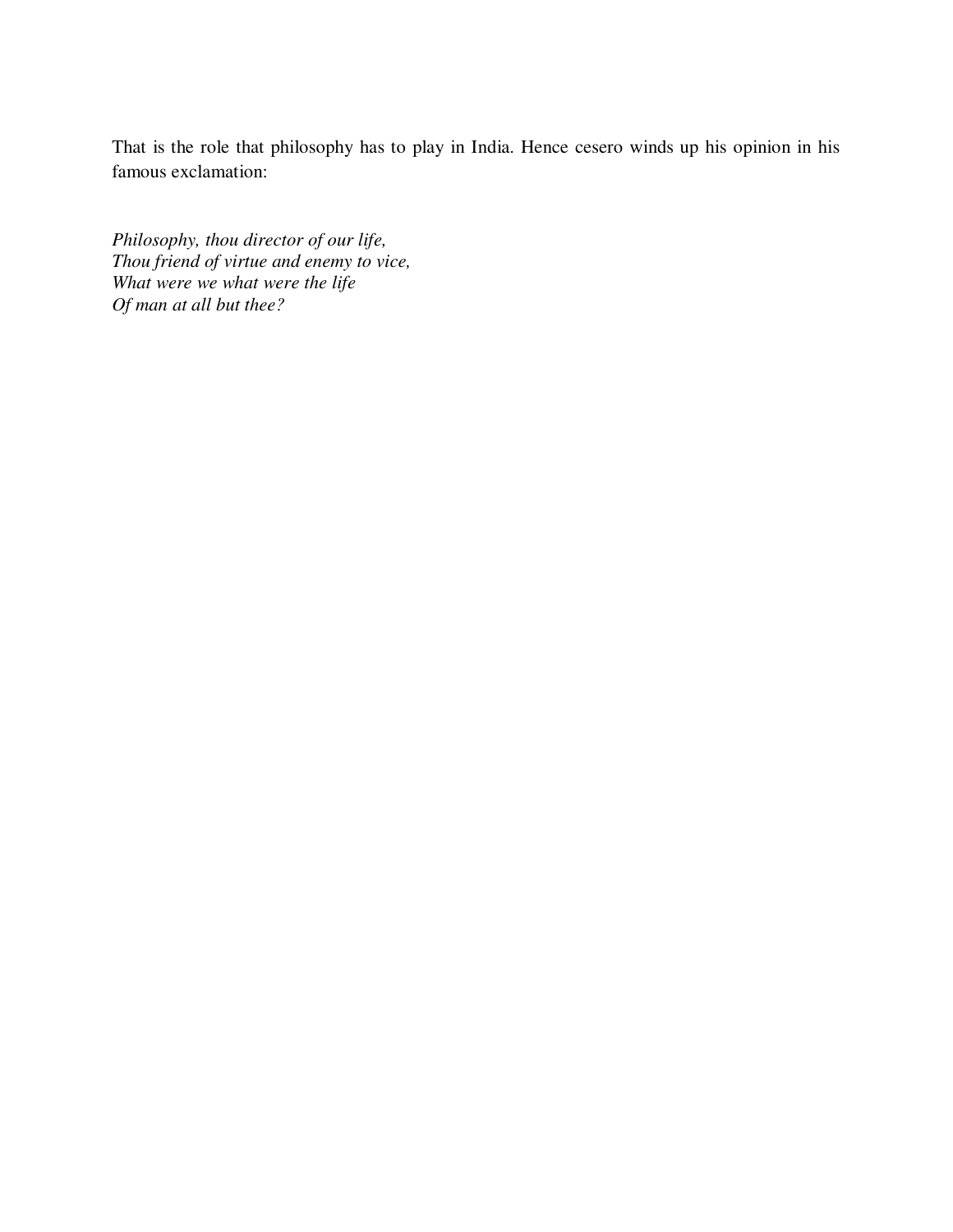That is the role that philosophy has to play in India. Hence cesero winds up his opinion in his famous exclamation:

*Philosophy, thou director of our life,*
*Thou friend of virtue and enemy to vice,*
*What were we what were the life*
*Of man at all but thee?*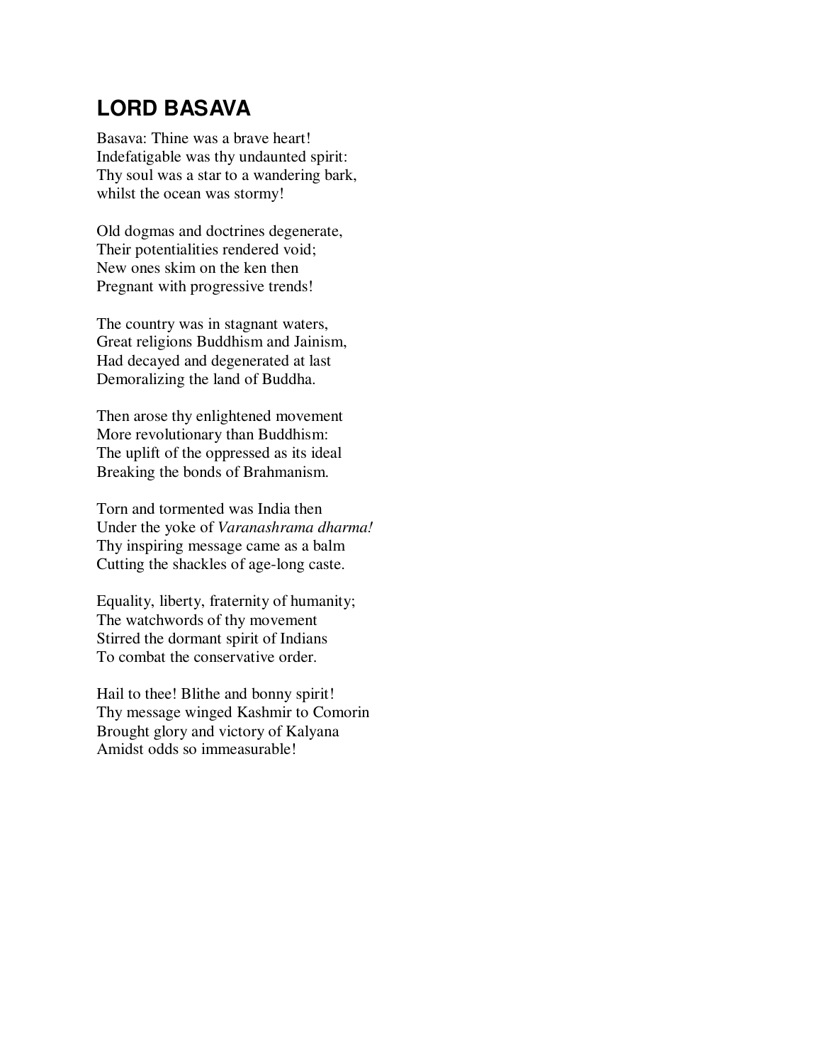## LORD BASAVA

Basava: Thine was a brave heart!
Indefatigable was thy undaunted spirit:
Thy soul was a star to a wandering bark,
whilst the ocean was stormy!

Old dogmas and doctrines degenerate,
Their potentialities rendered void;
New ones skim on the ken then
Pregnant with progressive trends!

The country was in stagnant waters,
Great religions Buddhism and Jainism,
Had decayed and degenerated at last
Demoralizing the land of Buddha.

Then arose thy enlightened movement
More revolutionary than Buddhism:
The uplift of the oppressed as its ideal
Breaking the bonds of Brahmanism.

Torn and tormented was India then
Under the yoke of *Varanashrama dharma!*
Thy inspiring message came as a balm
Cutting the shackles of age-long caste.

Equality, liberty, fraternity of humanity;
The watchwords of thy movement
Stirred the dormant spirit of Indians
To combat the conservative order.

Hail to thee! Blithe and bonny spirit!
Thy message winged Kashmir to Comorin
Brought glory and victory of Kalyana
Amidst odds so immeasurable!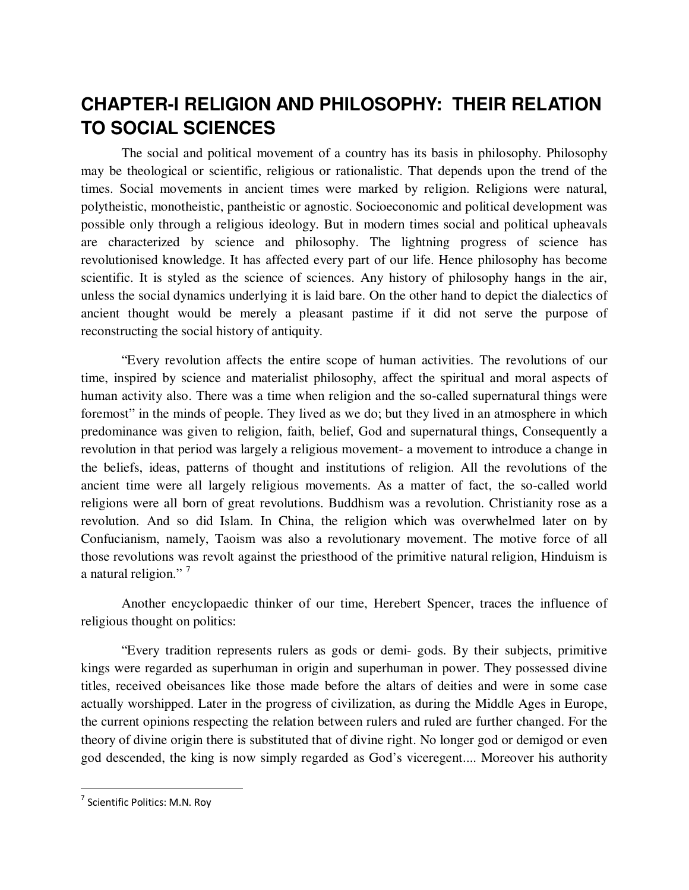# CHAPTER-I RELIGION AND PHILOSOPHY: THEIR RELATION TO SOCIAL SCIENCES

The social and political movement of a country has its basis in philosophy. Philosophy may be theological or scientific, religious or rationalistic. That depends upon the trend of the times. Social movements in ancient times were marked by religion. Religions were natural, polytheistic, monotheistic, pantheistic or agnostic. Socioeconomic and political development was possible only through a religious ideology. But in modern times social and political upheavals are characterized by science and philosophy. The lightning progress of science has revolutionised knowledge. It has affected every part of our life. Hence philosophy has become scientific. It is styled as the science of sciences. Any history of philosophy hangs in the air, unless the social dynamics underlying it is laid bare. On the other hand to depict the dialectics of ancient thought would be merely a pleasant pastime if it did not serve the purpose of reconstructing the social history of antiquity.

"Every revolution affects the entire scope of human activities. The revolutions of our time, inspired by science and materialist philosophy, affect the spiritual and moral aspects of human activity also. There was a time when religion and the so-called supernatural things were foremost" in the minds of people. They lived as we do; but they lived in an atmosphere in which predominance was given to religion, faith, belief, God and supernatural things, Consequently a revolution in that period was largely a religious movement- a movement to introduce a change in the beliefs, ideas, patterns of thought and institutions of religion. All the revolutions of the ancient time were all largely religious movements. As a matter of fact, the so-called world religions were all born of great revolutions. Buddhism was a revolution. Christianity rose as a revolution. And so did Islam. In China, the religion which was overwhelmed later on by Confucianism, namely, Taoism was also a revolutionary movement. The motive force of all those revolutions was revolt against the priesthood of the primitive natural religion, Hinduism is a natural religion." [7]

Another encyclopaedic thinker of our time, Herebert Spencer, traces the influence of religious thought on politics:

"Every tradition represents rulers as gods or demi- gods. By their subjects, primitive kings were regarded as superhuman in origin and superhuman in power. They possessed divine titles, received obeisances like those made before the altars of deities and were in some case actually worshipped. Later in the progress of civilization, as during the Middle Ages in Europe, the current opinions respecting the relation between rulers and ruled are further changed. For the theory of divine origin there is substituted that of divine right. No longer god or demigod or even god descended, the king is now simply regarded as God's viceregent.... Moreover his authority

---

[7] Scientific Politics: M.N. Roy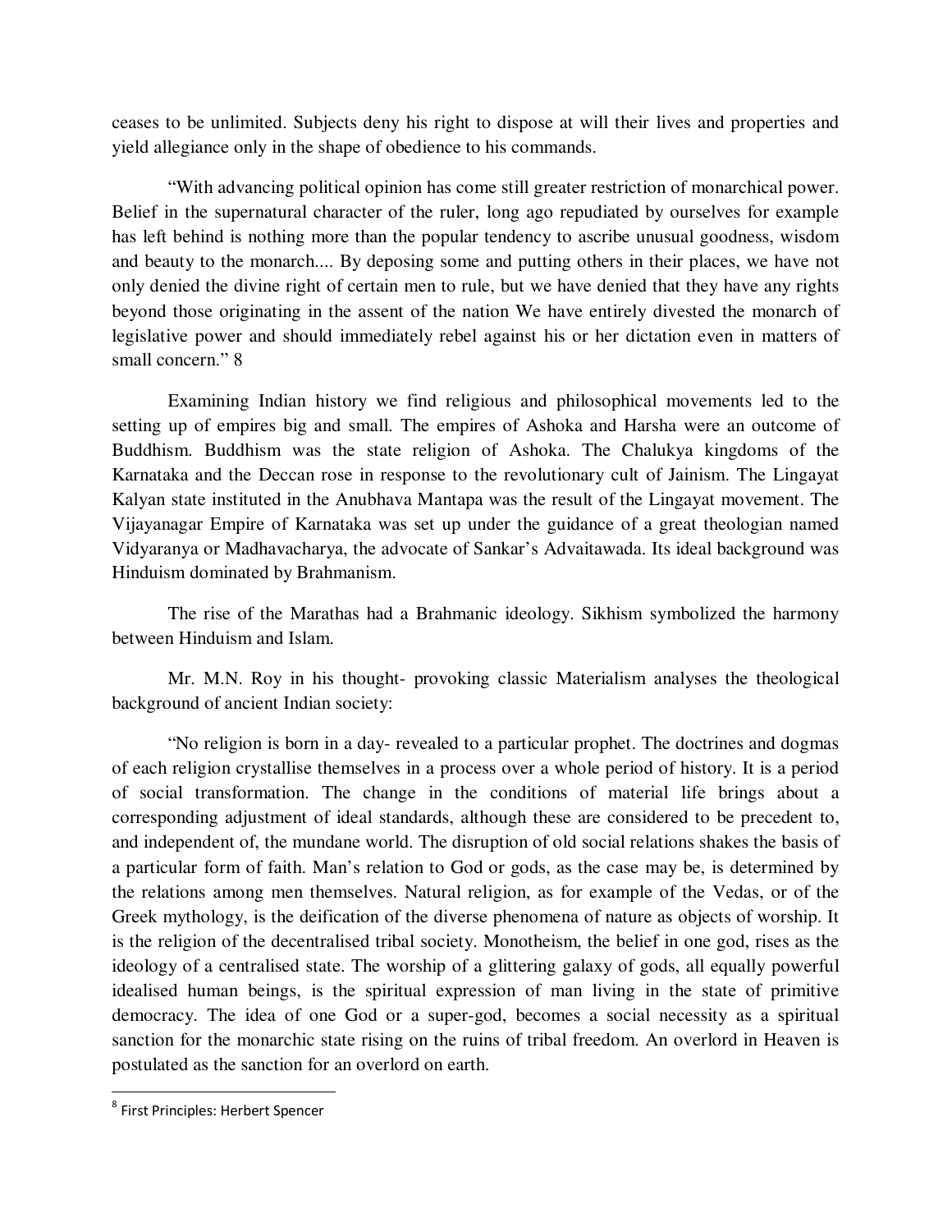ceases to be unlimited. Subjects deny his right to dispose at will their lives and properties and yield allegiance only in the shape of obedience to his commands.

"With advancing political opinion has come still greater restriction of monarchical power. Belief in the supernatural character of the ruler, long ago repudiated by ourselves for example has left behind is nothing more than the popular tendency to ascribe unusual goodness, wisdom and beauty to the monarch.... By deposing some and putting others in their places, we have not only denied the divine right of certain men to rule, but we have denied that they have any rights beyond those originating in the assent of the nation We have entirely divested the monarch of legislative power and should immediately rebel against his or her dictation even in matters of small concern." 8

Examining Indian history we find religious and philosophical movements led to the setting up of empires big and small. The empires of Ashoka and Harsha were an outcome of Buddhism. Buddhism was the state religion of Ashoka. The Chalukya kingdoms of the Karnataka and the Deccan rose in response to the revolutionary cult of Jainism. The Lingayat Kalyan state instituted in the Anubhava Mantapa was the result of the Lingayat movement. The Vijayanagar Empire of Karnataka was set up under the guidance of a great theologian named Vidyaranya or Madhavacharya, the advocate of Sankar's Advaitawada. Its ideal background was Hinduism dominated by Brahmanism.

The rise of the Marathas had a Brahmanic ideology. Sikhism symbolized the harmony between Hinduism and Islam.

Mr. M.N. Roy in his thought- provoking classic Materialism analyses the theological background of ancient Indian society:

"No religion is born in a day- revealed to a particular prophet. The doctrines and dogmas of each religion crystallise themselves in a process over a whole period of history. It is a period of social transformation. The change in the conditions of material life brings about a corresponding adjustment of ideal standards, although these are considered to be precedent to, and independent of, the mundane world. The disruption of old social relations shakes the basis of a particular form of faith. Man's relation to God or gods, as the case may be, is determined by the relations among men themselves. Natural religion, as for example of the Vedas, or of the Greek mythology, is the deification of the diverse phenomena of nature as objects of worship. It is the religion of the decentralised tribal society. Monotheism, the belief in one god, rises as the ideology of a centralised state. The worship of a glittering galaxy of gods, all equally powerful idealised human beings, is the spiritual expression of man living in the state of primitive democracy. The idea of one God or a super-god, becomes a social necessity as a spiritual sanction for the monarchic state rising on the ruins of tribal freedom. An overlord in Heaven is postulated as the sanction for an overlord on earth.

---

[8] First Principles: Herbert Spencer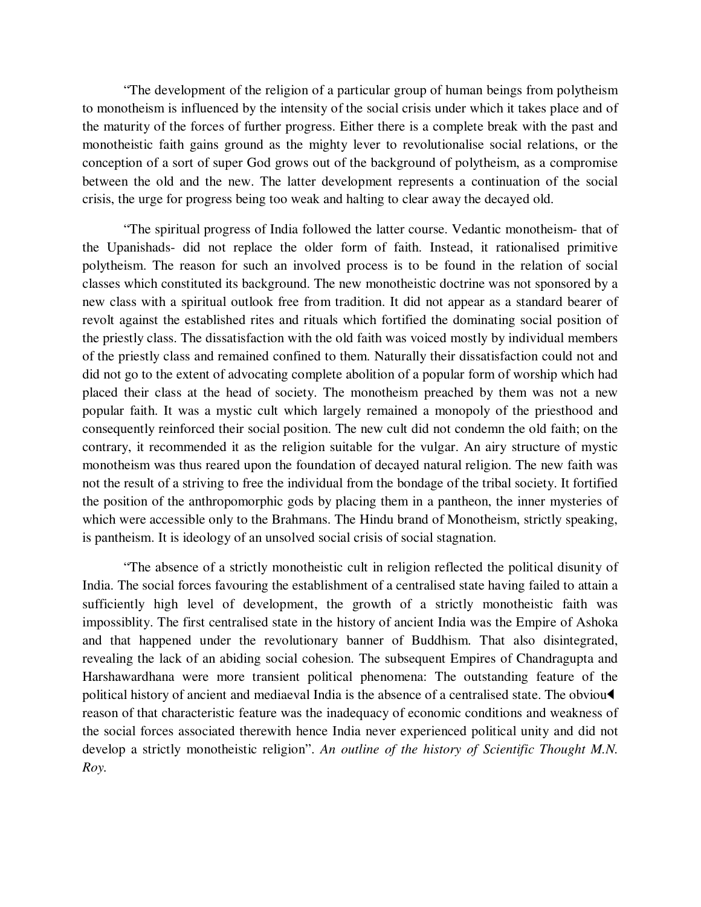"The development of the religion of a particular group of human beings from polytheism to monotheism is influenced by the intensity of the social crisis under which it takes place and of the maturity of the forces of further progress. Either there is a complete break with the past and monotheistic faith gains ground as the mighty lever to revolutionalise social relations, or the conception of a sort of super God grows out of the background of polytheism, as a compromise between the old and the new. The latter development represents a continuation of the social crisis, the urge for progress being too weak and halting to clear away the decayed old.

"The spiritual progress of India followed the latter course. Vedantic monotheism- that of the Upanishads- did not replace the older form of faith. Instead, it rationalised primitive polytheism. The reason for such an involved process is to be found in the relation of social classes which constituted its background. The new monotheistic doctrine was not sponsored by a new class with a spiritual outlook free from tradition. It did not appear as a standard bearer of revolt against the established rites and rituals which fortified the dominating social position of the priestly class. The dissatisfaction with the old faith was voiced mostly by individual members of the priestly class and remained confined to them. Naturally their dissatisfaction could not and did not go to the extent of advocating complete abolition of a popular form of worship which had placed their class at the head of society. The monotheism preached by them was not a new popular faith. It was a mystic cult which largely remained a monopoly of the priesthood and consequently reinforced their social position. The new cult did not condemn the old faith; on the contrary, it recommended it as the religion suitable for the vulgar. An airy structure of mystic monotheism was thus reared upon the foundation of decayed natural religion. The new faith was not the result of a striving to free the individual from the bondage of the tribal society. It fortified the position of the anthropomorphic gods by placing them in a pantheon, the inner mysteries of which were accessible only to the Brahmans. The Hindu brand of Monotheism, strictly speaking, is pantheism. It is ideology of an unsolved social crisis of social stagnation.

"The absence of a strictly monotheistic cult in religion reflected the political disunity of India. The social forces favouring the establishment of a centralised state having failed to attain a sufficiently high level of development, the growth of a strictly monotheistic faith was impossiblity. The first centralised state in the history of ancient India was the Empire of Ashoka and that happened under the revolutionary banner of Buddhism. That also disintegrated, revealing the lack of an abiding social cohesion. The subsequent Empires of Chandragupta and Harshawardhana were more transient political phenomena: The outstanding feature of the political history of ancient and mediaeval India is the absence of a centralised state. The obvious reason of that characteristic feature was the inadequacy of economic conditions and weakness of the social forces associated therewith hence India never experienced political unity and did not develop a strictly monotheistic religion". *An outline of the history of Scientific Thought M.N. Roy.*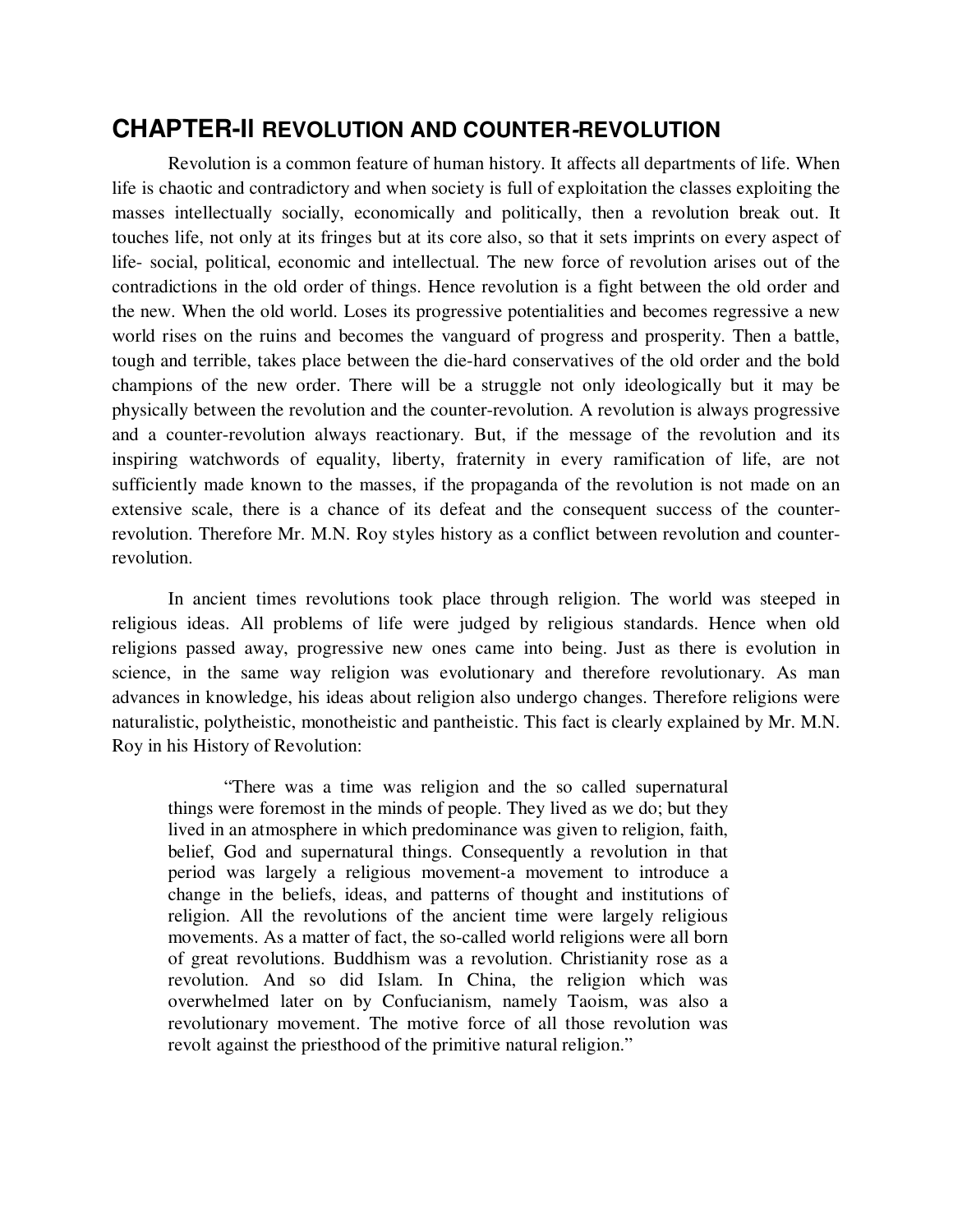## CHAPTER-II REVOLUTION AND COUNTER-REVOLUTION

Revolution is a common feature of human history. It affects all departments of life. When life is chaotic and contradictory and when society is full of exploitation the classes exploiting the masses intellectually socially, economically and politically, then a revolution break out. It touches life, not only at its fringes but at its core also, so that it sets imprints on every aspect of life- social, political, economic and intellectual. The new force of revolution arises out of the contradictions in the old order of things. Hence revolution is a fight between the old order and the new. When the old world. Loses its progressive potentialities and becomes regressive a new world rises on the ruins and becomes the vanguard of progress and prosperity. Then a battle, tough and terrible, takes place between the die-hard conservatives of the old order and the bold champions of the new order. There will be a struggle not only ideologically but it may be physically between the revolution and the counter-revolution. A revolution is always progressive and a counter-revolution always reactionary. But, if the message of the revolution and its inspiring watchwords of equality, liberty, fraternity in every ramification of life, are not sufficiently made known to the masses, if the propaganda of the revolution is not made on an extensive scale, there is a chance of its defeat and the consequent success of the counter-revolution. Therefore Mr. M.N. Roy styles history as a conflict between revolution and counter-revolution.

In ancient times revolutions took place through religion. The world was steeped in religious ideas. All problems of life were judged by religious standards. Hence when old religions passed away, progressive new ones came into being. Just as there is evolution in science, in the same way religion was evolutionary and therefore revolutionary. As man advances in knowledge, his ideas about religion also undergo changes. Therefore religions were naturalistic, polytheistic, monotheistic and pantheistic. This fact is clearly explained by Mr. M.N. Roy in his History of Revolution:

> "There was a time was religion and the so called supernatural things were foremost in the minds of people. They lived as we do; but they lived in an atmosphere in which predominance was given to religion, faith, belief, God and supernatural things. Consequently a revolution in that period was largely a religious movement-a movement to introduce a change in the beliefs, ideas, and patterns of thought and institutions of religion. All the revolutions of the ancient time were largely religious movements. As a matter of fact, the so-called world religions were all born of great revolutions. Buddhism was a revolution. Christianity rose as a revolution. And so did Islam. In China, the religion which was overwhelmed later on by Confucianism, namely Taoism, was also a revolutionary movement. The motive force of all those revolution was revolt against the priesthood of the primitive natural religion."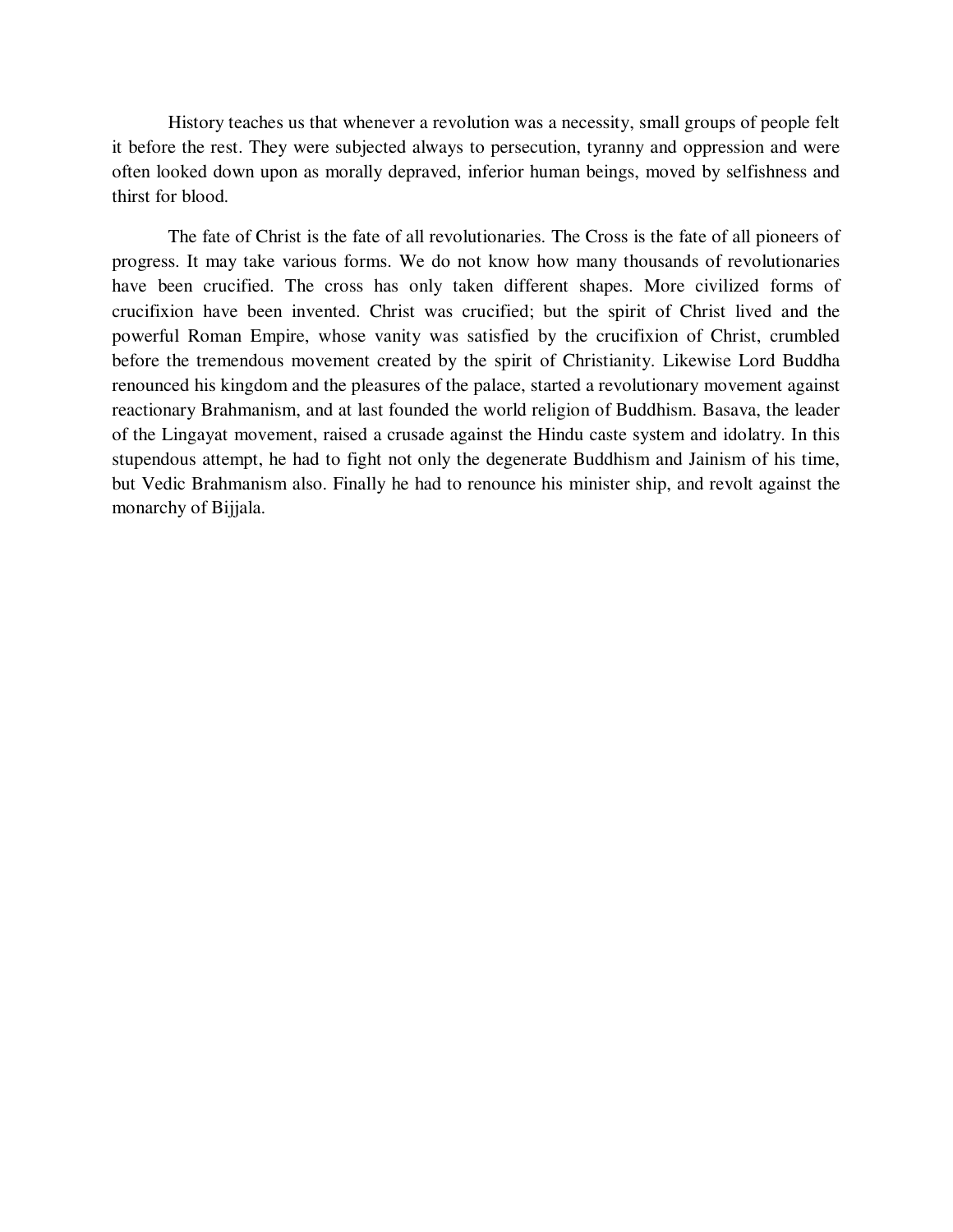History teaches us that whenever a revolution was a necessity, small groups of people felt it before the rest. They were subjected always to persecution, tyranny and oppression and were often looked down upon as morally depraved, inferior human beings, moved by selfishness and thirst for blood.

The fate of Christ is the fate of all revolutionaries. The Cross is the fate of all pioneers of progress. It may take various forms. We do not know how many thousands of revolutionaries have been crucified. The cross has only taken different shapes. More civilized forms of crucifixion have been invented. Christ was crucified; but the spirit of Christ lived and the powerful Roman Empire, whose vanity was satisfied by the crucifixion of Christ, crumbled before the tremendous movement created by the spirit of Christianity. Likewise Lord Buddha renounced his kingdom and the pleasures of the palace, started a revolutionary movement against reactionary Brahmanism, and at last founded the world religion of Buddhism. Basava, the leader of the Lingayat movement, raised a crusade against the Hindu caste system and idolatry. In this stupendous attempt, he had to fight not only the degenerate Buddhism and Jainism of his time, but Vedic Brahmanism also. Finally he had to renounce his minister ship, and revolt against the monarchy of Bijjala.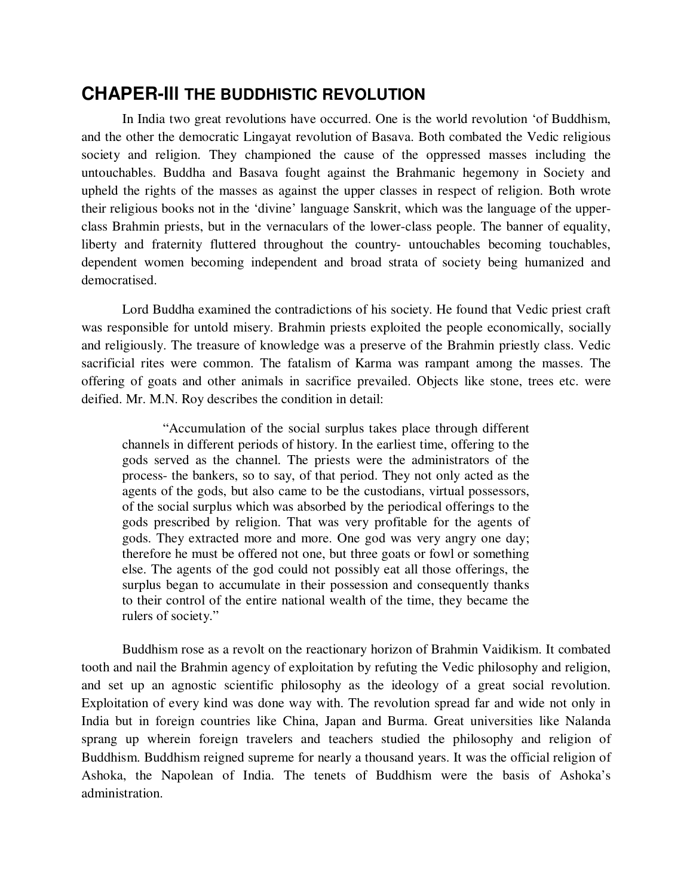## CHAPER-III THE BUDDHISTIC REVOLUTION

In India two great revolutions have occurred. One is the world revolution 'of Buddhism, and the other the democratic Lingayat revolution of Basava. Both combated the Vedic religious society and religion. They championed the cause of the oppressed masses including the untouchables. Buddha and Basava fought against the Brahmanic hegemony in Society and upheld the rights of the masses as against the upper classes in respect of religion. Both wrote their religious books not in the 'divine' language Sanskrit, which was the language of the upper-class Brahmin priests, but in the vernaculars of the lower-class people. The banner of equality, liberty and fraternity fluttered throughout the country- untouchables becoming touchables, dependent women becoming independent and broad strata of society being humanized and democratised.

Lord Buddha examined the contradictions of his society. He found that Vedic priest craft was responsible for untold misery. Brahmin priests exploited the people economically, socially and religiously. The treasure of knowledge was a preserve of the Brahmin priestly class. Vedic sacrificial rites were common. The fatalism of Karma was rampant among the masses. The offering of goats and other animals in sacrifice prevailed. Objects like stone, trees etc. were deified. Mr. M.N. Roy describes the condition in detail:

> "Accumulation of the social surplus takes place through different channels in different periods of history. In the earliest time, offering to the gods served as the channel. The priests were the administrators of the process- the bankers, so to say, of that period. They not only acted as the agents of the gods, but also came to be the custodians, virtual possessors, of the social surplus which was absorbed by the periodical offerings to the gods prescribed by religion. That was very profitable for the agents of gods. They extracted more and more. One god was very angry one day; therefore he must be offered not one, but three goats or fowl or something else. The agents of the god could not possibly eat all those offerings, the surplus began to accumulate in their possession and consequently thanks to their control of the entire national wealth of the time, they became the rulers of society."

Buddhism rose as a revolt on the reactionary horizon of Brahmin Vaidikism. It combated tooth and nail the Brahmin agency of exploitation by refuting the Vedic philosophy and religion, and set up an agnostic scientific philosophy as the ideology of a great social revolution. Exploitation of every kind was done way with. The revolution spread far and wide not only in India but in foreign countries like China, Japan and Burma. Great universities like Nalanda sprang up wherein foreign travelers and teachers studied the philosophy and religion of Buddhism. Buddhism reigned supreme for nearly a thousand years. It was the official religion of Ashoka, the Napolean of India. The tenets of Buddhism were the basis of Ashoka's administration.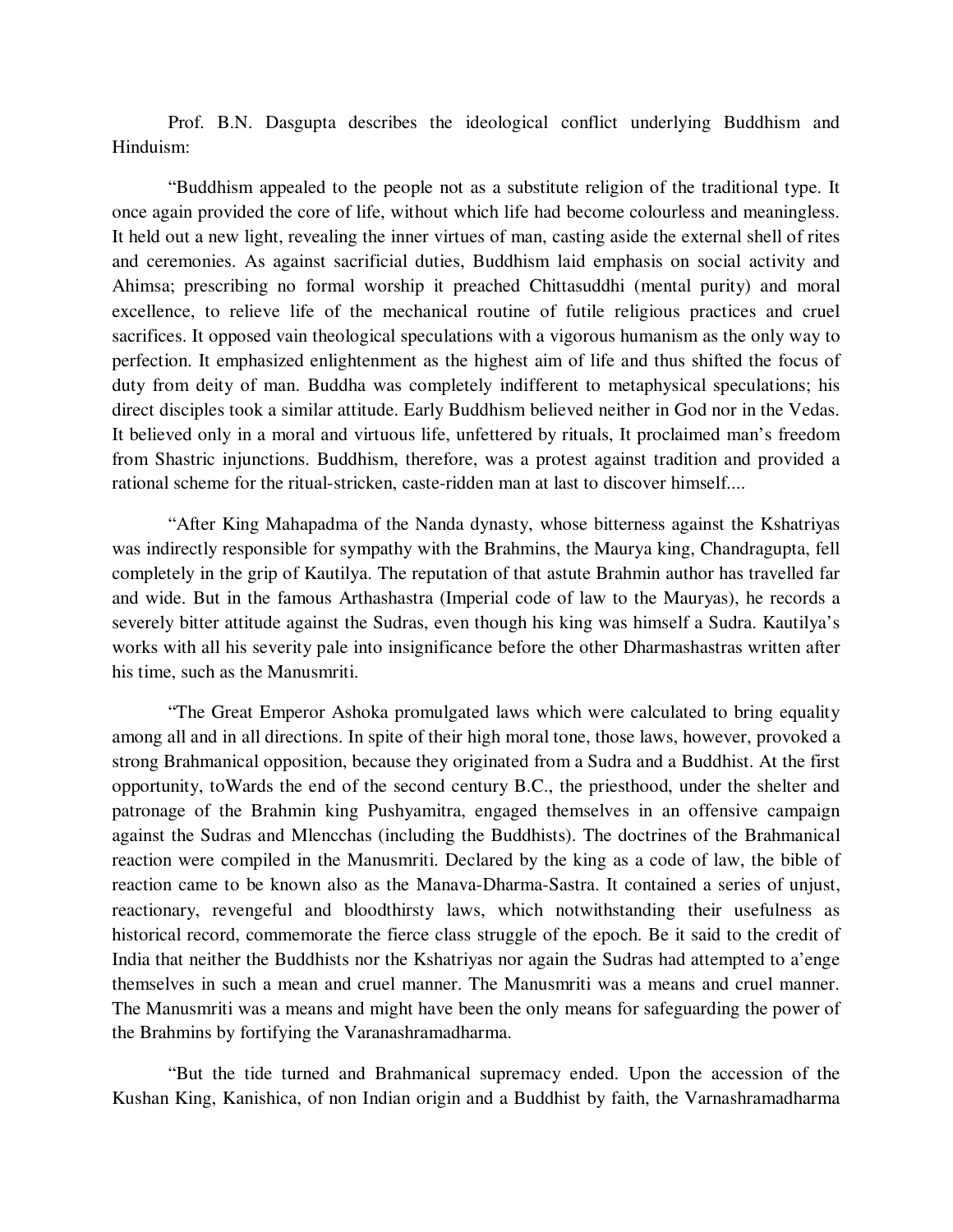Prof. B.N. Dasgupta describes the ideological conflict underlying Buddhism and Hinduism:

"Buddhism appealed to the people not as a substitute religion of the traditional type. It once again provided the core of life, without which life had become colourless and meaningless. It held out a new light, revealing the inner virtues of man, casting aside the external shell of rites and ceremonies. As against sacrificial duties, Buddhism laid emphasis on social activity and Ahimsa; prescribing no formal worship it preached Chittasuddhi (mental purity) and moral excellence, to relieve life of the mechanical routine of futile religious practices and cruel sacrifices. It opposed vain theological speculations with a vigorous humanism as the only way to perfection. It emphasized enlightenment as the highest aim of life and thus shifted the focus of duty from deity of man. Buddha was completely indifferent to metaphysical speculations; his direct disciples took a similar attitude. Early Buddhism believed neither in God nor in the Vedas. It believed only in a moral and virtuous life, unfettered by rituals, It proclaimed man's freedom from Shastric injunctions. Buddhism, therefore, was a protest against tradition and provided a rational scheme for the ritual-stricken, caste-ridden man at last to discover himself....

"After King Mahapadma of the Nanda dynasty, whose bitterness against the Kshatriyas was indirectly responsible for sympathy with the Brahmins, the Maurya king, Chandragupta, fell completely in the grip of Kautilya. The reputation of that astute Brahmin author has travelled far and wide. But in the famous Arthashastra (Imperial code of law to the Mauryas), he records a severely bitter attitude against the Sudras, even though his king was himself a Sudra. Kautilya's works with all his severity pale into insignificance before the other Dharmashastras written after his time, such as the Manusmriti.

"The Great Emperor Ashoka promulgated laws which were calculated to bring equality among all and in all directions. In spite of their high moral tone, those laws, however, provoked a strong Brahmanical opposition, because they originated from a Sudra and a Buddhist. At the first opportunity, toWards the end of the second century B.C., the priesthood, under the shelter and patronage of the Brahmin king Pushyamitra, engaged themselves in an offensive campaign against the Sudras and Mlencchas (including the Buddhists). The doctrines of the Brahmanical reaction were compiled in the Manusmriti. Declared by the king as a code of law, the bible of reaction came to be known also as the Manava-Dharma-Sastra. It contained a series of unjust, reactionary, revengeful and bloodthirsty laws, which notwithstanding their usefulness as historical record, commemorate the fierce class struggle of the epoch. Be it said to the credit of India that neither the Buddhists nor the Kshatriyas nor again the Sudras had attempted to a'enge themselves in such a mean and cruel manner. The Manusmriti was a means and cruel manner. The Manusmriti was a means and might have been the only means for safeguarding the power of the Brahmins by fortifying the Varanashramadharma.

"But the tide turned and Brahmanical supremacy ended. Upon the accession of the Kushan King, Kanishica, of non Indian origin and a Buddhist by faith, the Varnashramadharma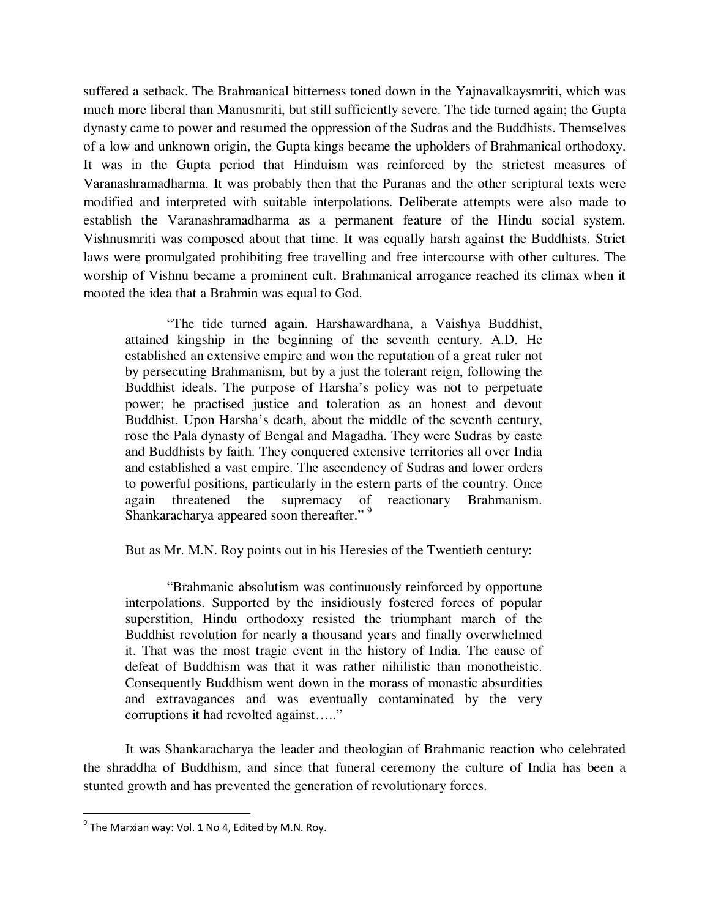suffered a setback. The Brahmanical bitterness toned down in the Yajnavalkaysmriti, which was much more liberal than Manusmriti, but still sufficiently severe. The tide turned again; the Gupta dynasty came to power and resumed the oppression of the Sudras and the Buddhists. Themselves of a low and unknown origin, the Gupta kings became the upholders of Brahmanical orthodoxy. It was in the Gupta period that Hinduism was reinforced by the strictest measures of Varanashramadharma. It was probably then that the Puranas and the other scriptural texts were modified and interpreted with suitable interpolations. Deliberate attempts were also made to establish the Varanashramadharma as a permanent feature of the Hindu social system. Vishnusmriti was composed about that time. It was equally harsh against the Buddhists. Strict laws were promulgated prohibiting free travelling and free intercourse with other cultures. The worship of Vishnu became a prominent cult. Brahmanical arrogance reached its climax when it mooted the idea that a Brahmin was equal to God.

> "The tide turned again. Harshawardhana, a Vaishya Buddhist, attained kingship in the beginning of the seventh century. A.D. He established an extensive empire and won the reputation of a great ruler not by persecuting Brahmanism, but by a just the tolerant reign, following the Buddhist ideals. The purpose of Harsha's policy was not to perpetuate power; he practised justice and toleration as an honest and devout Buddhist. Upon Harsha's death, about the middle of the seventh century, rose the Pala dynasty of Bengal and Magadha. They were Sudras by caste and Buddhists by faith. They conquered extensive territories all over India and established a vast empire. The ascendency of Sudras and lower orders to powerful positions, particularly in the estern parts of the country. Once again threatened the supremacy of reactionary Brahmanism. Shankaracharya appeared soon thereafter." [9]

But as Mr. M.N. Roy points out in his Heresies of the Twentieth century:

> "Brahmanic absolutism was continuously reinforced by opportune interpolations. Supported by the insidiously fostered forces of popular superstition, Hindu orthodoxy resisted the triumphant march of the Buddhist revolution for nearly a thousand years and finally overwhelmed it. That was the most tragic event in the history of India. The cause of defeat of Buddhism was that it was rather nihilistic than monotheistic. Consequently Buddhism went down in the morass of monastic absurdities and extravagances and was eventually contaminated by the very corruptions it had revolted against….."

It was Shankaracharya the leader and theologian of Brahmanic reaction who celebrated the shraddha of Buddhism, and since that funeral ceremony the culture of India has been a stunted growth and has prevented the generation of revolutionary forces.

---

[9] The Marxian way: Vol. 1 No 4, Edited by M.N. Roy.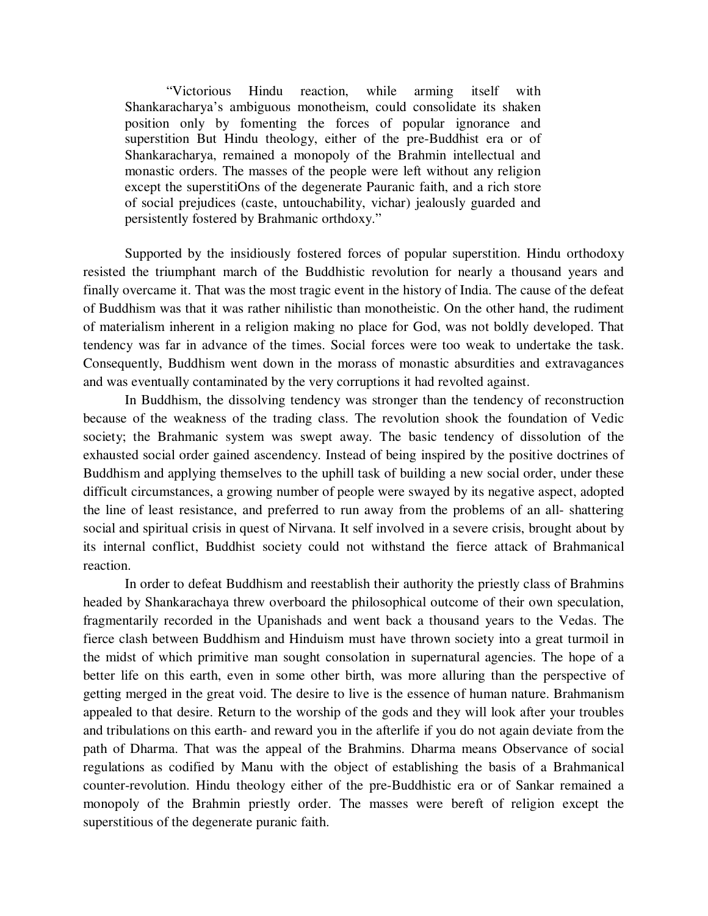> "Victorious Hindu reaction, while arming itself with Shankaracharya's ambiguous monotheism, could consolidate its shaken position only by fomenting the forces of popular ignorance and superstition But Hindu theology, either of the pre-Buddhist era or of Shankaracharya, remained a monopoly of the Brahmin intellectual and monastic orders. The masses of the people were left without any religion except the superstitiOns of the degenerate Pauranic faith, and a rich store of social prejudices (caste, untouchability, vichar) jealously guarded and persistently fostered by Brahmanic orthdoxy."

Supported by the insidiously fostered forces of popular superstition. Hindu orthodoxy resisted the triumphant march of the Buddhistic revolution for nearly a thousand years and finally overcame it. That was the most tragic event in the history of India. The cause of the defeat of Buddhism was that it was rather nihilistic than monotheistic. On the other hand, the rudiment of materialism inherent in a religion making no place for God, was not boldly developed. That tendency was far in advance of the times. Social forces were too weak to undertake the task. Consequently, Buddhism went down in the morass of monastic absurdities and extravagances and was eventually contaminated by the very corruptions it had revolted against.

In Buddhism, the dissolving tendency was stronger than the tendency of reconstruction because of the weakness of the trading class. The revolution shook the foundation of Vedic society; the Brahmanic system was swept away. The basic tendency of dissolution of the exhausted social order gained ascendency. Instead of being inspired by the positive doctrines of Buddhism and applying themselves to the uphill task of building a new social order, under these difficult circumstances, a growing number of people were swayed by its negative aspect, adopted the line of least resistance, and preferred to run away from the problems of an all- shattering social and spiritual crisis in quest of Nirvana. It self involved in a severe crisis, brought about by its internal conflict, Buddhist society could not withstand the fierce attack of Brahmanical reaction.

In order to defeat Buddhism and reestablish their authority the priestly class of Brahmins headed by Shankarachaya threw overboard the philosophical outcome of their own speculation, fragmentarily recorded in the Upanishads and went back a thousand years to the Vedas. The fierce clash between Buddhism and Hinduism must have thrown society into a great turmoil in the midst of which primitive man sought consolation in supernatural agencies. The hope of a better life on this earth, even in some other birth, was more alluring than the perspective of getting merged in the great void. The desire to live is the essence of human nature. Brahmanism appealed to that desire. Return to the worship of the gods and they will look after your troubles and tribulations on this earth- and reward you in the afterlife if you do not again deviate from the path of Dharma. That was the appeal of the Brahmins. Dharma means Observance of social regulations as codified by Manu with the object of establishing the basis of a Brahmanical counter-revolution. Hindu theology either of the pre-Buddhistic era or of Sankar remained a monopoly of the Brahmin priestly order. The masses were bereft of religion except the superstitious of the degenerate puranic faith.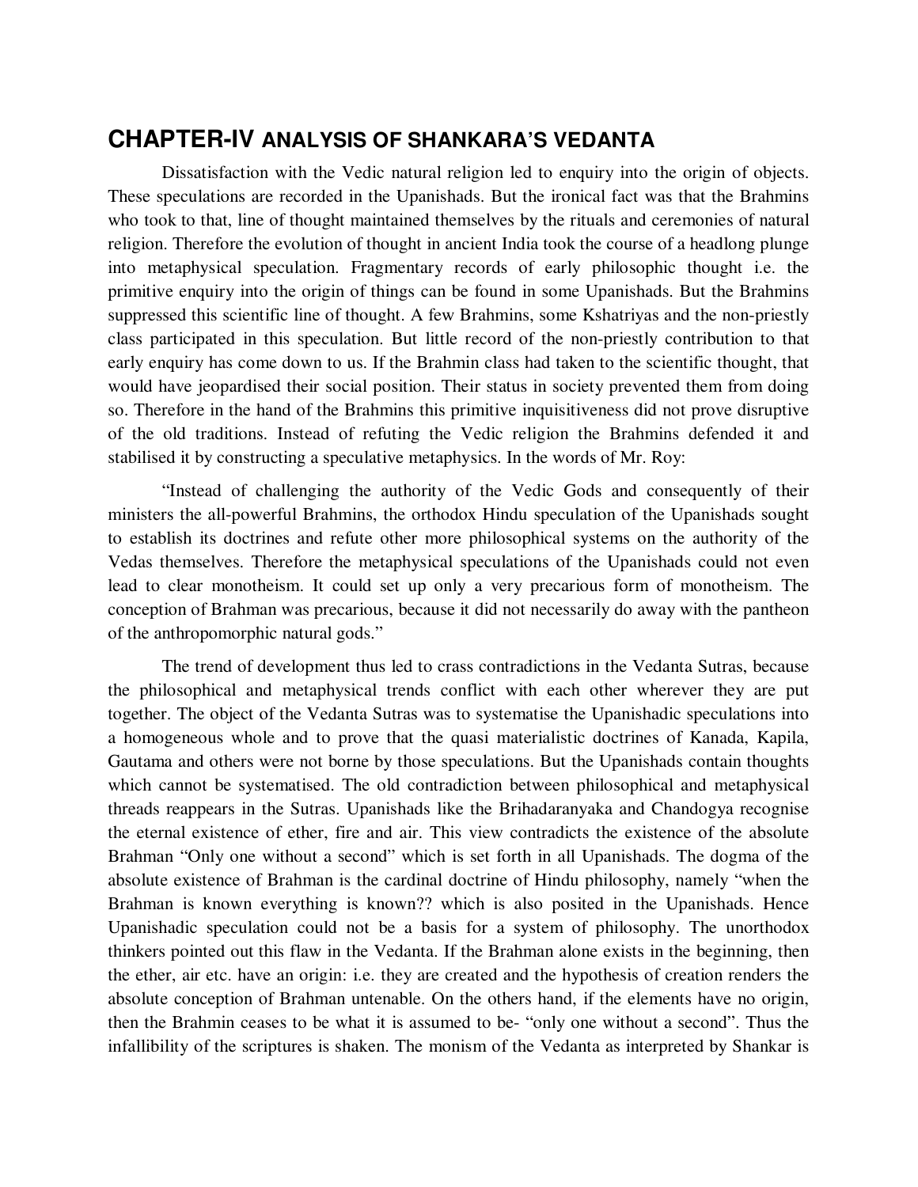# CHAPTER-IV ANALYSIS OF SHANKARA'S VEDANTA

Dissatisfaction with the Vedic natural religion led to enquiry into the origin of objects. These speculations are recorded in the Upanishads. But the ironical fact was that the Brahmins who took to that, line of thought maintained themselves by the rituals and ceremonies of natural religion. Therefore the evolution of thought in ancient India took the course of a headlong plunge into metaphysical speculation. Fragmentary records of early philosophic thought i.e. the primitive enquiry into the origin of things can be found in some Upanishads. But the Brahmins suppressed this scientific line of thought. A few Brahmins, some Kshatriyas and the non-priestly class participated in this speculation. But little record of the non-priestly contribution to that early enquiry has come down to us. If the Brahmin class had taken to the scientific thought, that would have jeopardised their social position. Their status in society prevented them from doing so. Therefore in the hand of the Brahmins this primitive inquisitiveness did not prove disruptive of the old traditions. Instead of refuting the Vedic religion the Brahmins defended it and stabilised it by constructing a speculative metaphysics. In the words of Mr. Roy:

"Instead of challenging the authority of the Vedic Gods and consequently of their ministers the all-powerful Brahmins, the orthodox Hindu speculation of the Upanishads sought to establish its doctrines and refute other more philosophical systems on the authority of the Vedas themselves. Therefore the metaphysical speculations of the Upanishads could not even lead to clear monotheism. It could set up only a very precarious form of monotheism. The conception of Brahman was precarious, because it did not necessarily do away with the pantheon of the anthropomorphic natural gods."

The trend of development thus led to crass contradictions in the Vedanta Sutras, because the philosophical and metaphysical trends conflict with each other wherever they are put together. The object of the Vedanta Sutras was to systematise the Upanishadic speculations into a homogeneous whole and to prove that the quasi materialistic doctrines of Kanada, Kapila, Gautama and others were not borne by those speculations. But the Upanishads contain thoughts which cannot be systematised. The old contradiction between philosophical and metaphysical threads reappears in the Sutras. Upanishads like the Brihadaranyaka and Chandogya recognise the eternal existence of ether, fire and air. This view contradicts the existence of the absolute Brahman "Only one without a second" which is set forth in all Upanishads. The dogma of the absolute existence of Brahman is the cardinal doctrine of Hindu philosophy, namely "when the Brahman is known everything is known?? which is also posited in the Upanishads. Hence Upanishadic speculation could not be a basis for a system of philosophy. The unorthodox thinkers pointed out this flaw in the Vedanta. If the Brahman alone exists in the beginning, then the ether, air etc. have an origin: i.e. they are created and the hypothesis of creation renders the absolute conception of Brahman untenable. On the others hand, if the elements have no origin, then the Brahmin ceases to be what it is assumed to be- "only one without a second". Thus the infallibility of the scriptures is shaken. The monism of the Vedanta as interpreted by Shankar is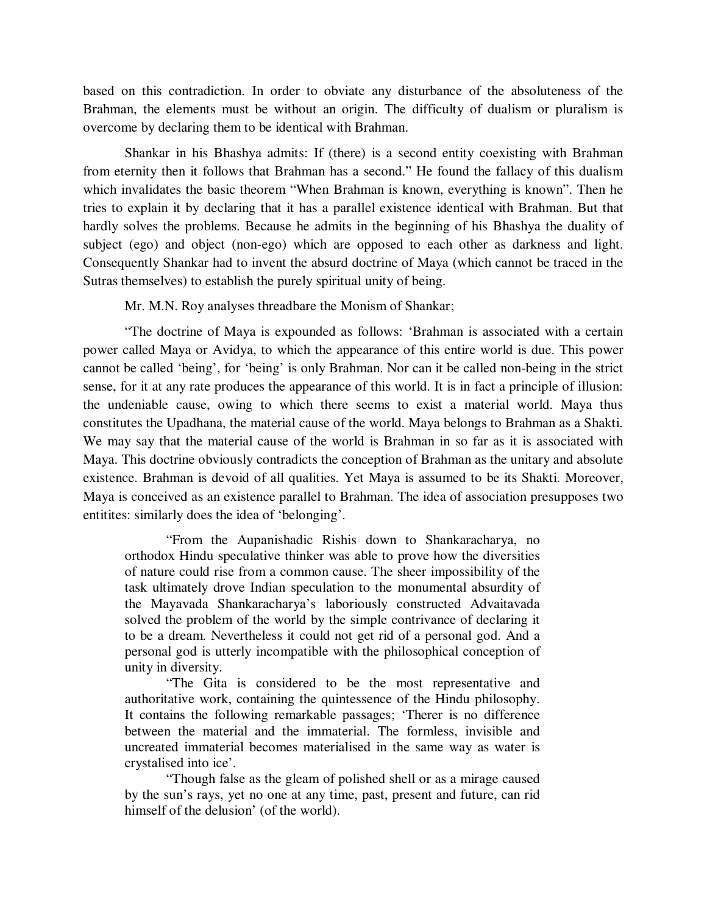based on this contradiction. In order to obviate any disturbance of the absoluteness of the Brahman, the elements must be without an origin. The difficulty of dualism or pluralism is overcome by declaring them to be identical with Brahman.

Shankar in his Bhashya admits: If (there) is a second entity coexisting with Brahman from eternity then it follows that Brahman has a second." He found the fallacy of this dualism which invalidates the basic theorem "When Brahman is known, everything is known". Then he tries to explain it by declaring that it has a parallel existence identical with Brahman. But that hardly solves the problems. Because he admits in the beginning of his Bhashya the duality of subject (ego) and object (non-ego) which are opposed to each other as darkness and light. Consequently Shankar had to invent the absurd doctrine of Maya (which cannot be traced in the Sutras themselves) to establish the purely spiritual unity of being.

Mr. M.N. Roy analyses threadbare the Monism of Shankar;

"The doctrine of Maya is expounded as follows: 'Brahman is associated with a certain power called Maya or Avidya, to which the appearance of this entire world is due. This power cannot be called 'being', for 'being' is only Brahman. Nor can it be called non-being in the strict sense, for it at any rate produces the appearance of this world. It is in fact a principle of illusion: the undeniable cause, owing to which there seems to exist a material world. Maya thus constitutes the Upadhana, the material cause of the world. Maya belongs to Brahman as a Shakti. We may say that the material cause of the world is Brahman in so far as it is associated with Maya. This doctrine obviously contradicts the conception of Brahman as the unitary and absolute existence. Brahman is devoid of all qualities. Yet Maya is assumed to be its Shakti. Moreover, Maya is conceived as an existence parallel to Brahman. The idea of association presupposes two entitites: similarly does the idea of 'belonging'.

> "From the Aupanishadic Rishis down to Shankaracharya, no orthodox Hindu speculative thinker was able to prove how the diversities of nature could rise from a common cause. The sheer impossibility of the task ultimately drove Indian speculation to the monumental absurdity of the Mayavada Shankaracharya's laboriously constructed Advaitavada solved the problem of the world by the simple contrivance of declaring it to be a dream. Nevertheless it could not get rid of a personal god. And a personal god is utterly incompatible with the philosophical conception of unity in diversity.
>
> "The Gita is considered to be the most representative and authoritative work, containing the quintessence of the Hindu philosophy. It contains the following remarkable passages; 'Therer is no difference between the material and the immaterial. The formless, invisible and uncreated immaterial becomes materialised in the same way as water is crystalised into ice'.
>
> "Though false as the gleam of polished shell or as a mirage caused by the sun's rays, yet no one at any time, past, present and future, can rid himself of the delusion' (of the world).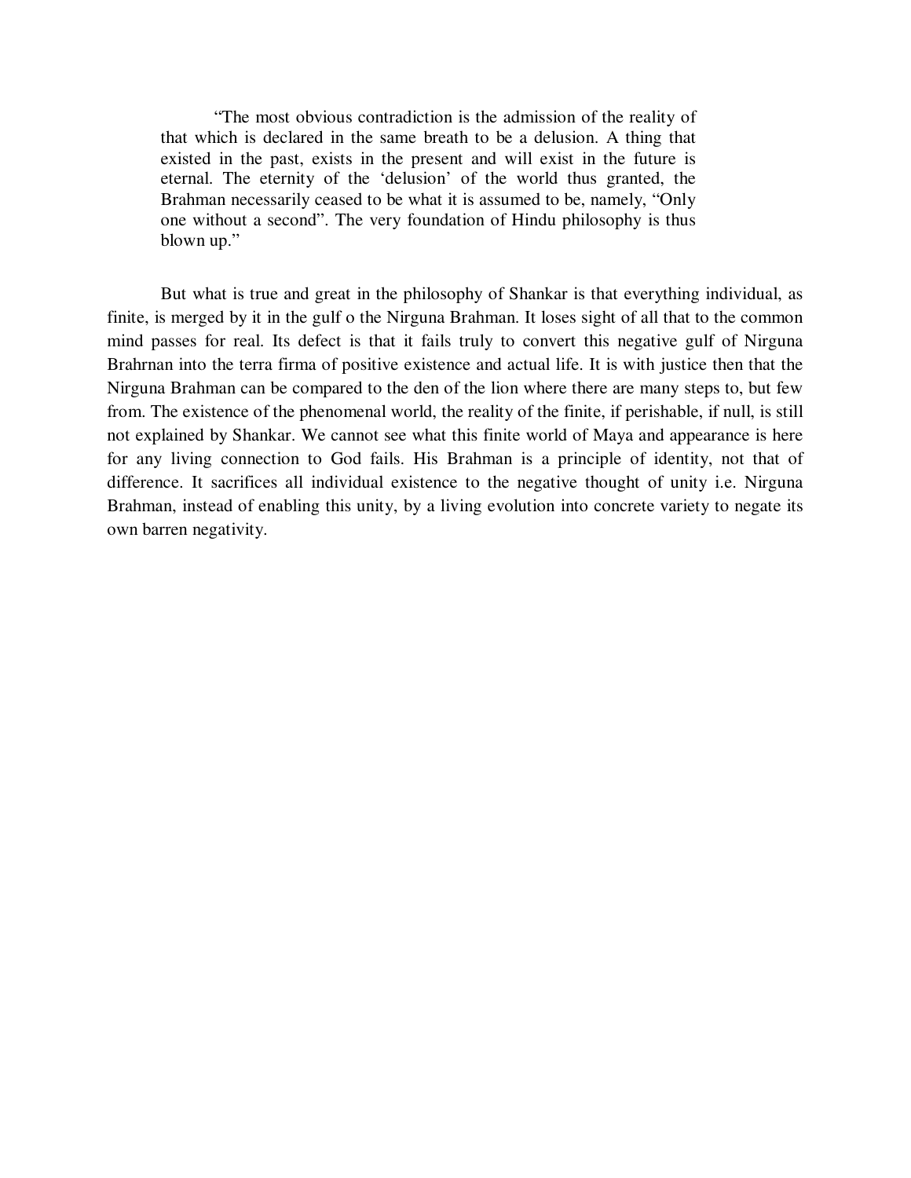> "The most obvious contradiction is the admission of the reality of that which is declared in the same breath to be a delusion. A thing that existed in the past, exists in the present and will exist in the future is eternal. The eternity of the 'delusion' of the world thus granted, the Brahman necessarily ceased to be what it is assumed to be, namely, "Only one without a second". The very foundation of Hindu philosophy is thus blown up."

But what is true and great in the philosophy of Shankar is that everything individual, as finite, is merged by it in the gulf o the Nirguna Brahman. It loses sight of all that to the common mind passes for real. Its defect is that it fails truly to convert this negative gulf of Nirguna Brahrnan into the terra firma of positive existence and actual life. It is with justice then that the Nirguna Brahman can be compared to the den of the lion where there are many steps to, but few from. The existence of the phenomenal world, the reality of the finite, if perishable, if null, is still not explained by Shankar. We cannot see what this finite world of Maya and appearance is here for any living connection to God fails. His Brahman is a principle of identity, not that of difference. It sacrifices all individual existence to the negative thought of unity i.e. Nirguna Brahman, instead of enabling this unity, by a living evolution into concrete variety to negate its own barren negativity.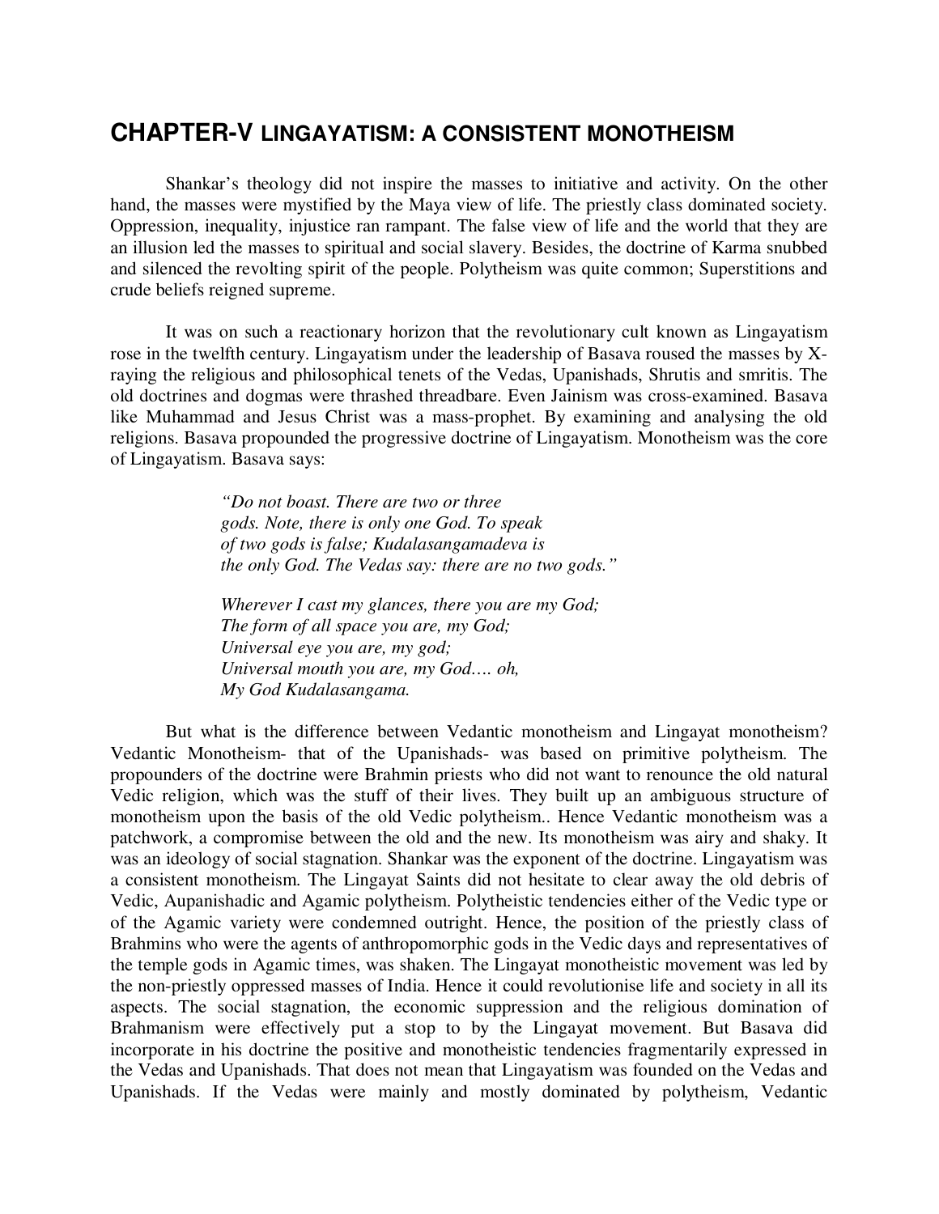## CHAPTER-V LINGAYATISM: A CONSISTENT MONOTHEISM

Shankar's theology did not inspire the masses to initiative and activity. On the other hand, the masses were mystified by the Maya view of life. The priestly class dominated society. Oppression, inequality, injustice ran rampant. The false view of life and the world that they are an illusion led the masses to spiritual and social slavery. Besides, the doctrine of Karma snubbed and silenced the revolting spirit of the people. Polytheism was quite common; Superstitions and crude beliefs reigned supreme.

It was on such a reactionary horizon that the revolutionary cult known as Lingayatism rose in the twelfth century. Lingayatism under the leadership of Basava roused the masses by X-raying the religious and philosophical tenets of the Vedas, Upanishads, Shrutis and smritis. The old doctrines and dogmas were thrashed threadbare. Even Jainism was cross-examined. Basava like Muhammad and Jesus Christ was a mass-prophet. By examining and analysing the old religions. Basava propounded the progressive doctrine of Lingayatism. Monotheism was the core of Lingayatism. Basava says:

> *"Do not boast. There are two or three gods. Note, there is only one God. To speak of two gods is false; Kudalasangamadeva is the only God. The Vedas say: there are no two gods."*
>
> *Wherever I cast my glances, there you are my God;*
> *The form of all space you are, my God;*
> *Universal eye you are, my god;*
> *Universal mouth you are, my God…. oh,*
> *My God Kudalasangama.*

But what is the difference between Vedantic monotheism and Lingayat monotheism? Vedantic Monotheism- that of the Upanishads- was based on primitive polytheism. The propounders of the doctrine were Brahmin priests who did not want to renounce the old natural Vedic religion, which was the stuff of their lives. They built up an ambiguous structure of monotheism upon the basis of the old Vedic polytheism.. Hence Vedantic monotheism was a patchwork, a compromise between the old and the new. Its monotheism was airy and shaky. It was an ideology of social stagnation. Shankar was the exponent of the doctrine. Lingayatism was a consistent monotheism. The Lingayat Saints did not hesitate to clear away the old debris of Vedic, Aupanishadic and Agamic polytheism. Polytheistic tendencies either of the Vedic type or of the Agamic variety were condemned outright. Hence, the position of the priestly class of Brahmins who were the agents of anthropomorphic gods in the Vedic days and representatives of the temple gods in Agamic times, was shaken. The Lingayat monotheistic movement was led by the non-priestly oppressed masses of India. Hence it could revolutionise life and society in all its aspects. The social stagnation, the economic suppression and the religious domination of Brahmanism were effectively put a stop to by the Lingayat movement. But Basava did incorporate in his doctrine the positive and monotheistic tendencies fragmentarily expressed in the Vedas and Upanishads. That does not mean that Lingayatism was founded on the Vedas and Upanishads. If the Vedas were mainly and mostly dominated by polytheism, Vedantic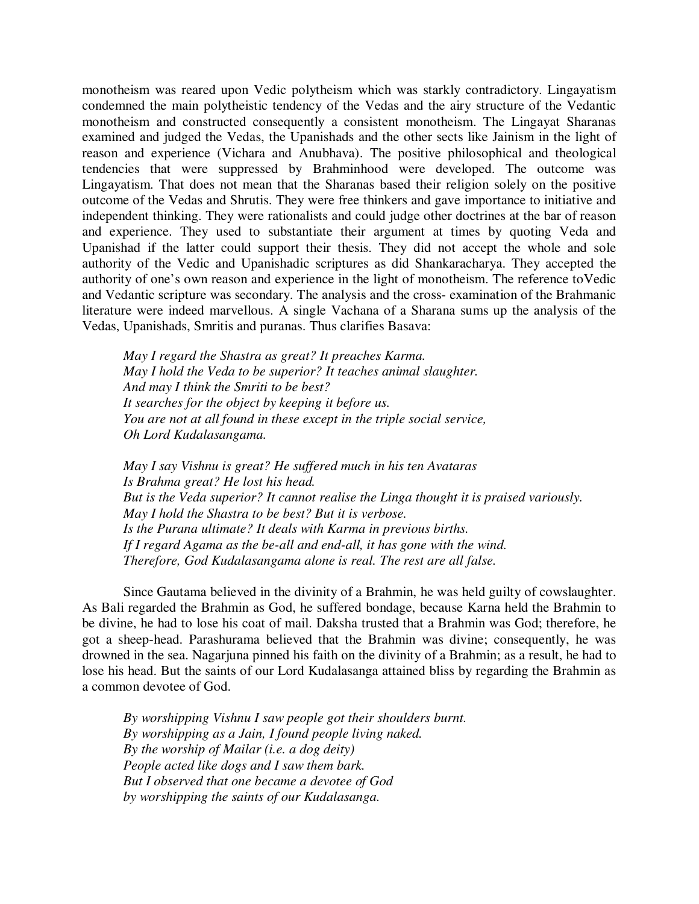monotheism was reared upon Vedic polytheism which was starkly contradictory. Lingayatism condemned the main polytheistic tendency of the Vedas and the airy structure of the Vedantic monotheism and constructed consequently a consistent monotheism. The Lingayat Sharanas examined and judged the Vedas, the Upanishads and the other sects like Jainism in the light of reason and experience (Vichara and Anubhava). The positive philosophical and theological tendencies that were suppressed by Brahminhood were developed. The outcome was Lingayatism. That does not mean that the Sharanas based their religion solely on the positive outcome of the Vedas and Shrutis. They were free thinkers and gave importance to initiative and independent thinking. They were rationalists and could judge other doctrines at the bar of reason and experience. They used to substantiate their argument at times by quoting Veda and Upanishad if the latter could support their thesis. They did not accept the whole and sole authority of the Vedic and Upanishadic scriptures as did Shankaracharya. They accepted the authority of one's own reason and experience in the light of monotheism. The reference toVedic and Vedantic scripture was secondary. The analysis and the cross- examination of the Brahmanic literature were indeed marvellous. A single Vachana of a Sharana sums up the analysis of the Vedas, Upanishads, Smritis and puranas. Thus clarifies Basava:

> *May I regard the Shastra as great? It preaches Karma.*
> *May I hold the Veda to be superior? It teaches animal slaughter.*
> *And may I think the Smriti to be best?*
> *It searches for the object by keeping it before us.*
> *You are not at all found in these except in the triple social service,*
> *Oh Lord Kudalasangama.*
>
> *May I say Vishnu is great? He suffered much in his ten Avataras*
> *Is Brahma great? He lost his head.*
> *But is the Veda superior? It cannot realise the Linga thought it is praised variously.*
> *May I hold the Shastra to be best? But it is verbose.*
> *Is the Purana ultimate? It deals with Karma in previous births.*
> *If I regard Agama as the be-all and end-all, it has gone with the wind.*
> *Therefore, God Kudalasangama alone is real. The rest are all false.*

Since Gautama believed in the divinity of a Brahmin, he was held guilty of cowslaughter. As Bali regarded the Brahmin as God, he suffered bondage, because Karna held the Brahmin to be divine, he had to lose his coat of mail. Daksha trusted that a Brahmin was God; therefore, he got a sheep-head. Parashurama believed that the Brahmin was divine; consequently, he was drowned in the sea. Nagarjuna pinned his faith on the divinity of a Brahmin; as a result, he had to lose his head. But the saints of our Lord Kudalasanga attained bliss by regarding the Brahmin as a common devotee of God.

> *By worshipping Vishnu I saw people got their shoulders burnt.*
> *By worshipping as a Jain, I found people living naked.*
> *By the worship of Mailar (i.e. a dog deity)*
> *People acted like dogs and I saw them bark.*
> *But I observed that one became a devotee of God*
> *by worshipping the saints of our Kudalasanga.*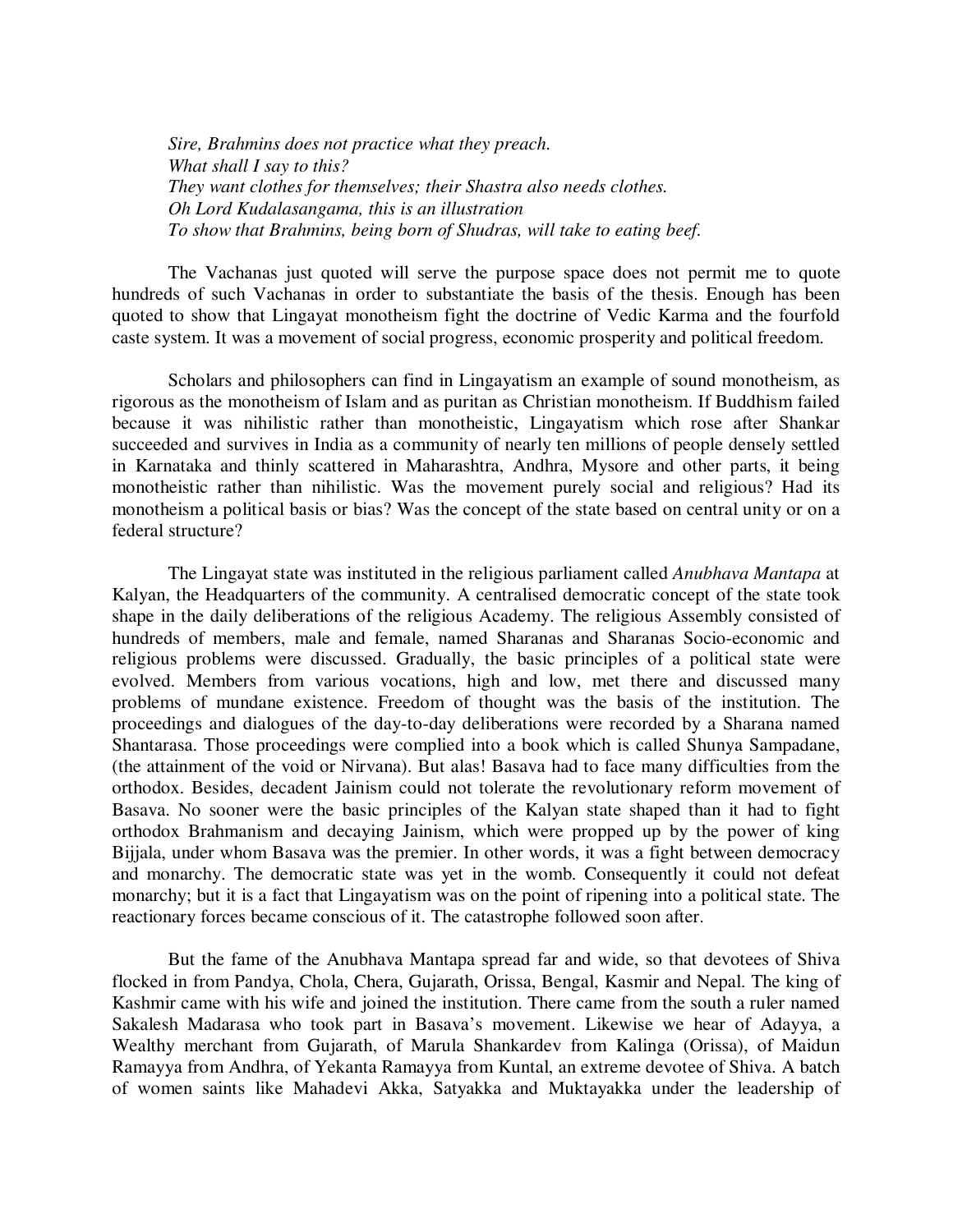*Sire, Brahmins does not practice what they preach.*
*What shall I say to this?*
*They want clothes for themselves; their Shastra also needs clothes.*
*Oh Lord Kudalasangama, this is an illustration*
*To show that Brahmins, being born of Shudras, will take to eating beef.*

The Vachanas just quoted will serve the purpose space does not permit me to quote hundreds of such Vachanas in order to substantiate the basis of the thesis. Enough has been quoted to show that Lingayat monotheism fight the doctrine of Vedic Karma and the fourfold caste system. It was a movement of social progress, economic prosperity and political freedom.

Scholars and philosophers can find in Lingayatism an example of sound monotheism, as rigorous as the monotheism of Islam and as puritan as Christian monotheism. If Buddhism failed because it was nihilistic rather than monotheistic, Lingayatism which rose after Shankar succeeded and survives in India as a community of nearly ten millions of people densely settled in Karnataka and thinly scattered in Maharashtra, Andhra, Mysore and other parts, it being monotheistic rather than nihilistic. Was the movement purely social and religious? Had its monotheism a political basis or bias? Was the concept of the state based on central unity or on a federal structure?

The Lingayat state was instituted in the religious parliament called *Anubhava Mantapa* at Kalyan, the Headquarters of the community. A centralised democratic concept of the state took shape in the daily deliberations of the religious Academy. The religious Assembly consisted of hundreds of members, male and female, named Sharanas and Sharanas Socio-economic and religious problems were discussed. Gradually, the basic principles of a political state were evolved. Members from various vocations, high and low, met there and discussed many problems of mundane existence. Freedom of thought was the basis of the institution. The proceedings and dialogues of the day-to-day deliberations were recorded by a Sharana named Shantarasa. Those proceedings were complied into a book which is called Shunya Sampadane, (the attainment of the void or Nirvana). But alas! Basava had to face many difficulties from the orthodox. Besides, decadent Jainism could not tolerate the revolutionary reform movement of Basava. No sooner were the basic principles of the Kalyan state shaped than it had to fight orthodox Brahmanism and decaying Jainism, which were propped up by the power of king Bijjala, under whom Basava was the premier. In other words, it was a fight between democracy and monarchy. The democratic state was yet in the womb. Consequently it could not defeat monarchy; but it is a fact that Lingayatism was on the point of ripening into a political state. The reactionary forces became conscious of it. The catastrophe followed soon after.

But the fame of the Anubhava Mantapa spread far and wide, so that devotees of Shiva flocked in from Pandya, Chola, Chera, Gujarath, Orissa, Bengal, Kasmir and Nepal. The king of Kashmir came with his wife and joined the institution. There came from the south a ruler named Sakalesh Madarasa who took part in Basava's movement. Likewise we hear of Adayya, a Wealthy merchant from Gujarath, of Marula Shankardev from Kalinga (Orissa), of Maidun Ramayya from Andhra, of Yekanta Ramayya from Kuntal, an extreme devotee of Shiva. A batch of women saints like Mahadevi Akka, Satyakka and Muktayakka under the leadership of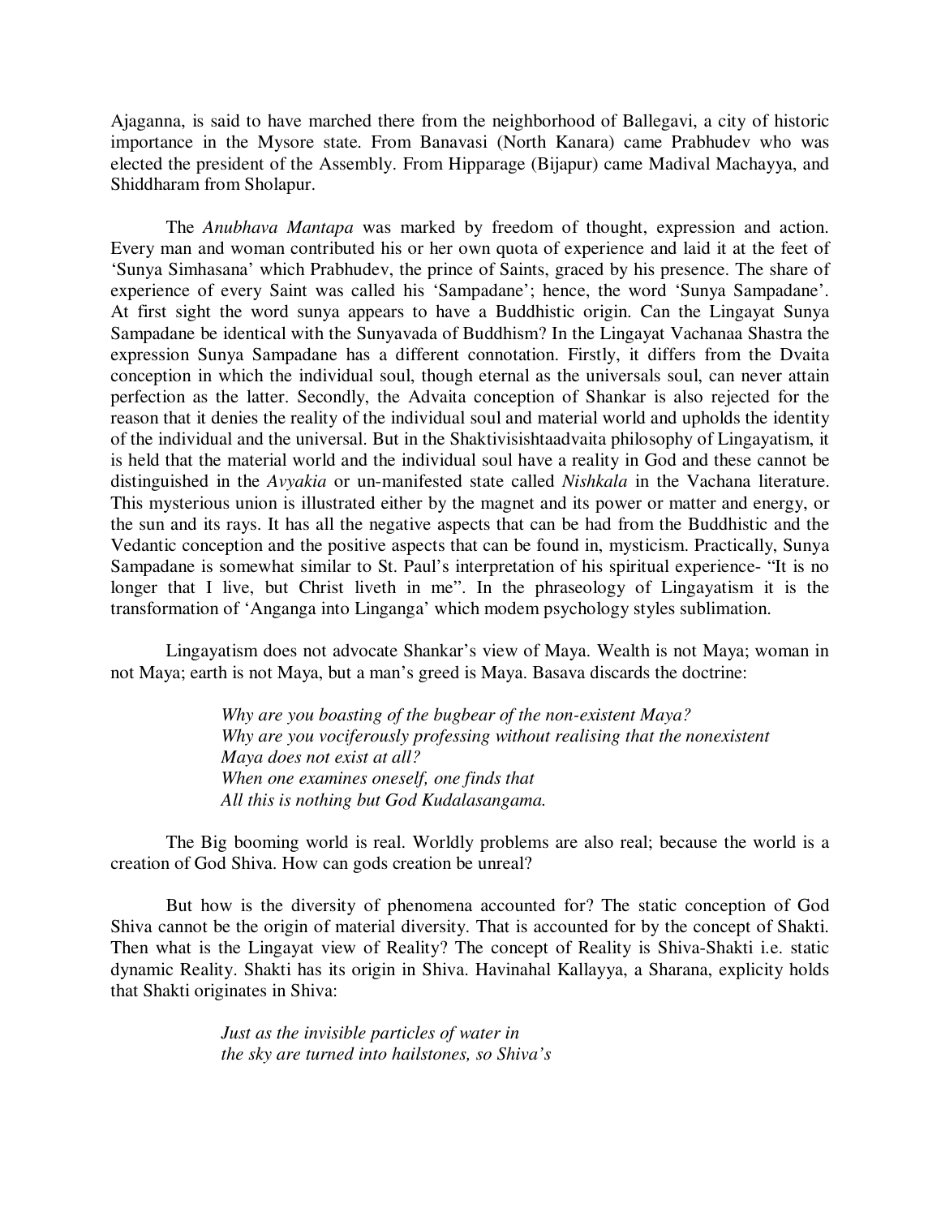Ajaganna, is said to have marched there from the neighborhood of Ballegavi, a city of historic importance in the Mysore state. From Banavasi (North Kanara) came Prabhudev who was elected the president of the Assembly. From Hipparage (Bijapur) came Madival Machayya, and Shiddharam from Sholapur.

The *Anubhava Mantapa* was marked by freedom of thought, expression and action. Every man and woman contributed his or her own quota of experience and laid it at the feet of 'Sunya Simhasana' which Prabhudev, the prince of Saints, graced by his presence. The share of experience of every Saint was called his 'Sampadane'; hence, the word 'Sunya Sampadane'. At first sight the word sunya appears to have a Buddhistic origin. Can the Lingayat Sunya Sampadane be identical with the Sunyavada of Buddhism? In the Lingayat Vachanaa Shastra the expression Sunya Sampadane has a different connotation. Firstly, it differs from the Dvaita conception in which the individual soul, though eternal as the universals soul, can never attain perfection as the latter. Secondly, the Advaita conception of Shankar is also rejected for the reason that it denies the reality of the individual soul and material world and upholds the identity of the individual and the universal. But in the Shaktivisishtaadvaita philosophy of Lingayatism, it is held that the material world and the individual soul have a reality in God and these cannot be distinguished in the *Avyakia* or un-manifested state called *Nishkala* in the Vachana literature. This mysterious union is illustrated either by the magnet and its power or matter and energy, or the sun and its rays. It has all the negative aspects that can be had from the Buddhistic and the Vedantic conception and the positive aspects that can be found in, mysticism. Practically, Sunya Sampadane is somewhat similar to St. Paul's interpretation of his spiritual experience- "It is no longer that I live, but Christ liveth in me". In the phraseology of Lingayatism it is the transformation of 'Anganga into Linganga' which modem psychology styles sublimation.

Lingayatism does not advocate Shankar's view of Maya. Wealth is not Maya; woman in not Maya; earth is not Maya, but a man's greed is Maya. Basava discards the doctrine:

> *Why are you boasting of the bugbear of the non-existent Maya?*
> *Why are you vociferously professing without realising that the nonexistent Maya does not exist at all?*
> *When one examines oneself, one finds that*
> *All this is nothing but God Kudalasangama.*

The Big booming world is real. Worldly problems are also real; because the world is a creation of God Shiva. How can gods creation be unreal?

But how is the diversity of phenomena accounted for? The static conception of God Shiva cannot be the origin of material diversity. That is accounted for by the concept of Shakti. Then what is the Lingayat view of Reality? The concept of Reality is Shiva-Shakti i.e. static dynamic Reality. Shakti has its origin in Shiva. Havinahal Kallayya, a Sharana, explicity holds that Shakti originates in Shiva:

> *Just as the invisible particles of water in*
> *the sky are turned into hailstones, so Shiva's*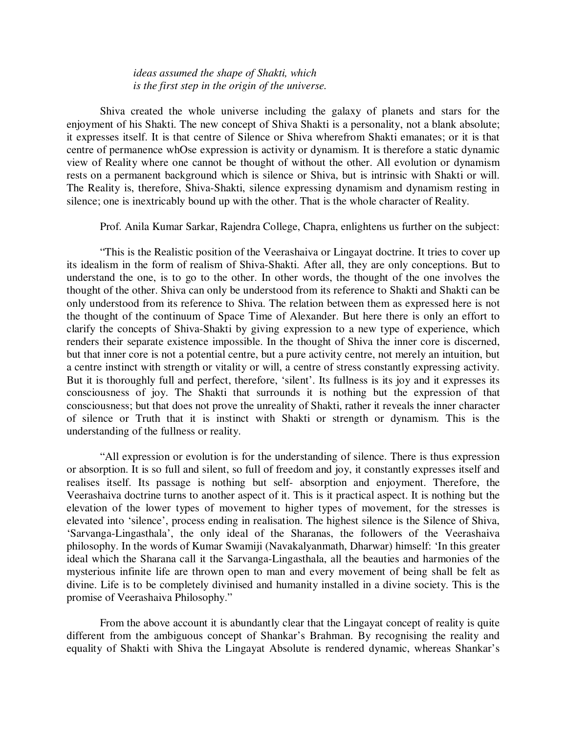*ideas assumed the shape of Shakti, which*
*is the first step in the origin of the universe.*

Shiva created the whole universe including the galaxy of planets and stars for the enjoyment of his Shakti. The new concept of Shiva Shakti is a personality, not a blank absolute; it expresses itself. It is that centre of Silence or Shiva wherefrom Shakti emanates; or it is that centre of permanence whOse expression is activity or dynamism. It is therefore a static dynamic view of Reality where one cannot be thought of without the other. All evolution or dynamism rests on a permanent background which is silence or Shiva, but is intrinsic with Shakti or will. The Reality is, therefore, Shiva-Shakti, silence expressing dynamism and dynamism resting in silence; one is inextricably bound up with the other. That is the whole character of Reality.

Prof. Anila Kumar Sarkar, Rajendra College, Chapra, enlightens us further on the subject:

"This is the Realistic position of the Veerashaiva or Lingayat doctrine. It tries to cover up its idealism in the form of realism of Shiva-Shakti. After all, they are only conceptions. But to understand the one, is to go to the other. In other words, the thought of the one involves the thought of the other. Shiva can only be understood from its reference to Shakti and Shakti can be only understood from its reference to Shiva. The relation between them as expressed here is not the thought of the continuum of Space Time of Alexander. But here there is only an effort to clarify the concepts of Shiva-Shakti by giving expression to a new type of experience, which renders their separate existence impossible. In the thought of Shiva the inner core is discerned, but that inner core is not a potential centre, but a pure activity centre, not merely an intuition, but a centre instinct with strength or vitality or will, a centre of stress constantly expressing activity. But it is thoroughly full and perfect, therefore, 'silent'. Its fullness is its joy and it expresses its consciousness of joy. The Shakti that surrounds it is nothing but the expression of that consciousness; but that does not prove the unreality of Shakti, rather it reveals the inner character of silence or Truth that it is instinct with Shakti or strength or dynamism. This is the understanding of the fullness or reality.

"All expression or evolution is for the understanding of silence. There is thus expression or absorption. It is so full and silent, so full of freedom and joy, it constantly expresses itself and realises itself. Its passage is nothing but self- absorption and enjoyment. Therefore, the Veerashaiva doctrine turns to another aspect of it. This is it practical aspect. It is nothing but the elevation of the lower types of movement to higher types of movement, for the stresses is elevated into 'silence', process ending in realisation. The highest silence is the Silence of Shiva, 'Sarvanga-Lingasthala', the only ideal of the Sharanas, the followers of the Veerashaiva philosophy. In the words of Kumar Swamiji (Navakalyanmath, Dharwar) himself: 'In this greater ideal which the Sharana call it the Sarvanga-Lingasthala, all the beauties and harmonies of the mysterious infinite life are thrown open to man and every movement of being shall be felt as divine. Life is to be completely divinised and humanity installed in a divine society. This is the promise of Veerashaiva Philosophy."

From the above account it is abundantly clear that the Lingayat concept of reality is quite different from the ambiguous concept of Shankar's Brahman. By recognising the reality and equality of Shakti with Shiva the Lingayat Absolute is rendered dynamic, whereas Shankar's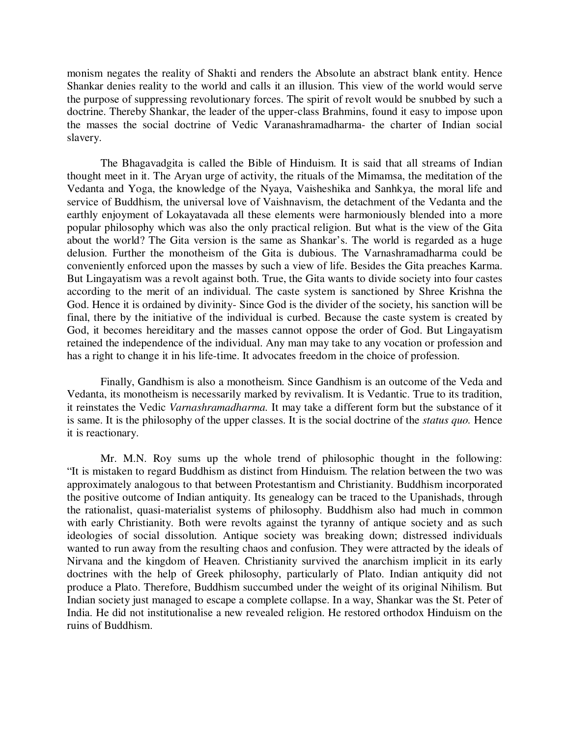monism negates the reality of Shakti and renders the Absolute an abstract blank entity. Hence Shankar denies reality to the world and calls it an illusion. This view of the world would serve the purpose of suppressing revolutionary forces. The spirit of revolt would be snubbed by such a doctrine. Thereby Shankar, the leader of the upper-class Brahmins, found it easy to impose upon the masses the social doctrine of Vedic Varanashramadharma- the charter of Indian social slavery.

The Bhagavadgita is called the Bible of Hinduism. It is said that all streams of Indian thought meet in it. The Aryan urge of activity, the rituals of the Mimamsa, the meditation of the Vedanta and Yoga, the knowledge of the Nyaya, Vaisheshika and Sanhkya, the moral life and service of Buddhism, the universal love of Vaishnavism, the detachment of the Vedanta and the earthly enjoyment of Lokayatavada all these elements were harmoniously blended into a more popular philosophy which was also the only practical religion. But what is the view of the Gita about the world? The Gita version is the same as Shankar's. The world is regarded as a huge delusion. Further the monotheism of the Gita is dubious. The Varnashramadharma could be conveniently enforced upon the masses by such a view of life. Besides the Gita preaches Karma. But Lingayatism was a revolt against both. True, the Gita wants to divide society into four castes according to the merit of an individual. The caste system is sanctioned by Shree Krishna the God. Hence it is ordained by divinity- Since God is the divider of the society, his sanction will be final, there by the initiative of the individual is curbed. Because the caste system is created by God, it becomes hereiditary and the masses cannot oppose the order of God. But Lingayatism retained the independence of the individual. Any man may take to any vocation or profession and has a right to change it in his life-time. It advocates freedom in the choice of profession.

Finally, Gandhism is also a monotheism. Since Gandhism is an outcome of the Veda and Vedanta, its monotheism is necessarily marked by revivalism. It is Vedantic. True to its tradition, it reinstates the Vedic *Varnashramadharma.* It may take a different form but the substance of it is same. It is the philosophy of the upper classes. It is the social doctrine of the *status quo.* Hence it is reactionary.

Mr. M.N. Roy sums up the whole trend of philosophic thought in the following: "It is mistaken to regard Buddhism as distinct from Hinduism. The relation between the two was approximately analogous to that between Protestantism and Christianity. Buddhism incorporated the positive outcome of Indian antiquity. Its genealogy can be traced to the Upanishads, through the rationalist, quasi-materialist systems of philosophy. Buddhism also had much in common with early Christianity. Both were revolts against the tyranny of antique society and as such ideologies of social dissolution. Antique society was breaking down; distressed individuals wanted to run away from the resulting chaos and confusion. They were attracted by the ideals of Nirvana and the kingdom of Heaven. Christianity survived the anarchism implicit in its early doctrines with the help of Greek philosophy, particularly of Plato. Indian antiquity did not produce a Plato. Therefore, Buddhism succumbed under the weight of its original Nihilism. But Indian society just managed to escape a complete collapse. In a way, Shankar was the St. Peter of India. He did not institutionalise a new revealed religion. He restored orthodox Hinduism on the ruins of Buddhism.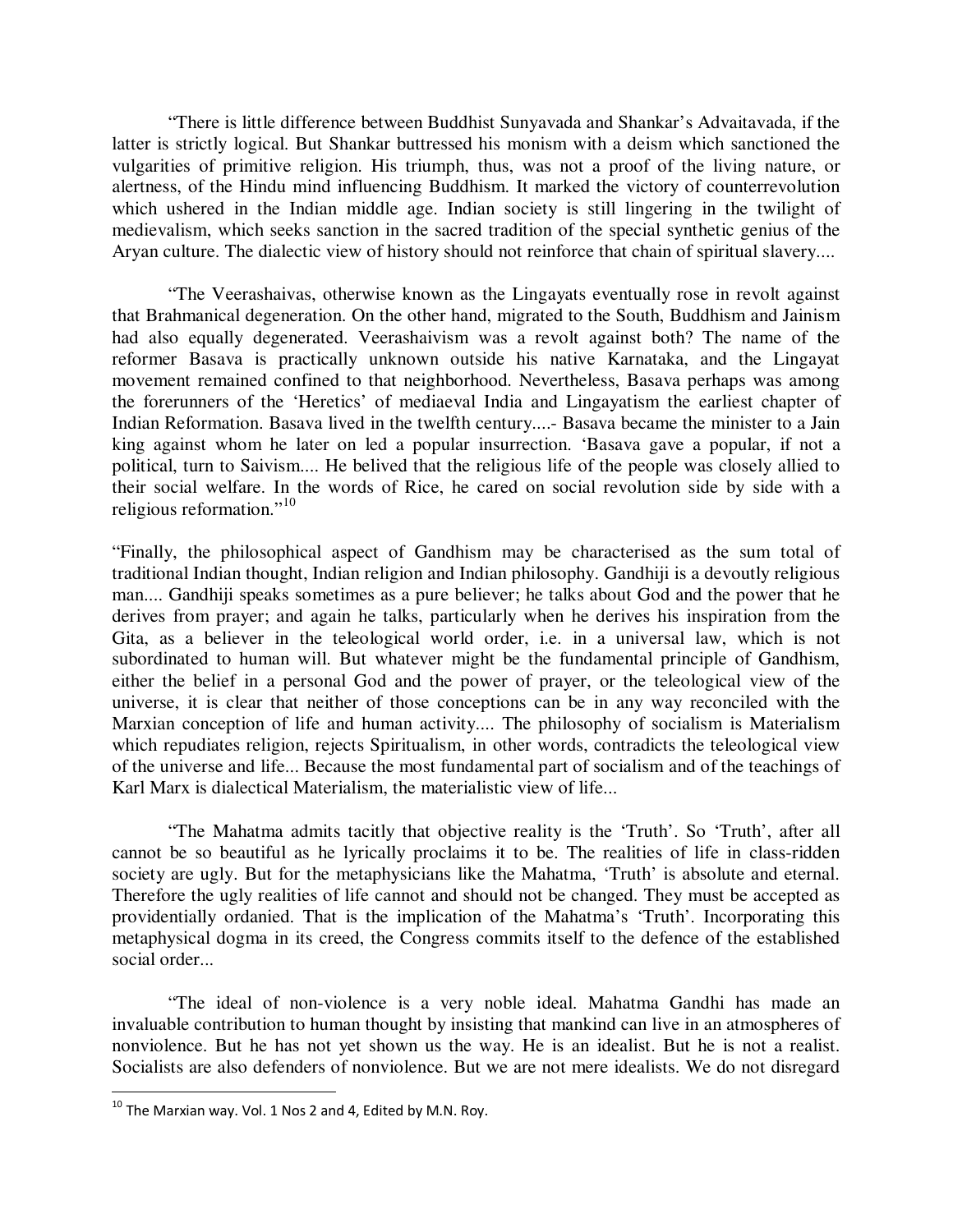"There is little difference between Buddhist Sunyavada and Shankar's Advaitavada, if the latter is strictly logical. But Shankar buttressed his monism with a deism which sanctioned the vulgarities of primitive religion. His triumph, thus, was not a proof of the living nature, or alertness, of the Hindu mind influencing Buddhism. It marked the victory of counterrevolution which ushered in the Indian middle age. Indian society is still lingering in the twilight of medievalism, which seeks sanction in the sacred tradition of the special synthetic genius of the Aryan culture. The dialectic view of history should not reinforce that chain of spiritual slavery....

"The Veerashaivas, otherwise known as the Lingayats eventually rose in revolt against that Brahmanical degeneration. On the other hand, migrated to the South, Buddhism and Jainism had also equally degenerated. Veerashaivism was a revolt against both? The name of the reformer Basava is practically unknown outside his native Karnataka, and the Lingayat movement remained confined to that neighborhood. Nevertheless, Basava perhaps was among the forerunners of the 'Heretics' of mediaeval India and Lingayatism the earliest chapter of Indian Reformation. Basava lived in the twelfth century....- Basava became the minister to a Jain king against whom he later on led a popular insurrection. 'Basava gave a popular, if not a political, turn to Saivism.... He belived that the religious life of the people was closely allied to their social welfare. In the words of Rice, he cared on social revolution side by side with a religious reformation."[10]

"Finally, the philosophical aspect of Gandhism may be characterised as the sum total of traditional Indian thought, Indian religion and Indian philosophy. Gandhiji is a devoutly religious man.... Gandhiji speaks sometimes as a pure believer; he talks about God and the power that he derives from prayer; and again he talks, particularly when he derives his inspiration from the Gita, as a believer in the teleological world order, i.e. in a universal law, which is not subordinated to human will. But whatever might be the fundamental principle of Gandhism, either the belief in a personal God and the power of prayer, or the teleological view of the universe, it is clear that neither of those conceptions can be in any way reconciled with the Marxian conception of life and human activity.... The philosophy of socialism is Materialism which repudiates religion, rejects Spiritualism, in other words, contradicts the teleological view of the universe and life... Because the most fundamental part of socialism and of the teachings of Karl Marx is dialectical Materialism, the materialistic view of life...

"The Mahatma admits tacitly that objective reality is the 'Truth'. So 'Truth', after all cannot be so beautiful as he lyrically proclaims it to be. The realities of life in class-ridden society are ugly. But for the metaphysicians like the Mahatma, 'Truth' is absolute and eternal. Therefore the ugly realities of life cannot and should not be changed. They must be accepted as providentially ordanied. That is the implication of the Mahatma's 'Truth'. Incorporating this metaphysical dogma in its creed, the Congress commits itself to the defence of the established social order...

"The ideal of non-violence is a very noble ideal. Mahatma Gandhi has made an invaluable contribution to human thought by insisting that mankind can live in an atmospheres of nonviolence. But he has not yet shown us the way. He is an idealist. But he is not a realist. Socialists are also defenders of nonviolence. But we are not mere idealists. We do not disregard

---

[10] The Marxian way. Vol. 1 Nos 2 and 4, Edited by M.N. Roy.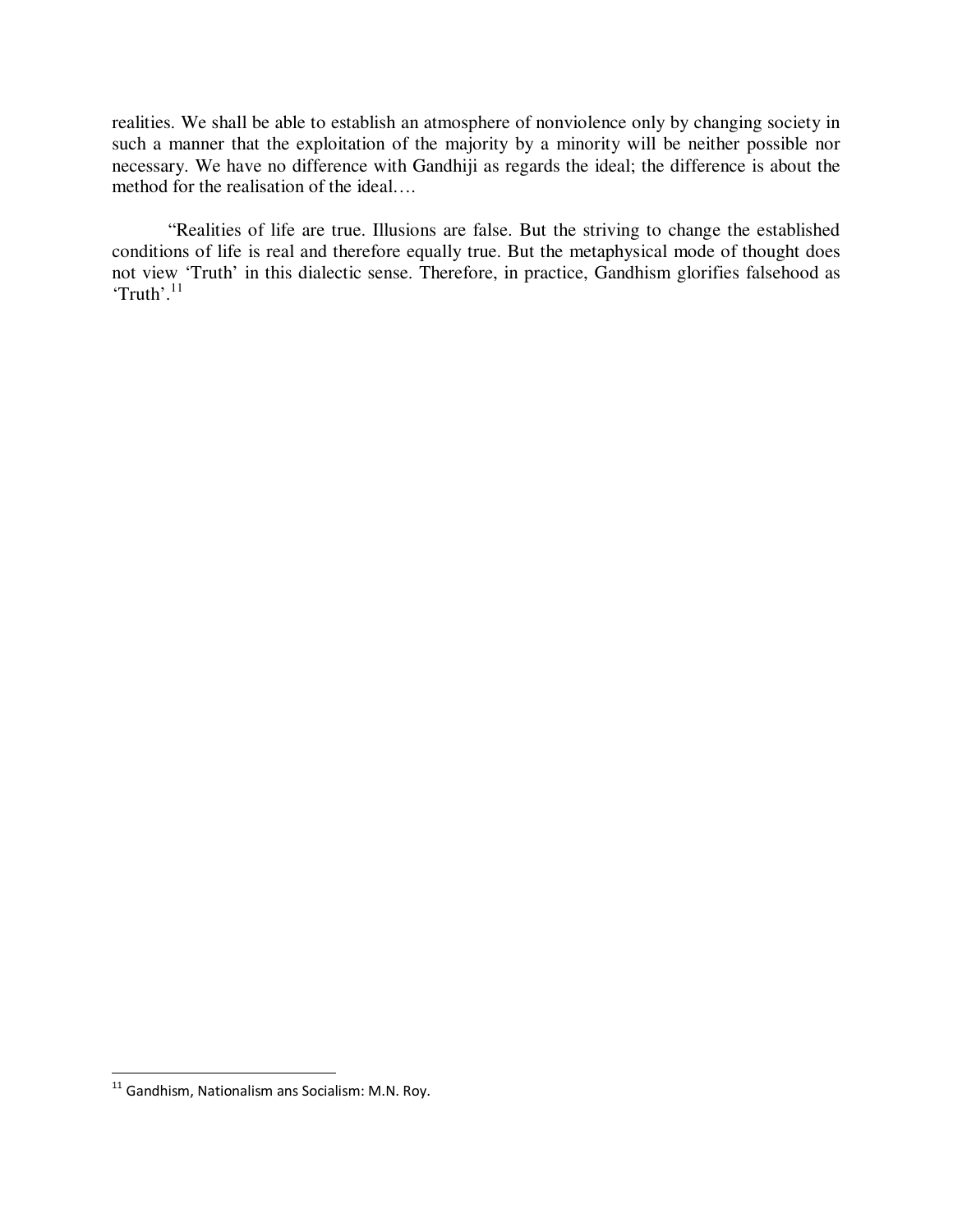realities. We shall be able to establish an atmosphere of nonviolence only by changing society in such a manner that the exploitation of the majority by a minority will be neither possible nor necessary. We have no difference with Gandhiji as regards the ideal; the difference is about the method for the realisation of the ideal….

“Realities of life are true. Illusions are false. But the striving to change the established conditions of life is real and therefore equally true. But the metaphysical mode of thought does not view ‘Truth’ in this dialectic sense. Therefore, in practice, Gandhism glorifies falsehood as ‘Truth’.[11]

---

[11] Gandhism, Nationalism ans Socialism: M.N. Roy.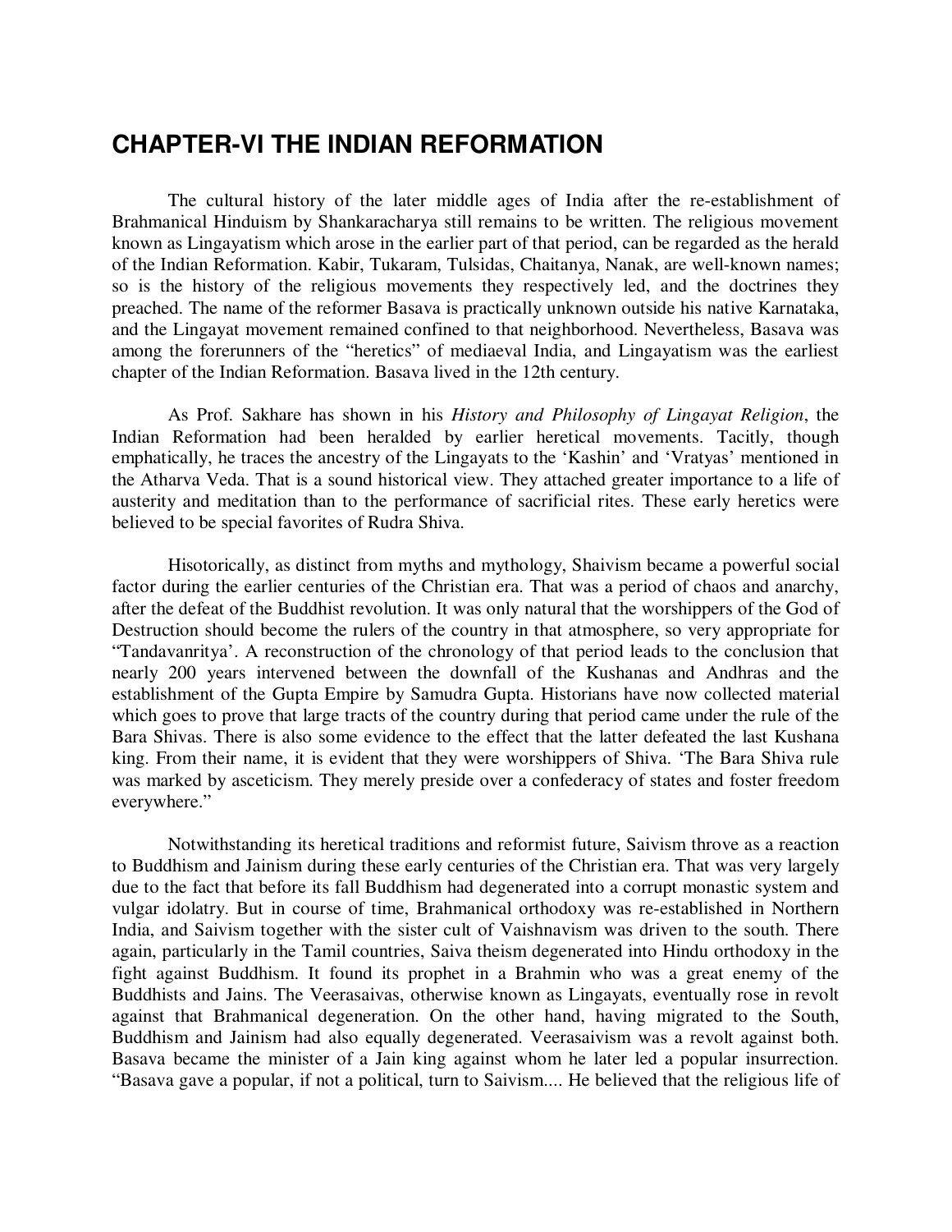# CHAPTER-VI THE INDIAN REFORMATION

The cultural history of the later middle ages of India after the re-establishment of Brahmanical Hinduism by Shankaracharya still remains to be written. The religious movement known as Lingayatism which arose in the earlier part of that period, can be regarded as the herald of the Indian Reformation. Kabir, Tukaram, Tulsidas, Chaitanya, Nanak, are well-known names; so is the history of the religious movements they respectively led, and the doctrines they preached. The name of the reformer Basava is practically unknown outside his native Karnataka, and the Lingayat movement remained confined to that neighborhood. Nevertheless, Basava was among the forerunners of the "heretics" of mediaeval India, and Lingayatism was the earliest chapter of the Indian Reformation. Basava lived in the 12th century.

As Prof. Sakhare has shown in his *History and Philosophy of Lingayat Religion*, the Indian Reformation had been heralded by earlier heretical movements. Tacitly, though emphatically, he traces the ancestry of the Lingayats to the 'Kashin' and 'Vratyas' mentioned in the Atharva Veda. That is a sound historical view. They attached greater importance to a life of austerity and meditation than to the performance of sacrificial rites. These early heretics were believed to be special favorites of Rudra Shiva.

Hisotorically, as distinct from myths and mythology, Shaivism became a powerful social factor during the earlier centuries of the Christian era. That was a period of chaos and anarchy, after the defeat of the Buddhist revolution. It was only natural that the worshippers of the God of Destruction should become the rulers of the country in that atmosphere, so very appropriate for "Tandavanritya'. A reconstruction of the chronology of that period leads to the conclusion that nearly 200 years intervened between the downfall of the Kushanas and Andhras and the establishment of the Gupta Empire by Samudra Gupta. Historians have now collected material which goes to prove that large tracts of the country during that period came under the rule of the Bara Shivas. There is also some evidence to the effect that the latter defeated the last Kushana king. From their name, it is evident that they were worshippers of Shiva. 'The Bara Shiva rule was marked by asceticism. They merely preside over a confederacy of states and foster freedom everywhere."

Notwithstanding its heretical traditions and reformist future, Saivism throve as a reaction to Buddhism and Jainism during these early centuries of the Christian era. That was very largely due to the fact that before its fall Buddhism had degenerated into a corrupt monastic system and vulgar idolatry. But in course of time, Brahmanical orthodoxy was re-established in Northern India, and Saivism together with the sister cult of Vaishnavism was driven to the south. There again, particularly in the Tamil countries, Saiva theism degenerated into Hindu orthodoxy in the fight against Buddhism. It found its prophet in a Brahmin who was a great enemy of the Buddhists and Jains. The Veerasaivas, otherwise known as Lingayats, eventually rose in revolt against that Brahmanical degeneration. On the other hand, having migrated to the South, Buddhism and Jainism had also equally degenerated. Veerasaivism was a revolt against both. Basava became the minister of a Jain king against whom he later led a popular insurrection. "Basava gave a popular, if not a political, turn to Saivism.... He believed that the religious life of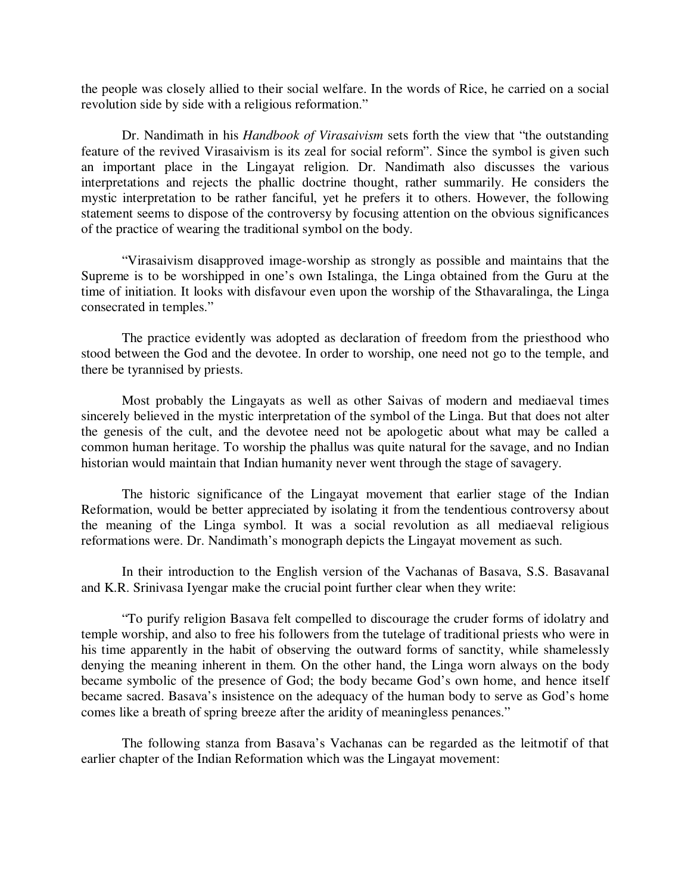the people was closely allied to their social welfare. In the words of Rice, he carried on a social revolution side by side with a religious reformation."

Dr. Nandimath in his *Handbook of Virasaivism* sets forth the view that "the outstanding feature of the revived Virasaivism is its zeal for social reform". Since the symbol is given such an important place in the Lingayat religion. Dr. Nandimath also discusses the various interpretations and rejects the phallic doctrine thought, rather summarily. He considers the mystic interpretation to be rather fanciful, yet he prefers it to others. However, the following statement seems to dispose of the controversy by focusing attention on the obvious significances of the practice of wearing the traditional symbol on the body.

"Virasaivism disapproved image-worship as strongly as possible and maintains that the Supreme is to be worshipped in one's own Istalinga, the Linga obtained from the Guru at the time of initiation. It looks with disfavour even upon the worship of the Sthavaralinga, the Linga consecrated in temples."

The practice evidently was adopted as declaration of freedom from the priesthood who stood between the God and the devotee. In order to worship, one need not go to the temple, and there be tyrannised by priests.

Most probably the Lingayats as well as other Saivas of modern and mediaeval times sincerely believed in the mystic interpretation of the symbol of the Linga. But that does not alter the genesis of the cult, and the devotee need not be apologetic about what may be called a common human heritage. To worship the phallus was quite natural for the savage, and no Indian historian would maintain that Indian humanity never went through the stage of savagery.

The historic significance of the Lingayat movement that earlier stage of the Indian Reformation, would be better appreciated by isolating it from the tendentious controversy about the meaning of the Linga symbol. It was a social revolution as all mediaeval religious reformations were. Dr. Nandimath's monograph depicts the Lingayat movement as such.

In their introduction to the English version of the Vachanas of Basava, S.S. Basavanal and K.R. Srinivasa Iyengar make the crucial point further clear when they write:

"To purify religion Basava felt compelled to discourage the cruder forms of idolatry and temple worship, and also to free his followers from the tutelage of traditional priests who were in his time apparently in the habit of observing the outward forms of sanctity, while shamelessly denying the meaning inherent in them. On the other hand, the Linga worn always on the body became symbolic of the presence of God; the body became God's own home, and hence itself became sacred. Basava's insistence on the adequacy of the human body to serve as God's home comes like a breath of spring breeze after the aridity of meaningless penances."

The following stanza from Basava's Vachanas can be regarded as the leitmotif of that earlier chapter of the Indian Reformation which was the Lingayat movement: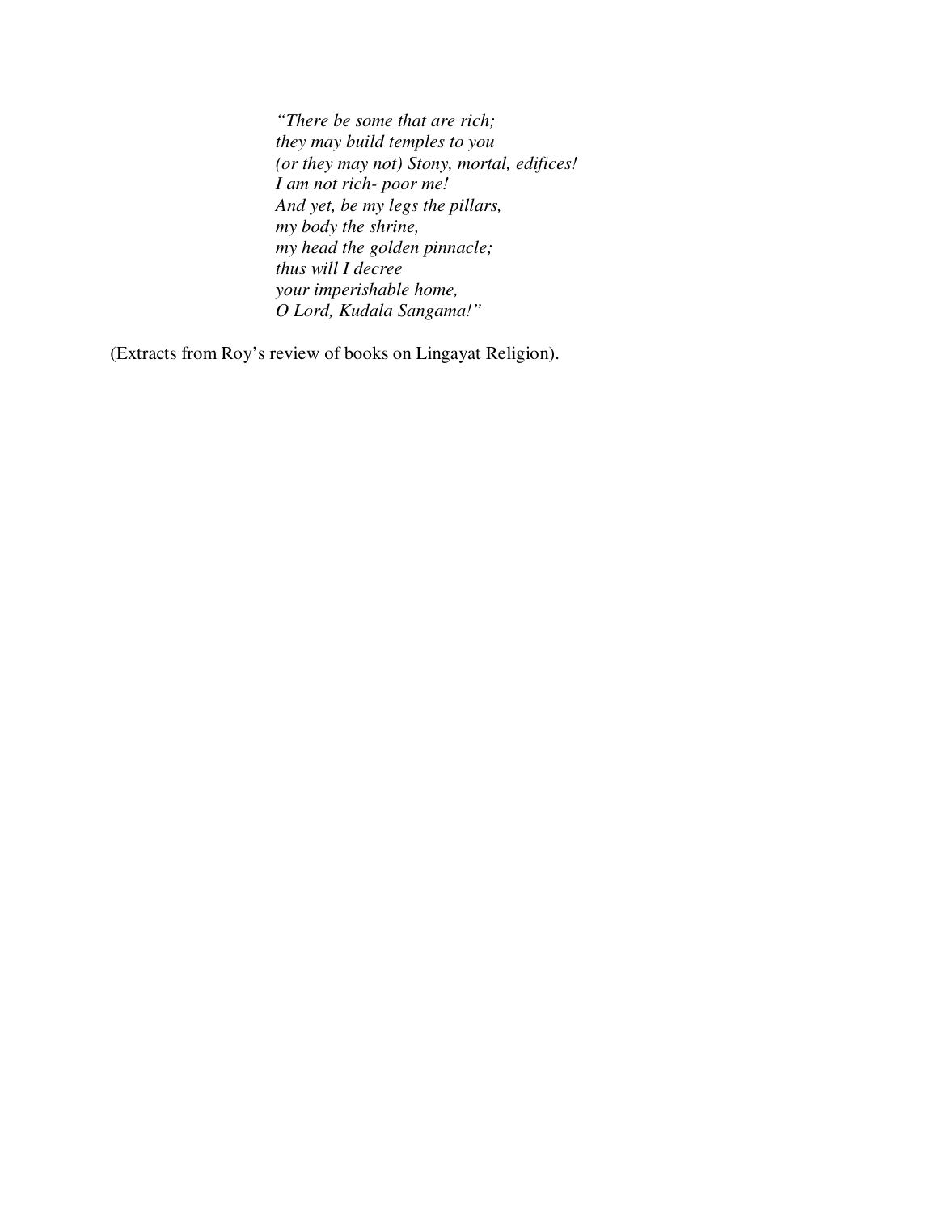*"There be some that are rich;*  
*they may build temples to you*  
*(or they may not) Stony, mortal, edifices!*  
*I am not rich- poor me!*  
*And yet, be my legs the pillars,*  
*my body the shrine,*  
*my head the golden pinnacle;*  
*thus will I decree*  
*your imperishable home,*  
*O Lord, Kudala Sangama!"*

(Extracts from Roy's review of books on Lingayat Religion).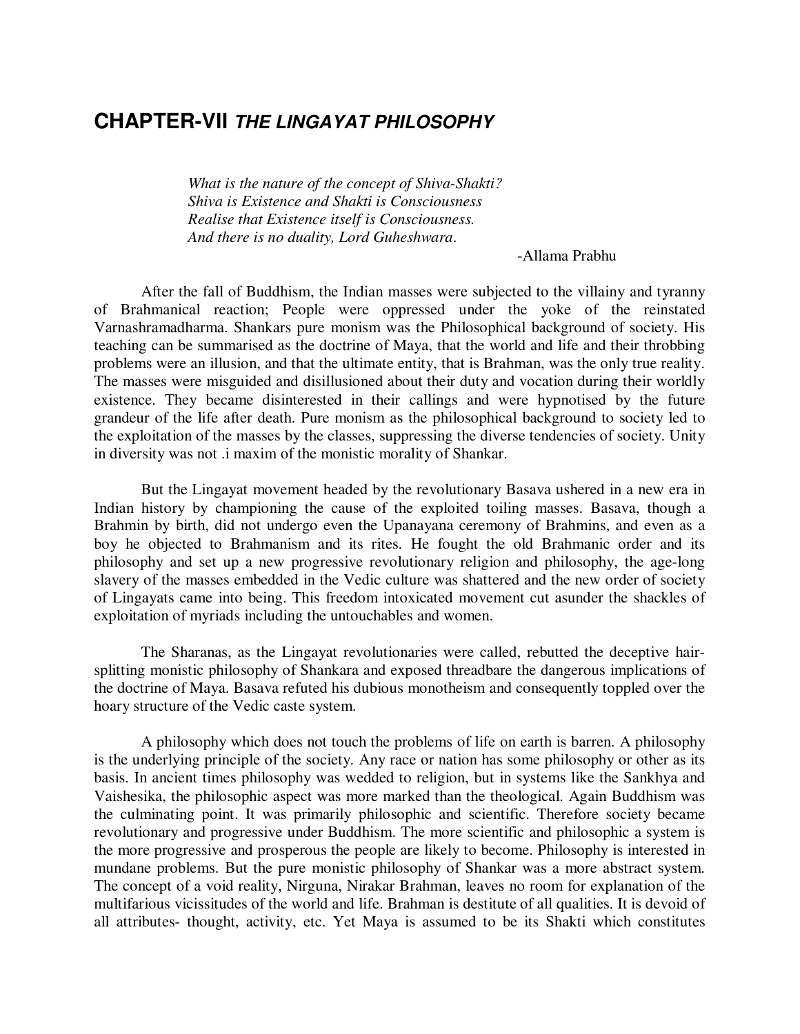# CHAPTER-VII *THE LINGAYAT PHILOSOPHY*

> *What is the nature of the concept of Shiva-Shakti?*
> *Shiva is Existence and Shakti is Consciousness*
> *Realise that Existence itself is Consciousness.*
> *And there is no duality, Lord Guheshwara.*
>
> -Allama Prabhu

After the fall of Buddhism, the Indian masses were subjected to the villainy and tyranny of Brahmanical reaction; People were oppressed under the yoke of the reinstated Varnashramadharma. Shankars pure monism was the Philosophical background of society. His teaching can be summarised as the doctrine of Maya, that the world and life and their throbbing problems were an illusion, and that the ultimate entity, that is Brahman, was the only true reality. The masses were misguided and disillusioned about their duty and vocation during their worldly existence. They became disinterested in their callings and were hypnotised by the future grandeur of the life after death. Pure monism as the philosophical background to society led to the exploitation of the masses by the classes, suppressing the diverse tendencies of society. Unity in diversity was not .i maxim of the monistic morality of Shankar.

But the Lingayat movement headed by the revolutionary Basava ushered in a new era in Indian history by championing the cause of the exploited toiling masses. Basava, though a Brahmin by birth, did not undergo even the Upanayana ceremony of Brahmins, and even as a boy he objected to Brahmanism and its rites. He fought the old Brahmanic order and its philosophy and set up a new progressive revolutionary religion and philosophy, the age-long slavery of the masses embedded in the Vedic culture was shattered and the new order of society of Lingayats came into being. This freedom intoxicated movement cut asunder the shackles of exploitation of myriads including the untouchables and women.

The Sharanas, as the Lingayat revolutionaries were called, rebutted the deceptive hair-splitting monistic philosophy of Shankara and exposed threadbare the dangerous implications of the doctrine of Maya. Basava refuted his dubious monotheism and consequently toppled over the hoary structure of the Vedic caste system.

A philosophy which does not touch the problems of life on earth is barren. A philosophy is the underlying principle of the society. Any race or nation has some philosophy or other as its basis. In ancient times philosophy was wedded to religion, but in systems like the Sankhya and Vaishesika, the philosophic aspect was more marked than the theological. Again Buddhism was the culminating point. It was primarily philosophic and scientific. Therefore society became revolutionary and progressive under Buddhism. The more scientific and philosophic a system is the more progressive and prosperous the people are likely to become. Philosophy is interested in mundane problems. But the pure monistic philosophy of Shankar was a more abstract system. The concept of a void reality, Nirguna, Nirakar Brahman, leaves no room for explanation of the multifarious vicissitudes of the world and life. Brahman is destitute of all qualities. It is devoid of all attributes- thought, activity, etc. Yet Maya is assumed to be its Shakti which constitutes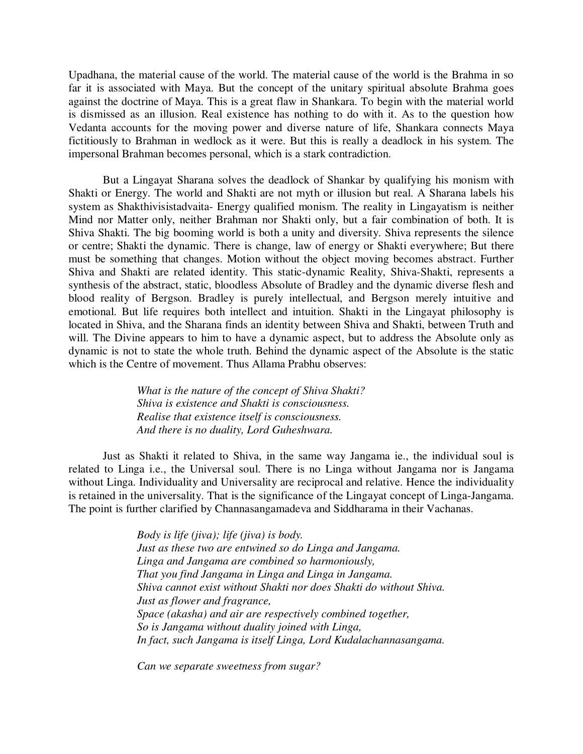Upadhana, the material cause of the world. The material cause of the world is the Brahma in so far it is associated with Maya. But the concept of the unitary spiritual absolute Brahma goes against the doctrine of Maya. This is a great flaw in Shankara. To begin with the material world is dismissed as an illusion. Real existence has nothing to do with it. As to the question how Vedanta accounts for the moving power and diverse nature of life, Shankara connects Maya fictitiously to Brahman in wedlock as it were. But this is really a deadlock in his system. The impersonal Brahman becomes personal, which is a stark contradiction.

But a Lingayat Sharana solves the deadlock of Shankar by qualifying his monism with Shakti or Energy. The world and Shakti are not myth or illusion but real. A Sharana labels his system as Shakthivisistadvaita- Energy qualified monism. The reality in Lingayatism is neither Mind nor Matter only, neither Brahman nor Shakti only, but a fair combination of both. It is Shiva Shakti. The big booming world is both a unity and diversity. Shiva represents the silence or centre; Shakti the dynamic. There is change, law of energy or Shakti everywhere; But there must be something that changes. Motion without the object moving becomes abstract. Further Shiva and Shakti are related identity. This static-dynamic Reality, Shiva-Shakti, represents a synthesis of the abstract, static, bloodless Absolute of Bradley and the dynamic diverse flesh and blood reality of Bergson. Bradley is purely intellectual, and Bergson merely intuitive and emotional. But life requires both intellect and intuition. Shakti in the Lingayat philosophy is located in Shiva, and the Sharana finds an identity between Shiva and Shakti, between Truth and will. The Divine appears to him to have a dynamic aspect, but to address the Absolute only as dynamic is not to state the whole truth. Behind the dynamic aspect of the Absolute is the static which is the Centre of movement. Thus Allama Prabhu observes:

> *What is the nature of the concept of Shiva Shakti?*
> *Shiva is existence and Shakti is consciousness.*
> *Realise that existence itself is consciousness.*
> *And there is no duality, Lord Guheshwara.*

Just as Shakti it related to Shiva, in the same way Jangama ie., the individual soul is related to Linga i.e., the Universal soul. There is no Linga without Jangama nor is Jangama without Linga. Individuality and Universality are reciprocal and relative. Hence the individuality is retained in the universality. That is the significance of the Lingayat concept of Linga-Jangama. The point is further clarified by Channasangamadeva and Siddharama in their Vachanas.

> *Body is life (jiva); life (jiva) is body.*
> *Just as these two are entwined so do Linga and Jangama.*
> *Linga and Jangama are combined so harmoniously,*
> *That you find Jangama in Linga and Linga in Jangama.*
> *Shiva cannot exist without Shakti nor does Shakti do without Shiva.*
> *Just as flower and fragrance,*
> *Space (akasha) and air are respectively combined together,*
> *So is Jangama without duality joined with Linga,*
> *In fact, such Jangama is itself Linga, Lord Kudalachannasangama.*
>
> *Can we separate sweetness from sugar?*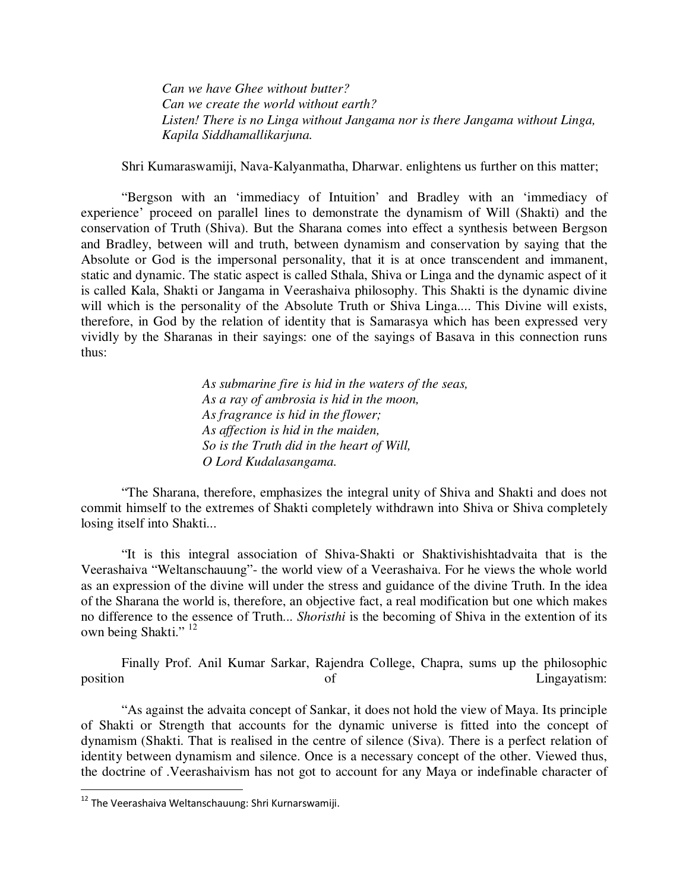*Can we have Ghee without butter?*
*Can we create the world without earth?*
*Listen! There is no Linga without Jangama nor is there Jangama without Linga,*
*Kapila Siddhamallikarjuna.*

Shri Kumaraswamiji, Nava-Kalyanmatha, Dharwar. enlightens us further on this matter;

"Bergson with an 'immediacy of Intuition' and Bradley with an 'immediacy of experience' proceed on parallel lines to demonstrate the dynamism of Will (Shakti) and the conservation of Truth (Shiva). But the Sharana comes into effect a synthesis between Bergson and Bradley, between will and truth, between dynamism and conservation by saying that the Absolute or God is the impersonal personality, that it is at once transcendent and immanent, static and dynamic. The static aspect is called Sthala, Shiva or Linga and the dynamic aspect of it is called Kala, Shakti or Jangama in Veerashaiva philosophy. This Shakti is the dynamic divine will which is the personality of the Absolute Truth or Shiva Linga.... This Divine will exists, therefore, in God by the relation of identity that is Samarasya which has been expressed very vividly by the Sharanas in their sayings: one of the sayings of Basava in this connection runs thus:

*As submarine fire is hid in the waters of the seas,*
*As a ray of ambrosia is hid in the moon,*
*As fragrance is hid in the flower;*
*As affection is hid in the maiden,*
*So is the Truth did in the heart of Will,*
*O Lord Kudalasangama.*

"The Sharana, therefore, emphasizes the integral unity of Shiva and Shakti and does not commit himself to the extremes of Shakti completely withdrawn into Shiva or Shiva completely losing itself into Shakti...

"It is this integral association of Shiva-Shakti or Shaktivishishtadvaita that is the Veerashaiva "Weltanschauung"- the world view of a Veerashaiva. For he views the whole world as an expression of the divine will under the stress and guidance of the divine Truth. In the idea of the Sharana the world is, therefore, an objective fact, a real modification but one which makes no difference to the essence of Truth... *Shoristhi* is the becoming of Shiva in the extention of its own being Shakti." [12]

Finally Prof. Anil Kumar Sarkar, Rajendra College, Chapra, sums up the philosophic position of Lingayatism:

"As against the advaita concept of Sankar, it does not hold the view of Maya. Its principle of Shakti or Strength that accounts for the dynamic universe is fitted into the concept of dynamism (Shakti. That is realised in the centre of silence (Siva). There is a perfect relation of identity between dynamism and silence. Once is a necessary concept of the other. Viewed thus, the doctrine of .Veerashaivism has not got to account for any Maya or indefinable character of

---

[12] The Veerashaiva Weltanschauung: Shri Kurnarswamiji.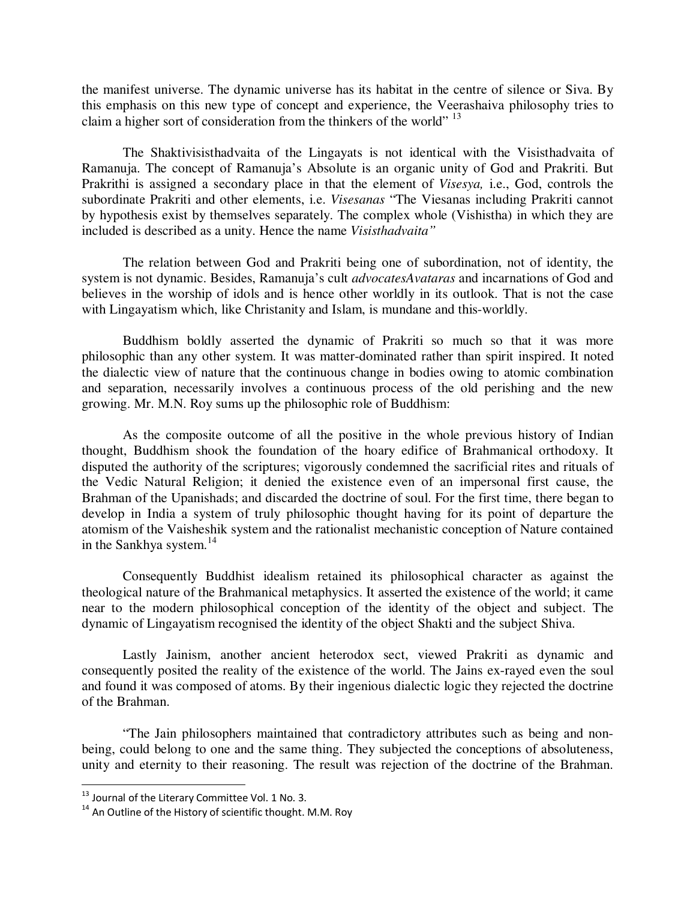the manifest universe. The dynamic universe has its habitat in the centre of silence or Siva. By this emphasis on this new type of concept and experience, the Veerashaiva philosophy tries to claim a higher sort of consideration from the thinkers of the world" [13]

The Shaktivisisthadvaita of the Lingayats is not identical with the Visisthadvaita of Ramanuja. The concept of Ramanuja's Absolute is an organic unity of God and Prakriti. But Prakrithi is assigned a secondary place in that the element of *Visesya,* i.e., God, controls the subordinate Prakriti and other elements, i.e. *Visesanas* "The Viesanas including Prakriti cannot by hypothesis exist by themselves separately. The complex whole (Vishistha) in which they are included is described as a unity. Hence the name *Visisthadvaita"*

The relation between God and Prakriti being one of subordination, not of identity, the system is not dynamic. Besides, Ramanuja's cult *advocatesAvataras* and incarnations of God and believes in the worship of idols and is hence other worldly in its outlook. That is not the case with Lingayatism which, like Christanity and Islam, is mundane and this-worldly.

Buddhism boldly asserted the dynamic of Prakriti so much so that it was more philosophic than any other system. It was matter-dominated rather than spirit inspired. It noted the dialectic view of nature that the continuous change in bodies owing to atomic combination and separation, necessarily involves a continuous process of the old perishing and the new growing. Mr. M.N. Roy sums up the philosophic role of Buddhism:

As the composite outcome of all the positive in the whole previous history of Indian thought, Buddhism shook the foundation of the hoary edifice of Brahmanical orthodoxy. It disputed the authority of the scriptures; vigorously condemned the sacrificial rites and rituals of the Vedic Natural Religion; it denied the existence even of an impersonal first cause, the Brahman of the Upanishads; and discarded the doctrine of soul. For the first time, there began to develop in India a system of truly philosophic thought having for its point of departure the atomism of the Vaisheshik system and the rationalist mechanistic conception of Nature contained in the Sankhya system.[14]

Consequently Buddhist idealism retained its philosophical character as against the theological nature of the Brahmanical metaphysics. It asserted the existence of the world; it came near to the modern philosophical conception of the identity of the object and subject. The dynamic of Lingayatism recognised the identity of the object Shakti and the subject Shiva.

Lastly Jainism, another ancient heterodox sect, viewed Prakriti as dynamic and consequently posited the reality of the existence of the world. The Jains ex-rayed even the soul and found it was composed of atoms. By their ingenious dialectic logic they rejected the doctrine of the Brahman.

"The Jain philosophers maintained that contradictory attributes such as being and non-being, could belong to one and the same thing. They subjected the conceptions of absoluteness, unity and eternity to their reasoning. The result was rejection of the doctrine of the Brahman.

---

[13] Journal of the Literary Committee Vol. 1 No. 3.

[14] An Outline of the History of scientific thought. M.M. Roy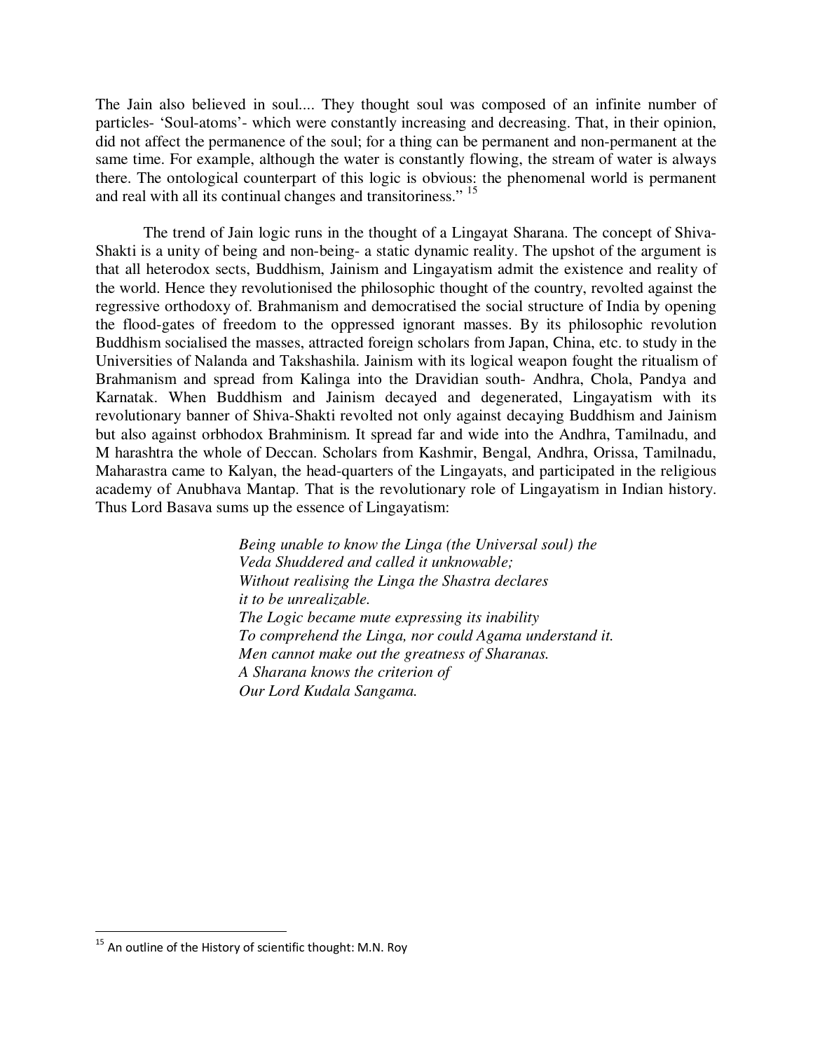The Jain also believed in soul.... They thought soul was composed of an infinite number of particles- 'Soul-atoms'- which were constantly increasing and decreasing. That, in their opinion, did not affect the permanence of the soul; for a thing can be permanent and non-permanent at the same time. For example, although the water is constantly flowing, the stream of water is always there. The ontological counterpart of this logic is obvious: the phenomenal world is permanent and real with all its continual changes and transitoriness." [15]

The trend of Jain logic runs in the thought of a Lingayat Sharana. The concept of Shiva-Shakti is a unity of being and non-being- a static dynamic reality. The upshot of the argument is that all heterodox sects, Buddhism, Jainism and Lingayatism admit the existence and reality of the world. Hence they revolutionised the philosophic thought of the country, revolted against the regressive orthodoxy of. Brahmanism and democratised the social structure of India by opening the flood-gates of freedom to the oppressed ignorant masses. By its philosophic revolution Buddhism socialised the masses, attracted foreign scholars from Japan, China, etc. to study in the Universities of Nalanda and Takshashila. Jainism with its logical weapon fought the ritualism of Brahmanism and spread from Kalinga into the Dravidian south- Andhra, Chola, Pandya and Karnatak. When Buddhism and Jainism decayed and degenerated, Lingayatism with its revolutionary banner of Shiva-Shakti revolted not only against decaying Buddhism and Jainism but also against orbhodox Brahminism. It spread far and wide into the Andhra, Tamilnadu, and M harashtra the whole of Deccan. Scholars from Kashmir, Bengal, Andhra, Orissa, Tamilnadu, Maharastra came to Kalyan, the head-quarters of the Lingayats, and participated in the religious academy of Anubhava Mantap. That is the revolutionary role of Lingayatism in Indian history. Thus Lord Basava sums up the essence of Lingayatism:

> *Being unable to know the Linga (the Universal soul) the*
> *Veda Shuddered and called it unknowable;*
> *Without realising the Linga the Shastra declares*
> *it to be unrealizable.*
> *The Logic became mute expressing its inability*
> *To comprehend the Linga, nor could Agama understand it.*
> *Men cannot make out the greatness of Sharanas.*
> *A Sharana knows the criterion of*
> *Our Lord Kudala Sangama.*

---

[15] An outline of the History of scientific thought: M.N. Roy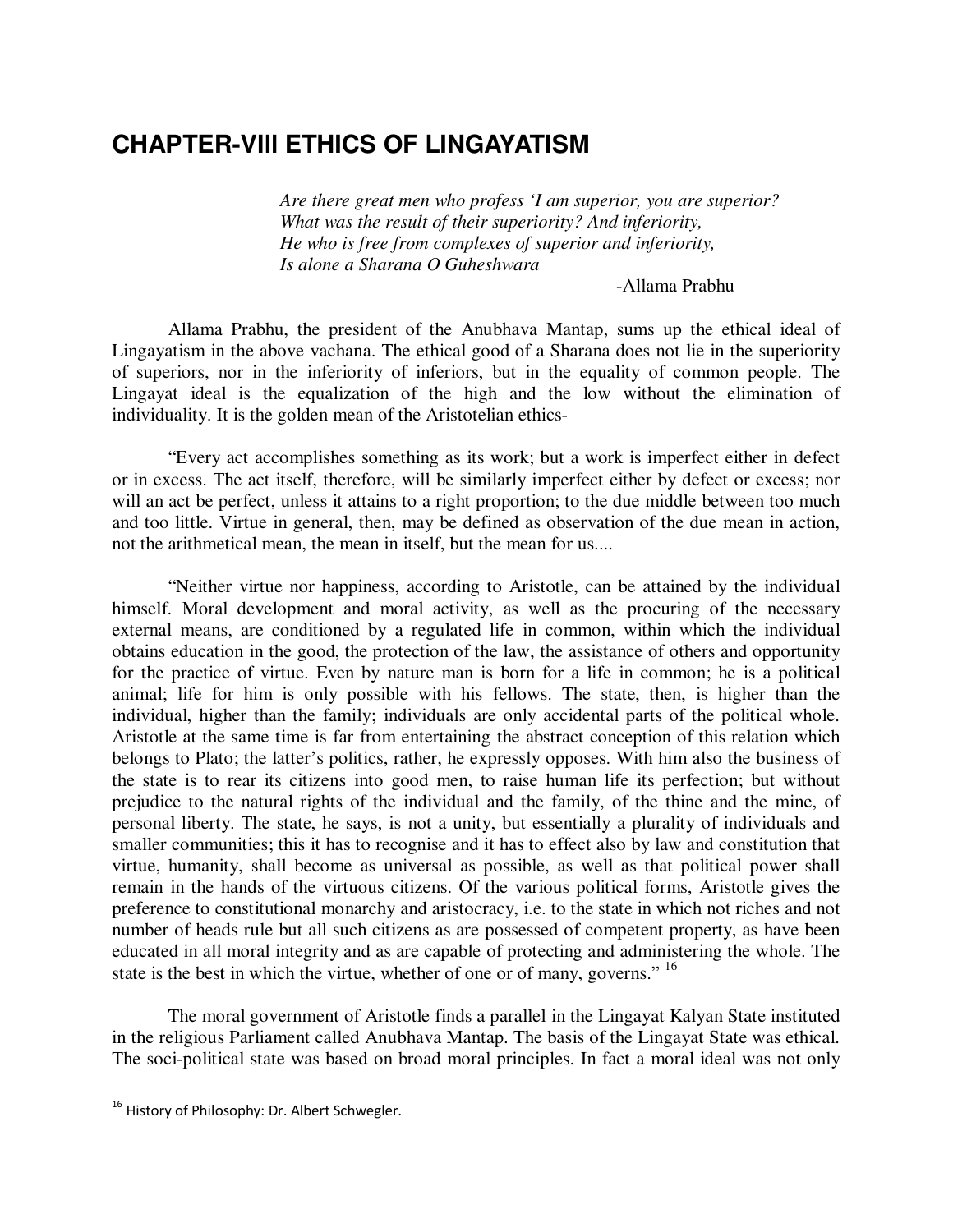# CHAPTER-VIII ETHICS OF LINGAYATISM

> *Are there great men who profess 'I am superior, you are superior?*
> *What was the result of their superiority? And inferiority,*
> *He who is free from complexes of superior and inferiority,*
> *Is alone a Sharana O Guheshwara*
>
> -Allama Prabhu

Allama Prabhu, the president of the Anubhava Mantap, sums up the ethical ideal of Lingayatism in the above vachana. The ethical good of a Sharana does not lie in the superiority of superiors, nor in the inferiority of inferiors, but in the equality of common people. The Lingayat ideal is the equalization of the high and the low without the elimination of individuality. It is the golden mean of the Aristotelian ethics-

"Every act accomplishes something as its work; but a work is imperfect either in defect or in excess. The act itself, therefore, will be similarly imperfect either by defect or excess; nor will an act be perfect, unless it attains to a right proportion; to the due middle between too much and too little. Virtue in general, then, may be defined as observation of the due mean in action, not the arithmetical mean, the mean in itself, but the mean for us....

"Neither virtue nor happiness, according to Aristotle, can be attained by the individual himself. Moral development and moral activity, as well as the procuring of the necessary external means, are conditioned by a regulated life in common, within which the individual obtains education in the good, the protection of the law, the assistance of others and opportunity for the practice of virtue. Even by nature man is born for a life in common; he is a political animal; life for him is only possible with his fellows. The state, then, is higher than the individual, higher than the family; individuals are only accidental parts of the political whole. Aristotle at the same time is far from entertaining the abstract conception of this relation which belongs to Plato; the latter's politics, rather, he expressly opposes. With him also the business of the state is to rear its citizens into good men, to raise human life its perfection; but without prejudice to the natural rights of the individual and the family, of the thine and the mine, of personal liberty. The state, he says, is not a unity, but essentially a plurality of individuals and smaller communities; this it has to recognise and it has to effect also by law and constitution that virtue, humanity, shall become as universal as possible, as well as that political power shall remain in the hands of the virtuous citizens. Of the various political forms, Aristotle gives the preference to constitutional monarchy and aristocracy, i.e. to the state in which not riches and not number of heads rule but all such citizens as are possessed of competent property, as have been educated in all moral integrity and as are capable of protecting and administering the whole. The state is the best in which the virtue, whether of one or of many, governs."[16]

The moral government of Aristotle finds a parallel in the Lingayat Kalyan State instituted in the religious Parliament called Anubhava Mantap. The basis of the Lingayat State was ethical. The soci-political state was based on broad moral principles. In fact a moral ideal was not only

---

[16] History of Philosophy: Dr. Albert Schwegler.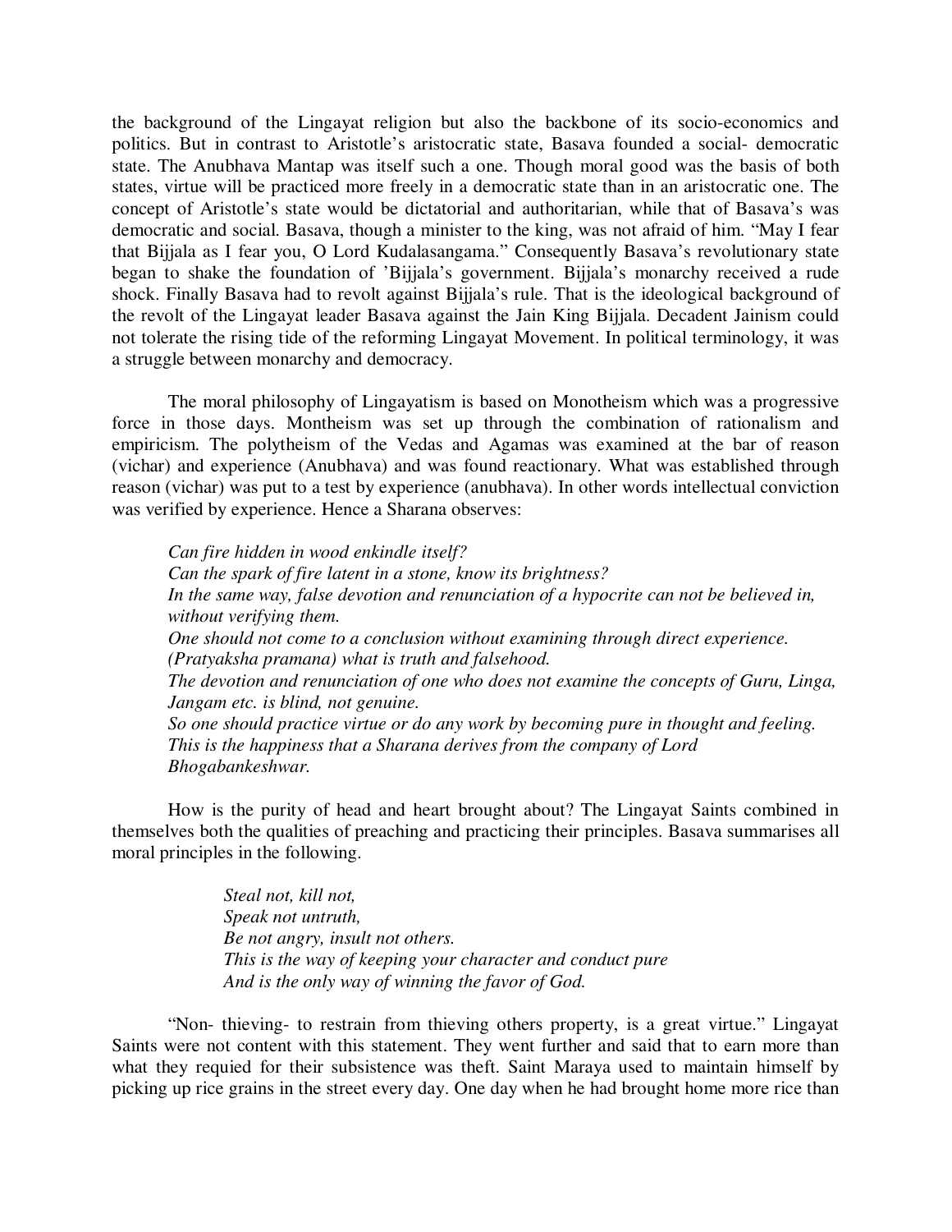the background of the Lingayat religion but also the backbone of its socio-economics and politics. But in contrast to Aristotle's aristocratic state, Basava founded a social- democratic state. The Anubhava Mantap was itself such a one. Though moral good was the basis of both states, virtue will be practiced more freely in a democratic state than in an aristocratic one. The concept of Aristotle's state would be dictatorial and authoritarian, while that of Basava's was democratic and social. Basava, though a minister to the king, was not afraid of him. "May I fear that Bijjala as I fear you, O Lord Kudalasangama." Consequently Basava's revolutionary state began to shake the foundation of 'Bijjala's government. Bijjala's monarchy received a rude shock. Finally Basava had to revolt against Bijjala's rule. That is the ideological background of the revolt of the Lingayat leader Basava against the Jain King Bijjala. Decadent Jainism could not tolerate the rising tide of the reforming Lingayat Movement. In political terminology, it was a struggle between monarchy and democracy.

The moral philosophy of Lingayatism is based on Monotheism which was a progressive force in those days. Montheism was set up through the combination of rationalism and empiricism. The polytheism of the Vedas and Agamas was examined at the bar of reason (vichar) and experience (Anubhava) and was found reactionary. What was established through reason (vichar) was put to a test by experience (anubhava). In other words intellectual conviction was verified by experience. Hence a Sharana observes:

> *Can fire hidden in wood enkindle itself?*
> *Can the spark of fire latent in a stone, know its brightness?*
> *In the same way, false devotion and renunciation of a hypocrite can not be believed in, without verifying them.*
> *One should not come to a conclusion without examining through direct experience. (Pratyaksha pramana) what is truth and falsehood.*
> *The devotion and renunciation of one who does not examine the concepts of Guru, Linga, Jangam etc. is blind, not genuine.*
> *So one should practice virtue or do any work by becoming pure in thought and feeling.*
> *This is the happiness that a Sharana derives from the company of Lord Bhogabankeshwar.*

How is the purity of head and heart brought about? The Lingayat Saints combined in themselves both the qualities of preaching and practicing their principles. Basava summarises all moral principles in the following.

> *Steal not, kill not,*
> *Speak not untruth,*
> *Be not angry, insult not others.*
> *This is the way of keeping your character and conduct pure*
> *And is the only way of winning the favor of God.*

"Non- thieving- to restrain from thieving others property, is a great virtue." Lingayat Saints were not content with this statement. They went further and said that to earn more than what they requied for their subsistence was theft. Saint Maraya used to maintain himself by picking up rice grains in the street every day. One day when he had brought home more rice than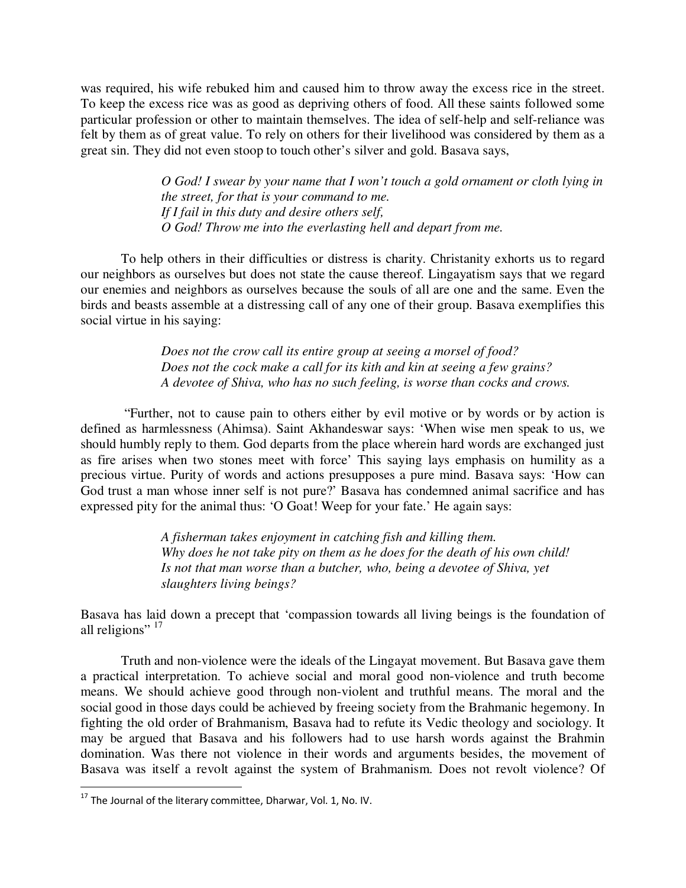was required, his wife rebuked him and caused him to throw away the excess rice in the street. To keep the excess rice was as good as depriving others of food. All these saints followed some particular profession or other to maintain themselves. The idea of self-help and self-reliance was felt by them as of great value. To rely on others for their livelihood was considered by them as a great sin. They did not even stoop to touch other's silver and gold. Basava says,

> *O God! I swear by your name that I won't touch a gold ornament or cloth lying in the street, for that is your command to me.*
> *If I fail in this duty and desire others self,*
> *O God! Throw me into the everlasting hell and depart from me.*

To help others in their difficulties or distress is charity. Christanity exhorts us to regard our neighbors as ourselves but does not state the cause thereof. Lingayatism says that we regard our enemies and neighbors as ourselves because the souls of all are one and the same. Even the birds and beasts assemble at a distressing call of any one of their group. Basava exemplifies this social virtue in his saying:

> *Does not the crow call its entire group at seeing a morsel of food?*
> *Does not the cock make a call for its kith and kin at seeing a few grains?*
> *A devotee of Shiva, who has no such feeling, is worse than cocks and crows.*

"Further, not to cause pain to others either by evil motive or by words or by action is defined as harmlessness (Ahimsa). Saint Akhandeswar says: 'When wise men speak to us, we should humbly reply to them. God departs from the place wherein hard words are exchanged just as fire arises when two stones meet with force' This saying lays emphasis on humility as a precious virtue. Purity of words and actions presupposes a pure mind. Basava says: 'How can God trust a man whose inner self is not pure?' Basava has condemned animal sacrifice and has expressed pity for the animal thus: 'O Goat! Weep for your fate.' He again says:

> *A fisherman takes enjoyment in catching fish and killing them.*
> *Why does he not take pity on them as he does for the death of his own child!*
> *Is not that man worse than a butcher, who, being a devotee of Shiva, yet slaughters living beings?*

Basava has laid down a precept that 'compassion towards all living beings is the foundation of all religions" [17]

Truth and non-violence were the ideals of the Lingayat movement. But Basava gave them a practical interpretation. To achieve social and moral good non-violence and truth become means. We should achieve good through non-violent and truthful means. The moral and the social good in those days could be achieved by freeing society from the Brahmanic hegemony. In fighting the old order of Brahmanism, Basava had to refute its Vedic theology and sociology. It may be argued that Basava and his followers had to use harsh words against the Brahmin domination. Was there not violence in their words and arguments besides, the movement of Basava was itself a revolt against the system of Brahmanism. Does not revolt violence? Of

[17] The Journal of the literary committee, Dharwar, Vol. 1, No. IV.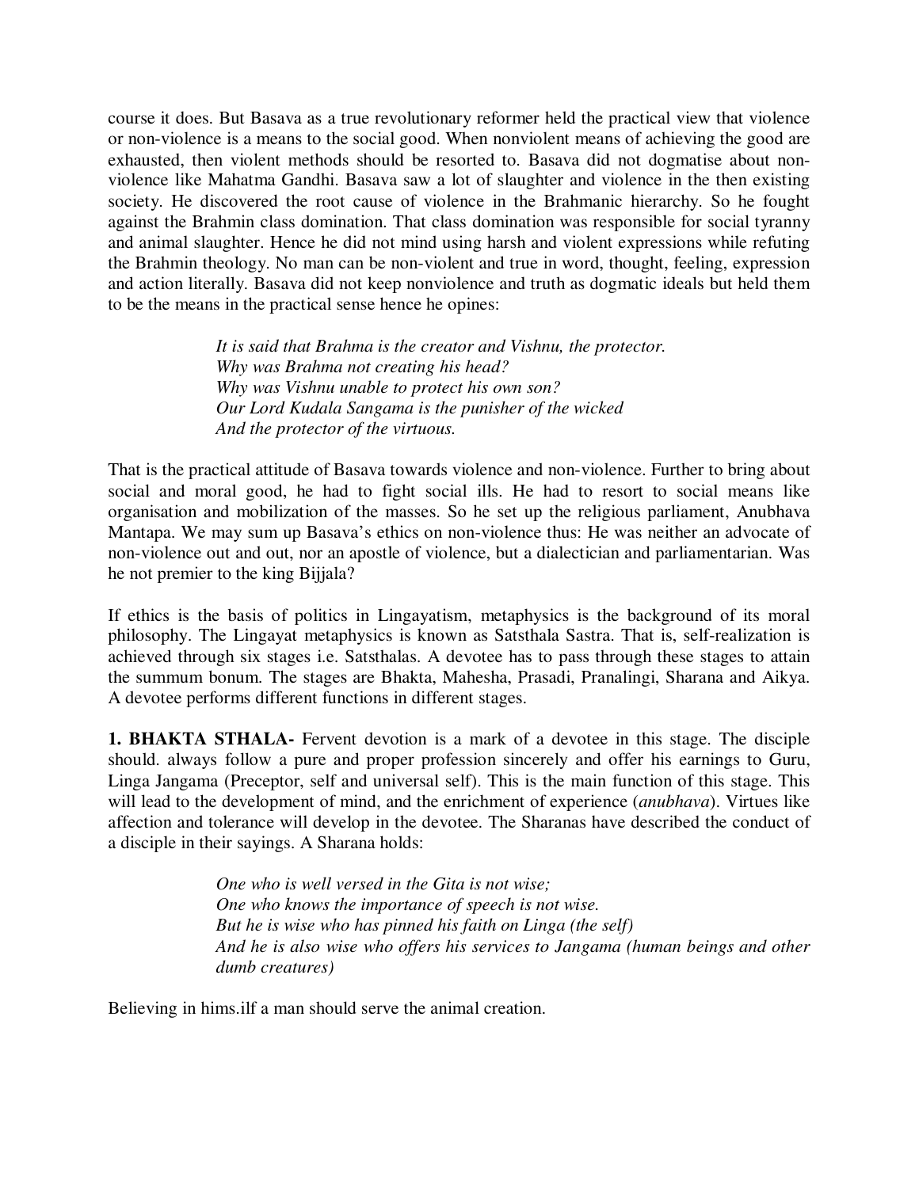course it does. But Basava as a true revolutionary reformer held the practical view that violence or non-violence is a means to the social good. When nonviolent means of achieving the good are exhausted, then violent methods should be resorted to. Basava did not dogmatise about non-violence like Mahatma Gandhi. Basava saw a lot of slaughter and violence in the then existing society. He discovered the root cause of violence in the Brahmanic hierarchy. So he fought against the Brahmin class domination. That class domination was responsible for social tyranny and animal slaughter. Hence he did not mind using harsh and violent expressions while refuting the Brahmin theology. No man can be non-violent and true in word, thought, feeling, expression and action literally. Basava did not keep nonviolence and truth as dogmatic ideals but held them to be the means in the practical sense hence he opines:

> *It is said that Brahma is the creator and Vishnu, the protector.*
> *Why was Brahma not creating his head?*
> *Why was Vishnu unable to protect his own son?*
> *Our Lord Kudala Sangama is the punisher of the wicked*
> *And the protector of the virtuous.*

That is the practical attitude of Basava towards violence and non-violence. Further to bring about social and moral good, he had to fight social ills. He had to resort to social means like organisation and mobilization of the masses. So he set up the religious parliament, Anubhava Mantapa. We may sum up Basava's ethics on non-violence thus: He was neither an advocate of non-violence out and out, nor an apostle of violence, but a dialectician and parliamentarian. Was he not premier to the king Bijjala?

If ethics is the basis of politics in Lingayatism, metaphysics is the background of its moral philosophy. The Lingayat metaphysics is known as Satsthala Sastra. That is, self-realization is achieved through six stages i.e. Satsthalas. A devotee has to pass through these stages to attain the summum bonum. The stages are Bhakta, Mahesha, Prasadi, Pranalingi, Sharana and Aikya. A devotee performs different functions in different stages.

**1. BHAKTA STHALA-** Fervent devotion is a mark of a devotee in this stage. The disciple should. always follow a pure and proper profession sincerely and offer his earnings to Guru, Linga Jangama (Preceptor, self and universal self). This is the main function of this stage. This will lead to the development of mind, and the enrichment of experience (*anubhava*). Virtues like affection and tolerance will develop in the devotee. The Sharanas have described the conduct of a disciple in their sayings. A Sharana holds:

> *One who is well versed in the Gita is not wise;*
> *One who knows the importance of speech is not wise.*
> *But he is wise who has pinned his faith on Linga (the self)*
> *And he is also wise who offers his services to Jangama (human beings and other dumb creatures)*

Believing in hims.ilf a man should serve the animal creation.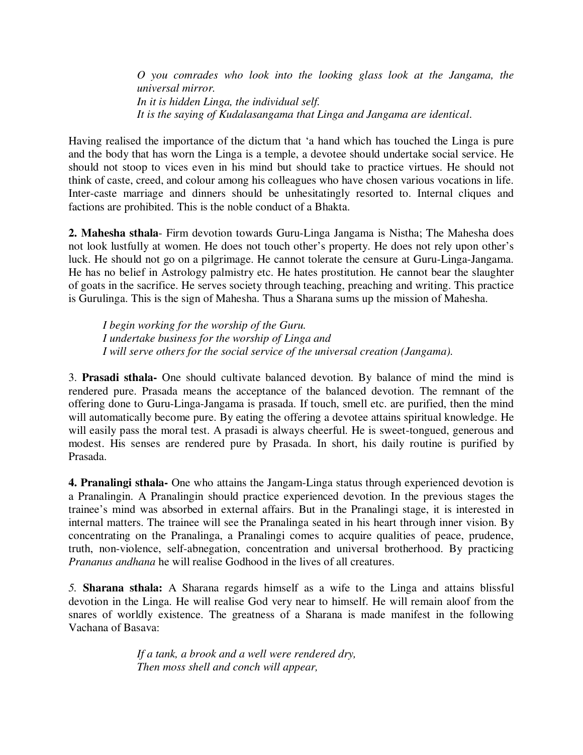*O you comrades who look into the looking glass look at the Jangama, the universal mirror.*
*In it is hidden Linga, the individual self.*
*It is the saying of Kudalasangama that Linga and Jangama are identical.*

Having realised the importance of the dictum that 'a hand which has touched the Linga is pure and the body that has worn the Linga is a temple, a devotee should undertake social service. He should not stoop to vices even in his mind but should take to practice virtues. He should not think of caste, creed, and colour among his colleagues who have chosen various vocations in life. Inter-caste marriage and dinners should be unhesitatingly resorted to. Internal cliques and factions are prohibited. This is the noble conduct of a Bhakta.

**2. Mahesha sthala**- Firm devotion towards Guru-Linga Jangama is Nistha; The Mahesha does not look lustfully at women. He does not touch other's property. He does not rely upon other's luck. He should not go on a pilgrimage. He cannot tolerate the censure at Guru-Linga-Jangama. He has no belief in Astrology palmistry etc. He hates prostitution. He cannot bear the slaughter of goats in the sacrifice. He serves society through teaching, preaching and writing. This practice is Gurulinga. This is the sign of Mahesha. Thus a Sharana sums up the mission of Mahesha.

*I begin working for the worship of the Guru.*
*I undertake business for the worship of Linga and*
*I will serve others for the social service of the universal creation (Jangama).*

3. **Prasadi sthala-** One should cultivate balanced devotion. By balance of mind the mind is rendered pure. Prasada means the acceptance of the balanced devotion. The remnant of the offering done to Guru-Linga-Jangama is prasada. If touch, smell etc. are purified, then the mind will automatically become pure. By eating the offering a devotee attains spiritual knowledge. He will easily pass the moral test. A prasadi is always cheerful. He is sweet-tongued, generous and modest. His senses are rendered pure by Prasada. In short, his daily routine is purified by Prasada.

**4. Pranalingi sthala-** One who attains the Jangam-Linga status through experienced devotion is a Pranalingin. A Pranalingin should practice experienced devotion. In the previous stages the trainee's mind was absorbed in external affairs. But in the Pranalingi stage, it is interested in internal matters. The trainee will see the Pranalinga seated in his heart through inner vision. By concentrating on the Pranalinga, a Pranalingi comes to acquire qualities of peace, prudence, truth, non-violence, self-abnegation, concentration and universal brotherhood. By practicing *Prananus andhana* he will realise Godhood in the lives of all creatures.

*5.* **Sharana sthala:** A Sharana regards himself as a wife to the Linga and attains blissful devotion in the Linga. He will realise God very near to himself. He will remain aloof from the snares of worldly existence. The greatness of a Sharana is made manifest in the following Vachana of Basava:

*If a tank, a brook and a well were rendered dry,*
*Then moss shell and conch will appear,*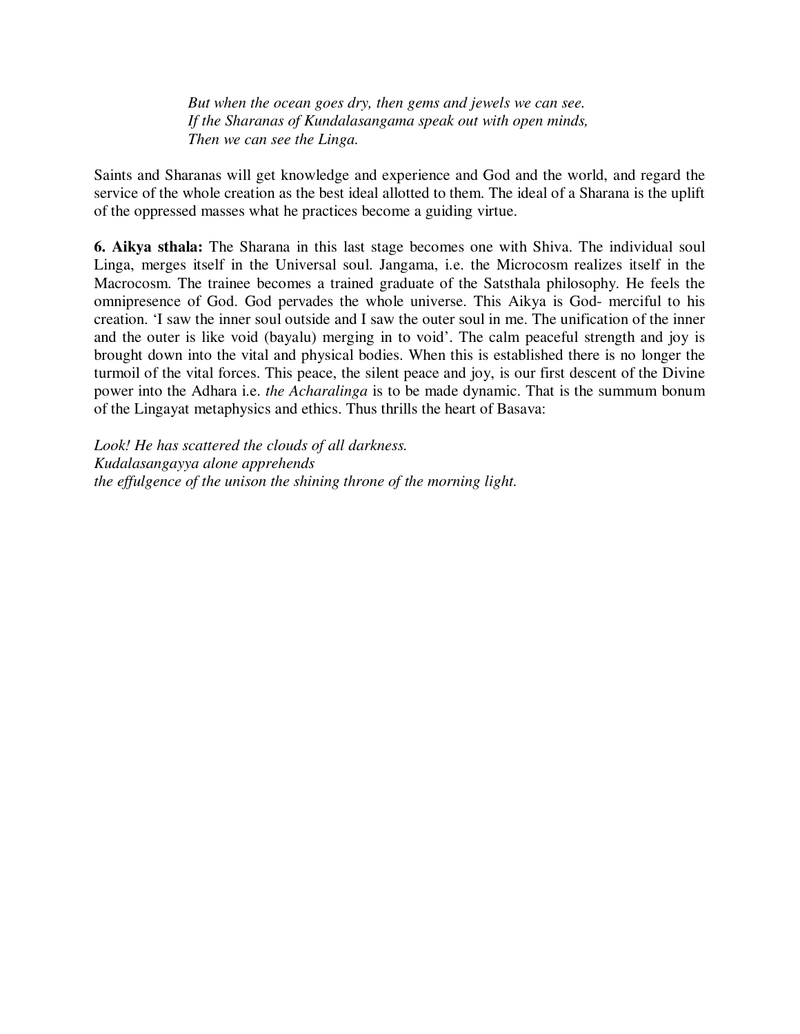*But when the ocean goes dry, then gems and jewels we can see.*
*If the Sharanas of Kundalasangama speak out with open minds,*
*Then we can see the Linga.*

Saints and Sharanas will get knowledge and experience and God and the world, and regard the service of the whole creation as the best ideal allotted to them. The ideal of a Sharana is the uplift of the oppressed masses what he practices become a guiding virtue.

**6. Aikya sthala:** The Sharana in this last stage becomes one with Shiva. The individual soul Linga, merges itself in the Universal soul. Jangama, i.e. the Microcosm realizes itself in the Macrocosm. The trainee becomes a trained graduate of the Satsthala philosophy. He feels the omnipresence of God. God pervades the whole universe. This Aikya is God- merciful to his creation. 'I saw the inner soul outside and I saw the outer soul in me. The unification of the inner and the outer is like void (bayalu) merging in to void'. The calm peaceful strength and joy is brought down into the vital and physical bodies. When this is established there is no longer the turmoil of the vital forces. This peace, the silent peace and joy, is our first descent of the Divine power into the Adhara i.e. *the Acharalinga* is to be made dynamic. That is the summum bonum of the Lingayat metaphysics and ethics. Thus thrills the heart of Basava:

*Look! He has scattered the clouds of all darkness.*
*Kudalasangayya alone apprehends*
*the effulgence of the unison the shining throne of the morning light.*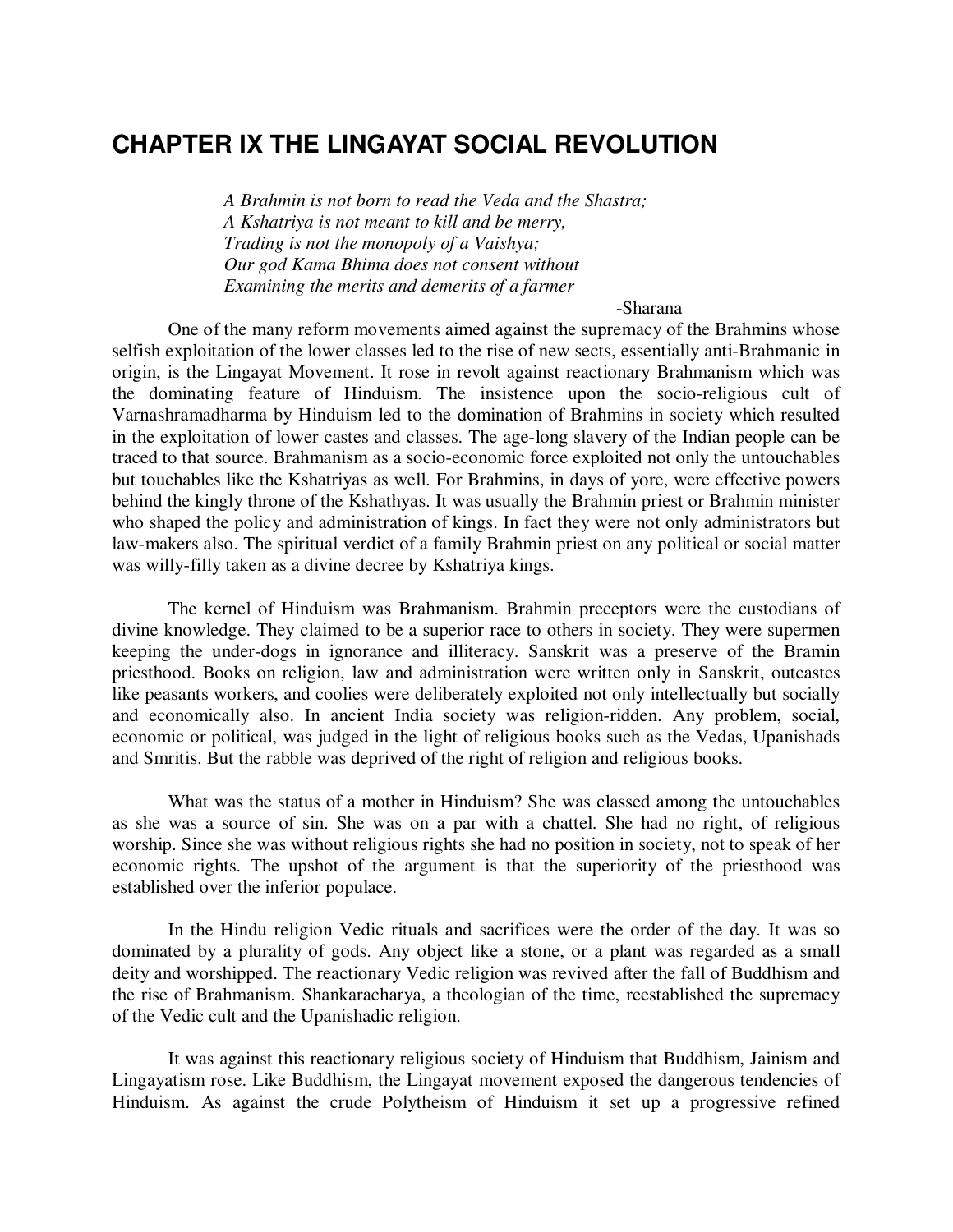# CHAPTER IX THE LINGAYAT SOCIAL REVOLUTION

*A Brahmin is not born to read the Veda and the Shastra;*
*A Kshatriya is not meant to kill and be merry,*
*Trading is not the monopoly of a Vaishya;*
*Our god Kama Bhima does not consent without*
*Examining the merits and demerits of a farmer*

-Sharana

One of the many reform movements aimed against the supremacy of the Brahmins whose selfish exploitation of the lower classes led to the rise of new sects, essentially anti-Brahmanic in origin, is the Lingayat Movement. It rose in revolt against reactionary Brahmanism which was the dominating feature of Hinduism. The insistence upon the socio-religious cult of Varnashramadharma by Hinduism led to the domination of Brahmins in society which resulted in the exploitation of lower castes and classes. The age-long slavery of the Indian people can be traced to that source. Brahmanism as a socio-economic force exploited not only the untouchables but touchables like the Kshatriyas as well. For Brahmins, in days of yore, were effective powers behind the kingly throne of the Kshathyas. It was usually the Brahmin priest or Brahmin minister who shaped the policy and administration of kings. In fact they were not only administrators but law-makers also. The spiritual verdict of a family Brahmin priest on any political or social matter was willy-filly taken as a divine decree by Kshatriya kings.

The kernel of Hinduism was Brahmanism. Brahmin preceptors were the custodians of divine knowledge. They claimed to be a superior race to others in society. They were supermen keeping the under-dogs in ignorance and illiteracy. Sanskrit was a preserve of the Bramin priesthood. Books on religion, law and administration were written only in Sanskrit, outcastes like peasants workers, and coolies were deliberately exploited not only intellectually but socially and economically also. In ancient India society was religion-ridden. Any problem, social, economic or political, was judged in the light of religious books such as the Vedas, Upanishads and Smritis. But the rabble was deprived of the right of religion and religious books.

What was the status of a mother in Hinduism? She was classed among the untouchables as she was a source of sin. She was on a par with a chattel. She had no right, of religious worship. Since she was without religious rights she had no position in society, not to speak of her economic rights. The upshot of the argument is that the superiority of the priesthood was established over the inferior populace.

In the Hindu religion Vedic rituals and sacrifices were the order of the day. It was so dominated by a plurality of gods. Any object like a stone, or a plant was regarded as a small deity and worshipped. The reactionary Vedic religion was revived after the fall of Buddhism and the rise of Brahmanism. Shankaracharya, a theologian of the time, reestablished the supremacy of the Vedic cult and the Upanishadic religion.

It was against this reactionary religious society of Hinduism that Buddhism, Jainism and Lingayatism rose. Like Buddhism, the Lingayat movement exposed the dangerous tendencies of Hinduism. As against the crude Polytheism of Hinduism it set up a progressive refined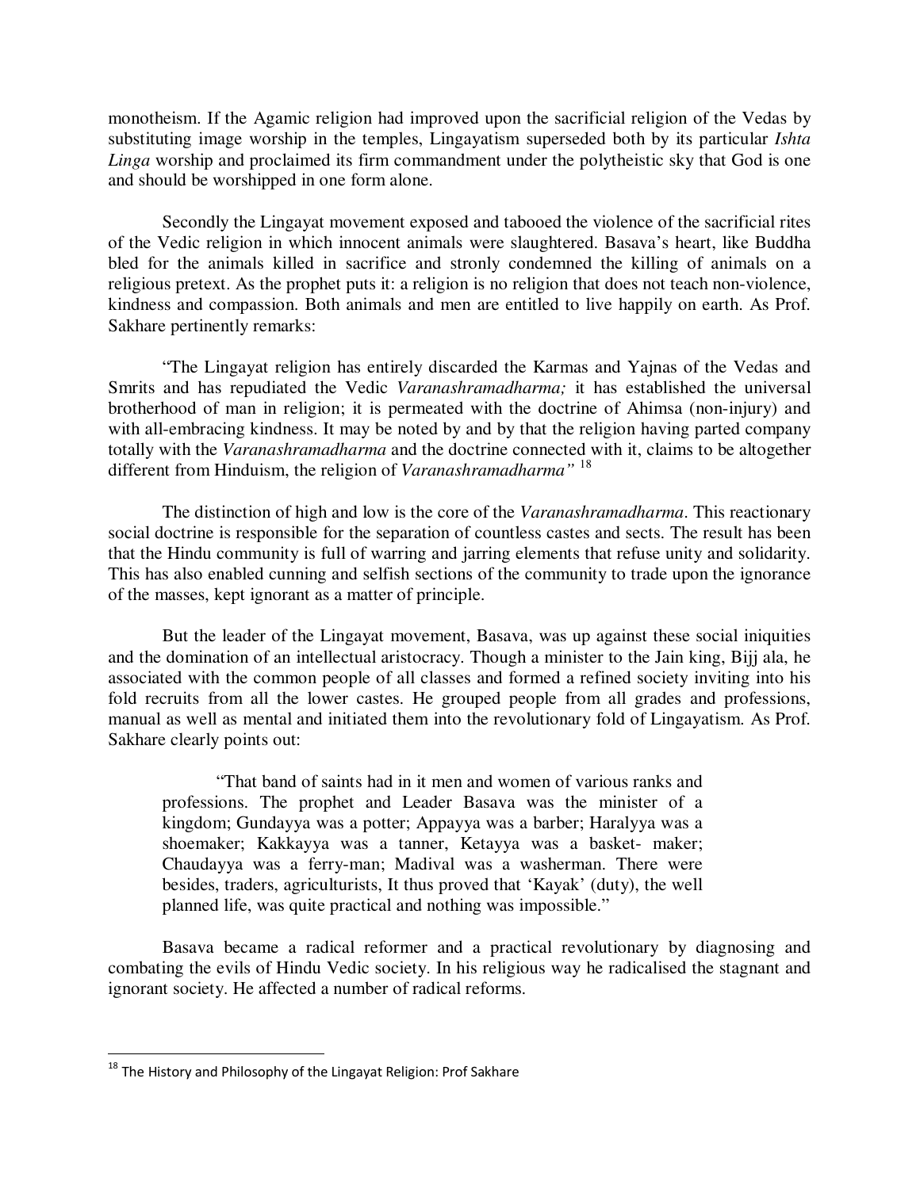monotheism. If the Agamic religion had improved upon the sacrificial religion of the Vedas by substituting image worship in the temples, Lingayatism superseded both by its particular *Ishta Linga* worship and proclaimed its firm commandment under the polytheistic sky that God is one and should be worshipped in one form alone.

Secondly the Lingayat movement exposed and tabooed the violence of the sacrificial rites of the Vedic religion in which innocent animals were slaughtered. Basava's heart, like Buddha bled for the animals killed in sacrifice and stronly condemned the killing of animals on a religious pretext. As the prophet puts it: a religion is no religion that does not teach non-violence, kindness and compassion. Both animals and men are entitled to live happily on earth. As Prof. Sakhare pertinently remarks:

"The Lingayat religion has entirely discarded the Karmas and Yajnas of the Vedas and Smrits and has repudiated the Vedic *Varanashramadharma;* it has established the universal brotherhood of man in religion; it is permeated with the doctrine of Ahimsa (non-injury) and with all-embracing kindness. It may be noted by and by that the religion having parted company totally with the *Varanashramadharma* and the doctrine connected with it, claims to be altogether different from Hinduism, the religion of *Varanashramadharma"* [18]

The distinction of high and low is the core of the *Varanashramadharma*. This reactionary social doctrine is responsible for the separation of countless castes and sects. The result has been that the Hindu community is full of warring and jarring elements that refuse unity and solidarity. This has also enabled cunning and selfish sections of the community to trade upon the ignorance of the masses, kept ignorant as a matter of principle.

But the leader of the Lingayat movement, Basava, was up against these social iniquities and the domination of an intellectual aristocracy. Though a minister to the Jain king, Bijj ala, he associated with the common people of all classes and formed a refined society inviting into his fold recruits from all the lower castes. He grouped people from all grades and professions, manual as well as mental and initiated them into the revolutionary fold of Lingayatism. As Prof. Sakhare clearly points out:

> "That band of saints had in it men and women of various ranks and professions. The prophet and Leader Basava was the minister of a kingdom; Gundayya was a potter; Appayya was a barber; Haralyya was a shoemaker; Kakkayya was a tanner, Ketayya was a basket- maker; Chaudayya was a ferry-man; Madival was a washerman. There were besides, traders, agriculturists, It thus proved that 'Kayak' (duty), the well planned life, was quite practical and nothing was impossible."

Basava became a radical reformer and a practical revolutionary by diagnosing and combating the evils of Hindu Vedic society. In his religious way he radicalised the stagnant and ignorant society. He affected a number of radical reforms.

---

[18] The History and Philosophy of the Lingayat Religion: Prof Sakhare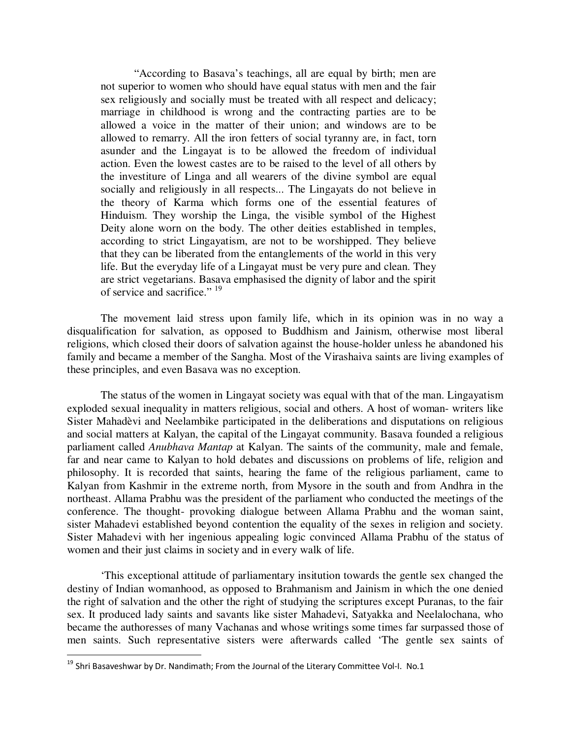> "According to Basava's teachings, all are equal by birth; men are not superior to women who should have equal status with men and the fair sex religiously and socially must be treated with all respect and delicacy; marriage in childhood is wrong and the contracting parties are to be allowed a voice in the matter of their union; and windows are to be allowed to remarry. All the iron fetters of social tyranny are, in fact, torn asunder and the Lingayat is to be allowed the freedom of individual action. Even the lowest castes are to be raised to the level of all others by the investiture of Linga and all wearers of the divine symbol are equal socially and religiously in all respects... The Lingayats do not believe in the theory of Karma which forms one of the essential features of Hinduism. They worship the Linga, the visible symbol of the Highest Deity alone worn on the body. The other deities established in temples, according to strict Lingayatism, are not to be worshipped. They believe that they can be liberated from the entanglements of the world in this very life. But the everyday life of a Lingayat must be very pure and clean. They are strict vegetarians. Basava emphasised the dignity of labor and the spirit of service and sacrifice." [19]

The movement laid stress upon family life, which in its opinion was in no way a disqualification for salvation, as opposed to Buddhism and Jainism, otherwise most liberal religions, which closed their doors of salvation against the house-holder unless he abandoned his family and became a member of the Sangha. Most of the Virashaiva saints are living examples of these principles, and even Basava was no exception.

The status of the women in Lingayat society was equal with that of the man. Lingayatism exploded sexual inequality in matters religious, social and others. A host of woman- writers like Sister Mahadèvi and Neelambike participated in the deliberations and disputations on religious and social matters at Kalyan, the capital of the Lingayat community. Basava founded a religious parliament called *Anubhava Mantap* at Kalyan. The saints of the community, male and female, far and near came to Kalyan to hold debates and discussions on problems of life, religion and philosophy. It is recorded that saints, hearing the fame of the religious parliament, came to Kalyan from Kashmir in the extreme north, from Mysore in the south and from Andhra in the northeast. Allama Prabhu was the president of the parliament who conducted the meetings of the conference. The thought- provoking dialogue between Allama Prabhu and the woman saint, sister Mahadevi established beyond contention the equality of the sexes in religion and society. Sister Mahadevi with her ingenious appealing logic convinced Allama Prabhu of the status of women and their just claims in society and in every walk of life.

'This exceptional attitude of parliamentary insitution towards the gentle sex changed the destiny of Indian womanhood, as opposed to Brahmanism and Jainism in which the one denied the right of salvation and the other the right of studying the scriptures except Puranas, to the fair sex. It produced lady saints and savants like sister Mahadevi, Satyakka and Neelalochana, who became the authoresses of many Vachanas and whose writings some times far surpassed those of men saints. Such representative sisters were afterwards called 'The gentle sex saints of

---

[19] Shri Basaveshwar by Dr. Nandimath; From the Journal of the Literary Committee Vol-I. No.1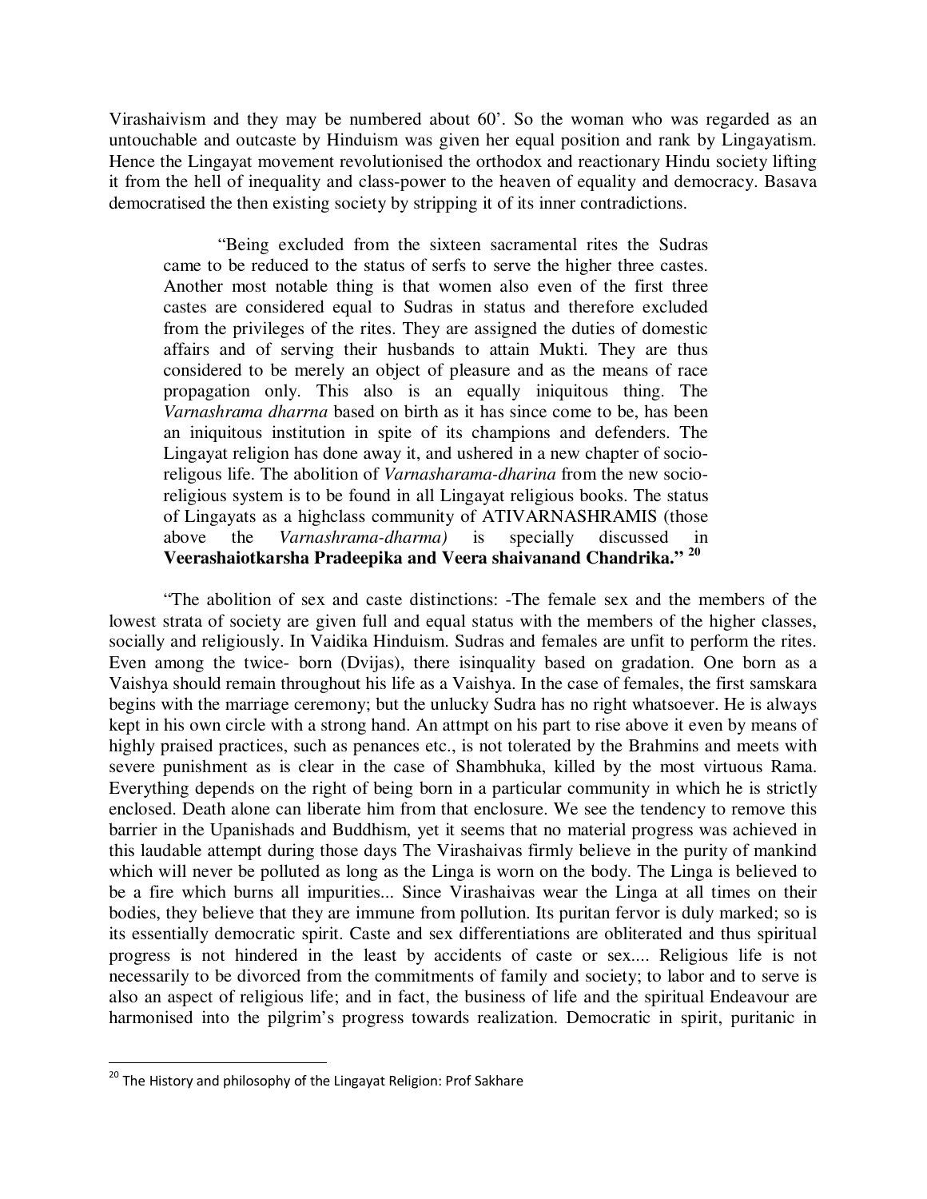Virashaivism and they may be numbered about 60'. So the woman who was regarded as an untouchable and outcaste by Hinduism was given her equal position and rank by Lingayatism. Hence the Lingayat movement revolutionised the orthodox and reactionary Hindu society lifting it from the hell of inequality and class-power to the heaven of equality and democracy. Basava democratised the then existing society by stripping it of its inner contradictions.

> "Being excluded from the sixteen sacramental rites the Sudras came to be reduced to the status of serfs to serve the higher three castes. Another most notable thing is that women also even of the first three castes are considered equal to Sudras in status and therefore excluded from the privileges of the rites. They are assigned the duties of domestic affairs and of serving their husbands to attain Mukti. They are thus considered to be merely an object of pleasure and as the means of race propagation only. This also is an equally iniquitous thing. The *Varnashrama dharrna* based on birth as it has since come to be, has been an iniquitous institution in spite of its champions and defenders. The Lingayat religion has done away it, and ushered in a new chapter of socio-religous life. The abolition of *Varnasharama-dharina* from the new socio-religious system is to be found in all Lingayat religious books. The status of Lingayats as a highclass community of ATIVARNASHRAMIS (those above the *Varnashrama-dharma)* is specially discussed in **Veerashaiotkarsha Pradeepika and Veera shaivanand Chandrika."** [20]

"The abolition of sex and caste distinctions: -The female sex and the members of the lowest strata of society are given full and equal status with the members of the higher classes, socially and religiously. In Vaidika Hinduism. Sudras and females are unfit to perform the rites. Even among the twice- born (Dvijas), there isinquality based on gradation. One born as a Vaishya should remain throughout his life as a Vaishya. In the case of females, the first samskara begins with the marriage ceremony; but the unlucky Sudra has no right whatsoever. He is always kept in his own circle with a strong hand. An attmpt on his part to rise above it even by means of highly praised practices, such as penances etc., is not tolerated by the Brahmins and meets with severe punishment as is clear in the case of Shambhuka, killed by the most virtuous Rama. Everything depends on the right of being born in a particular community in which he is strictly enclosed. Death alone can liberate him from that enclosure. We see the tendency to remove this barrier in the Upanishads and Buddhism, yet it seems that no material progress was achieved in this laudable attempt during those days The Virashaivas firmly believe in the purity of mankind which will never be polluted as long as the Linga is worn on the body. The Linga is believed to be a fire which burns all impurities... Since Virashaivas wear the Linga at all times on their bodies, they believe that they are immune from pollution. Its puritan fervor is duly marked; so is its essentially democratic spirit. Caste and sex differentiations are obliterated and thus spiritual progress is not hindered in the least by accidents of caste or sex.... Religious life is not necessarily to be divorced from the commitments of family and society; to labor and to serve is also an aspect of religious life; and in fact, the business of life and the spiritual Endeavour are harmonised into the pilgrim's progress towards realization. Democratic in spirit, puritanic in

---

[20] The History and philosophy of the Lingayat Religion: Prof Sakhare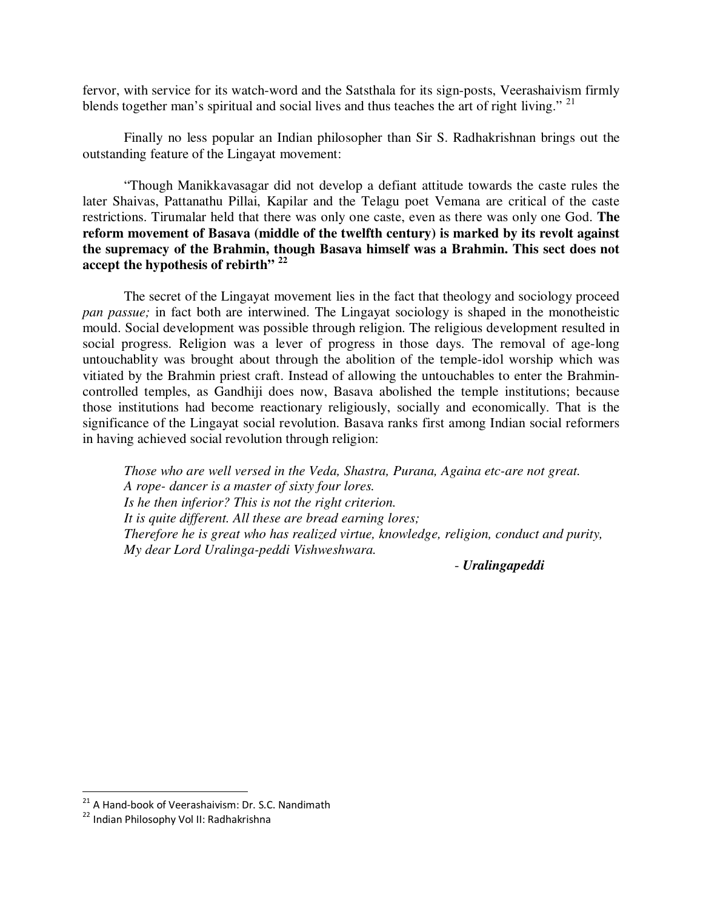fervor, with service for its watch-word and the Satsthala for its sign-posts, Veerashaivism firmly blends together man's spiritual and social lives and thus teaches the art of right living." [21]

Finally no less popular an Indian philosopher than Sir S. Radhakrishnan brings out the outstanding feature of the Lingayat movement:

"Though Manikkavasagar did not develop a defiant attitude towards the caste rules the later Shaivas, Pattanathu Pillai, Kapilar and the Telagu poet Vemana are critical of the caste restrictions. Tirumalar held that there was only one caste, even as there was only one God. **The reform movement of Basava (middle of the twelfth century) is marked by its revolt against the supremacy of the Brahmin, though Basava himself was a Brahmin. This sect does not accept the hypothesis of rebirth" [22]**

The secret of the Lingayat movement lies in the fact that theology and sociology proceed *pan passue;* in fact both are interwined. The Lingayat sociology is shaped in the monotheistic mould. Social development was possible through religion. The religious development resulted in social progress. Religion was a lever of progress in those days. The removal of age-long untouchablity was brought about through the abolition of the temple-idol worship which was vitiated by the Brahmin priest craft. Instead of allowing the untouchables to enter the Brahmin-controlled temples, as Gandhiji does now, Basava abolished the temple institutions; because those institutions had become reactionary religiously, socially and economically. That is the significance of the Lingayat social revolution. Basava ranks first among Indian social reformers in having achieved social revolution through religion:

*Those who are well versed in the Veda, Shastra, Purana, Againa etc-are not great.*
*A rope- dancer is a master of sixty four lores.*
*Is he then inferior? This is not the right criterion.*
*It is quite different. All these are bread earning lores;*
*Therefore he is great who has realized virtue, knowledge, religion, conduct and purity,*
*My dear Lord Uralinga-peddi Vishweshwara.*

- ***Uralingapeddi***

[21] A Hand-book of Veerashaivism: Dr. S.C. Nandimath

[22] Indian Philosophy Vol II: Radhakrishna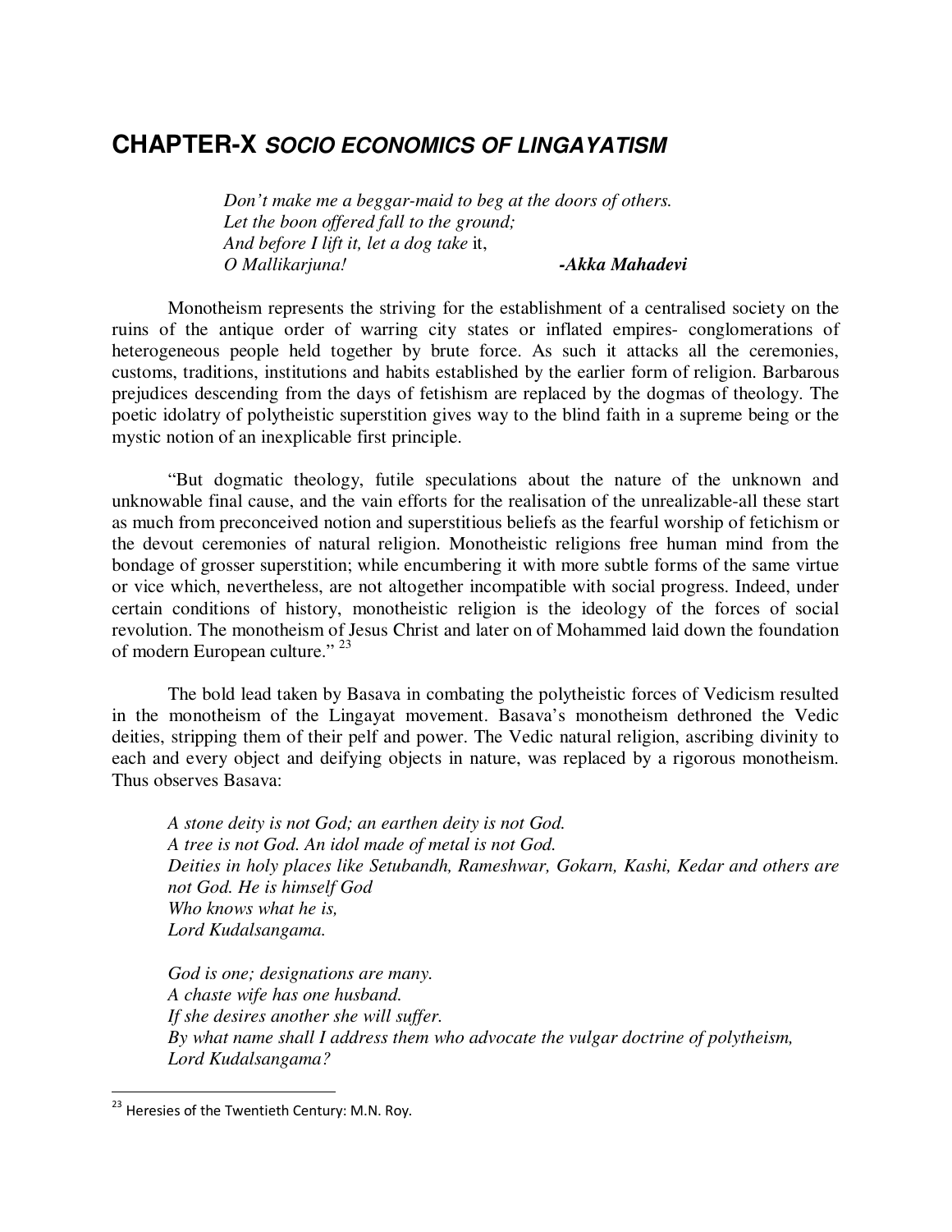# CHAPTER-X *SOCIO ECONOMICS OF LINGAYATISM*

> *Don't make me a beggar-maid to beg at the doors of others.*
> *Let the boon offered fall to the ground;*
> *And before I lift it, let a dog take* it,
> *O Mallikarjuna!* ***-Akka Mahadevi***

Monotheism represents the striving for the establishment of a centralised society on the ruins of the antique order of warring city states or inflated empires- conglomerations of heterogeneous people held together by brute force. As such it attacks all the ceremonies, customs, traditions, institutions and habits established by the earlier form of religion. Barbarous prejudices descending from the days of fetishism are replaced by the dogmas of theology. The poetic idolatry of polytheistic superstition gives way to the blind faith in a supreme being or the mystic notion of an inexplicable first principle.

"But dogmatic theology, futile speculations about the nature of the unknown and unknowable final cause, and the vain efforts for the realisation of the unrealizable-all these start as much from preconceived notion and superstitious beliefs as the fearful worship of fetichism or the devout ceremonies of natural religion. Monotheistic religions free human mind from the bondage of grosser superstition; while encumbering it with more subtle forms of the same virtue or vice which, nevertheless, are not altogether incompatible with social progress. Indeed, under certain conditions of history, monotheistic religion is the ideology of the forces of social revolution. The monotheism of Jesus Christ and later on of Mohammed laid down the foundation of modern European culture." [23]

The bold lead taken by Basava in combating the polytheistic forces of Vedicism resulted in the monotheism of the Lingayat movement. Basava's monotheism dethroned the Vedic deities, stripping them of their pelf and power. The Vedic natural religion, ascribing divinity to each and every object and deifying objects in nature, was replaced by a rigorous monotheism. Thus observes Basava:

> *A stone deity is not God; an earthen deity is not God.*
> *A tree is not God. An idol made of metal is not God.*
> *Deities in holy places like Setubandh, Rameshwar, Gokarn, Kashi, Kedar and others are not God. He is himself God*
> *Who knows what he is,*
> *Lord Kudalsangama.*
>
> *God is one; designations are many.*
> *A chaste wife has one husband.*
> *If she desires another she will suffer.*
> *By what name shall I address them who advocate the vulgar doctrine of polytheism,*
> *Lord Kudalsangama?*

---

[23] Heresies of the Twentieth Century: M.N. Roy.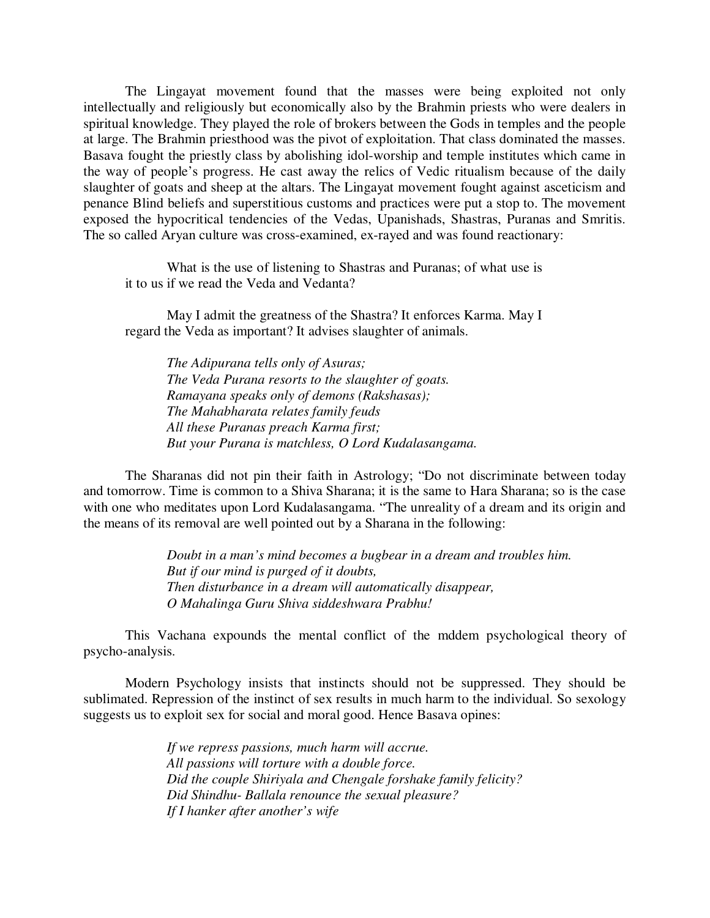The Lingayat movement found that the masses were being exploited not only intellectually and religiously but economically also by the Brahmin priests who were dealers in spiritual knowledge. They played the role of brokers between the Gods in temples and the people at large. The Brahmin priesthood was the pivot of exploitation. That class dominated the masses. Basava fought the priestly class by abolishing idol-worship and temple institutes which came in the way of people's progress. He cast away the relics of Vedic ritualism because of the daily slaughter of goats and sheep at the altars. The Lingayat movement fought against asceticism and penance Blind beliefs and superstitious customs and practices were put a stop to. The movement exposed the hypocritical tendencies of the Vedas, Upanishads, Shastras, Puranas and Smritis. The so called Aryan culture was cross-examined, ex-rayed and was found reactionary:

> What is the use of listening to Shastras and Puranas; of what use is it to us if we read the Veda and Vedanta?
>
> May I admit the greatness of the Shastra? It enforces Karma. May I regard the Veda as important? It advises slaughter of animals.

> *The Adipurana tells only of Asuras;*
> *The Veda Purana resorts to the slaughter of goats.*
> *Ramayana speaks only of demons (Rakshasas);*
> *The Mahabharata relates family feuds*
> *All these Puranas preach Karma first;*
> *But your Purana is matchless, O Lord Kudalasangama.*

The Sharanas did not pin their faith in Astrology; "Do not discriminate between today and tomorrow. Time is common to a Shiva Sharana; it is the same to Hara Sharana; so is the case with one who meditates upon Lord Kudalasangama. "The unreality of a dream and its origin and the means of its removal are well pointed out by a Sharana in the following:

> *Doubt in a man's mind becomes a bugbear in a dream and troubles him.*
> *But if our mind is purged of it doubts,*
> *Then disturbance in a dream will automatically disappear,*
> *O Mahalinga Guru Shiva siddeshwara Prabhu!*

This Vachana expounds the mental conflict of the mddem psychological theory of psycho-analysis.

Modern Psychology insists that instincts should not be suppressed. They should be sublimated. Repression of the instinct of sex results in much harm to the individual. So sexology suggests us to exploit sex for social and moral good. Hence Basava opines:

> *If we repress passions, much harm will accrue.*
> *All passions will torture with a double force.*
> *Did the couple Shiriyala and Chengale forshake family felicity?*
> *Did Shindhu- Ballala renounce the sexual pleasure?*
> *If I hanker after another's wife*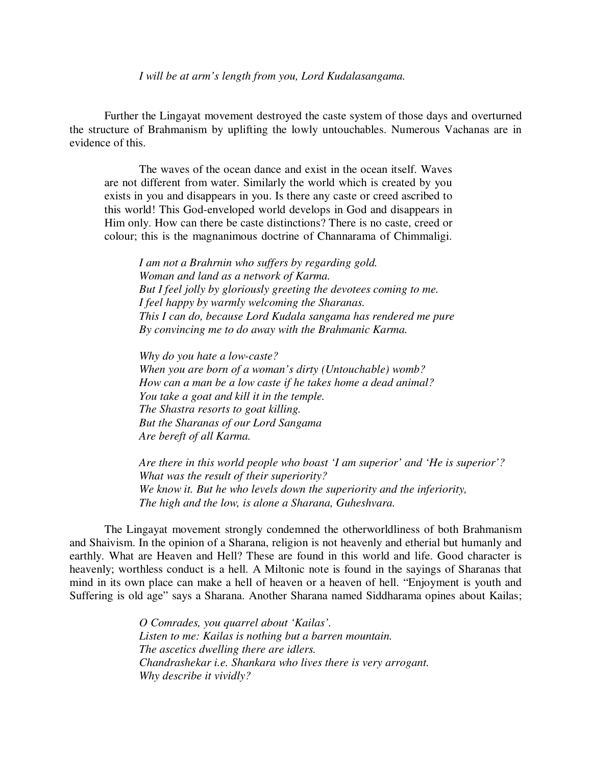*I will be at arm's length from you, Lord Kudalasangama.*

Further the Lingayat movement destroyed the caste system of those days and overturned the structure of Brahmanism by uplifting the lowly untouchables. Numerous Vachanas are in evidence of this.

> The waves of the ocean dance and exist in the ocean itself. Waves are not different from water. Similarly the world which is created by you exists in you and disappears in you. Is there any caste or creed ascribed to this world! This God-enveloped world develops in God and disappears in Him only. How can there be caste distinctions? There is no caste, creed or colour; this is the magnanimous doctrine of Channarama of Chimmaligi.

> *I am not a Brahrnin who suffers by regarding gold.*
> *Woman and land as a network of Karma.*
> *But I feel jolly by gloriously greeting the devotees coming to me.*
> *I feel happy by warmly welcoming the Sharanas.*
> *This I can do, because Lord Kudala sangama has rendered me pure*
> *By convincing me to do away with the Brahmanic Karma.*

> *Why do you hate a low-caste?*
> *When you are born of a woman's dirty (Untouchable) womb?*
> *How can a man be a low caste if he takes home a dead animal?*
> *You take a goat and kill it in the temple.*
> *The Shastra resorts to goat killing.*
> *But the Sharanas of our Lord Sangama*
> *Are bereft of all Karma.*

> *Are there in this world people who boast 'I am superior' and 'He is superior'?*
> *What was the result of their superiority?*
> *We know it. But he who levels down the superiority and the inferiority,*
> *The high and the low, is alone a Sharana, Guheshvara.*

The Lingayat movement strongly condemned the otherworldliness of both Brahmanism and Shaivism. In the opinion of a Sharana, religion is not heavenly and etherial but humanly and earthly. What are Heaven and Hell? These are found in this world and life. Good character is heavenly; worthless conduct is a hell. A Miltonic note is found in the sayings of Sharanas that mind in its own place can make a hell of heaven or a heaven of hell. "Enjoyment is youth and Suffering is old age" says a Sharana. Another Sharana named Siddharama opines about Kailas;

> *O Comrades, you quarrel about 'Kailas'.*
> *Listen to me: Kailas is nothing but a barren mountain.*
> *The ascetics dwelling there are idlers.*
> *Chandrashekar i.e. Shankara who lives there is very arrogant.*
> *Why describe it vividly?*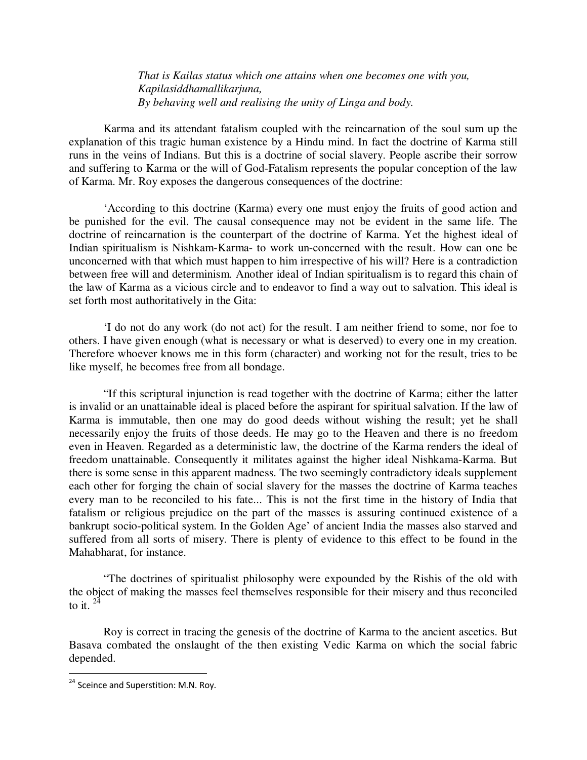*That is Kailas status which one attains when one becomes one with you,*
*Kapilasiddhamallikarjuna,*
*By behaving well and realising the unity of Linga and body.*

Karma and its attendant fatalism coupled with the reincarnation of the soul sum up the explanation of this tragic human existence by a Hindu mind. In fact the doctrine of Karma still runs in the veins of Indians. But this is a doctrine of social slavery. People ascribe their sorrow and suffering to Karma or the will of God-Fatalism represents the popular conception of the law of Karma. Mr. Roy exposes the dangerous consequences of the doctrine:

'According to this doctrine (Karma) every one must enjoy the fruits of good action and be punished for the evil. The causal consequence may not be evident in the same life. The doctrine of reincarnation is the counterpart of the doctrine of Karma. Yet the highest ideal of Indian spiritualism is Nishkam-Karma- to work un-concerned with the result. How can one be unconcerned with that which must happen to him irrespective of his will? Here is a contradiction between free will and determinism. Another ideal of Indian spiritualism is to regard this chain of the law of Karma as a vicious circle and to endeavor to find a way out to salvation. This ideal is set forth most authoritatively in the Gita:

'I do not do any work (do not act) for the result. I am neither friend to some, nor foe to others. I have given enough (what is necessary or what is deserved) to every one in my creation. Therefore whoever knows me in this form (character) and working not for the result, tries to be like myself, he becomes free from all bondage.

"If this scriptural injunction is read together with the doctrine of Karma; either the latter is invalid or an unattainable ideal is placed before the aspirant for spiritual salvation. If the law of Karma is immutable, then one may do good deeds without wishing the result; yet he shall necessarily enjoy the fruits of those deeds. He may go to the Heaven and there is no freedom even in Heaven. Regarded as a deterministic law, the doctrine of the Karma renders the ideal of freedom unattainable. Consequently it militates against the higher ideal Nishkama-Karma. But there is some sense in this apparent madness. The two seemingly contradictory ideals supplement each other for forging the chain of social slavery for the masses the doctrine of Karma teaches every man to be reconciled to his fate... This is not the first time in the history of India that fatalism or religious prejudice on the part of the masses is assuring continued existence of a bankrupt socio-political system. In the Golden Age' of ancient India the masses also starved and suffered from all sorts of misery. There is plenty of evidence to this effect to be found in the Mahabharat, for instance.

"The doctrines of spiritualist philosophy were expounded by the Rishis of the old with the object of making the masses feel themselves responsible for their misery and thus reconciled to it. [24]

Roy is correct in tracing the genesis of the doctrine of Karma to the ancient ascetics. But Basava combated the onslaught of the then existing Vedic Karma on which the social fabric depended.

---

[24] Sceince and Superstition: M.N. Roy.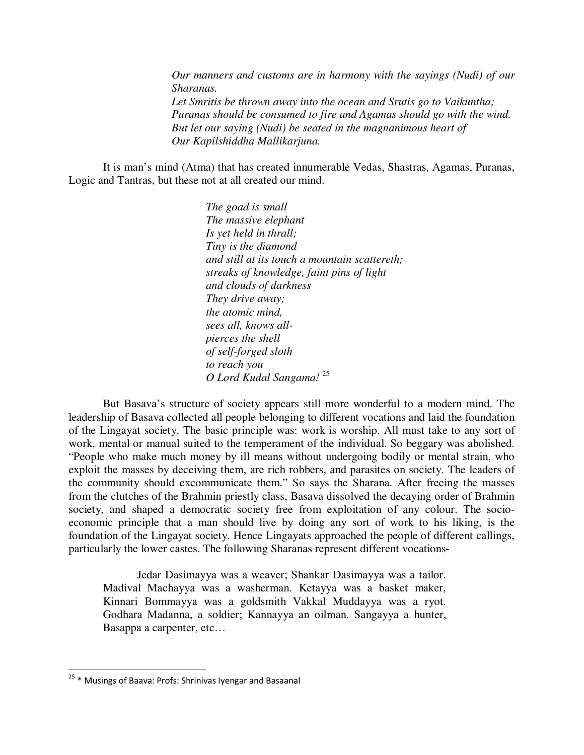*Our manners and customs are in harmony with the sayings (Nudi) of our Sharanas.*
*Let Smritis be thrown away into the ocean and Srutis go to Vaikuntha;*
*Puranas should be consumed to fire and Agamas should go with the wind.*
*But let our saying (Nudi) be seated in the magnanimous heart of*
*Our Kapilshiddha Mallikarjuna.*

It is man's mind (Atma) that has created innumerable Vedas, Shastras, Agamas, Puranas, Logic and Tantras, but these not at all created our mind.

*The goad is small*
*The massive elephant*
*Is yet held in thrall;*
*Tiny is the diamond*
*and still at its touch a mountain scattereth;*
*streaks of knowledge, faint pins of light*
*and clouds of darkness*
*They drive away;*
*the atomic mind,*
*sees all, knows all-*
*pierces the shell*
*of self-forged sloth*
*to reach you*
*O Lord Kudal Sangama!* [25]

But Basava's structure of society appears still more wonderful to a modern mind. The leadership of Basava collected all people belonging to different vocations and laid the foundation of the Lingayat society. The basic principle was: work is worship. All must take to any sort of work, mental or manual suited to the temperament of the individual. So beggary was abolished. "People who make much money by ill means without undergoing bodily or mental strain, who exploit the masses by deceiving them, are rich robbers, and parasites on society. The leaders of the community should excommunicate them." So says the Sharana. After freeing the masses from the clutches of the Brahmin priestly class, Basava dissolved the decaying order of Brahmin society, and shaped a democratic society free from exploitation of any colour. The socio-economic principle that a man should live by doing any sort of work to his liking, is the foundation of the Lingayat society. Hence Lingayats approached the people of different callings, particularly the lower castes. The following Sharanas represent different vocations-

> Jedar Dasimayya was a weaver; Shankar Dasimayya was a tailor. Madival Machayya was a washerman. Ketayya was a basket maker, Kinnari Bommayya was a goldsmith Vakkal Muddayya was a ryot. Godhara Madanna, a soldier; Kannayya an oilman. Sangayya a hunter, Basappa a carpenter, etc…

---

[25] * Musings of Baava: Profs: Shrinivas Iyengar and Basaanal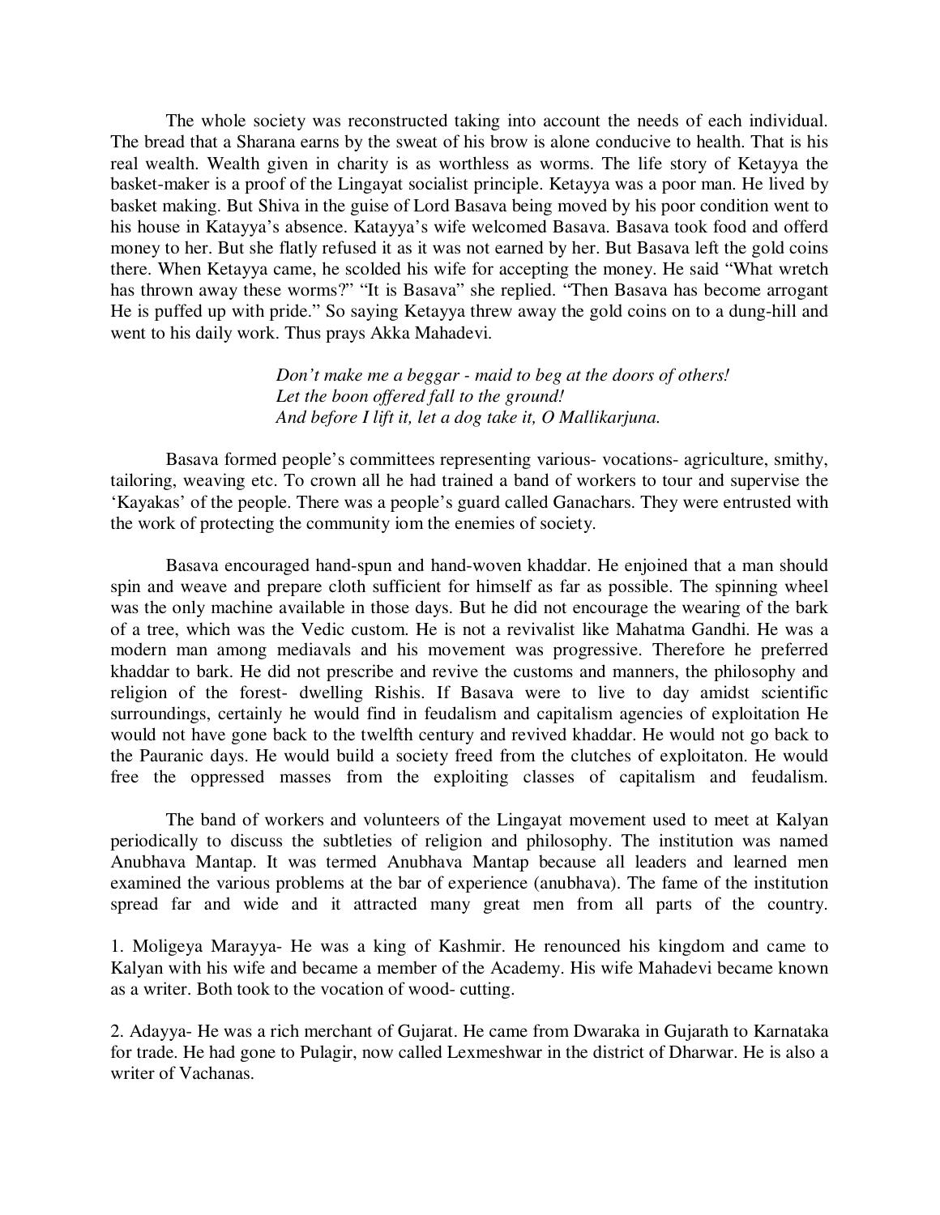The whole society was reconstructed taking into account the needs of each individual. The bread that a Sharana earns by the sweat of his brow is alone conducive to health. That is his real wealth. Wealth given in charity is as worthless as worms. The life story of Ketayya the basket-maker is a proof of the Lingayat socialist principle. Ketayya was a poor man. He lived by basket making. But Shiva in the guise of Lord Basava being moved by his poor condition went to his house in Katayya's absence. Katayya's wife welcomed Basava. Basava took food and offerd money to her. But she flatly refused it as it was not earned by her. But Basava left the gold coins there. When Ketayya came, he scolded his wife for accepting the money. He said "What wretch has thrown away these worms?" "It is Basava" she replied. "Then Basava has become arrogant He is puffed up with pride." So saying Ketayya threw away the gold coins on to a dung-hill and went to his daily work. Thus prays Akka Mahadevi.

> *Don't make me a beggar - maid to beg at the doors of others!*
> *Let the boon offered fall to the ground!*
> *And before I lift it, let a dog take it, O Mallikarjuna.*

Basava formed people's committees representing various- vocations- agriculture, smithy, tailoring, weaving etc. To crown all he had trained a band of workers to tour and supervise the 'Kayakas' of the people. There was a people's guard called Ganachars. They were entrusted with the work of protecting the community iom the enemies of society.

Basava encouraged hand-spun and hand-woven khaddar. He enjoined that a man should spin and weave and prepare cloth sufficient for himself as far as possible. The spinning wheel was the only machine available in those days. But he did not encourage the wearing of the bark of a tree, which was the Vedic custom. He is not a revivalist like Mahatma Gandhi. He was a modern man among mediavals and his movement was progressive. Therefore he preferred khaddar to bark. He did not prescribe and revive the customs and manners, the philosophy and religion of the forest- dwelling Rishis. If Basava were to live to day amidst scientific surroundings, certainly he would find in feudalism and capitalism agencies of exploitation He would not have gone back to the twelfth century and revived khaddar. He would not go back to the Pauranic days. He would build a society freed from the clutches of exploitaton. He would free the oppressed masses from the exploiting classes of capitalism and feudalism.

The band of workers and volunteers of the Lingayat movement used to meet at Kalyan periodically to discuss the subtleties of religion and philosophy. The institution was named Anubhava Mantap. It was termed Anubhava Mantap because all leaders and learned men examined the various problems at the bar of experience (anubhava). The fame of the institution spread far and wide and it attracted many great men from all parts of the country.

1. Moligeya Marayya- He was a king of Kashmir. He renounced his kingdom and came to Kalyan with his wife and became a member of the Academy. His wife Mahadevi became known as a writer. Both took to the vocation of wood- cutting.

2. Adayya- He was a rich merchant of Gujarat. He came from Dwaraka in Gujarath to Karnataka for trade. He had gone to Pulagir, now called Lexmeshwar in the district of Dharwar. He is also a writer of Vachanas.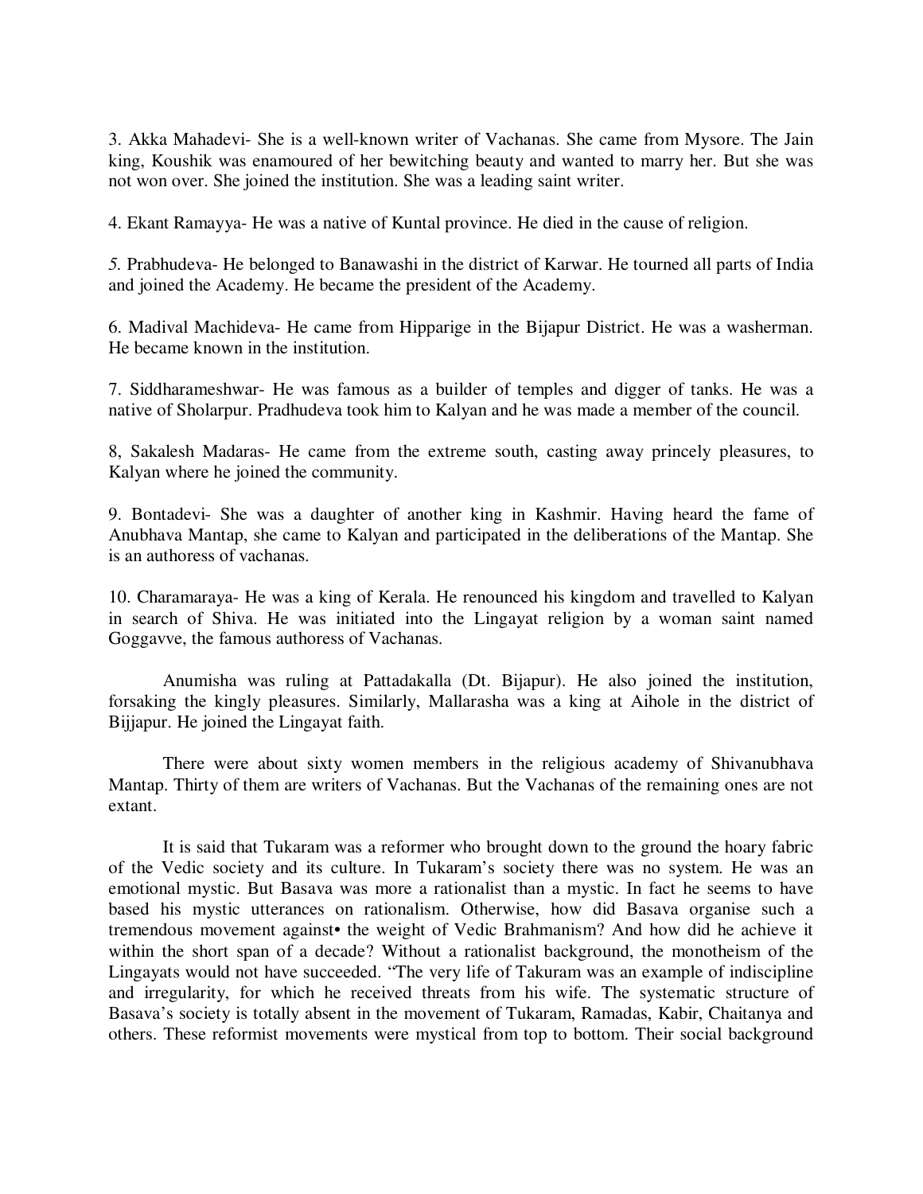3. Akka Mahadevi- She is a well-known writer of Vachanas. She came from Mysore. The Jain king, Koushik was enamoured of her bewitching beauty and wanted to marry her. But she was not won over. She joined the institution. She was a leading saint writer.

4. Ekant Ramayya- He was a native of Kuntal province. He died in the cause of religion.

5. Prabhudeva- He belonged to Banawashi in the district of Karwar. He tourned all parts of India and joined the Academy. He became the president of the Academy.

6. Madival Machideva- He came from Hipparige in the Bijapur District. He was a washerman. He became known in the institution.

7. Siddharameshwar- He was famous as a builder of temples and digger of tanks. He was a native of Sholarpur. Pradhudeva took him to Kalyan and he was made a member of the council.

8, Sakalesh Madaras- He came from the extreme south, casting away princely pleasures, to Kalyan where he joined the community.

9. Bontadevi- She was a daughter of another king in Kashmir. Having heard the fame of Anubhava Mantap, she came to Kalyan and participated in the deliberations of the Mantap. She is an authoress of vachanas.

10. Charamaraya- He was a king of Kerala. He renounced his kingdom and travelled to Kalyan in search of Shiva. He was initiated into the Lingayat religion by a woman saint named Goggavve, the famous authoress of Vachanas.

Anumisha was ruling at Pattadakalla (Dt. Bijapur). He also joined the institution, forsaking the kingly pleasures. Similarly, Mallarasha was a king at Aihole in the district of Bijjapur. He joined the Lingayat faith.

There were about sixty women members in the religious academy of Shivanubhava Mantap. Thirty of them are writers of Vachanas. But the Vachanas of the remaining ones are not extant.

It is said that Tukaram was a reformer who brought down to the ground the hoary fabric of the Vedic society and its culture. In Tukaram's society there was no system. He was an emotional mystic. But Basava was more a rationalist than a mystic. In fact he seems to have based his mystic utterances on rationalism. Otherwise, how did Basava organise such a tremendous movement against• the weight of Vedic Brahmanism? And how did he achieve it within the short span of a decade? Without a rationalist background, the monotheism of the Lingayats would not have succeeded. "The very life of Takuram was an example of indiscipline and irregularity, for which he received threats from his wife. The systematic structure of Basava's society is totally absent in the movement of Tukaram, Ramadas, Kabir, Chaitanya and others. These reformist movements were mystical from top to bottom. Their social background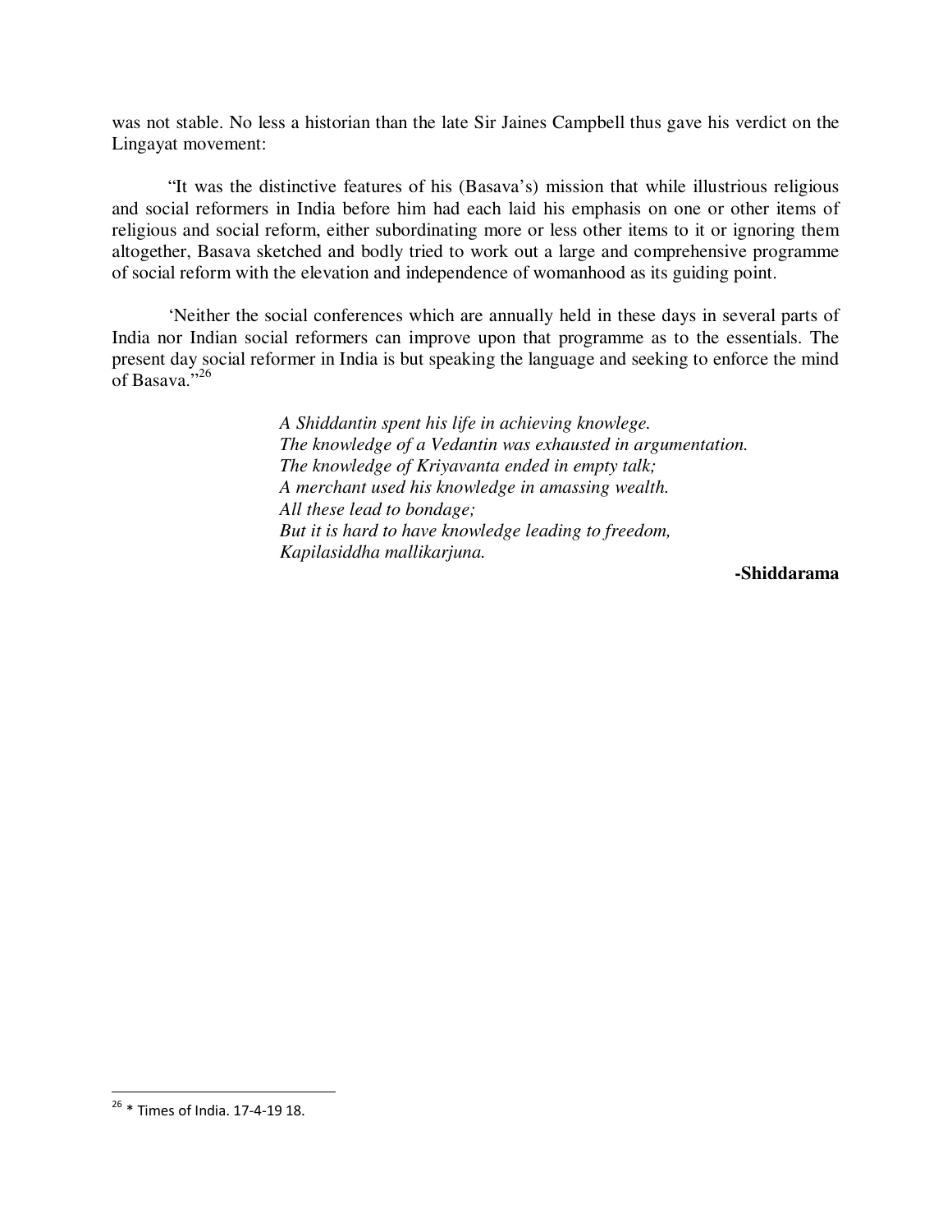was not stable. No less a historian than the late Sir Jaines Campbell thus gave his verdict on the Lingayat movement:

"It was the distinctive features of his (Basava's) mission that while illustrious religious and social reformers in India before him had each laid his emphasis on one or other items of religious and social reform, either subordinating more or less other items to it or ignoring them altogether, Basava sketched and bodly tried to work out a large and comprehensive programme of social reform with the elevation and independence of womanhood as its guiding point.

'Neither the social conferences which are annually held in these days in several parts of India nor Indian social reformers can improve upon that programme as to the essentials. The present day social reformer in India is but speaking the language and seeking to enforce the mind of Basava."[26]

*A Shiddantin spent his life in achieving knowlege.*
*The knowledge of a Vedantin was exhausted in argumentation.*
*The knowledge of Kriyavanta ended in empty talk;*
*A merchant used his knowledge in amassing wealth.*
*All these lead to bondage;*
*But it is hard to have knowledge leading to freedom,*
*Kapilasiddha mallikarjuna.*

**-Shiddarama**

---

[26] * Times of India. 17-4-19 18.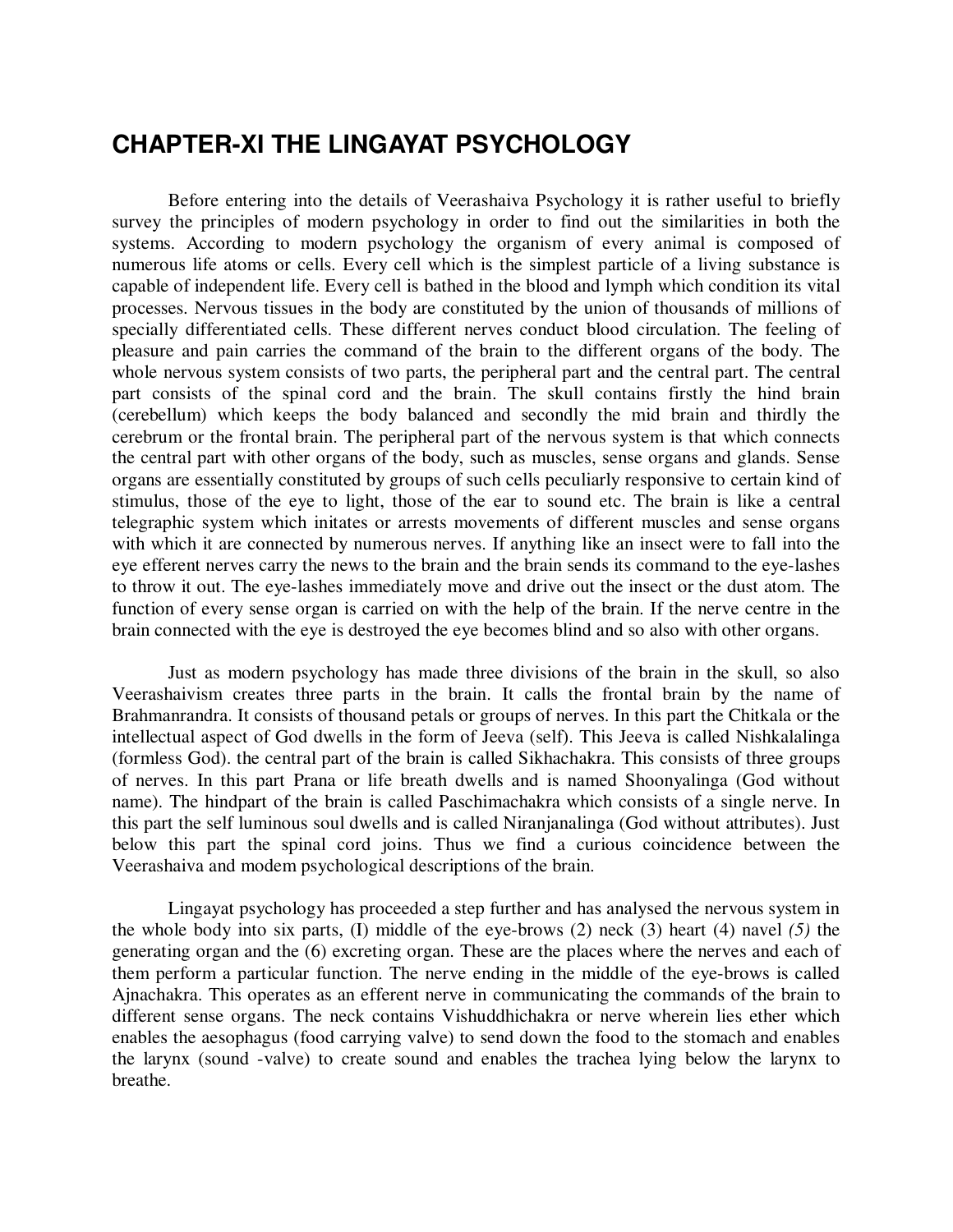# CHAPTER-XI THE LINGAYAT PSYCHOLOGY

Before entering into the details of Veerashaiva Psychology it is rather useful to briefly survey the principles of modern psychology in order to find out the similarities in both the systems. According to modern psychology the organism of every animal is composed of numerous life atoms or cells. Every cell which is the simplest particle of a living substance is capable of independent life. Every cell is bathed in the blood and lymph which condition its vital processes. Nervous tissues in the body are constituted by the union of thousands of millions of specially differentiated cells. These different nerves conduct blood circulation. The feeling of pleasure and pain carries the command of the brain to the different organs of the body. The whole nervous system consists of two parts, the peripheral part and the central part. The central part consists of the spinal cord and the brain. The skull contains firstly the hind brain (cerebellum) which keeps the body balanced and secondly the mid brain and thirdly the cerebrum or the frontal brain. The peripheral part of the nervous system is that which connects the central part with other organs of the body, such as muscles, sense organs and glands. Sense organs are essentially constituted by groups of such cells peculiarly responsive to certain kind of stimulus, those of the eye to light, those of the ear to sound etc. The brain is like a central telegraphic system which initates or arrests movements of different muscles and sense organs with which it are connected by numerous nerves. If anything like an insect were to fall into the eye efferent nerves carry the news to the brain and the brain sends its command to the eye-lashes to throw it out. The eye-lashes immediately move and drive out the insect or the dust atom. The function of every sense organ is carried on with the help of the brain. If the nerve centre in the brain connected with the eye is destroyed the eye becomes blind and so also with other organs.

Just as modern psychology has made three divisions of the brain in the skull, so also Veerashaivism creates three parts in the brain. It calls the frontal brain by the name of Brahmanrandra. It consists of thousand petals or groups of nerves. In this part the Chitkala or the intellectual aspect of God dwells in the form of Jeeva (self). This Jeeva is called Nishkalalinga (formless God). the central part of the brain is called Sikhachakra. This consists of three groups of nerves. In this part Prana or life breath dwells and is named Shoonyalinga (God without name). The hindpart of the brain is called Paschimachakra which consists of a single nerve. In this part the self luminous soul dwells and is called Niranjanalinga (God without attributes). Just below this part the spinal cord joins. Thus we find a curious coincidence between the Veerashaiva and modem psychological descriptions of the brain.

Lingayat psychology has proceeded a step further and has analysed the nervous system in the whole body into six parts, (I) middle of the eye-brows (2) neck (3) heart (4) navel *(5)* the generating organ and the (6) excreting organ. These are the places where the nerves and each of them perform a particular function. The nerve ending in the middle of the eye-brows is called Ajnachakra. This operates as an efferent nerve in communicating the commands of the brain to different sense organs. The neck contains Vishuddhichakra or nerve wherein lies ether which enables the aesophagus (food carrying valve) to send down the food to the stomach and enables the larynx (sound -valve) to create sound and enables the trachea lying below the larynx to breathe.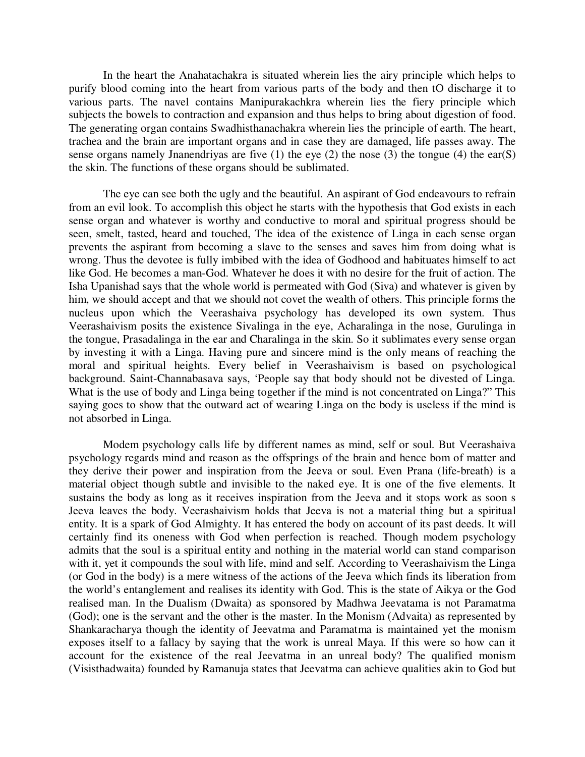In the heart the Anahatachakra is situated wherein lies the airy principle which helps to purify blood coming into the heart from various parts of the body and then tO discharge it to various parts. The navel contains Manipurakachkra wherein lies the fiery principle which subjects the bowels to contraction and expansion and thus helps to bring about digestion of food. The generating organ contains Swadhisthanachakra wherein lies the principle of earth. The heart, trachea and the brain are important organs and in case they are damaged, life passes away. The sense organs namely Jnanendriyas are five (1) the eye (2) the nose (3) the tongue (4) the ear(S) the skin. The functions of these organs should be sublimated.

The eye can see both the ugly and the beautiful. An aspirant of God endeavours to refrain from an evil look. To accomplish this object he starts with the hypothesis that God exists in each sense organ and whatever is worthy and conductive to moral and spiritual progress should be seen, smelt, tasted, heard and touched, The idea of the existence of Linga in each sense organ prevents the aspirant from becoming a slave to the senses and saves him from doing what is wrong. Thus the devotee is fully imbibed with the idea of Godhood and habituates himself to act like God. He becomes a man-God. Whatever he does it with no desire for the fruit of action. The Isha Upanishad says that the whole world is permeated with God (Siva) and whatever is given by him, we should accept and that we should not covet the wealth of others. This principle forms the nucleus upon which the Veerashaiva psychology has developed its own system. Thus Veerashaivism posits the existence Sivalinga in the eye, Acharalinga in the nose, Gurulinga in the tongue, Prasadalinga in the ear and Charalinga in the skin. So it sublimates every sense organ by investing it with a Linga. Having pure and sincere mind is the only means of reaching the moral and spiritual heights. Every belief in Veerashaivism is based on psychological background. Saint-Channabasava says, 'People say that body should not be divested of Linga. What is the use of body and Linga being together if the mind is not concentrated on Linga?" This saying goes to show that the outward act of wearing Linga on the body is useless if the mind is not absorbed in Linga.

Modem psychology calls life by different names as mind, self or soul. But Veerashaiva psychology regards mind and reason as the offsprings of the brain and hence bom of matter and they derive their power and inspiration from the Jeeva or soul. Even Prana (life-breath) is a material object though subtle and invisible to the naked eye. It is one of the five elements. It sustains the body as long as it receives inspiration from the Jeeva and it stops work as soon s Jeeva leaves the body. Veerashaivism holds that Jeeva is not a material thing but a spiritual entity. It is a spark of God Almighty. It has entered the body on account of its past deeds. It will certainly find its oneness with God when perfection is reached. Though modem psychology admits that the soul is a spiritual entity and nothing in the material world can stand comparison with it, yet it compounds the soul with life, mind and self. According to Veerashaivism the Linga (or God in the body) is a mere witness of the actions of the Jeeva which finds its liberation from the world's entanglement and realises its identity with God. This is the state of Aikya or the God realised man. In the Dualism (Dwaita) as sponsored by Madhwa Jeevatama is not Paramatma (God); one is the servant and the other is the master. In the Monism (Advaita) as represented by Shankaracharya though the identity of Jeevatma and Paramatma is maintained yet the monism exposes itself to a fallacy by saying that the work is unreal Maya. If this were so how can it account for the existence of the real Jeevatma in an unreal body? The qualified monism (Visisthadwaita) founded by Ramanuja states that Jeevatma can achieve qualities akin to God but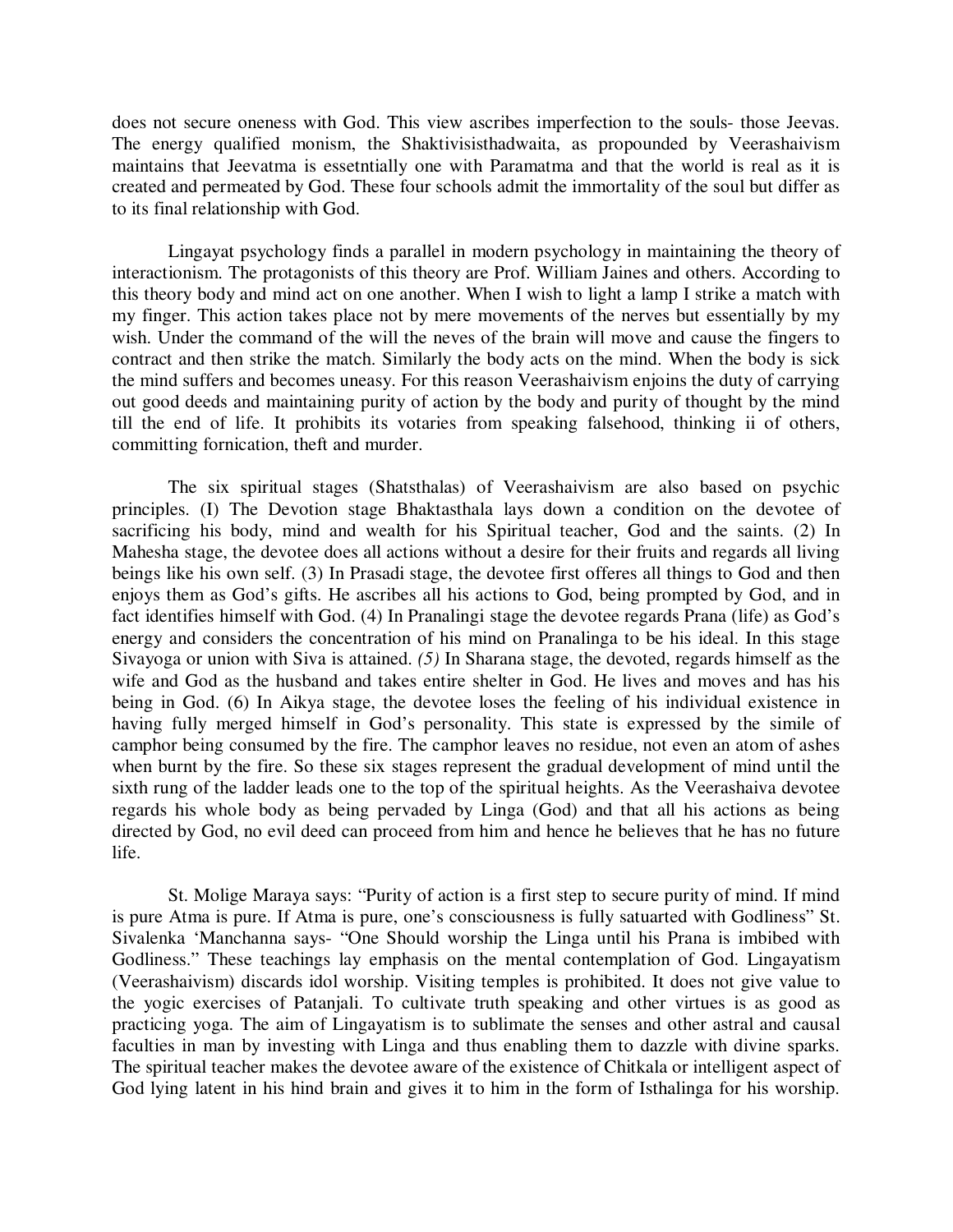does not secure oneness with God. This view ascribes imperfection to the souls- those Jeevas. The energy qualified monism, the Shaktivisisthadwaita, as propounded by Veerashaivism maintains that Jeevatma is essetntially one with Paramatma and that the world is real as it is created and permeated by God. These four schools admit the immortality of the soul but differ as to its final relationship with God.

Lingayat psychology finds a parallel in modern psychology in maintaining the theory of interactionism. The protagonists of this theory are Prof. William Jaines and others. According to this theory body and mind act on one another. When I wish to light a lamp I strike a match with my finger. This action takes place not by mere movements of the nerves but essentially by my wish. Under the command of the will the neves of the brain will move and cause the fingers to contract and then strike the match. Similarly the body acts on the mind. When the body is sick the mind suffers and becomes uneasy. For this reason Veerashaivism enjoins the duty of carrying out good deeds and maintaining purity of action by the body and purity of thought by the mind till the end of life. It prohibits its votaries from speaking falsehood, thinking ii of others, committing fornication, theft and murder.

The six spiritual stages (Shatsthalas) of Veerashaivism are also based on psychic principles. (I) The Devotion stage Bhaktasthala lays down a condition on the devotee of sacrificing his body, mind and wealth for his Spiritual teacher, God and the saints. (2) In Mahesha stage, the devotee does all actions without a desire for their fruits and regards all living beings like his own self. (3) In Prasadi stage, the devotee first offeres all things to God and then enjoys them as God's gifts. He ascribes all his actions to God, being prompted by God, and in fact identifies himself with God. (4) In Pranalingi stage the devotee regards Prana (life) as God's energy and considers the concentration of his mind on Pranalinga to be his ideal. In this stage Sivayoga or union with Siva is attained. *(5)* In Sharana stage, the devoted, regards himself as the wife and God as the husband and takes entire shelter in God. He lives and moves and has his being in God. (6) In Aikya stage, the devotee loses the feeling of his individual existence in having fully merged himself in God's personality. This state is expressed by the simile of camphor being consumed by the fire. The camphor leaves no residue, not even an atom of ashes when burnt by the fire. So these six stages represent the gradual development of mind until the sixth rung of the ladder leads one to the top of the spiritual heights. As the Veerashaiva devotee regards his whole body as being pervaded by Linga (God) and that all his actions as being directed by God, no evil deed can proceed from him and hence he believes that he has no future life.

St. Molige Maraya says: "Purity of action is a first step to secure purity of mind. If mind is pure Atma is pure. If Atma is pure, one's consciousness is fully satuarted with Godliness" St. Sivalenka 'Manchanna says- "One Should worship the Linga until his Prana is imbibed with Godliness." These teachings lay emphasis on the mental contemplation of God. Lingayatism (Veerashaivism) discards idol worship. Visiting temples is prohibited. It does not give value to the yogic exercises of Patanjali. To cultivate truth speaking and other virtues is as good as practicing yoga. The aim of Lingayatism is to sublimate the senses and other astral and causal faculties in man by investing with Linga and thus enabling them to dazzle with divine sparks. The spiritual teacher makes the devotee aware of the existence of Chitkala or intelligent aspect of God lying latent in his hind brain and gives it to him in the form of Isthalinga for his worship.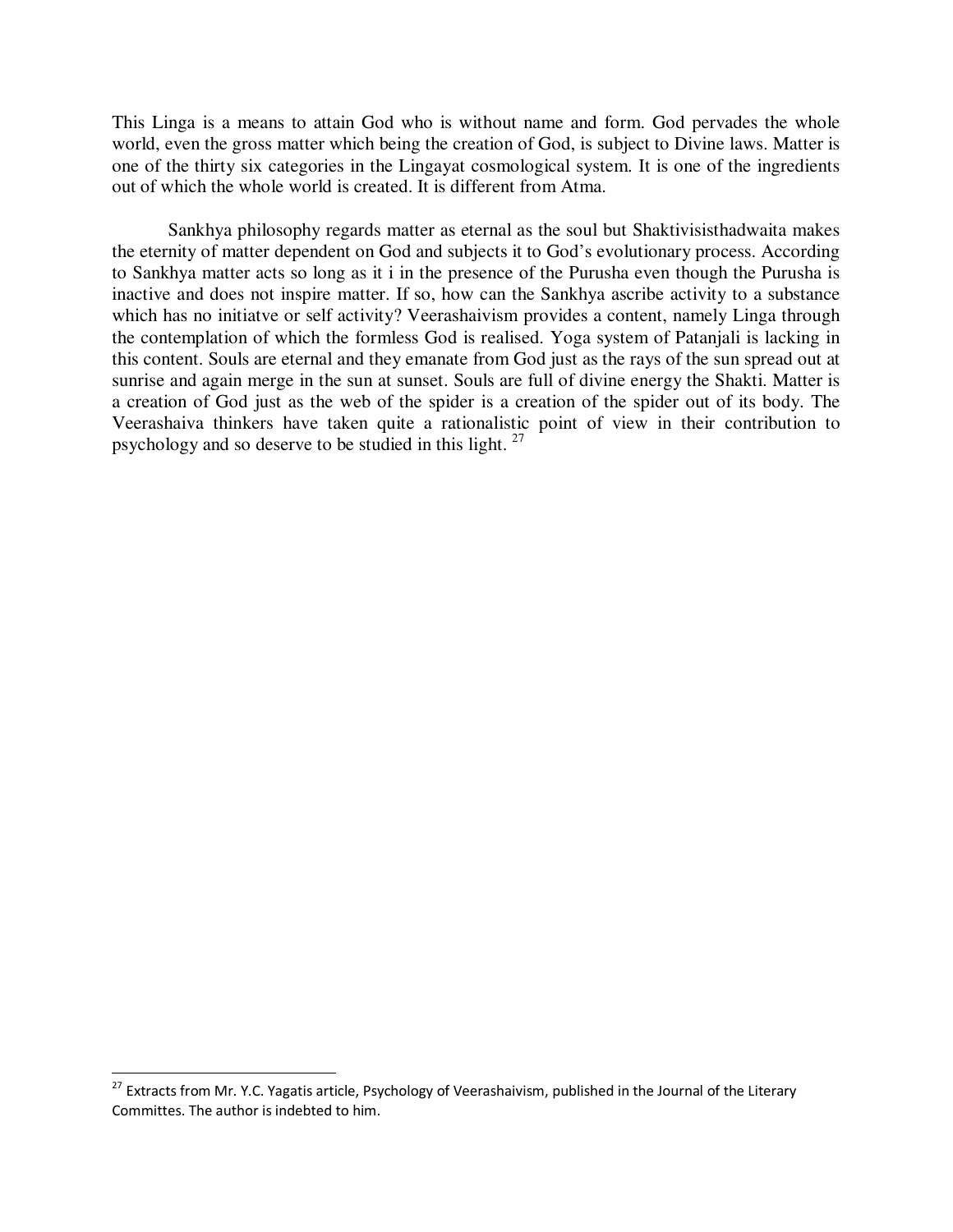This Linga is a means to attain God who is without name and form. God pervades the whole world, even the gross matter which being the creation of God, is subject to Divine laws. Matter is one of the thirty six categories in the Lingayat cosmological system. It is one of the ingredients out of which the whole world is created. It is different from Atma.

Sankhya philosophy regards matter as eternal as the soul but Shaktivisisthadwaita makes the eternity of matter dependent on God and subjects it to God's evolutionary process. According to Sankhya matter acts so long as it i in the presence of the Purusha even though the Purusha is inactive and does not inspire matter. If so, how can the Sankhya ascribe activity to a substance which has no initiatve or self activity? Veerashaivism provides a content, namely Linga through the contemplation of which the formless God is realised. Yoga system of Patanjali is lacking in this content. Souls are eternal and they emanate from God just as the rays of the sun spread out at sunrise and again merge in the sun at sunset. Souls are full of divine energy the Shakti. Matter is a creation of God just as the web of the spider is a creation of the spider out of its body. The Veerashaiva thinkers have taken quite a rationalistic point of view in their contribution to psychology and so deserve to be studied in this light. [27]

---

[27] Extracts from Mr. Y.C. Yagatis article, Psychology of Veerashaivism, published in the Journal of the Literary Committes. The author is indebted to him.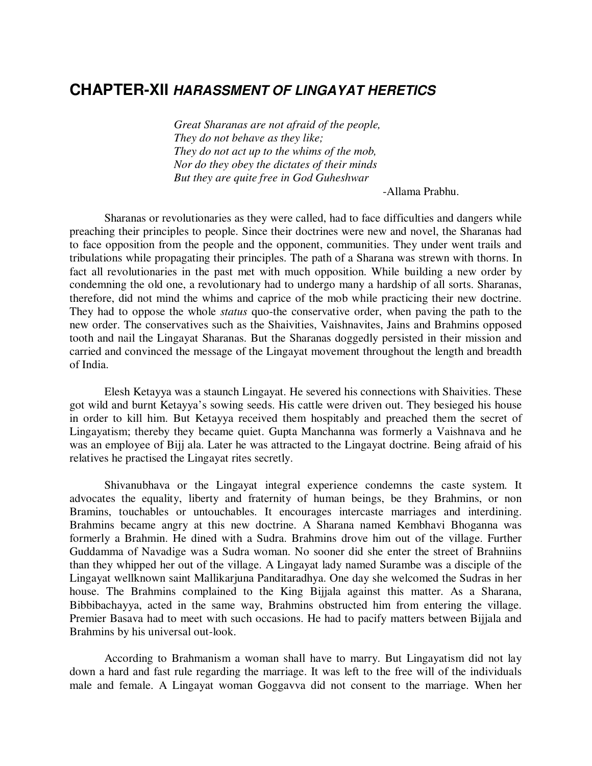# CHAPTER-XII *HARASSMENT OF LINGAYAT HERETICS*

*Great Sharanas are not afraid of the people,*
*They do not behave as they like;*
*They do not act up to the whims of the mob,*
*Nor do they obey the dictates of their minds*
*But they are quite free in God Guheshwar*

-Allama Prabhu.

Sharanas or revolutionaries as they were called, had to face difficulties and dangers while preaching their principles to people. Since their doctrines were new and novel, the Sharanas had to face opposition from the people and the opponent, communities. They under went trails and tribulations while propagating their principles. The path of a Sharana was strewn with thorns. In fact all revolutionaries in the past met with much opposition. While building a new order by condemning the old one, a revolutionary had to undergo many a hardship of all sorts. Sharanas, therefore, did not mind the whims and caprice of the mob while practicing their new doctrine. They had to oppose the whole *status* quo-the conservative order, when paving the path to the new order. The conservatives such as the Shaivities, Vaishnavites, Jains and Brahmins opposed tooth and nail the Lingayat Sharanas. But the Sharanas doggedly persisted in their mission and carried and convinced the message of the Lingayat movement throughout the length and breadth of India.

Elesh Ketayya was a staunch Lingayat. He severed his connections with Shaivities. These got wild and burnt Ketayya's sowing seeds. His cattle were driven out. They besieged his house in order to kill him. But Ketayya received them hospitably and preached them the secret of Lingayatism; thereby they became quiet. Gupta Manchanna was formerly a Vaishnava and he was an employee of Bijj ala. Later he was attracted to the Lingayat doctrine. Being afraid of his relatives he practised the Lingayat rites secretly.

Shivanubhava or the Lingayat integral experience condemns the caste system. It advocates the equality, liberty and fraternity of human beings, be they Brahmins, or non Bramins, touchables or untouchables. It encourages intercaste marriages and interdining. Brahmins became angry at this new doctrine. A Sharana named Kembhavi Bhoganna was formerly a Brahmin. He dined with a Sudra. Brahmins drove him out of the village. Further Guddamma of Navadige was a Sudra woman. No sooner did she enter the street of Brahniins than they whipped her out of the village. A Lingayat lady named Surambe was a disciple of the Lingayat wellknown saint Mallikarjuna Panditaradhya. One day she welcomed the Sudras in her house. The Brahmins complained to the King Bijjala against this matter. As a Sharana, Bibbibachayya, acted in the same way, Brahmins obstructed him from entering the village. Premier Basava had to meet with such occasions. He had to pacify matters between Bijjala and Brahmins by his universal out-look.

According to Brahmanism a woman shall have to marry. But Lingayatism did not lay down a hard and fast rule regarding the marriage. It was left to the free will of the individuals male and female. A Lingayat woman Goggavva did not consent to the marriage. When her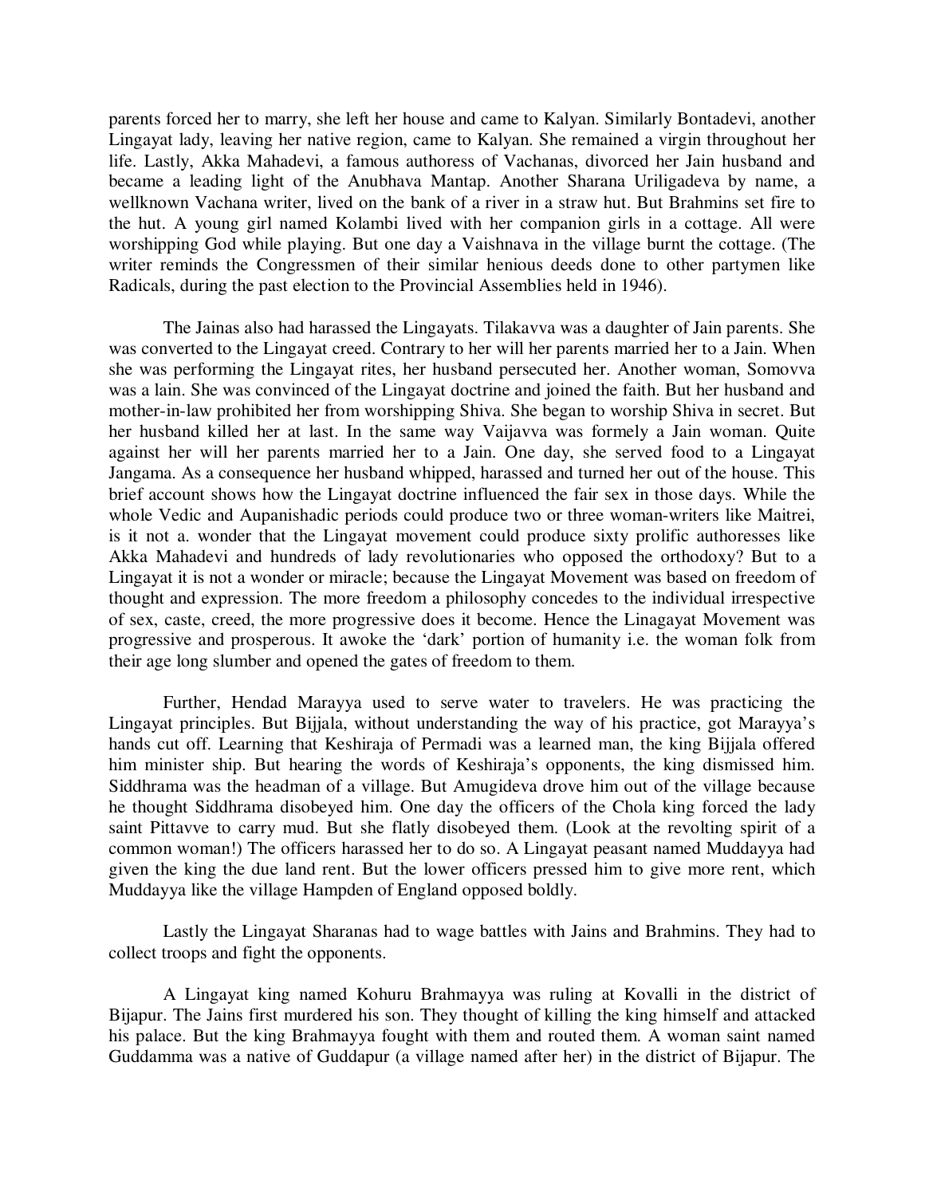parents forced her to marry, she left her house and came to Kalyan. Similarly Bontadevi, another Lingayat lady, leaving her native region, came to Kalyan. She remained a virgin throughout her life. Lastly, Akka Mahadevi, a famous authoress of Vachanas, divorced her Jain husband and became a leading light of the Anubhava Mantap. Another Sharana Uriligadeva by name, a wellknown Vachana writer, lived on the bank of a river in a straw hut. But Brahmins set fire to the hut. A young girl named Kolambi lived with her companion girls in a cottage. All were worshipping God while playing. But one day a Vaishnava in the village burnt the cottage. (The writer reminds the Congressmen of their similar henious deeds done to other partymen like Radicals, during the past election to the Provincial Assemblies held in 1946).

The Jainas also had harassed the Lingayats. Tilakavva was a daughter of Jain parents. She was converted to the Lingayat creed. Contrary to her will her parents married her to a Jain. When she was performing the Lingayat rites, her husband persecuted her. Another woman, Somovva was a lain. She was convinced of the Lingayat doctrine and joined the faith. But her husband and mother-in-law prohibited her from worshipping Shiva. She began to worship Shiva in secret. But her husband killed her at last. In the same way Vaijavva was formely a Jain woman. Quite against her will her parents married her to a Jain. One day, she served food to a Lingayat Jangama. As a consequence her husband whipped, harassed and turned her out of the house. This brief account shows how the Lingayat doctrine influenced the fair sex in those days. While the whole Vedic and Aupanishadic periods could produce two or three woman-writers like Maitrei, is it not a. wonder that the Lingayat movement could produce sixty prolific authoresses like Akka Mahadevi and hundreds of lady revolutionaries who opposed the orthodoxy? But to a Lingayat it is not a wonder or miracle; because the Lingayat Movement was based on freedom of thought and expression. The more freedom a philosophy concedes to the individual irrespective of sex, caste, creed, the more progressive does it become. Hence the Linagayat Movement was progressive and prosperous. It awoke the 'dark' portion of humanity i.e. the woman folk from their age long slumber and opened the gates of freedom to them.

Further, Hendad Marayya used to serve water to travelers. He was practicing the Lingayat principles. But Bijjala, without understanding the way of his practice, got Marayya's hands cut off. Learning that Keshiraja of Permadi was a learned man, the king Bijjala offered him minister ship. But hearing the words of Keshiraja's opponents, the king dismissed him. Siddhrama was the headman of a village. But Amugideva drove him out of the village because he thought Siddhrama disobeyed him. One day the officers of the Chola king forced the lady saint Pittavve to carry mud. But she flatly disobeyed them. (Look at the revolting spirit of a common woman!) The officers harassed her to do so. A Lingayat peasant named Muddayya had given the king the due land rent. But the lower officers pressed him to give more rent, which Muddayya like the village Hampden of England opposed boldly.

Lastly the Lingayat Sharanas had to wage battles with Jains and Brahmins. They had to collect troops and fight the opponents.

A Lingayat king named Kohuru Brahmayya was ruling at Kovalli in the district of Bijapur. The Jains first murdered his son. They thought of killing the king himself and attacked his palace. But the king Brahmayya fought with them and routed them. A woman saint named Guddamma was a native of Guddapur (a village named after her) in the district of Bijapur. The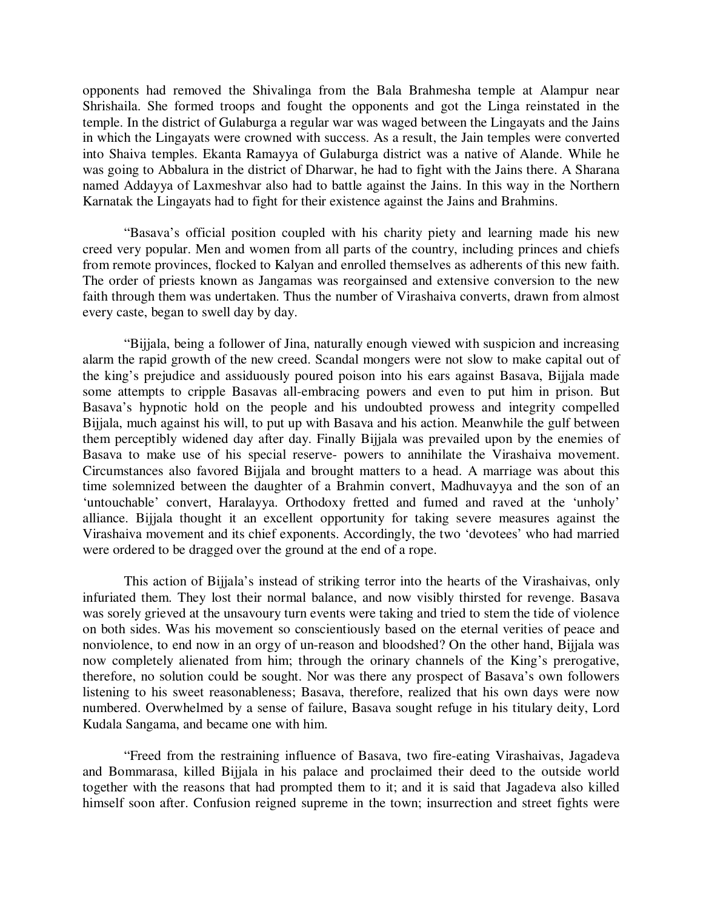opponents had removed the Shivalinga from the Bala Brahmesha temple at Alampur near Shrishaila. She formed troops and fought the opponents and got the Linga reinstated in the temple. In the district of Gulaburga a regular war was waged between the Lingayats and the Jains in which the Lingayats were crowned with success. As a result, the Jain temples were converted into Shaiva temples. Ekanta Ramayya of Gulaburga district was a native of Alande. While he was going to Abbalura in the district of Dharwar, he had to fight with the Jains there. A Sharana named Addayya of Laxmeshvar also had to battle against the Jains. In this way in the Northern Karnatak the Lingayats had to fight for their existence against the Jains and Brahmins.

"Basava's official position coupled with his charity piety and learning made his new creed very popular. Men and women from all parts of the country, including princes and chiefs from remote provinces, flocked to Kalyan and enrolled themselves as adherents of this new faith. The order of priests known as Jangamas was reorgainsed and extensive conversion to the new faith through them was undertaken. Thus the number of Virashaiva converts, drawn from almost every caste, began to swell day by day.

"Bijjala, being a follower of Jina, naturally enough viewed with suspicion and increasing alarm the rapid growth of the new creed. Scandal mongers were not slow to make capital out of the king's prejudice and assiduously poured poison into his ears against Basava, Bijjala made some attempts to cripple Basavas all-embracing powers and even to put him in prison. But Basava's hypnotic hold on the people and his undoubted prowess and integrity compelled Bijjala, much against his will, to put up with Basava and his action. Meanwhile the gulf between them perceptibly widened day after day. Finally Bijjala was prevailed upon by the enemies of Basava to make use of his special reserve- powers to annihilate the Virashaiva movement. Circumstances also favored Bijjala and brought matters to a head. A marriage was about this time solemnized between the daughter of a Brahmin convert, Madhuvayya and the son of an 'untouchable' convert, Haralayya. Orthodoxy fretted and fumed and raved at the 'unholy' alliance. Bijjala thought it an excellent opportunity for taking severe measures against the Virashaiva movement and its chief exponents. Accordingly, the two 'devotees' who had married were ordered to be dragged over the ground at the end of a rope.

This action of Bijjala's instead of striking terror into the hearts of the Virashaivas, only infuriated them. They lost their normal balance, and now visibly thirsted for revenge. Basava was sorely grieved at the unsavoury turn events were taking and tried to stem the tide of violence on both sides. Was his movement so conscientiously based on the eternal verities of peace and nonviolence, to end now in an orgy of un-reason and bloodshed? On the other hand, Bijjala was now completely alienated from him; through the orinary channels of the King's prerogative, therefore, no solution could be sought. Nor was there any prospect of Basava's own followers listening to his sweet reasonableness; Basava, therefore, realized that his own days were now numbered. Overwhelmed by a sense of failure, Basava sought refuge in his titulary deity, Lord Kudala Sangama, and became one with him.

"Freed from the restraining influence of Basava, two fire-eating Virashaivas, Jagadeva and Bommarasa, killed Bijjala in his palace and proclaimed their deed to the outside world together with the reasons that had prompted them to it; and it is said that Jagadeva also killed himself soon after. Confusion reigned supreme in the town; insurrection and street fights were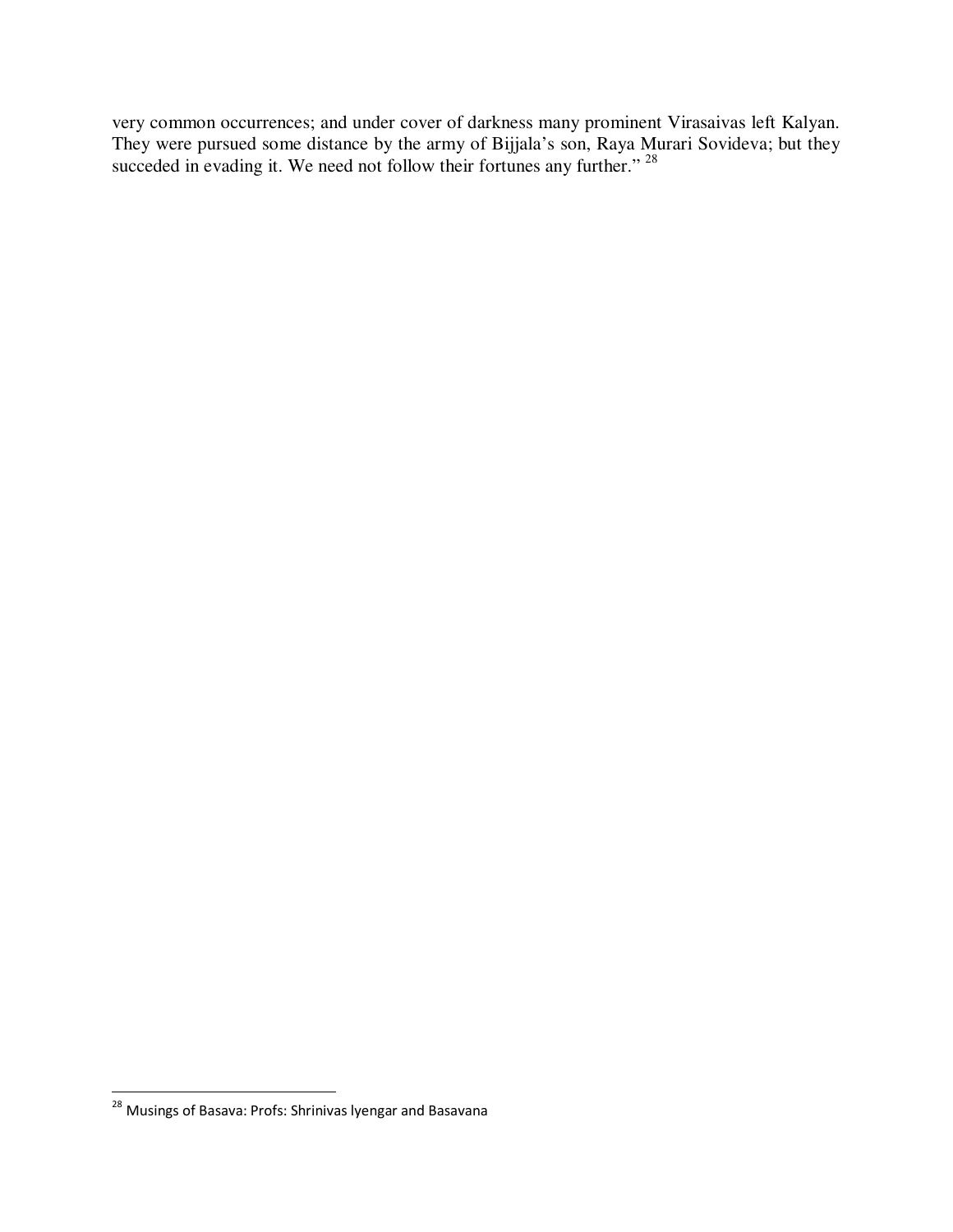very common occurrences; and under cover of darkness many prominent Virasaivas left Kalyan. They were pursued some distance by the army of Bijjala's son, Raya Murari Sovideva; but they succeded in evading it. We need not follow their fortunes any further." [28]

---

[28] Musings of Basava: Profs: Shrinivas lyengar and Basavana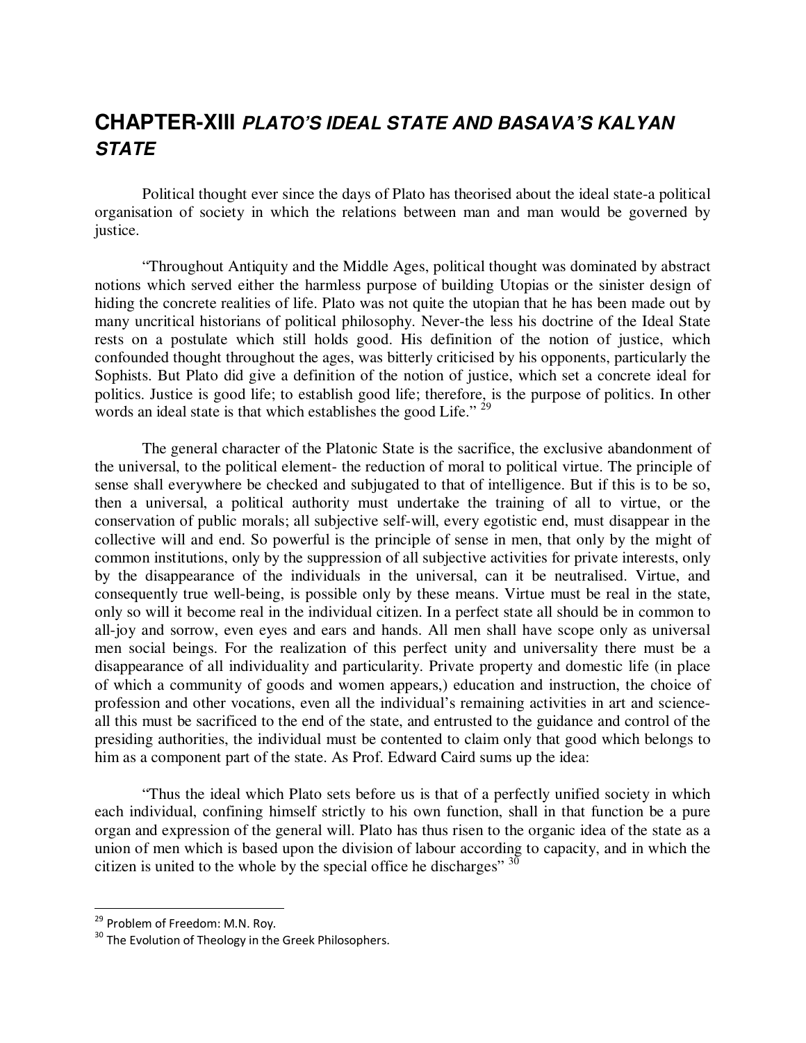# CHAPTER-XIII *PLATO'S IDEAL STATE AND BASAVA'S KALYAN STATE*

Political thought ever since the days of Plato has theorised about the ideal state-a political organisation of society in which the relations between man and man would be governed by justice.

"Throughout Antiquity and the Middle Ages, political thought was dominated by abstract notions which served either the harmless purpose of building Utopias or the sinister design of hiding the concrete realities of life. Plato was not quite the utopian that he has been made out by many uncritical historians of political philosophy. Never-the less his doctrine of the Ideal State rests on a postulate which still holds good. His definition of the notion of justice, which confounded thought throughout the ages, was bitterly criticised by his opponents, particularly the Sophists. But Plato did give a definition of the notion of justice, which set a concrete ideal for politics. Justice is good life; to establish good life; therefore, is the purpose of politics. In other words an ideal state is that which establishes the good Life." [29]

The general character of the Platonic State is the sacrifice, the exclusive abandonment of the universal, to the political element- the reduction of moral to political virtue. The principle of sense shall everywhere be checked and subjugated to that of intelligence. But if this is to be so, then a universal, a political authority must undertake the training of all to virtue, or the conservation of public morals; all subjective self-will, every egotistic end, must disappear in the collective will and end. So powerful is the principle of sense in men, that only by the might of common institutions, only by the suppression of all subjective activities for private interests, only by the disappearance of the individuals in the universal, can it be neutralised. Virtue, and consequently true well-being, is possible only by these means. Virtue must be real in the state, only so will it become real in the individual citizen. In a perfect state all should be in common to all-joy and sorrow, even eyes and ears and hands. All men shall have scope only as universal men social beings. For the realization of this perfect unity and universality there must be a disappearance of all individuality and particularity. Private property and domestic life (in place of which a community of goods and women appears,) education and instruction, the choice of profession and other vocations, even all the individual's remaining activities in art and science-all this must be sacrificed to the end of the state, and entrusted to the guidance and control of the presiding authorities, the individual must be contented to claim only that good which belongs to him as a component part of the state. As Prof. Edward Caird sums up the idea:

"Thus the ideal which Plato sets before us is that of a perfectly unified society in which each individual, confining himself strictly to his own function, shall in that function be a pure organ and expression of the general will. Plato has thus risen to the organic idea of the state as a union of men which is based upon the division of labour according to capacity, and in which the citizen is united to the whole by the special office he discharges" [30]

---

[29] Problem of Freedom: M.N. Roy.

[30] The Evolution of Theology in the Greek Philosophers.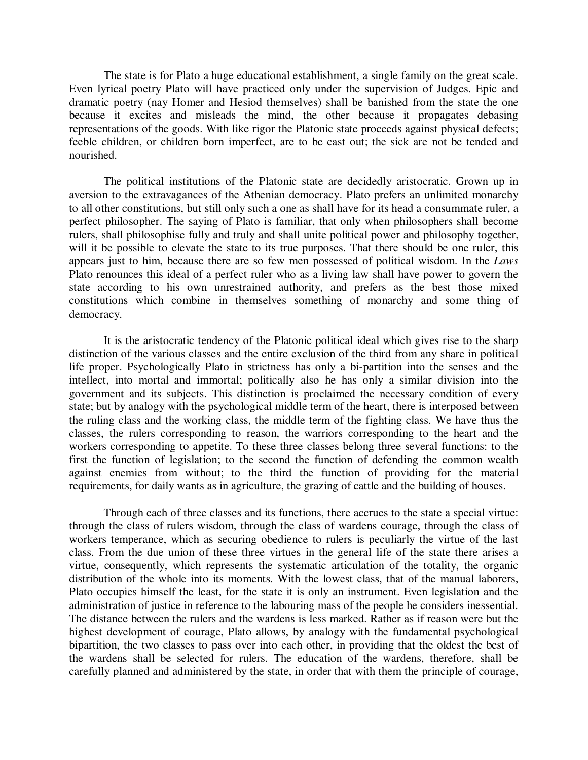The state is for Plato a huge educational establishment, a single family on the great scale. Even lyrical poetry Plato will have practiced only under the supervision of Judges. Epic and dramatic poetry (nay Homer and Hesiod themselves) shall be banished from the state the one because it excites and misleads the mind, the other because it propagates debasing representations of the goods. With like rigor the Platonic state proceeds against physical defects; feeble children, or children born imperfect, are to be cast out; the sick are not be tended and nourished.

The political institutions of the Platonic state are decidedly aristocratic. Grown up in aversion to the extravagances of the Athenian democracy. Plato prefers an unlimited monarchy to all other constitutions, but still only such a one as shall have for its head a consummate ruler, a perfect philosopher. The saying of Plato is familiar, that only when philosophers shall become rulers, shall philosophise fully and truly and shall unite political power and philosophy together, will it be possible to elevate the state to its true purposes. That there should be one ruler, this appears just to him, because there are so few men possessed of political wisdom. In the *Laws* Plato renounces this ideal of a perfect ruler who as a living law shall have power to govern the state according to his own unrestrained authority, and prefers as the best those mixed constitutions which combine in themselves something of monarchy and some thing of democracy.

It is the aristocratic tendency of the Platonic political ideal which gives rise to the sharp distinction of the various classes and the entire exclusion of the third from any share in political life proper. Psychologically Plato in strictness has only a bi-partition into the senses and the intellect, into mortal and immortal; politically also he has only a similar division into the government and its subjects. This distinction is proclaimed the necessary condition of every state; but by analogy with the psychological middle term of the heart, there is interposed between the ruling class and the working class, the middle term of the fighting class. We have thus the classes, the rulers corresponding to reason, the warriors corresponding to the heart and the workers corresponding to appetite. To these three classes belong three several functions: to the first the function of legislation; to the second the function of defending the common wealth against enemies from without; to the third the function of providing for the material requirements, for daily wants as in agriculture, the grazing of cattle and the building of houses.

Through each of three classes and its functions, there accrues to the state a special virtue: through the class of rulers wisdom, through the class of wardens courage, through the class of workers temperance, which as securing obedience to rulers is peculiarly the virtue of the last class. From the due union of these three virtues in the general life of the state there arises a virtue, consequently, which represents the systematic articulation of the totality, the organic distribution of the whole into its moments. With the lowest class, that of the manual laborers, Plato occupies himself the least, for the state it is only an instrument. Even legislation and the administration of justice in reference to the labouring mass of the people he considers inessential. The distance between the rulers and the wardens is less marked. Rather as if reason were but the highest development of courage, Plato allows, by analogy with the fundamental psychological bipartition, the two classes to pass over into each other, in providing that the oldest the best of the wardens shall be selected for rulers. The education of the wardens, therefore, shall be carefully planned and administered by the state, in order that with them the principle of courage,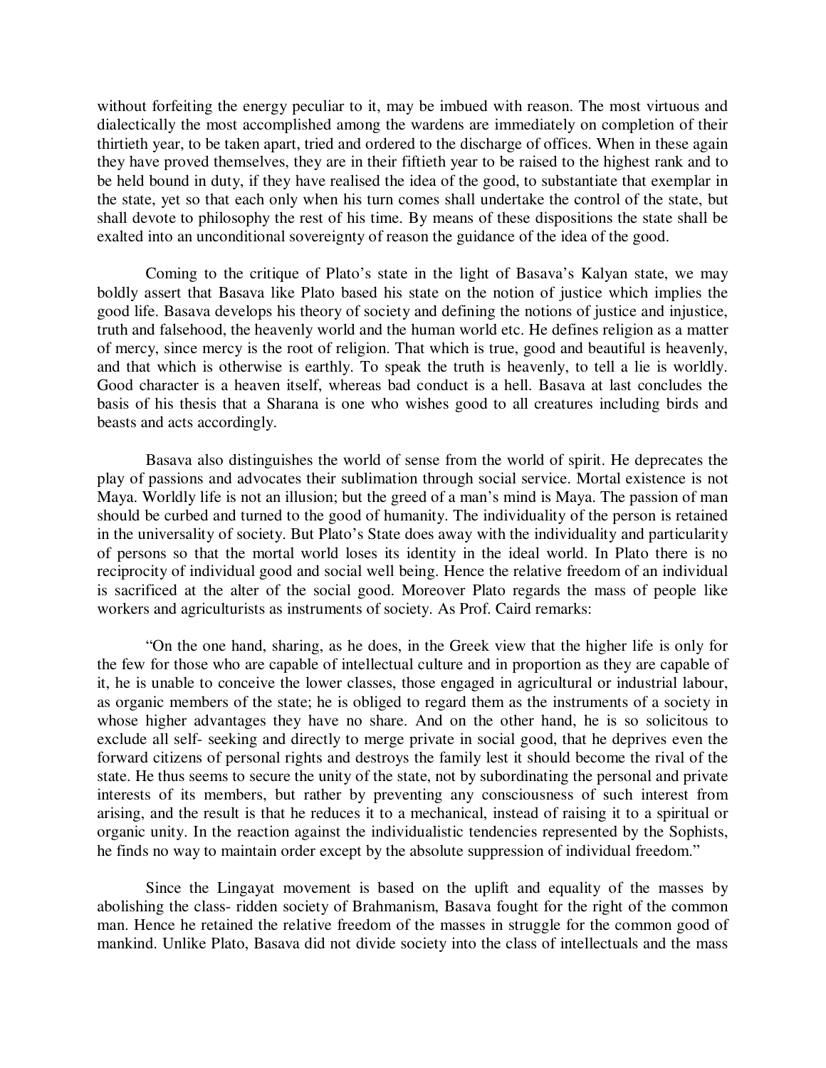without forfeiting the energy peculiar to it, may be imbued with reason. The most virtuous and dialectically the most accomplished among the wardens are immediately on completion of their thirtieth year, to be taken apart, tried and ordered to the discharge of offices. When in these again they have proved themselves, they are in their fiftieth year to be raised to the highest rank and to be held bound in duty, if they have realised the idea of the good, to substantiate that exemplar in the state, yet so that each only when his turn comes shall undertake the control of the state, but shall devote to philosophy the rest of his time. By means of these dispositions the state shall be exalted into an unconditional sovereignty of reason the guidance of the idea of the good.

Coming to the critique of Plato's state in the light of Basava's Kalyan state, we may boldly assert that Basava like Plato based his state on the notion of justice which implies the good life. Basava develops his theory of society and defining the notions of justice and injustice, truth and falsehood, the heavenly world and the human world etc. He defines religion as a matter of mercy, since mercy is the root of religion. That which is true, good and beautiful is heavenly, and that which is otherwise is earthly. To speak the truth is heavenly, to tell a lie is worldly. Good character is a heaven itself, whereas bad conduct is a hell. Basava at last concludes the basis of his thesis that a Sharana is one who wishes good to all creatures including birds and beasts and acts accordingly.

Basava also distinguishes the world of sense from the world of spirit. He deprecates the play of passions and advocates their sublimation through social service. Mortal existence is not Maya. Worldly life is not an illusion; but the greed of a man's mind is Maya. The passion of man should be curbed and turned to the good of humanity. The individuality of the person is retained in the universality of society. But Plato's State does away with the individuality and particularity of persons so that the mortal world loses its identity in the ideal world. In Plato there is no reciprocity of individual good and social well being. Hence the relative freedom of an individual is sacrificed at the alter of the social good. Moreover Plato regards the mass of people like workers and agriculturists as instruments of society. As Prof. Caird remarks:

"On the one hand, sharing, as he does, in the Greek view that the higher life is only for the few for those who are capable of intellectual culture and in proportion as they are capable of it, he is unable to conceive the lower classes, those engaged in agricultural or industrial labour, as organic members of the state; he is obliged to regard them as the instruments of a society in whose higher advantages they have no share. And on the other hand, he is so solicitous to exclude all self- seeking and directly to merge private in social good, that he deprives even the forward citizens of personal rights and destroys the family lest it should become the rival of the state. He thus seems to secure the unity of the state, not by subordinating the personal and private interests of its members, but rather by preventing any consciousness of such interest from arising, and the result is that he reduces it to a mechanical, instead of raising it to a spiritual or organic unity. In the reaction against the individualistic tendencies represented by the Sophists, he finds no way to maintain order except by the absolute suppression of individual freedom."

Since the Lingayat movement is based on the uplift and equality of the masses by abolishing the class- ridden society of Brahmanism, Basava fought for the right of the common man. Hence he retained the relative freedom of the masses in struggle for the common good of mankind. Unlike Plato, Basava did not divide society into the class of intellectuals and the mass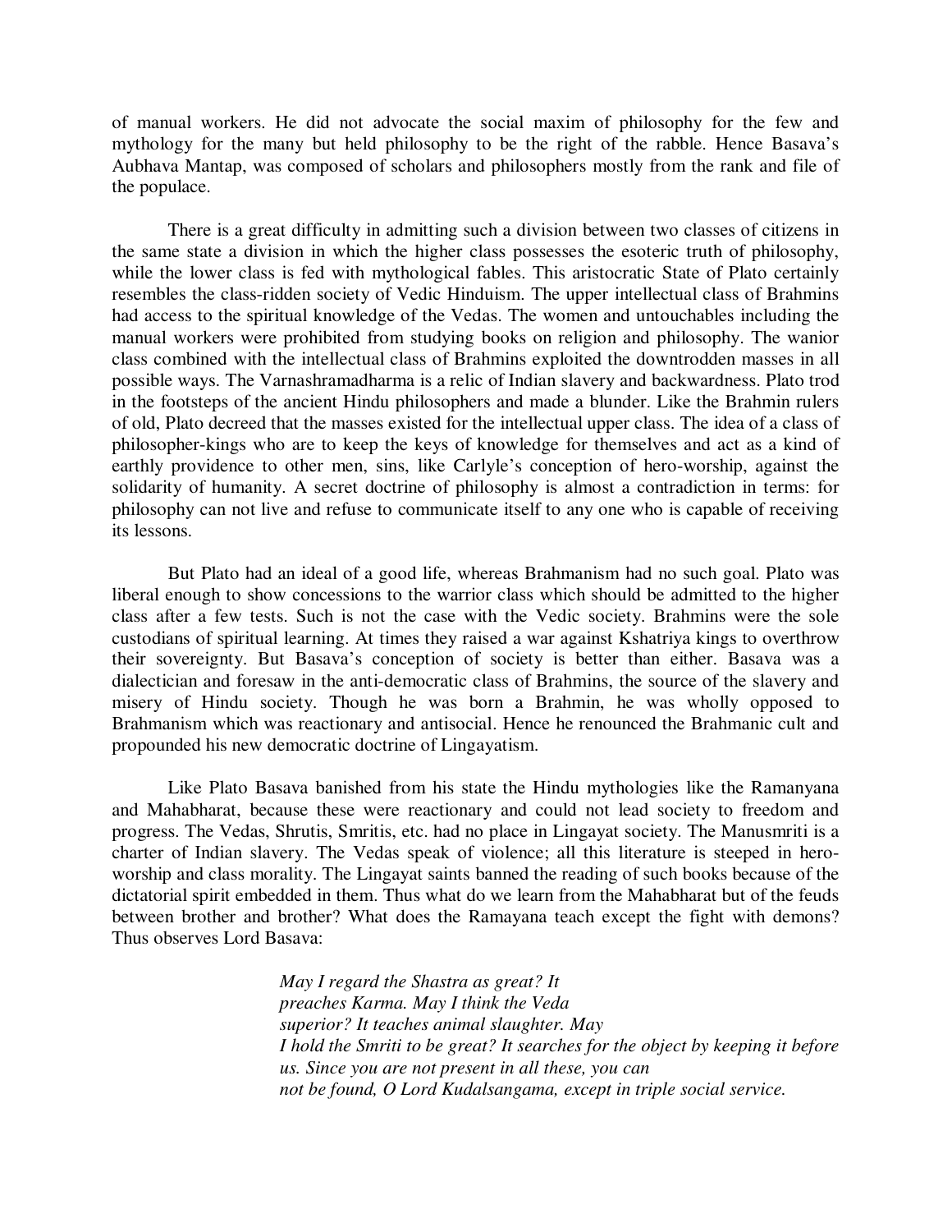of manual workers. He did not advocate the social maxim of philosophy for the few and mythology for the many but held philosophy to be the right of the rabble. Hence Basava's Aubhava Mantap, was composed of scholars and philosophers mostly from the rank and file of the populace.

There is a great difficulty in admitting such a division between two classes of citizens in the same state a division in which the higher class possesses the esoteric truth of philosophy, while the lower class is fed with mythological fables. This aristocratic State of Plato certainly resembles the class-ridden society of Vedic Hinduism. The upper intellectual class of Brahmins had access to the spiritual knowledge of the Vedas. The women and untouchables including the manual workers were prohibited from studying books on religion and philosophy. The wanior class combined with the intellectual class of Brahmins exploited the downtrodden masses in all possible ways. The Varnashramadharma is a relic of Indian slavery and backwardness. Plato trod in the footsteps of the ancient Hindu philosophers and made a blunder. Like the Brahmin rulers of old, Plato decreed that the masses existed for the intellectual upper class. The idea of a class of philosopher-kings who are to keep the keys of knowledge for themselves and act as a kind of earthly providence to other men, sins, like Carlyle's conception of hero-worship, against the solidarity of humanity. A secret doctrine of philosophy is almost a contradiction in terms: for philosophy can not live and refuse to communicate itself to any one who is capable of receiving its lessons.

But Plato had an ideal of a good life, whereas Brahmanism had no such goal. Plato was liberal enough to show concessions to the warrior class which should be admitted to the higher class after a few tests. Such is not the case with the Vedic society. Brahmins were the sole custodians of spiritual learning. At times they raised a war against Kshatriya kings to overthrow their sovereignty. But Basava's conception of society is better than either. Basava was a dialectician and foresaw in the anti-democratic class of Brahmins, the source of the slavery and misery of Hindu society. Though he was born a Brahmin, he was wholly opposed to Brahmanism which was reactionary and antisocial. Hence he renounced the Brahmanic cult and propounded his new democratic doctrine of Lingayatism.

Like Plato Basava banished from his state the Hindu mythologies like the Ramanyana and Mahabharat, because these were reactionary and could not lead society to freedom and progress. The Vedas, Shrutis, Smritis, etc. had no place in Lingayat society. The Manusmriti is a charter of Indian slavery. The Vedas speak of violence; all this literature is steeped in hero-worship and class morality. The Lingayat saints banned the reading of such books because of the dictatorial spirit embedded in them. Thus what do we learn from the Mahabharat but of the feuds between brother and brother? What does the Ramayana teach except the fight with demons? Thus observes Lord Basava:

> *May I regard the Shastra as great? It*
> *preaches Karma. May I think the Veda*
> *superior? It teaches animal slaughter. May*
> *I hold the Smriti to be great? It searches for the object by keeping it before*
> *us. Since you are not present in all these, you can*
> *not be found, O Lord Kudalsangama, except in triple social service.*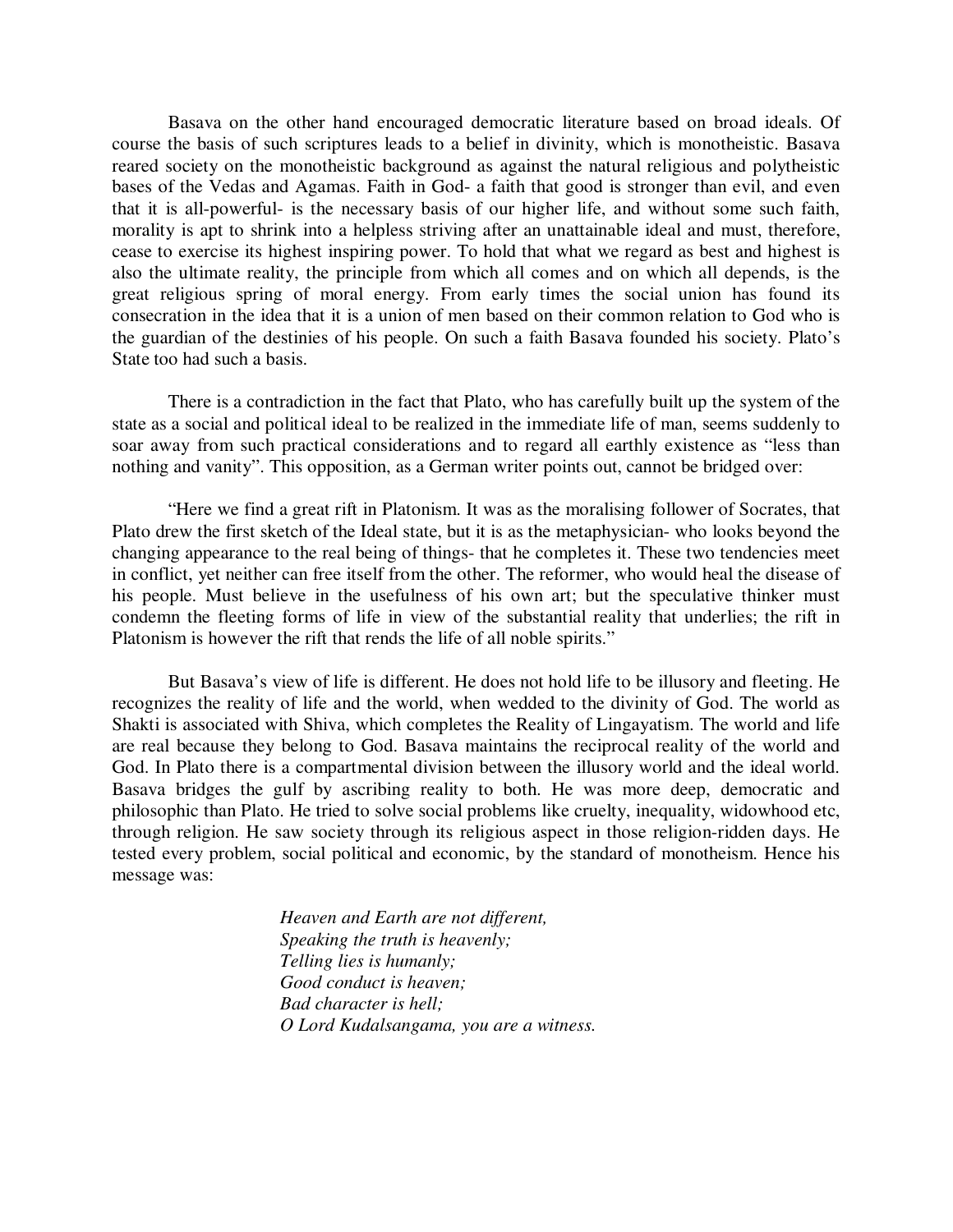Basava on the other hand encouraged democratic literature based on broad ideals. Of course the basis of such scriptures leads to a belief in divinity, which is monotheistic. Basava reared society on the monotheistic background as against the natural religious and polytheistic bases of the Vedas and Agamas. Faith in God- a faith that good is stronger than evil, and even that it is all-powerful- is the necessary basis of our higher life, and without some such faith, morality is apt to shrink into a helpless striving after an unattainable ideal and must, therefore, cease to exercise its highest inspiring power. To hold that what we regard as best and highest is also the ultimate reality, the principle from which all comes and on which all depends, is the great religious spring of moral energy. From early times the social union has found its consecration in the idea that it is a union of men based on their common relation to God who is the guardian of the destinies of his people. On such a faith Basava founded his society. Plato's State too had such a basis.

There is a contradiction in the fact that Plato, who has carefully built up the system of the state as a social and political ideal to be realized in the immediate life of man, seems suddenly to soar away from such practical considerations and to regard all earthly existence as "less than nothing and vanity". This opposition, as a German writer points out, cannot be bridged over:

"Here we find a great rift in Platonism. It was as the moralising follower of Socrates, that Plato drew the first sketch of the Ideal state, but it is as the metaphysician- who looks beyond the changing appearance to the real being of things- that he completes it. These two tendencies meet in conflict, yet neither can free itself from the other. The reformer, who would heal the disease of his people. Must believe in the usefulness of his own art; but the speculative thinker must condemn the fleeting forms of life in view of the substantial reality that underlies; the rift in Platonism is however the rift that rends the life of all noble spirits."

But Basava's view of life is different. He does not hold life to be illusory and fleeting. He recognizes the reality of life and the world, when wedded to the divinity of God. The world as Shakti is associated with Shiva, which completes the Reality of Lingayatism. The world and life are real because they belong to God. Basava maintains the reciprocal reality of the world and God. In Plato there is a compartmental division between the illusory world and the ideal world. Basava bridges the gulf by ascribing reality to both. He was more deep, democratic and philosophic than Plato. He tried to solve social problems like cruelty, inequality, widowhood etc, through religion. He saw society through its religious aspect in those religion-ridden days. He tested every problem, social political and economic, by the standard of monotheism. Hence his message was:

> *Heaven and Earth are not different,*
> *Speaking the truth is heavenly;*
> *Telling lies is humanly;*
> *Good conduct is heaven;*
> *Bad character is hell;*
> *O Lord Kudalsangama, you are a witness.*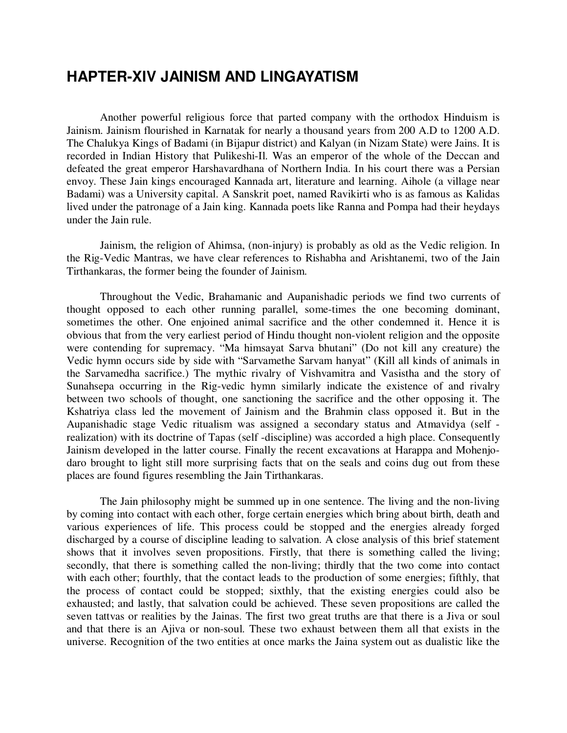# HAPTER-XIV JAINISM AND LINGAYATISM

Another powerful religious force that parted company with the orthodox Hinduism is Jainism. Jainism flourished in Karnatak for nearly a thousand years from 200 A.D to 1200 A.D. The Chalukya Kings of Badami (in Bijapur district) and Kalyan (in Nizam State) were Jains. It is recorded in Indian History that Pulikeshi-II. Was an emperor of the whole of the Deccan and defeated the great emperor Harshavardhana of Northern India. In his court there was a Persian envoy. These Jain kings encouraged Kannada art, literature and learning. Aihole (a village near Badami) was a University capital. A Sanskrit poet, named Ravikirti who is as famous as Kalidas lived under the patronage of a Jain king. Kannada poets like Ranna and Pompa had their heydays under the Jain rule.

Jainism, the religion of Ahimsa, (non-injury) is probably as old as the Vedic religion. In the Rig-Vedic Mantras, we have clear references to Rishabha and Arishtanemi, two of the Jain Tirthankaras, the former being the founder of Jainism.

Throughout the Vedic, Brahamanic and Aupanishadic periods we find two currents of thought opposed to each other running parallel, some-times the one becoming dominant, sometimes the other. One enjoined animal sacrifice and the other condemned it. Hence it is obvious that from the very earliest period of Hindu thought non-violent religion and the opposite were contending for supremacy. "Ma himsayat Sarva bhutani" (Do not kill any creature) the Vedic hymn occurs side by side with "Sarvamethe Sarvam hanyat" (Kill all kinds of animals in the Sarvamedha sacrifice.) The mythic rivalry of Vishvamitra and Vasistha and the story of Sunahsepa occurring in the Rig-vedic hymn similarly indicate the existence of and rivalry between two schools of thought, one sanctioning the sacrifice and the other opposing it. The Kshatriya class led the movement of Jainism and the Brahmin class opposed it. But in the Aupanishadic stage Vedic ritualism was assigned a secondary status and Atmavidya (self - realization) with its doctrine of Tapas (self -discipline) was accorded a high place. Consequently Jainism developed in the latter course. Finally the recent excavations at Harappa and Mohenjo-daro brought to light still more surprising facts that on the seals and coins dug out from these places are found figures resembling the Jain Tirthankaras.

The Jain philosophy might be summed up in one sentence. The living and the non-living by coming into contact with each other, forge certain energies which bring about birth, death and various experiences of life. This process could be stopped and the energies already forged discharged by a course of discipline leading to salvation. A close analysis of this brief statement shows that it involves seven propositions. Firstly, that there is something called the living; secondly, that there is something called the non-living; thirdly that the two come into contact with each other; fourthly, that the contact leads to the production of some energies; fifthly, that the process of contact could be stopped; sixthly, that the existing energies could also be exhausted; and lastly, that salvation could be achieved. These seven propositions are called the seven tattvas or realities by the Jainas. The first two great truths are that there is a Jiva or soul and that there is an Ajiva or non-soul. These two exhaust between them all that exists in the universe. Recognition of the two entities at once marks the Jaina system out as dualistic like the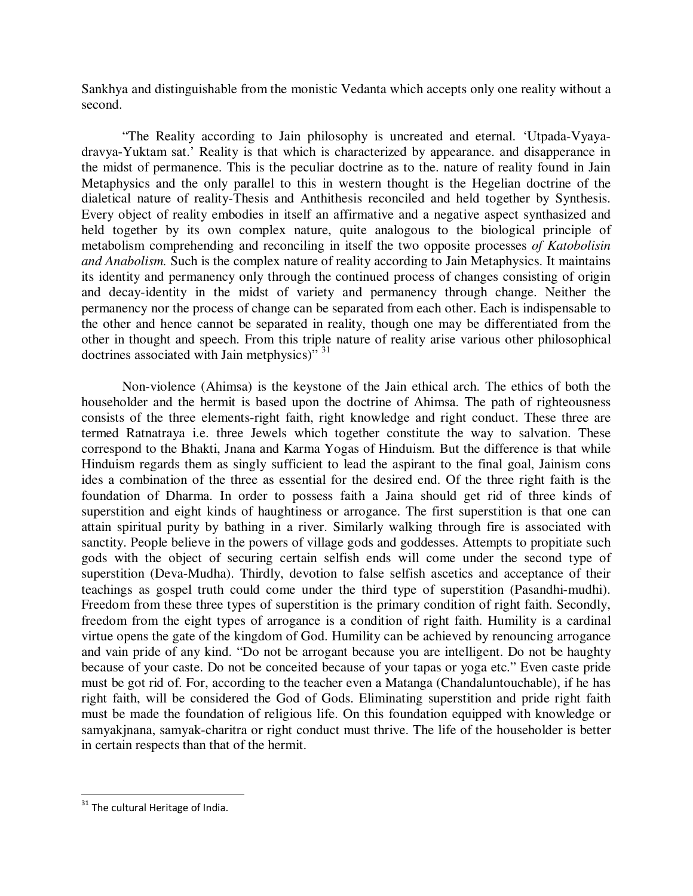Sankhya and distinguishable from the monistic Vedanta which accepts only one reality without a second.

"The Reality according to Jain philosophy is uncreated and eternal. 'Utpada-Vyaya-dravya-Yuktam sat.' Reality is that which is characterized by appearance. and disapperance in the midst of permanence. This is the peculiar doctrine as to the. nature of reality found in Jain Metaphysics and the only parallel to this in western thought is the Hegelian doctrine of the dialetical nature of reality-Thesis and Anththesis reconciled and held together by Synthesis. Every object of reality embodies in itself an affirmative and a negative aspect synthasized and held together by its own complex nature, quite analogous to the biological principle of metabolism comprehending and reconciling in itself the two opposite processes *of Katobolisin and Anabolism.* Such is the complex nature of reality according to Jain Metaphysics. It maintains its identity and permanency only through the continued process of changes consisting of origin and decay-identity in the midst of variety and permanency through change. Neither the permanency nor the process of change can be separated from each other. Each is indispensable to the other and hence cannot be separated in reality, though one may be differentiated from the other in thought and speech. From this triple nature of reality arise various other philosophical doctrines associated with Jain metphysics)" [31]

Non-violence (Ahimsa) is the keystone of the Jain ethical arch. The ethics of both the householder and the hermit is based upon the doctrine of Ahimsa. The path of righteousness consists of the three elements-right faith, right knowledge and right conduct. These three are termed Ratnatraya i.e. three Jewels which together constitute the way to salvation. These correspond to the Bhakti, Jnana and Karma Yogas of Hinduism. But the difference is that while Hinduism regards them as singly sufficient to lead the aspirant to the final goal, Jainism cons ides a combination of the three as essential for the desired end. Of the three right faith is the foundation of Dharma. In order to possess faith a Jaina should get rid of three kinds of superstition and eight kinds of haughtiness or arrogance. The first superstition is that one can attain spiritual purity by bathing in a river. Similarly walking through fire is associated with sanctity. People believe in the powers of village gods and goddesses. Attempts to propitiate such gods with the object of securing certain selfish ends will come under the second type of superstition (Deva-Mudha). Thirdly, devotion to false selfish ascetics and acceptance of their teachings as gospel truth could come under the third type of superstition (Pasandhi-mudhi). Freedom from these three types of superstition is the primary condition of right faith. Secondly, freedom from the eight types of arrogance is a condition of right faith. Humility is a cardinal virtue opens the gate of the kingdom of God. Humility can be achieved by renouncing arrogance and vain pride of any kind. "Do not be arrogant because you are intelligent. Do not be haughty because of your caste. Do not be conceited because of your tapas or yoga etc." Even caste pride must be got rid of. For, according to the teacher even a Matanga (Chandaluntouchable), if he has right faith, will be considered the God of Gods. Eliminating superstition and pride right faith must be made the foundation of religious life. On this foundation equipped with knowledge or samyakjnana, samyak-charitra or right conduct must thrive. The life of the householder is better in certain respects than that of the hermit.

---

[31] The cultural Heritage of India.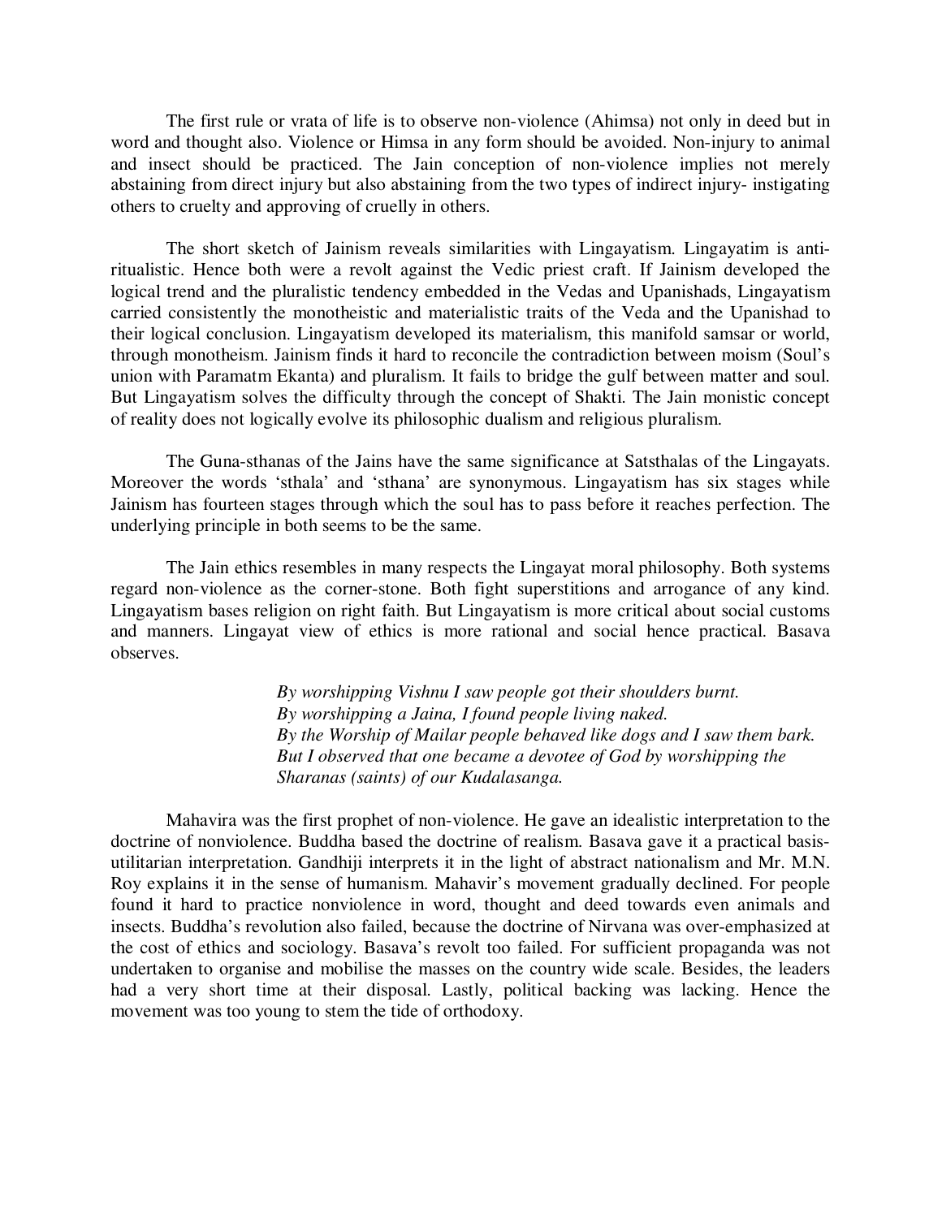The first rule or vrata of life is to observe non-violence (Ahimsa) not only in deed but in word and thought also. Violence or Himsa in any form should be avoided. Non-injury to animal and insect should be practiced. The Jain conception of non-violence implies not merely abstaining from direct injury but also abstaining from the two types of indirect injury- instigating others to cruelty and approving of cruelly in others.

The short sketch of Jainism reveals similarities with Lingayatism. Lingayatim is anti-ritualistic. Hence both were a revolt against the Vedic priest craft. If Jainism developed the logical trend and the pluralistic tendency embedded in the Vedas and Upanishads, Lingayatism carried consistently the monotheistic and materialistic traits of the Veda and the Upanishad to their logical conclusion. Lingayatism developed its materialism, this manifold samsar or world, through monotheism. Jainism finds it hard to reconcile the contradiction between moism (Soul's union with Paramatm Ekanta) and pluralism. It fails to bridge the gulf between matter and soul. But Lingayatism solves the difficulty through the concept of Shakti. The Jain monistic concept of reality does not logically evolve its philosophic dualism and religious pluralism.

The Guna-sthanas of the Jains have the same significance at Satsthalas of the Lingayats. Moreover the words 'sthala' and 'sthana' are synonymous. Lingayatism has six stages while Jainism has fourteen stages through which the soul has to pass before it reaches perfection. The underlying principle in both seems to be the same.

The Jain ethics resembles in many respects the Lingayat moral philosophy. Both systems regard non-violence as the corner-stone. Both fight superstitions and arrogance of any kind. Lingayatism bases religion on right faith. But Lingayatism is more critical about social customs and manners. Lingayat view of ethics is more rational and social hence practical. Basava observes.

> *By worshipping Vishnu I saw people got their shoulders burnt.*
> *By worshipping a Jaina, I found people living naked.*
> *By the Worship of Mailar people behaved like dogs and I saw them bark.*
> *But I observed that one became a devotee of God by worshipping the Sharanas (saints) of our Kudalasanga.*

Mahavira was the first prophet of non-violence. He gave an idealistic interpretation to the doctrine of nonviolence. Buddha based the doctrine of realism. Basava gave it a practical basis-utilitarian interpretation. Gandhiji interprets it in the light of abstract nationalism and Mr. M.N. Roy explains it in the sense of humanism. Mahavir's movement gradually declined. For people found it hard to practice nonviolence in word, thought and deed towards even animals and insects. Buddha's revolution also failed, because the doctrine of Nirvana was over-emphasized at the cost of ethics and sociology. Basava's revolt too failed. For sufficient propaganda was not undertaken to organise and mobilise the masses on the country wide scale. Besides, the leaders had a very short time at their disposal. Lastly, political backing was lacking. Hence the movement was too young to stem the tide of orthodoxy.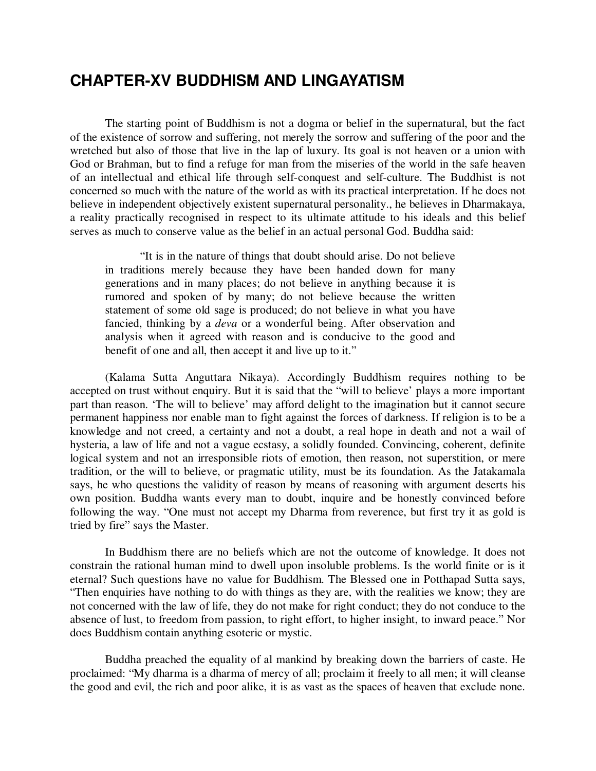# CHAPTER-XV BUDDHISM AND LINGAYATISM

The starting point of Buddhism is not a dogma or belief in the supernatural, but the fact of the existence of sorrow and suffering, not merely the sorrow and suffering of the poor and the wretched but also of those that live in the lap of luxury. Its goal is not heaven or a union with God or Brahman, but to find a refuge for man from the miseries of the world in the safe heaven of an intellectual and ethical life through self-conquest and self-culture. The Buddhist is not concerned so much with the nature of the world as with its practical interpretation. If he does not believe in independent objectively existent supernatural personality., he believes in Dharmakaya, a reality practically recognised in respect to its ultimate attitude to his ideals and this belief serves as much to conserve value as the belief in an actual personal God. Buddha said:

> "It is in the nature of things that doubt should arise. Do not believe in traditions merely because they have been handed down for many generations and in many places; do not believe in anything because it is rumored and spoken of by many; do not believe because the written statement of some old sage is produced; do not believe in what you have fancied, thinking by a *deva* or a wonderful being. After observation and analysis when it agreed with reason and is conducive to the good and benefit of one and all, then accept it and live up to it."

(Kalama Sutta Anguttara Nikaya). Accordingly Buddhism requires nothing to be accepted on trust without enquiry. But it is said that the "will to believe' plays a more important part than reason. 'The will to believe' may afford delight to the imagination but it cannot secure permanent happiness nor enable man to fight against the forces of darkness. If religion is to be a knowledge and not creed, a certainty and not a doubt, a real hope in death and not a wail of hysteria, a law of life and not a vague ecstasy, a solidly founded. Convincing, coherent, definite logical system and not an irresponsible riots of emotion, then reason, not superstition, or mere tradition, or the will to believe, or pragmatic utility, must be its foundation. As the Jatakamala says, he who questions the validity of reason by means of reasoning with argument deserts his own position. Buddha wants every man to doubt, inquire and be honestly convinced before following the way. "One must not accept my Dharma from reverence, but first try it as gold is tried by fire" says the Master.

In Buddhism there are no beliefs which are not the outcome of knowledge. It does not constrain the rational human mind to dwell upon insoluble problems. Is the world finite or is it eternal? Such questions have no value for Buddhism. The Blessed one in Potthapad Sutta says, "Then enquiries have nothing to do with things as they are, with the realities we know; they are not concerned with the law of life, they do not make for right conduct; they do not conduce to the absence of lust, to freedom from passion, to right effort, to higher insight, to inward peace." Nor does Buddhism contain anything esoteric or mystic.

Buddha preached the equality of al mankind by breaking down the barriers of caste. He proclaimed: "My dharma is a dharma of mercy of all; proclaim it freely to all men; it will cleanse the good and evil, the rich and poor alike, it is as vast as the spaces of heaven that exclude none.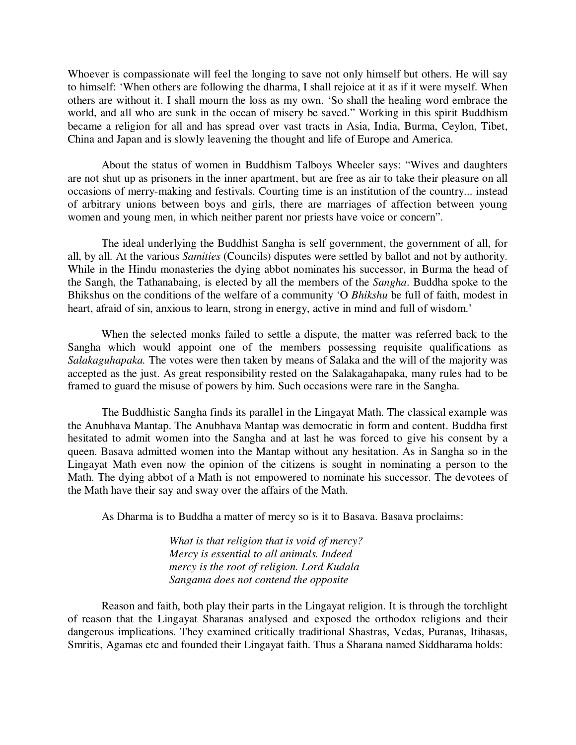Whoever is compassionate will feel the longing to save not only himself but others. He will say to himself: 'When others are following the dharma, I shall rejoice at it as if it were myself. When others are without it. I shall mourn the loss as my own. 'So shall the healing word embrace the world, and all who are sunk in the ocean of misery be saved." Working in this spirit Buddhism became a religion for all and has spread over vast tracts in Asia, India, Burma, Ceylon, Tibet, China and Japan and is slowly leavening the thought and life of Europe and America.

About the status of women in Buddhism Talboys Wheeler says: "Wives and daughters are not shut up as prisoners in the inner apartment, but are free as air to take their pleasure on all occasions of merry-making and festivals. Courting time is an institution of the country... instead of arbitrary unions between boys and girls, there are marriages of affection between young women and young men, in which neither parent nor priests have voice or concern".

The ideal underlying the Buddhist Sangha is self government, the government of all, for all, by all. At the various *Samities* (Councils) disputes were settled by ballot and not by authority. While in the Hindu monasteries the dying abbot nominates his successor, in Burma the head of the Sangh, the Tathanabaing, is elected by all the members of the *Sangha*. Buddha spoke to the Bhikshus on the conditions of the welfare of a community 'O *Bhikshu* be full of faith, modest in heart, afraid of sin, anxious to learn, strong in energy, active in mind and full of wisdom.'

When the selected monks failed to settle a dispute, the matter was referred back to the Sangha which would appoint one of the members possessing requisite qualifications as *Salakaguhapaka.* The votes were then taken by means of Salaka and the will of the majority was accepted as the just. As great responsibility rested on the Salakagahapaka, many rules had to be framed to guard the misuse of powers by him. Such occasions were rare in the Sangha.

The Buddhistic Sangha finds its parallel in the Lingayat Math. The classical example was the Anubhava Mantap. The Anubhava Mantap was democratic in form and content. Buddha first hesitated to admit women into the Sangha and at last he was forced to give his consent by a queen. Basava admitted women into the Mantap without any hesitation. As in Sangha so in the Lingayat Math even now the opinion of the citizens is sought in nominating a person to the Math. The dying abbot of a Math is not empowered to nominate his successor. The devotees of the Math have their say and sway over the affairs of the Math.

As Dharma is to Buddha a matter of mercy so is it to Basava. Basava proclaims:

> *What is that religion that is void of mercy?*
> *Mercy is essential to all animals. Indeed*
> *mercy is the root of religion. Lord Kudala*
> *Sangama does not contend the opposite*

Reason and faith, both play their parts in the Lingayat religion. It is through the torchlight of reason that the Lingayat Sharanas analysed and exposed the orthodox religions and their dangerous implications. They examined critically traditional Shastras, Vedas, Puranas, Itihasas, Smritis, Agamas etc and founded their Lingayat faith. Thus a Sharana named Siddharama holds: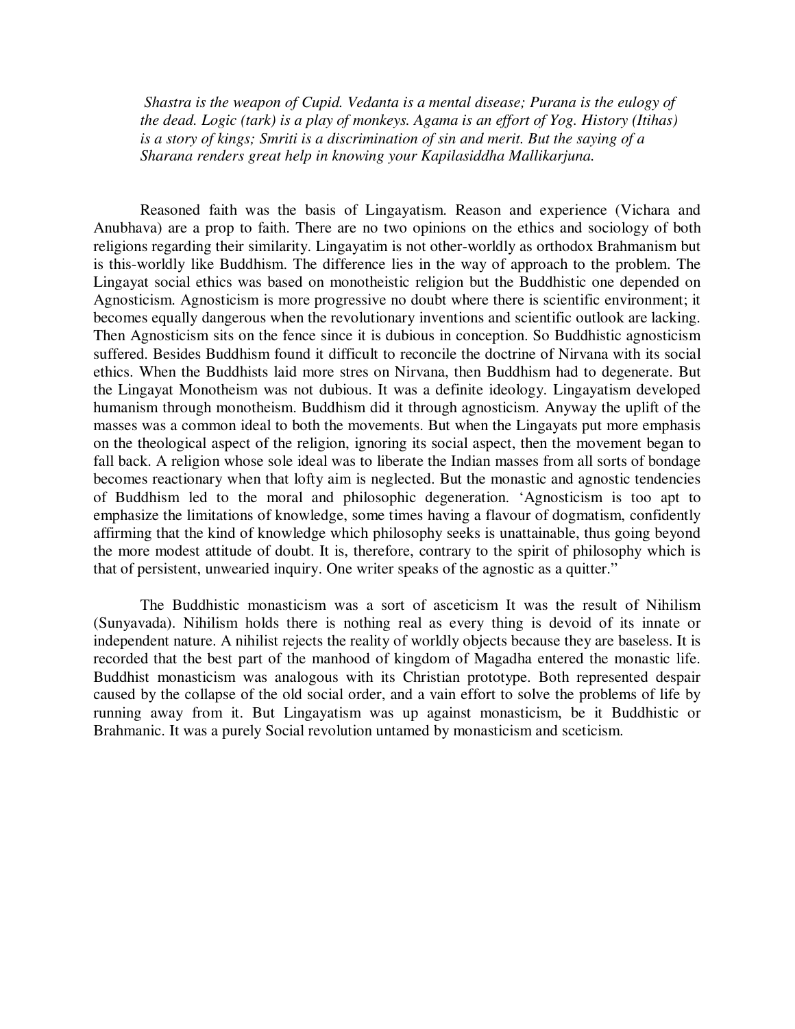> *Shastra is the weapon of Cupid. Vedanta is a mental disease; Purana is the eulogy of the dead. Logic (tark) is a play of monkeys. Agama is an effort of Yog. History (Itihas) is a story of kings; Smriti is a discrimination of sin and merit. But the saying of a Sharana renders great help in knowing your Kapilasiddha Mallikarjuna.*

Reasoned faith was the basis of Lingayatism. Reason and experience (Vichara and Anubhava) are a prop to faith. There are no two opinions on the ethics and sociology of both religions regarding their similarity. Lingayatim is not other-worldly as orthodox Brahmanism but is this-worldly like Buddhism. The difference lies in the way of approach to the problem. The Lingayat social ethics was based on monotheistic religion but the Buddhistic one depended on Agnosticism. Agnosticism is more progressive no doubt where there is scientific environment; it becomes equally dangerous when the revolutionary inventions and scientific outlook are lacking. Then Agnosticism sits on the fence since it is dubious in conception. So Buddhistic agnosticism suffered. Besides Buddhism found it difficult to reconcile the doctrine of Nirvana with its social ethics. When the Buddhists laid more stres on Nirvana, then Buddhism had to degenerate. But the Lingayat Monotheism was not dubious. It was a definite ideology. Lingayatism developed humanism through monotheism. Buddhism did it through agnosticism. Anyway the uplift of the masses was a common ideal to both the movements. But when the Lingayats put more emphasis on the theological aspect of the religion, ignoring its social aspect, then the movement began to fall back. A religion whose sole ideal was to liberate the Indian masses from all sorts of bondage becomes reactionary when that lofty aim is neglected. But the monastic and agnostic tendencies of Buddhism led to the moral and philosophic degeneration. 'Agnosticism is too apt to emphasize the limitations of knowledge, some times having a flavour of dogmatism, confidently affirming that the kind of knowledge which philosophy seeks is unattainable, thus going beyond the more modest attitude of doubt. It is, therefore, contrary to the spirit of philosophy which is that of persistent, unwearied inquiry. One writer speaks of the agnostic as a quitter."

The Buddhistic monasticism was a sort of asceticism It was the result of Nihilism (Sunyavada). Nihilism holds there is nothing real as every thing is devoid of its innate or independent nature. A nihilist rejects the reality of worldly objects because they are baseless. It is recorded that the best part of the manhood of kingdom of Magadha entered the monastic life. Buddhist monasticism was analogous with its Christian prototype. Both represented despair caused by the collapse of the old social order, and a vain effort to solve the problems of life by running away from it. But Lingayatism was up against monasticism, be it Buddhistic or Brahmanic. It was a purely Social revolution untamed by monasticism and sceticism.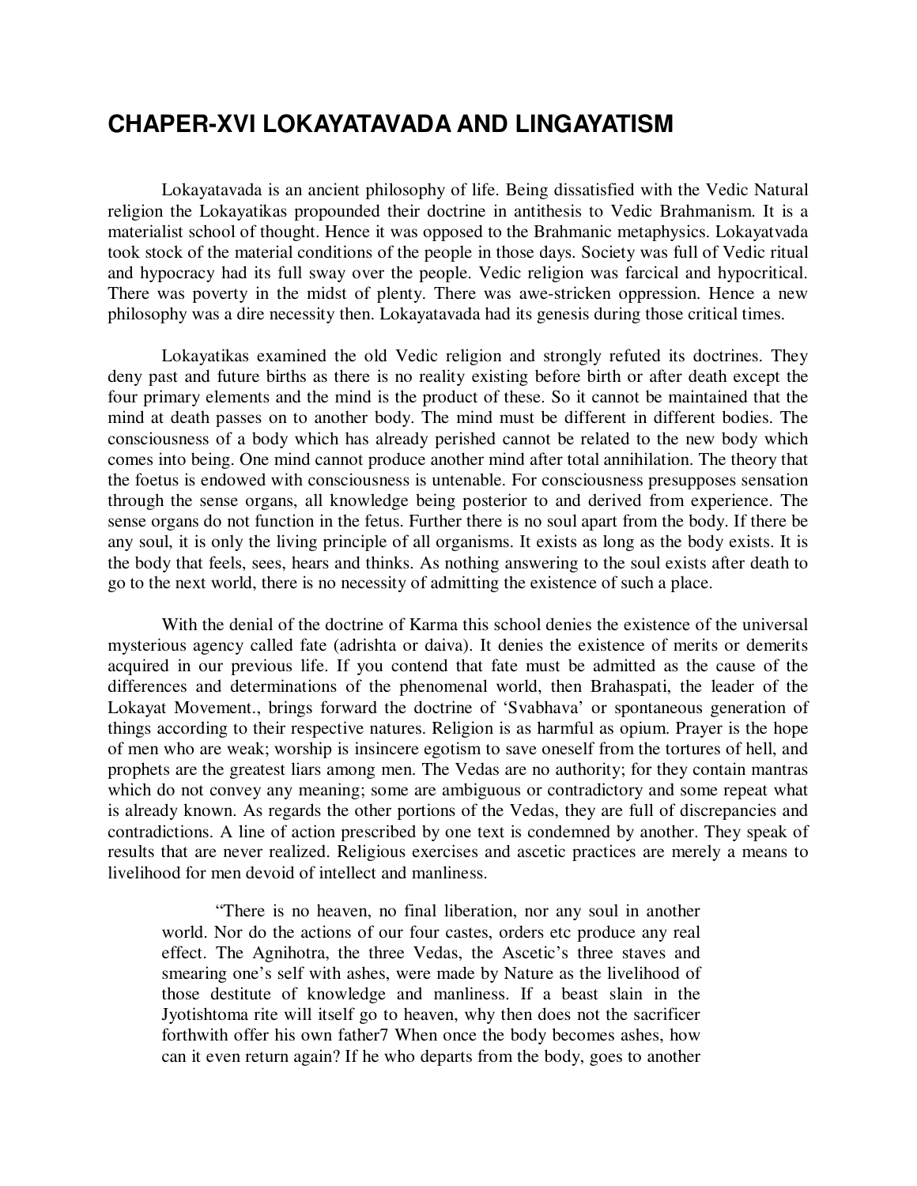# CHAPER-XVI LOKAYATAVADA AND LINGAYATISM

Lokayatavada is an ancient philosophy of life. Being dissatisfied with the Vedic Natural religion the Lokayatikas propounded their doctrine in antithesis to Vedic Brahmanism. It is a materialist school of thought. Hence it was opposed to the Brahmanic metaphysics. Lokayatvada took stock of the material conditions of the people in those days. Society was full of Vedic ritual and hypocracy had its full sway over the people. Vedic religion was farcical and hypocritical. There was poverty in the midst of plenty. There was awe-stricken oppression. Hence a new philosophy was a dire necessity then. Lokayatavada had its genesis during those critical times.

Lokayatikas examined the old Vedic religion and strongly refuted its doctrines. They deny past and future births as there is no reality existing before birth or after death except the four primary elements and the mind is the product of these. So it cannot be maintained that the mind at death passes on to another body. The mind must be different in different bodies. The consciousness of a body which has already perished cannot be related to the new body which comes into being. One mind cannot produce another mind after total annihilation. The theory that the foetus is endowed with consciousness is untenable. For consciousness presupposes sensation through the sense organs, all knowledge being posterior to and derived from experience. The sense organs do not function in the fetus. Further there is no soul apart from the body. If there be any soul, it is only the living principle of all organisms. It exists as long as the body exists. It is the body that feels, sees, hears and thinks. As nothing answering to the soul exists after death to go to the next world, there is no necessity of admitting the existence of such a place.

With the denial of the doctrine of Karma this school denies the existence of the universal mysterious agency called fate (adrishta or daiva). It denies the existence of merits or demerits acquired in our previous life. If you contend that fate must be admitted as the cause of the differences and determinations of the phenomenal world, then Brahaspati, the leader of the Lokayat Movement., brings forward the doctrine of 'Svabhava' or spontaneous generation of things according to their respective natures. Religion is as harmful as opium. Prayer is the hope of men who are weak; worship is insincere egotism to save oneself from the tortures of hell, and prophets are the greatest liars among men. The Vedas are no authority; for they contain mantras which do not convey any meaning; some are ambiguous or contradictory and some repeat what is already known. As regards the other portions of the Vedas, they are full of discrepancies and contradictions. A line of action prescribed by one text is condemned by another. They speak of results that are never realized. Religious exercises and ascetic practices are merely a means to livelihood for men devoid of intellect and manliness.

> "There is no heaven, no final liberation, nor any soul in another world. Nor do the actions of our four castes, orders etc produce any real effect. The Agnihotra, the three Vedas, the Ascetic's three staves and smearing one's self with ashes, were made by Nature as the livelihood of those destitute of knowledge and manliness. If a beast slain in the Jyotishtoma rite will itself go to heaven, why then does not the sacrificer forthwith offer his own father7 When once the body becomes ashes, how can it even return again? If he who departs from the body, goes to another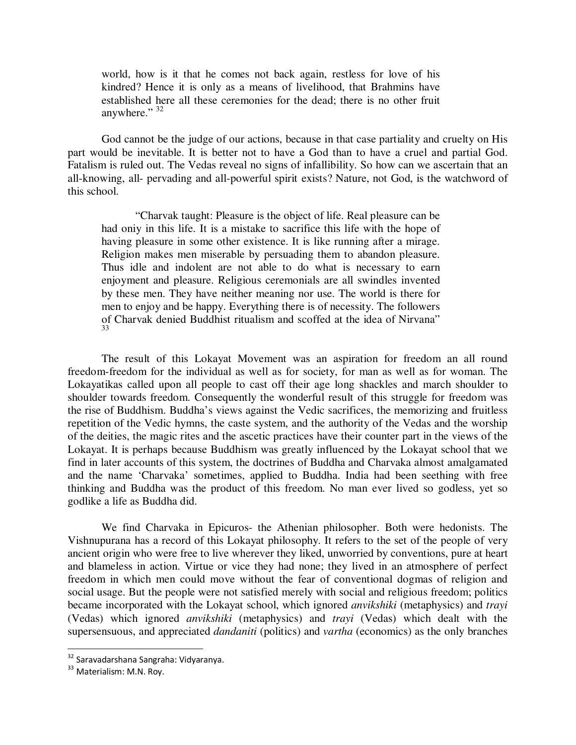> world, how is it that he comes not back again, restless for love of his kindred? Hence it is only as a means of livelihood, that Brahmins have established here all these ceremonies for the dead; there is no other fruit anywhere." [32]

God cannot be the judge of our actions, because in that case partiality and cruelty on His part would be inevitable. It is better not to have a God than to have a cruel and partial God. Fatalism is ruled out. The Vedas reveal no signs of infallibility. So how can we ascertain that an all-knowing, all- pervading and all-powerful spirit exists? Nature, not God, is the watchword of this school.

> "Charvak taught: Pleasure is the object of life. Real pleasure can be had oniy in this life. It is a mistake to sacrifice this life with the hope of having pleasure in some other existence. It is like running after a mirage. Religion makes men miserable by persuading them to abandon pleasure. Thus idle and indolent are not able to do what is necessary to earn enjoyment and pleasure. Religious ceremonials are all swindles invented by these men. They have neither meaning nor use. The world is there for men to enjoy and be happy. Everything there is of necessity. The followers of Charvak denied Buddhist ritualism and scoffed at the idea of Nirvana" [33]

The result of this Lokayat Movement was an aspiration for freedom an all round freedom-freedom for the individual as well as for society, for man as well as for woman. The Lokayatikas called upon all people to cast off their age long shackles and march shoulder to shoulder towards freedom. Consequently the wonderful result of this struggle for freedom was the rise of Buddhism. Buddha's views against the Vedic sacrifices, the memorizing and fruitless repetition of the Vedic hymns, the caste system, and the authority of the Vedas and the worship of the deities, the magic rites and the ascetic practices have their counter part in the views of the Lokayat. It is perhaps because Buddhism was greatly influenced by the Lokayat school that we find in later accounts of this system, the doctrines of Buddha and Charvaka almost amalgamated and the name 'Charvaka' sometimes, applied to Buddha. India had been seething with free thinking and Buddha was the product of this freedom. No man ever lived so godless, yet so godlike a life as Buddha did.

We find Charvaka in Epicuros- the Athenian philosopher. Both were hedonists. The Vishnupurana has a record of this Lokayat philosophy. It refers to the set of the people of very ancient origin who were free to live wherever they liked, unworried by conventions, pure at heart and blameless in action. Virtue or vice they had none; they lived in an atmosphere of perfect freedom in which men could move without the fear of conventional dogmas of religion and social usage. But the people were not satisfied merely with social and religious freedom; politics became incorporated with the Lokayat school, which ignored *anvikshiki* (metaphysics) and *trayi* (Vedas) which ignored *anvikshiki* (metaphysics) and *trayi* (Vedas) which dealt with the supersensuous, and appreciated *dandaniti* (politics) and *vartha* (economics) as the only branches

---

[32] Saravadarshana Sangraha: Vidyaranya.

[33] Materialism: M.N. Roy.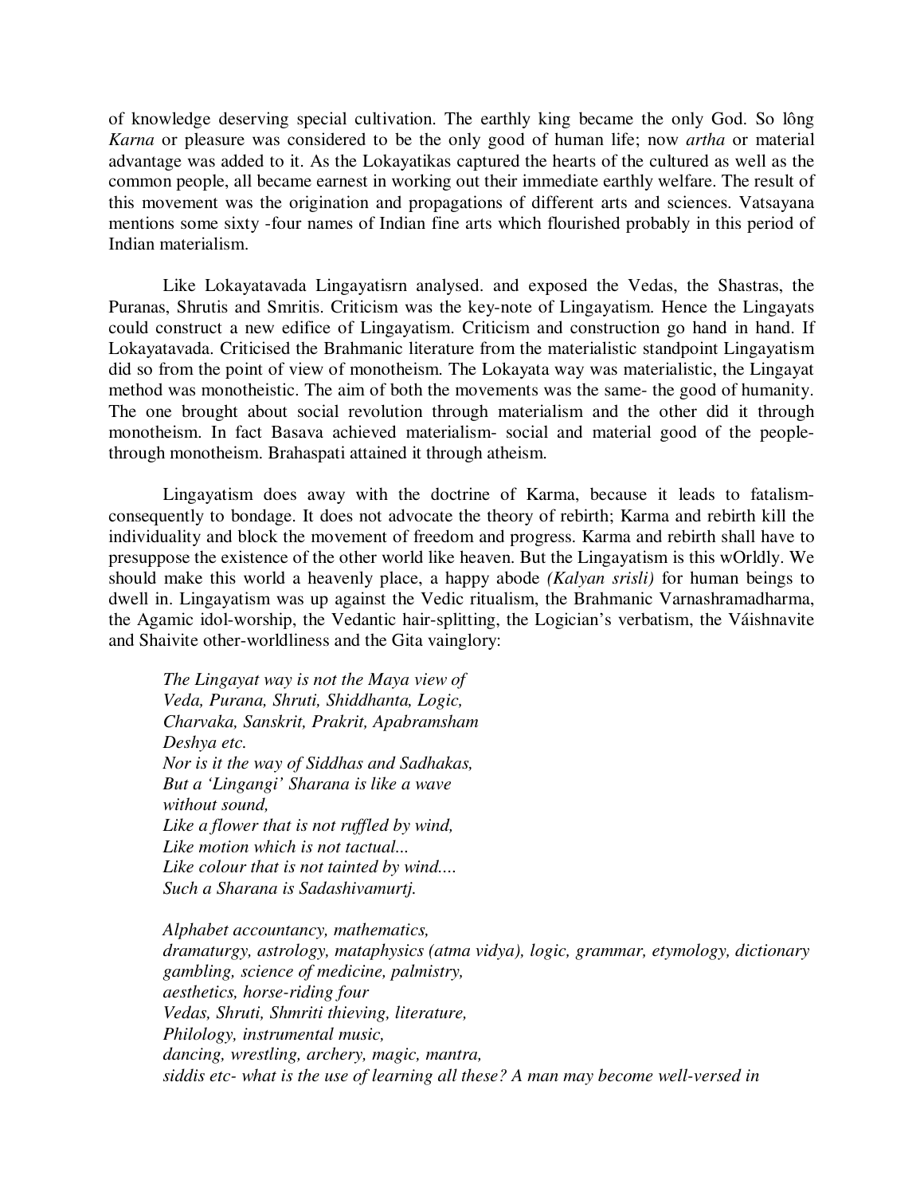of knowledge deserving special cultivation. The earthly king became the only God. So lông *Karna* or pleasure was considered to be the only good of human life; now *artha* or material advantage was added to it. As the Lokayatikas captured the hearts of the cultured as well as the common people, all became earnest in working out their immediate earthly welfare. The result of this movement was the origination and propagations of different arts and sciences. Vatsayana mentions some sixty -four names of Indian fine arts which flourished probably in this period of Indian materialism.

Like Lokayatavada Lingayatisrn analysed. and exposed the Vedas, the Shastras, the Puranas, Shrutis and Smritis. Criticism was the key-note of Lingayatism. Hence the Lingayats could construct a new edifice of Lingayatism. Criticism and construction go hand in hand. If Lokayatavada. Criticised the Brahmanic literature from the materialistic standpoint Lingayatism did so from the point of view of monotheism. The Lokayata way was materialistic, the Lingayat method was monotheistic. The aim of both the movements was the same- the good of humanity. The one brought about social revolution through materialism and the other did it through monotheism. In fact Basava achieved materialism- social and material good of the people- through monotheism. Brahaspati attained it through atheism.

Lingayatism does away with the doctrine of Karma, because it leads to fatalism- consequently to bondage. It does not advocate the theory of rebirth; Karma and rebirth kill the individuality and block the movement of freedom and progress. Karma and rebirth shall have to presuppose the existence of the other world like heaven. But the Lingayatism is this wOrldly. We should make this world a heavenly place, a happy abode *(Kalyan srisli)* for human beings to dwell in. Lingayatism was up against the Vedic ritualism, the Brahmanic Varnashramadharma, the Agamic idol-worship, the Vedantic hair-splitting, the Logician's verbatism, the Váishnavite and Shaivite other-worldliness and the Gita vainglory:

*The Lingayat way is not the Maya view of*
*Veda, Purana, Shruti, Shiddhanta, Logic,*
*Charvaka, Sanskrit, Prakrit, Apabramsham*
*Deshya etc.*
*Nor is it the way of Siddhas and Sadhakas,*
*But a 'Lingangi' Sharana is like a wave*
*without sound,*
*Like a flower that is not ruffled by wind,*
*Like motion which is not tactual...*
*Like colour that is not tainted by wind....*
*Such a Sharana is Sadashivamurtj.*

*Alphabet accountancy, mathematics,*
*dramaturgy, astrology, mataphysics (atma vidya), logic, grammar, etymology, dictionary*
*gambling, science of medicine, palmistry,*
*aesthetics, horse-riding four*
*Vedas, Shruti, Shmriti thieving, literature,*
*Philology, instrumental music,*
*dancing, wrestling, archery, magic, mantra,*
*siddis etc- what is the use of learning all these? A man may become well-versed in*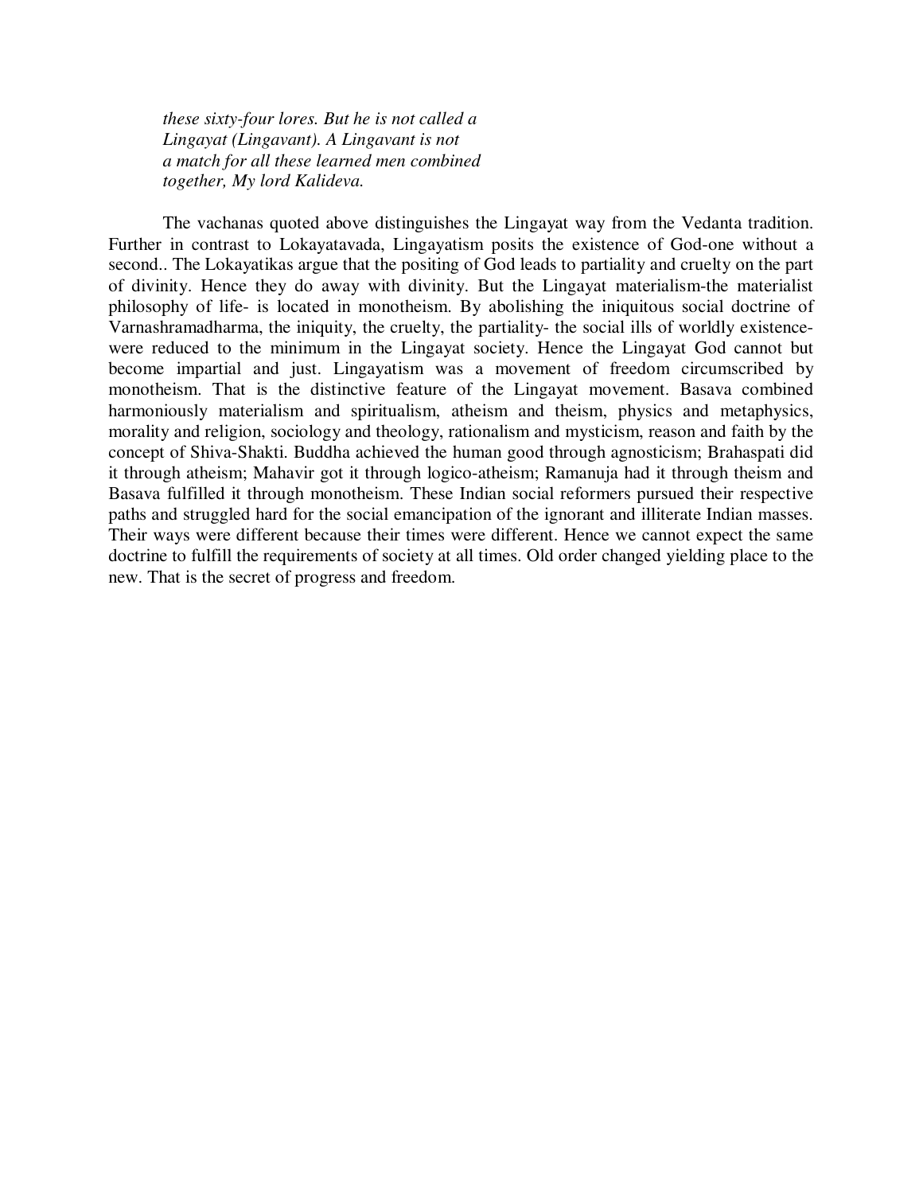*these sixty-four lores. But he is not called a*
*Lingayat (Lingavant). A Lingavant is not*
*a match for all these learned men combined*
*together, My lord Kalideva.*

The vachanas quoted above distinguishes the Lingayat way from the Vedanta tradition. Further in contrast to Lokayatavada, Lingayatism posits the existence of God-one without a second.. The Lokayatikas argue that the positing of God leads to partiality and cruelty on the part of divinity. Hence they do away with divinity. But the Lingayat materialism-the materialist philosophy of life- is located in monotheism. By abolishing the iniquitous social doctrine of Varnashramadharma, the iniquity, the cruelty, the partiality- the social ills of worldly existence- were reduced to the minimum in the Lingayat society. Hence the Lingayat God cannot but become impartial and just. Lingayatism was a movement of freedom circumscribed by monotheism. That is the distinctive feature of the Lingayat movement. Basava combined harmoniously materialism and spiritualism, atheism and theism, physics and metaphysics, morality and religion, sociology and theology, rationalism and mysticism, reason and faith by the concept of Shiva-Shakti. Buddha achieved the human good through agnosticism; Brahaspati did it through atheism; Mahavir got it through logico-atheism; Ramanuja had it through theism and Basava fulfilled it through monotheism. These Indian social reformers pursued their respective paths and struggled hard for the social emancipation of the ignorant and illiterate Indian masses. Their ways were different because their times were different. Hence we cannot expect the same doctrine to fulfill the requirements of society at all times. Old order changed yielding place to the new. That is the secret of progress and freedom.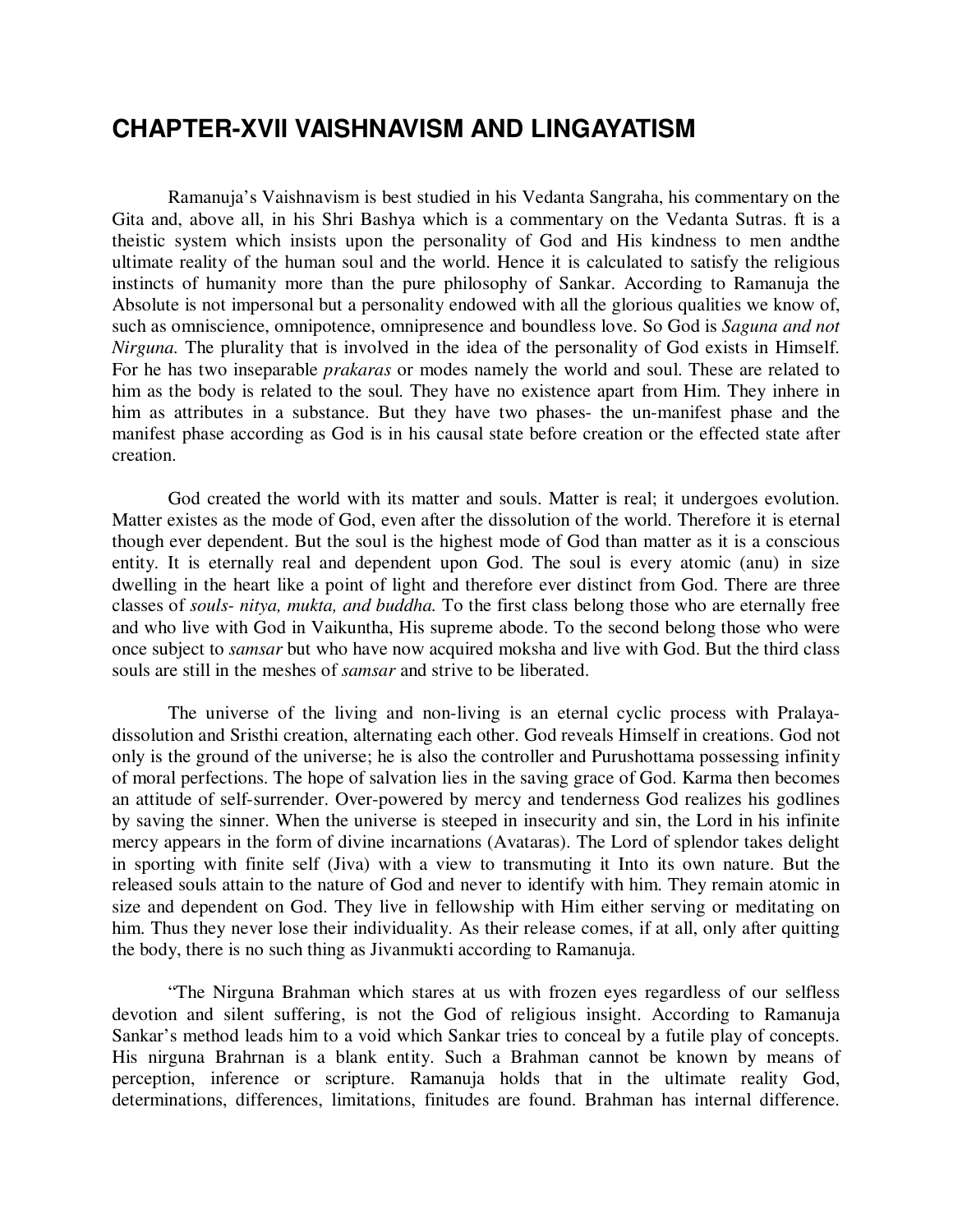# CHAPTER-XVII VAISHNAVISM AND LINGAYATISM

Ramanuja's Vaishnavism is best studied in his Vedanta Sangraha, his commentary on the Gita and, above all, in his Shri Bashya which is a commentary on the Vedanta Sutras. ft is a theistic system which insists upon the personality of God and His kindness to men andthe ultimate reality of the human soul and the world. Hence it is calculated to satisfy the religious instincts of humanity more than the pure philosophy of Sankar. According to Ramanuja the Absolute is not impersonal but a personality endowed with all the glorious qualities we know of, such as omniscience, omnipotence, omnipresence and boundless love. So God is *Saguna and not Nirguna.* The plurality that is involved in the idea of the personality of God exists in Himself. For he has two inseparable *prakaras* or modes namely the world and soul. These are related to him as the body is related to the soul. They have no existence apart from Him. They inhere in him as attributes in a substance. But they have two phases- the un-manifest phase and the manifest phase according as God is in his causal state before creation or the effected state after creation.

God created the world with its matter and souls. Matter is real; it undergoes evolution. Matter existes as the mode of God, even after the dissolution of the world. Therefore it is eternal though ever dependent. But the soul is the highest mode of God than matter as it is a conscious entity. It is eternally real and dependent upon God. The soul is every atomic (anu) in size dwelling in the heart like a point of light and therefore ever distinct from God. There are three classes of *souls- nitya, mukta, and buddha.* To the first class belong those who are eternally free and who live with God in Vaikuntha, His supreme abode. To the second belong those who were once subject to *samsar* but who have now acquired moksha and live with God. But the third class souls are still in the meshes of *samsar* and strive to be liberated.

The universe of the living and non-living is an eternal cyclic process with Pralaya-dissolution and Sristhi creation, alternating each other. God reveals Himself in creations. God not only is the ground of the universe; he is also the controller and Purushottama possessing infinity of moral perfections. The hope of salvation lies in the saving grace of God. Karma then becomes an attitude of self-surrender. Over-powered by mercy and tenderness God realizes his godlines by saving the sinner. When the universe is steeped in insecurity and sin, the Lord in his infinite mercy appears in the form of divine incarnations (Avataras). The Lord of splendor takes delight in sporting with finite self (Jiva) with a view to transmuting it Into its own nature. But the released souls attain to the nature of God and never to identify with him. They remain atomic in size and dependent on God. They live in fellowship with Him either serving or meditating on him. Thus they never lose their individuality. As their release comes, if at all, only after quitting the body, there is no such thing as Jivanmukti according to Ramanuja.

"The Nirguna Brahman which stares at us with frozen eyes regardless of our selfless devotion and silent suffering, is not the God of religious insight. According to Ramanuja Sankar's method leads him to a void which Sankar tries to conceal by a futile play of concepts. His nirguna Brahrnan is a blank entity. Such a Brahman cannot be known by means of perception, inference or scripture. Ramanuja holds that in the ultimate reality God, determinations, differences, limitations, finitudes are found. Brahman has internal difference.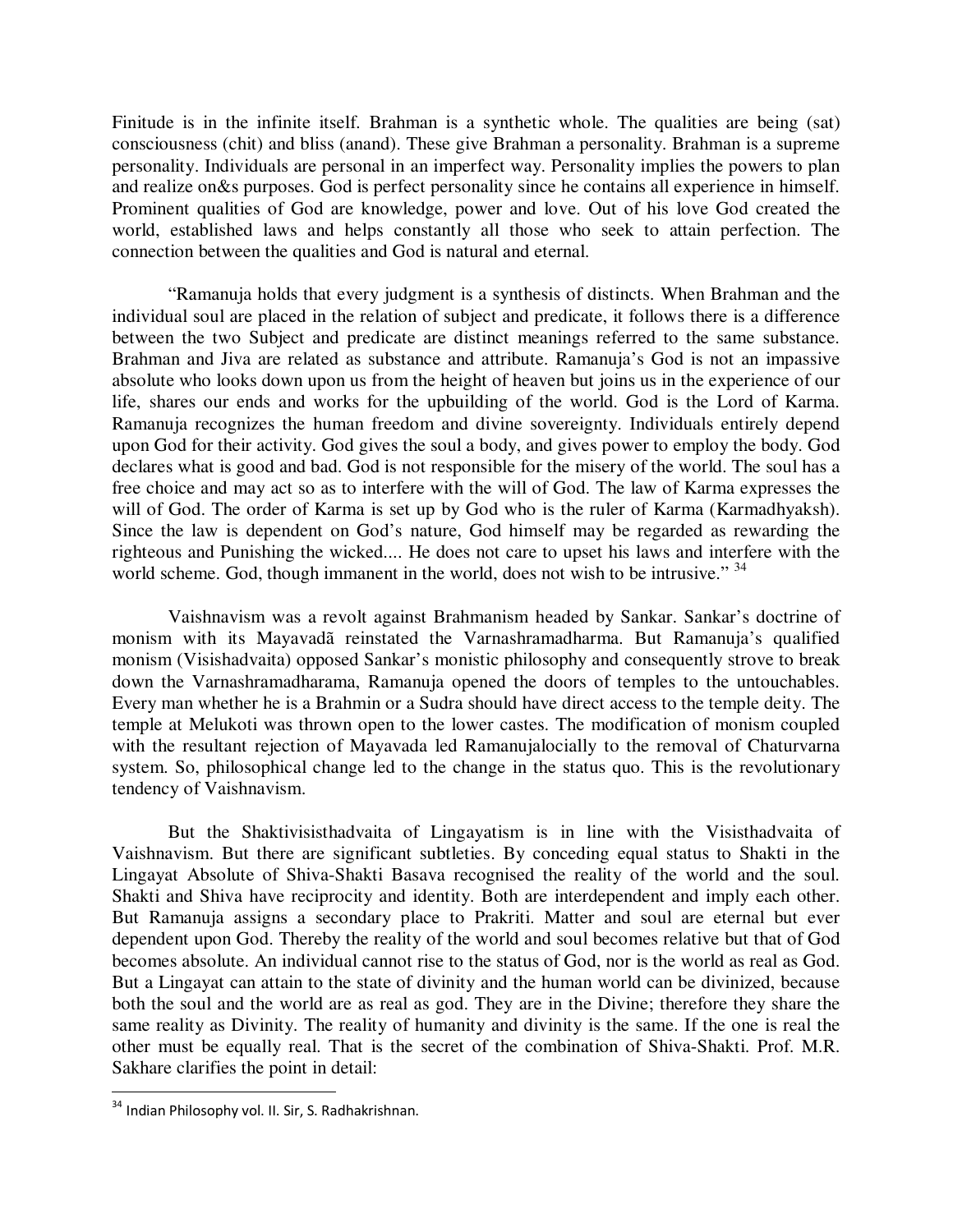Finitude is in the infinite itself. Brahman is a synthetic whole. The qualities are being (sat) consciousness (chit) and bliss (anand). These give Brahman a personality. Brahman is a supreme personality. Individuals are personal in an imperfect way. Personality implies the powers to plan and realize on&s purposes. God is perfect personality since he contains all experience in himself. Prominent qualities of God are knowledge, power and love. Out of his love God created the world, established laws and helps constantly all those who seek to attain perfection. The connection between the qualities and God is natural and eternal.

"Ramanuja holds that every judgment is a synthesis of distincts. When Brahman and the individual soul are placed in the relation of subject and predicate, it follows there is a difference between the two Subject and predicate are distinct meanings referred to the same substance. Brahman and Jiva are related as substance and attribute. Ramanuja's God is not an impassive absolute who looks down upon us from the height of heaven but joins us in the experience of our life, shares our ends and works for the upbuilding of the world. God is the Lord of Karma. Ramanuja recognizes the human freedom and divine sovereignty. Individuals entirely depend upon God for their activity. God gives the soul a body, and gives power to employ the body. God declares what is good and bad. God is not responsible for the misery of the world. The soul has a free choice and may act so as to interfere with the will of God. The law of Karma expresses the will of God. The order of Karma is set up by God who is the ruler of Karma (Karmadhyaksh). Since the law is dependent on God's nature, God himself may be regarded as rewarding the righteous and Punishing the wicked.... He does not care to upset his laws and interfere with the world scheme. God, though immanent in the world, does not wish to be intrusive." [34]

Vaishnavism was a revolt against Brahmanism headed by Sankar. Sankar's doctrine of monism with its Mayavadã reinstated the Varnashramadharma. But Ramanuja's qualified monism (Visishadvaita) opposed Sankar's monistic philosophy and consequently strove to break down the Varnashramadharama, Ramanuja opened the doors of temples to the untouchables. Every man whether he is a Brahmin or a Sudra should have direct access to the temple deity. The temple at Melukoti was thrown open to the lower castes. The modification of monism coupled with the resultant rejection of Mayavada led Ramanujalocially to the removal of Chaturvarna system. So, philosophical change led to the change in the status quo. This is the revolutionary tendency of Vaishnavism.

But the Shaktivisisthadvaita of Lingayatism is in line with the Visisthadvaita of Vaishnavism. But there are significant subtleties. By conceding equal status to Shakti in the Lingayat Absolute of Shiva-Shakti Basava recognised the reality of the world and the soul. Shakti and Shiva have reciprocity and identity. Both are interdependent and imply each other. But Ramanuja assigns a secondary place to Prakriti. Matter and soul are eternal but ever dependent upon God. Thereby the reality of the world and soul becomes relative but that of God becomes absolute. An individual cannot rise to the status of God, nor is the world as real as God. But a Lingayat can attain to the state of divinity and the human world can be divinized, because both the soul and the world are as real as god. They are in the Divine; therefore they share the same reality as Divinity. The reality of humanity and divinity is the same. If the one is real the other must be equally real. That is the secret of the combination of Shiva-Shakti. Prof. M.R. Sakhare clarifies the point in detail:

---

[34] Indian Philosophy vol. II. Sir, S. Radhakrishnan.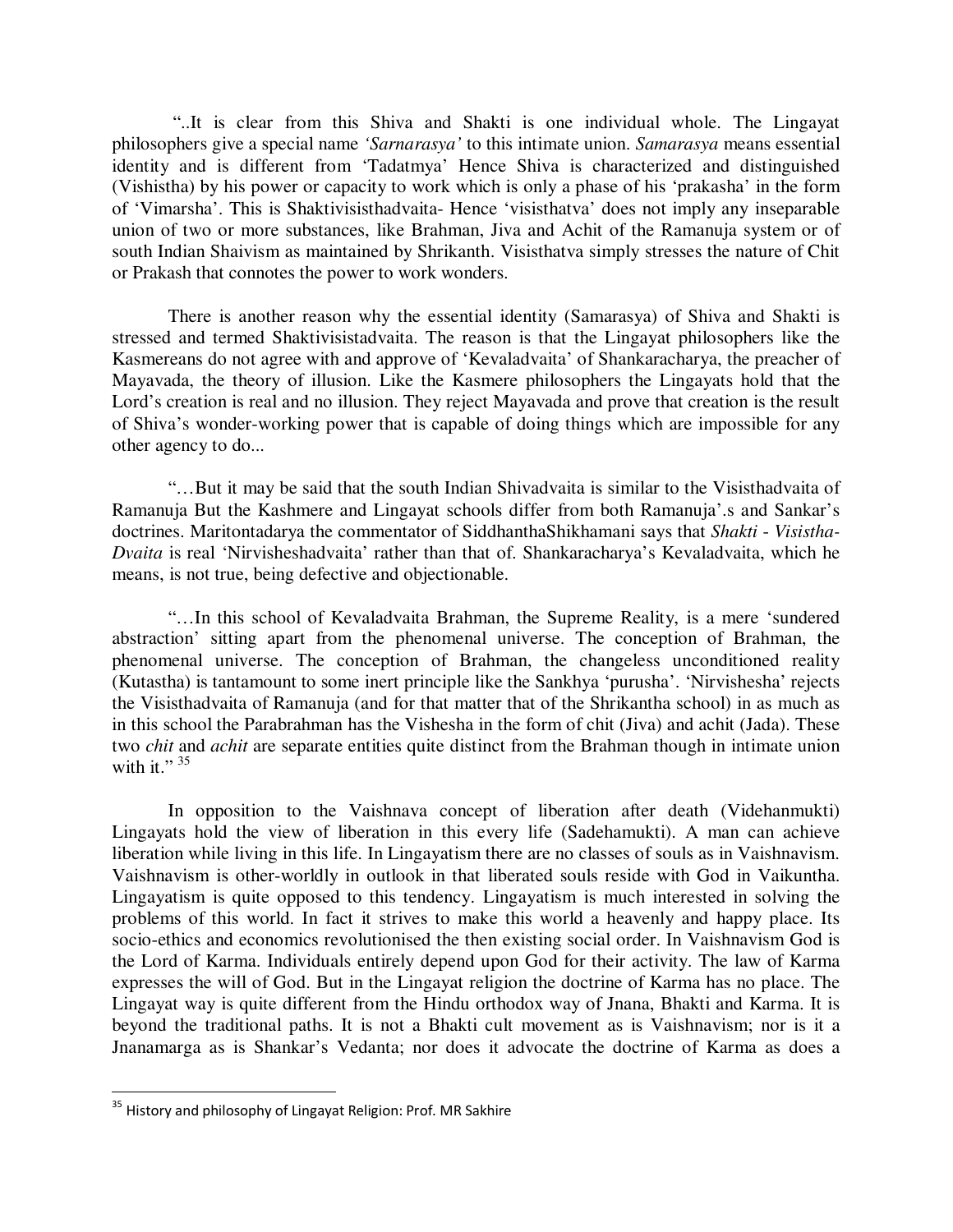"..It is clear from this Shiva and Shakti is one individual whole. The Lingayat philosophers give a special name *'Sarnarasya'* to this intimate union. *Samarasya* means essential identity and is different from 'Tadatmya' Hence Shiva is characterized and distinguished (Vishistha) by his power or capacity to work which is only a phase of his 'prakasha' in the form of 'Vimarsha'. This is Shaktivisisthadvaita- Hence 'visisthatva' does not imply any inseparable union of two or more substances, like Brahman, Jiva and Achit of the Ramanuja system or of south Indian Shaivism as maintained by Shrikanth. Visisthatva simply stresses the nature of Chit or Prakash that connotes the power to work wonders.

There is another reason why the essential identity (Samarasya) of Shiva and Shakti is stressed and termed Shaktivisistadvaita. The reason is that the Lingayat philosophers like the Kasmereans do not agree with and approve of 'Kevaladvaita' of Shankaracharya, the preacher of Mayavada, the theory of illusion. Like the Kasmere philosophers the Lingayats hold that the Lord's creation is real and no illusion. They reject Mayavada and prove that creation is the result of Shiva's wonder-working power that is capable of doing things which are impossible for any other agency to do...

"…But it may be said that the south Indian Shivadvaita is similar to the Visisthadvaita of Ramanuja But the Kashmere and Lingayat schools differ from both Ramanuja'.s and Sankar's doctrines. Maritontadarya the commentator of SiddhanthaShikhamani says that *Shakti - Visistha-Dvaita* is real 'Nirvisheshadvaita' rather than that of. Shankaracharya's Kevaladvaita, which he means, is not true, being defective and objectionable.

"…In this school of Kevaladvaita Brahman, the Supreme Reality, is a mere 'sundered abstraction' sitting apart from the phenomenal universe. The conception of Brahman, the phenomenal universe. The conception of Brahman, the changeless unconditioned reality (Kutastha) is tantamount to some inert principle like the Sankhya 'purusha'. 'Nirvishesha' rejects the Visisthadvaita of Ramanuja (and for that matter that of the Shrikantha school) in as much as in this school the Parabrahman has the Vishesha in the form of chit (Jiva) and achit (Jada). These two *chit* and *achit* are separate entities quite distinct from the Brahman though in intimate union with it." [35]

In opposition to the Vaishnava concept of liberation after death (Videhanmukti) Lingayats hold the view of liberation in this every life (Sadehamukti). A man can achieve liberation while living in this life. In Lingayatism there are no classes of souls as in Vaishnavism. Vaishnavism is other-worldly in outlook in that liberated souls reside with God in Vaikuntha. Lingayatism is quite opposed to this tendency. Lingayatism is much interested in solving the problems of this world. In fact it strives to make this world a heavenly and happy place. Its socio-ethics and economics revolutionised the then existing social order. In Vaishnavism God is the Lord of Karma. Individuals entirely depend upon God for their activity. The law of Karma expresses the will of God. But in the Lingayat religion the doctrine of Karma has no place. The Lingayat way is quite different from the Hindu orthodox way of Jnana, Bhakti and Karma. It is beyond the traditional paths. It is not a Bhakti cult movement as is Vaishnavism; nor is it a Jnanamarga as is Shankar's Vedanta; nor does it advocate the doctrine of Karma as does a

---

[35] History and philosophy of Lingayat Religion: Prof. MR Sakhire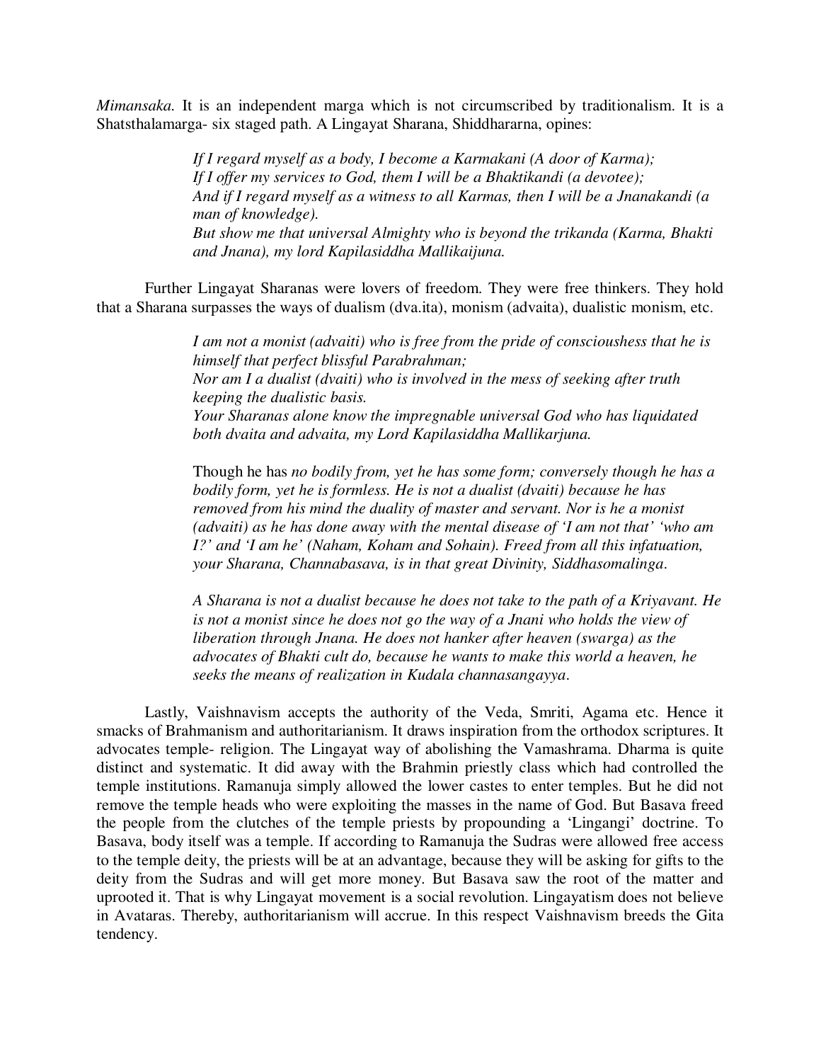*Mimansaka.* It is an independent marga which is not circumscribed by traditionalism. It is a Shatsthalamarga- six staged path. A Lingayat Sharana, Shiddhararna, opines:

> *If I regard myself as a body, I become a Karmakani (A door of Karma);*
> *If I offer my services to God, them I will be a Bhaktikandi (a devotee);*
> *And if I regard myself as a witness to all Karmas, then I will be a Jnanakandi (a man of knowledge).*
> *But show me that universal Almighty who is beyond the trikanda (Karma, Bhakti and Jnana), my lord Kapilasiddha Mallikaijuna.*

Further Lingayat Sharanas were lovers of freedom. They were free thinkers. They hold that a Sharana surpasses the ways of dualism (dva.ita), monism (advaita), dualistic monism, etc.

> *I am not a monist (advaiti) who is free from the pride of conscioushess that he is himself that perfect blissful Parabrahman;*
> *Nor am I a dualist (dvaiti) who is involved in the mess of seeking after truth keeping the dualistic basis.*
> *Your Sharanas alone know the impregnable universal God who has liquidated both dvaita and advaita, my Lord Kapilasiddha Mallikarjuna.*

> Though he has *no bodily from, yet he has some form; conversely though he has a bodily form, yet he is formless. He is not a dualist (dvaiti) because he has removed from his mind the duality of master and servant. Nor is he a monist (advaiti) as he has done away with the mental disease of 'I am not that' 'who am I?' and 'I am he' (Naham, Koham and Sohain). Freed from all this infatuation, your Sharana, Channabasava, is in that great Divinity, Siddhasomalinga.*

> *A Sharana is not a dualist because he does not take to the path of a Kriyavant. He is not a monist since he does not go the way of a Jnani who holds the view of liberation through Jnana. He does not hanker after heaven (swarga) as the advocates of Bhakti cult do, because he wants to make this world a heaven, he seeks the means of realization in Kudala channasangayya.*

Lastly, Vaishnavism accepts the authority of the Veda, Smriti, Agama etc. Hence it smacks of Brahmanism and authoritarianism. It draws inspiration from the orthodox scriptures. It advocates temple- religion. The Lingayat way of abolishing the Vamashrama. Dharma is quite distinct and systematic. It did away with the Brahmin priestly class which had controlled the temple institutions. Ramanuja simply allowed the lower castes to enter temples. But he did not remove the temple heads who were exploiting the masses in the name of God. But Basava freed the people from the clutches of the temple priests by propounding a 'Lingangi' doctrine. To Basava, body itself was a temple. If according to Ramanuja the Sudras were allowed free access to the temple deity, the priests will be at an advantage, because they will be asking for gifts to the deity from the Sudras and will get more money. But Basava saw the root of the matter and uprooted it. That is why Lingayat movement is a social revolution. Lingayatism does not believe in Avataras. Thereby, authoritarianism will accrue. In this respect Vaishnavism breeds the Gita tendency.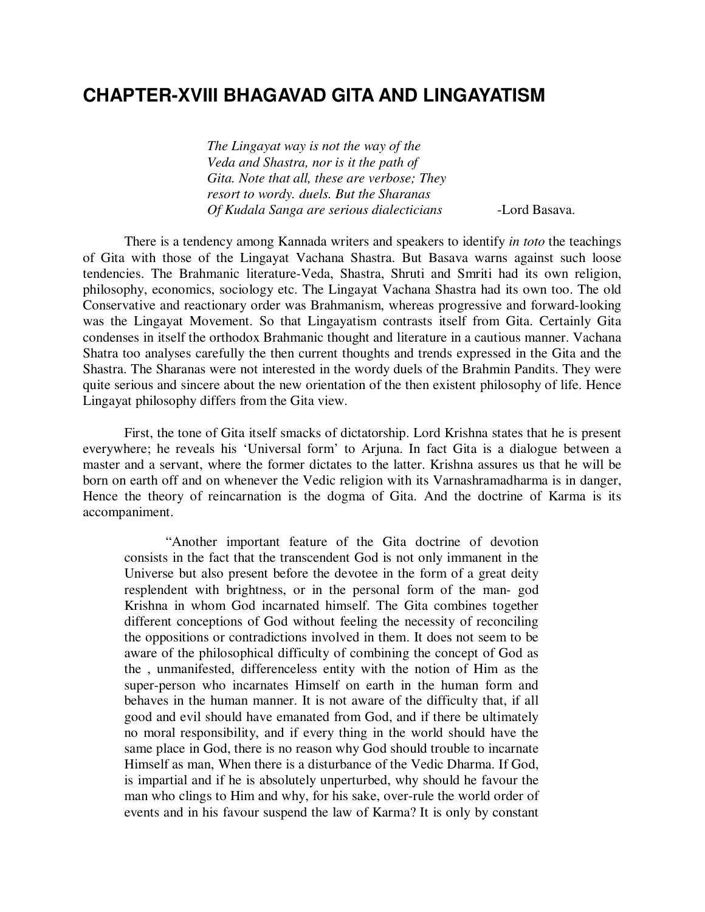# CHAPTER-XVIII BHAGAVAD GITA AND LINGAYATISM

> *The Lingayat way is not the way of the Veda and Shastra, nor is it the path of Gita. Note that all, these are verbose; They resort to wordy. duels. But the Sharanas Of Kudala Sanga are serious dialecticians* -Lord Basava.

There is a tendency among Kannada writers and speakers to identify *in toto* the teachings of Gita with those of the Lingayat Vachana Shastra. But Basava warns against such loose tendencies. The Brahmanic literature-Veda, Shastra, Shruti and Smriti had its own religion, philosophy, economics, sociology etc. The Lingayat Vachana Shastra had its own too. The old Conservative and reactionary order was Brahmanism, whereas progressive and forward-looking was the Lingayat Movement. So that Lingayatism contrasts itself from Gita. Certainly Gita condenses in itself the orthodox Brahmanic thought and literature in a cautious manner. Vachana Shatra too analyses carefully the then current thoughts and trends expressed in the Gita and the Shastra. The Sharanas were not interested in the wordy duels of the Brahmin Pandits. They were quite serious and sincere about the new orientation of the then existent philosophy of life. Hence Lingayat philosophy differs from the Gita view.

First, the tone of Gita itself smacks of dictatorship. Lord Krishna states that he is present everywhere; he reveals his 'Universal form' to Arjuna. In fact Gita is a dialogue between a master and a servant, where the former dictates to the latter. Krishna assures us that he will be born on earth off and on whenever the Vedic religion with its Varnashramadharma is in danger, Hence the theory of reincarnation is the dogma of Gita. And the doctrine of Karma is its accompaniment.

> "Another important feature of the Gita doctrine of devotion consists in the fact that the transcendent God is not only immanent in the Universe but also present before the devotee in the form of a great deity resplendent with brightness, or in the personal form of the man- god Krishna in whom God incarnated himself. The Gita combines together different conceptions of God without feeling the necessity of reconciling the oppositions or contradictions involved in them. It does not seem to be aware of the philosophical difficulty of combining the concept of God as the , unmanifested, differenceless entity with the notion of Him as the super-person who incarnates Himself on earth in the human form and behaves in the human manner. It is not aware of the difficulty that, if all good and evil should have emanated from God, and if there be ultimately no moral responsibility, and if every thing in the world should have the same place in God, there is no reason why God should trouble to incarnate Himself as man, When there is a disturbance of the Vedic Dharma. If God, is impartial and if he is absolutely unperturbed, why should he favour the man who clings to Him and why, for his sake, over-rule the world order of events and in his favour suspend the law of Karma? It is only by constant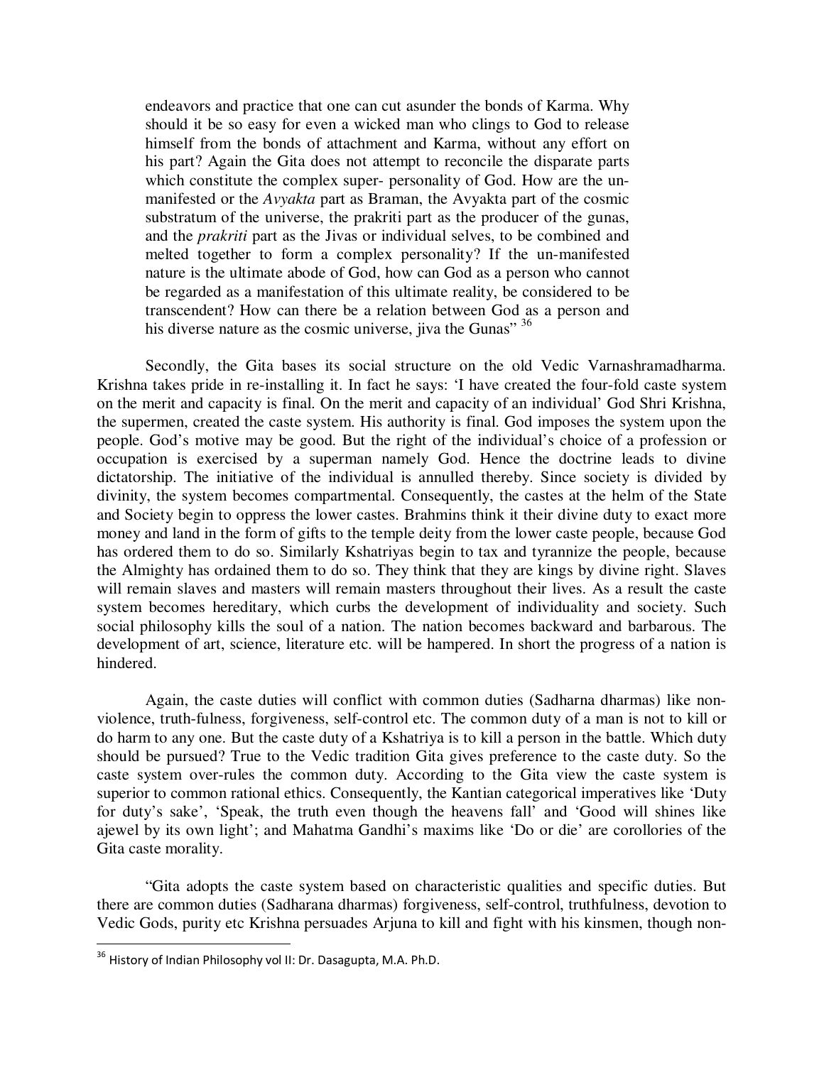> endeavors and practice that one can cut asunder the bonds of Karma. Why should it be so easy for even a wicked man who clings to God to release himself from the bonds of attachment and Karma, without any effort on his part? Again the Gita does not attempt to reconcile the disparate parts which constitute the complex super- personality of God. How are the un-manifested or the *Avyakta* part as Braman, the Avyakta part of the cosmic substratum of the universe, the prakriti part as the producer of the gunas, and the *prakriti* part as the Jivas or individual selves, to be combined and melted together to form a complex personality? If the un-manifested nature is the ultimate abode of God, how can God as a person who cannot be regarded as a manifestation of this ultimate reality, be considered to be transcendent? How can there be a relation between God as a person and his diverse nature as the cosmic universe, jiva the Gunas" [36]

Secondly, the Gita bases its social structure on the old Vedic Varnashramadharma. Krishna takes pride in re-installing it. In fact he says: 'I have created the four-fold caste system on the merit and capacity is final. On the merit and capacity of an individual' God Shri Krishna, the supermen, created the caste system. His authority is final. God imposes the system upon the people. God's motive may be good. But the right of the individual's choice of a profession or occupation is exercised by a superman namely God. Hence the doctrine leads to divine dictatorship. The initiative of the individual is annulled thereby. Since society is divided by divinity, the system becomes compartmental. Consequently, the castes at the helm of the State and Society begin to oppress the lower castes. Brahmins think it their divine duty to exact more money and land in the form of gifts to the temple deity from the lower caste people, because God has ordered them to do so. Similarly Kshatriyas begin to tax and tyrannize the people, because the Almighty has ordained them to do so. They think that they are kings by divine right. Slaves will remain slaves and masters will remain masters throughout their lives. As a result the caste system becomes hereditary, which curbs the development of individuality and society. Such social philosophy kills the soul of a nation. The nation becomes backward and barbarous. The development of art, science, literature etc. will be hampered. In short the progress of a nation is hindered.

Again, the caste duties will conflict with common duties (Sadharna dharmas) like non-violence, truth-fulness, forgiveness, self-control etc. The common duty of a man is not to kill or do harm to any one. But the caste duty of a Kshatriya is to kill a person in the battle. Which duty should be pursued? True to the Vedic tradition Gita gives preference to the caste duty. So the caste system over-rules the common duty. According to the Gita view the caste system is superior to common rational ethics. Consequently, the Kantian categorical imperatives like 'Duty for duty's sake', 'Speak, the truth even though the heavens fall' and 'Good will shines like ajewel by its own light'; and Mahatma Gandhi's maxims like 'Do or die' are corollories of the Gita caste morality.

"Gita adopts the caste system based on characteristic qualities and specific duties. But there are common duties (Sadharana dharmas) forgiveness, self-control, truthfulness, devotion to Vedic Gods, purity etc Krishna persuades Arjuna to kill and fight with his kinsmen, though non-

---

[36] History of Indian Philosophy vol II: Dr. Dasagupta, M.A. Ph.D.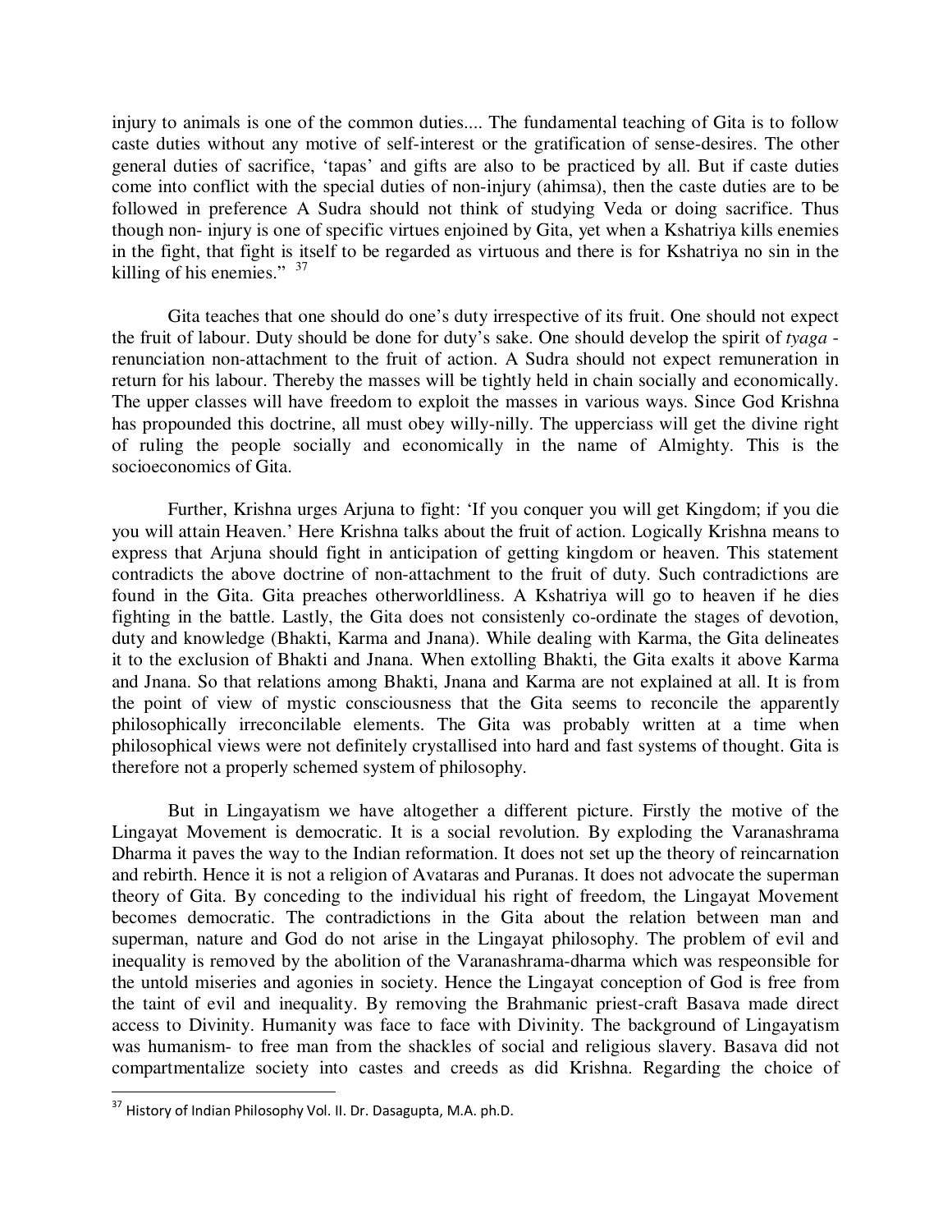injury to animals is one of the common duties.... The fundamental teaching of Gita is to follow caste duties without any motive of self-interest or the gratification of sense-desires. The other general duties of sacrifice, 'tapas' and gifts are also to be practiced by all. But if caste duties come into conflict with the special duties of non-injury (ahimsa), then the caste duties are to be followed in preference A Sudra should not think of studying Veda or doing sacrifice. Thus though non- injury is one of specific virtues enjoined by Gita, yet when a Kshatriya kills enemies in the fight, that fight is itself to be regarded as virtuous and there is for Kshatriya no sin in the killing of his enemies." [37]

Gita teaches that one should do one's duty irrespective of its fruit. One should not expect the fruit of labour. Duty should be done for duty's sake. One should develop the spirit of *tyaga* - renunciation non-attachment to the fruit of action. A Sudra should not expect remuneration in return for his labour. Thereby the masses will be tightly held in chain socially and economically. The upper classes will have freedom to exploit the masses in various ways. Since God Krishna has propounded this doctrine, all must obey willy-nilly. The uppercIass will get the divine right of ruling the people socially and economically in the name of Almighty. This is the socioeconomics of Gita.

Further, Krishna urges Arjuna to fight: 'If you conquer you will get Kingdom; if you die you will attain Heaven.' Here Krishna talks about the fruit of action. Logically Krishna means to express that Arjuna should fight in anticipation of getting kingdom or heaven. This statement contradicts the above doctrine of non-attachment to the fruit of duty. Such contradictions are found in the Gita. Gita preaches otherworldliness. A Kshatriya will go to heaven if he dies fighting in the battle. Lastly, the Gita does not consistenly co-ordinate the stages of devotion, duty and knowledge (Bhakti, Karma and Jnana). While dealing with Karma, the Gita delineates it to the exclusion of Bhakti and Jnana. When extolling Bhakti, the Gita exalts it above Karma and Jnana. So that relations among Bhakti, Jnana and Karma are not explained at all. It is from the point of view of mystic consciousness that the Gita seems to reconcile the apparently philosophically irreconcilable elements. The Gita was probably written at a time when philosophical views were not definitely crystallised into hard and fast systems of thought. Gita is therefore not a properly schemed system of philosophy.

But in Lingayatism we have altogether a different picture. Firstly the motive of the Lingayat Movement is democratic. It is a social revolution. By exploding the Varanashrama Dharma it paves the way to the Indian reformation. It does not set up the theory of reincarnation and rebirth. Hence it is not a religion of Avataras and Puranas. It does not advocate the superman theory of Gita. By conceding to the individual his right of freedom, the Lingayat Movement becomes democratic. The contradictions in the Gita about the relation between man and superman, nature and God do not arise in the Lingayat philosophy. The problem of evil and inequality is removed by the abolition of the Varanashrama-dharma which was respeonsible for the untold miseries and agonies in society. Hence the Lingayat conception of God is free from the taint of evil and inequality. By removing the Brahmanic priest-craft Basava made direct access to Divinity. Humanity was face to face with Divinity. The background of Lingayatism was humanism- to free man from the shackles of social and religious slavery. Basava did not compartmentalize society into castes and creeds as did Krishna. Regarding the choice of

[37] History of Indian Philosophy Vol. II. Dr. Dasagupta, M.A. ph.D.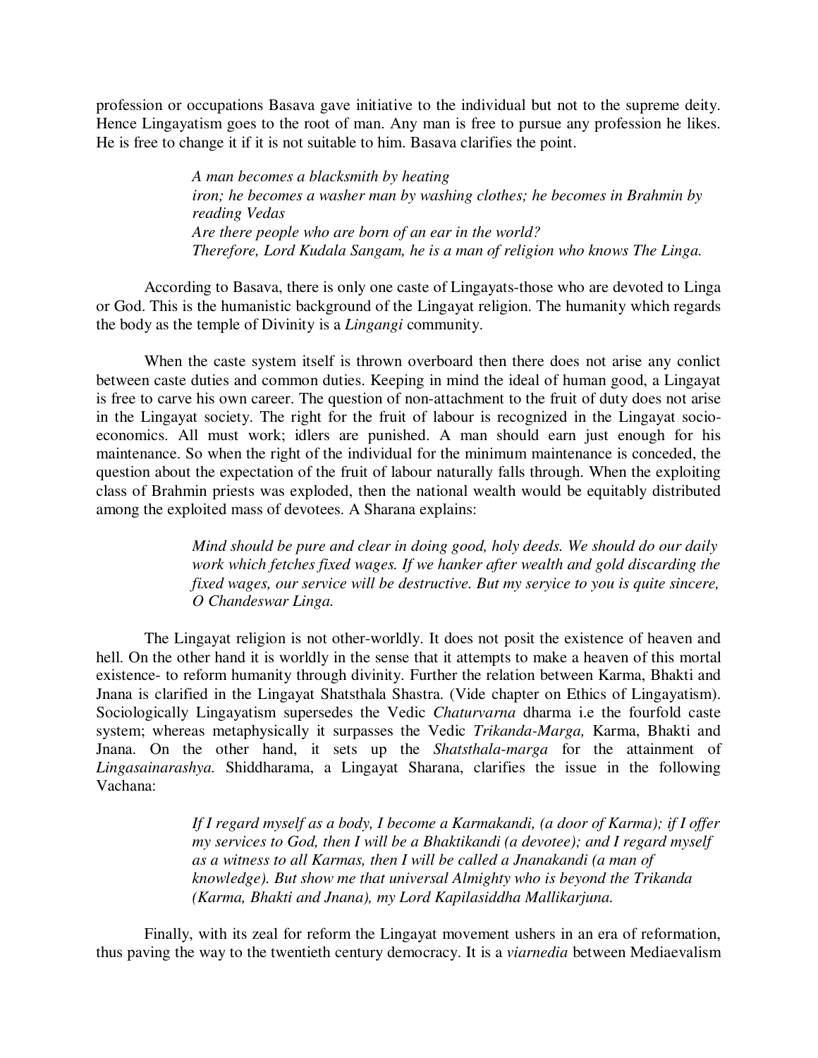profession or occupations Basava gave initiative to the individual but not to the supreme deity. Hence Lingayatism goes to the root of man. Any man is free to pursue any profession he likes. He is free to change it if it is not suitable to him. Basava clarifies the point.

> *A man becomes a blacksmith by heating iron; he becomes a washer man by washing clothes; he becomes in Brahmin by reading Vedas*
> *Are there people who are born of an ear in the world?*
> *Therefore, Lord Kudala Sangam, he is a man of religion who knows The Linga.*

According to Basava, there is only one caste of Lingayats-those who are devoted to Linga or God. This is the humanistic background of the Lingayat religion. The humanity which regards the body as the temple of Divinity is a *Lingangi* community.

When the caste system itself is thrown overboard then there does not arise any conlict between caste duties and common duties. Keeping in mind the ideal of human good, a Lingayat is free to carve his own career. The question of non-attachment to the fruit of duty does not arise in the Lingayat society. The right for the fruit of labour is recognized in the Lingayat socio-economics. All must work; idlers are punished. A man should earn just enough for his maintenance. So when the right of the individual for the minimum maintenance is conceded, the question about the expectation of the fruit of labour naturally falls through. When the exploiting class of Brahmin priests was exploded, then the national wealth would be equitably distributed among the exploited mass of devotees. A Sharana explains:

> *Mind should be pure and clear in doing good, holy deeds. We should do our daily work which fetches fixed wages. If we hanker after wealth and gold discarding the fixed wages, our service will be destructive. But my seryice to you is quite sincere, O Chandeswar Linga.*

The Lingayat religion is not other-worldly. It does not posit the existence of heaven and hell. On the other hand it is worldly in the sense that it attempts to make a heaven of this mortal existence- to reform humanity through divinity. Further the relation between Karma, Bhakti and Jnana is clarified in the Lingayat Shatsthala Shastra. (Vide chapter on Ethics of Lingayatism). Sociologically Lingayatism supersedes the Vedic *Chaturvarna* dharma i.e the fourfold caste system; whereas metaphysically it surpasses the Vedic *Trikanda-Marga,* Karma, Bhakti and Jnana. On the other hand, it sets up the *Shatsthala-marga* for the attainment of *Lingasainarashya.* Shiddharama, a Lingayat Sharana, clarifies the issue in the following Vachana:

> *If I regard myself as a body, I become a Karmakandi, (a door of Karma); if I offer my services to God, then I will be a Bhaktikandi (a devotee); and I regard myself as a witness to all Karmas, then I will be called a Jnanakandi (a man of knowledge). But show me that universal Almighty who is beyond the Trikanda (Karma, Bhakti and Jnana), my Lord Kapilasiddha Mallikarjuna.*

Finally, with its zeal for reform the Lingayat movement ushers in an era of reformation, thus paving the way to the twentieth century democracy. It is a *viarnedia* between Mediaevalism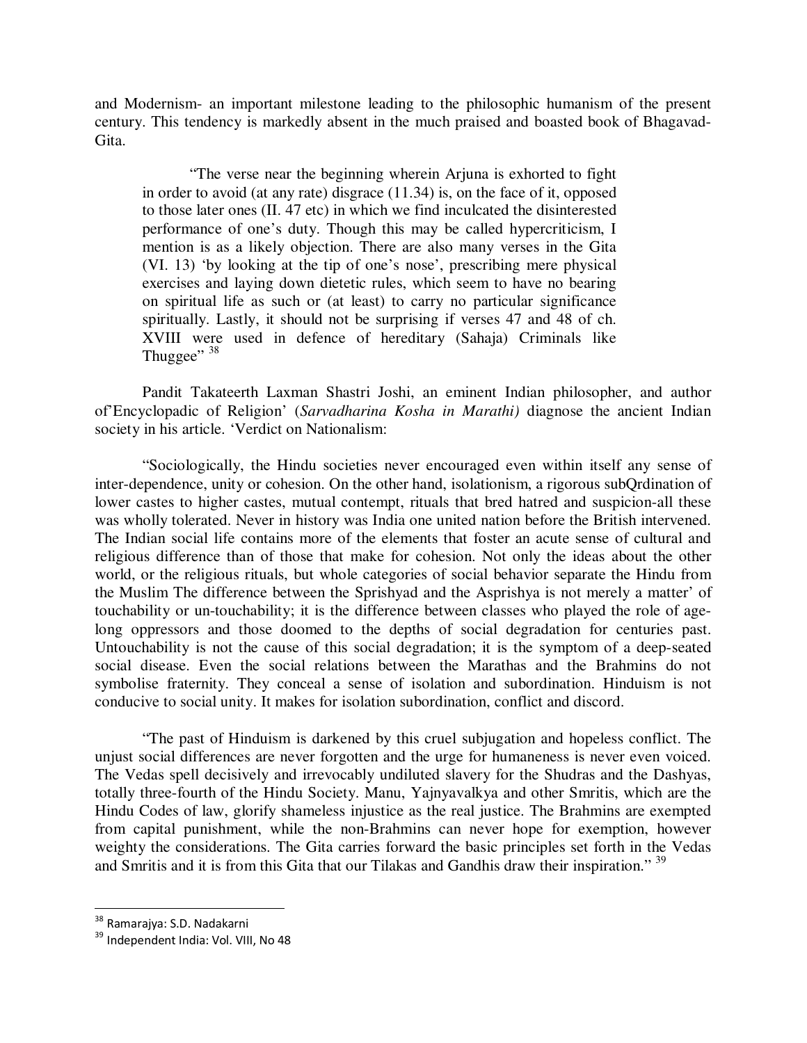and Modernism- an important milestone leading to the philosophic humanism of the present century. This tendency is markedly absent in the much praised and boasted book of Bhagavad-Gita.

> "The verse near the beginning wherein Arjuna is exhorted to fight in order to avoid (at any rate) disgrace (11.34) is, on the face of it, opposed to those later ones (II. 47 etc) in which we find inculcated the disinterested performance of one's duty. Though this may be called hypercriticism, I mention is as a likely objection. There are also many verses in the Gita (VI. 13) 'by looking at the tip of one's nose', prescribing mere physical exercises and laying down dietetic rules, which seem to have no bearing on spiritual life as such or (at least) to carry no particular significance spiritually. Lastly, it should not be surprising if verses 47 and 48 of ch. XVIII were used in defence of hereditary (Sahaja) Criminals like Thuggee" [38]

Pandit Takateerth Laxman Shastri Joshi, an eminent Indian philosopher, and author of'Encyclopadic of Religion' (*Sarvadharina Kosha in Marathi)* diagnose the ancient Indian society in his article. 'Verdict on Nationalism:

"Sociologically, the Hindu societies never encouraged even within itself any sense of inter-dependence, unity or cohesion. On the other hand, isolationism, a rigorous subQrdination of lower castes to higher castes, mutual contempt, rituals that bred hatred and suspicion-all these was wholly tolerated. Never in history was India one united nation before the British intervened. The Indian social life contains more of the elements that foster an acute sense of cultural and religious difference than of those that make for cohesion. Not only the ideas about the other world, or the religious rituals, but whole categories of social behavior separate the Hindu from the Muslim The difference between the Sprishyad and the Asprishya is not merely a matter' of touchability or un-touchability; it is the difference between classes who played the role of age-long oppressors and those doomed to the depths of social degradation for centuries past. Untouchability is not the cause of this social degradation; it is the symptom of a deep-seated social disease. Even the social relations between the Marathas and the Brahmins do not symbolise fraternity. They conceal a sense of isolation and subordination. Hinduism is not conducive to social unity. It makes for isolation subordination, conflict and discord.

"The past of Hinduism is darkened by this cruel subjugation and hopeless conflict. The unjust social differences are never forgotten and the urge for humaneness is never even voiced. The Vedas spell decisively and irrevocably undiluted slavery for the Shudras and the Dashyas, totally three-fourth of the Hindu Society. Manu, Yajnyavalkya and other Smritis, which are the Hindu Codes of law, glorify shameless injustice as the real justice. The Brahmins are exempted from capital punishment, while the non-Brahmins can never hope for exemption, however weighty the considerations. The Gita carries forward the basic principles set forth in the Vedas and Smritis and it is from this Gita that our Tilakas and Gandhis draw their inspiration." [39]

---

[38] Ramarajya: S.D. Nadakarni

[39] Independent India: Vol. VIII, No 48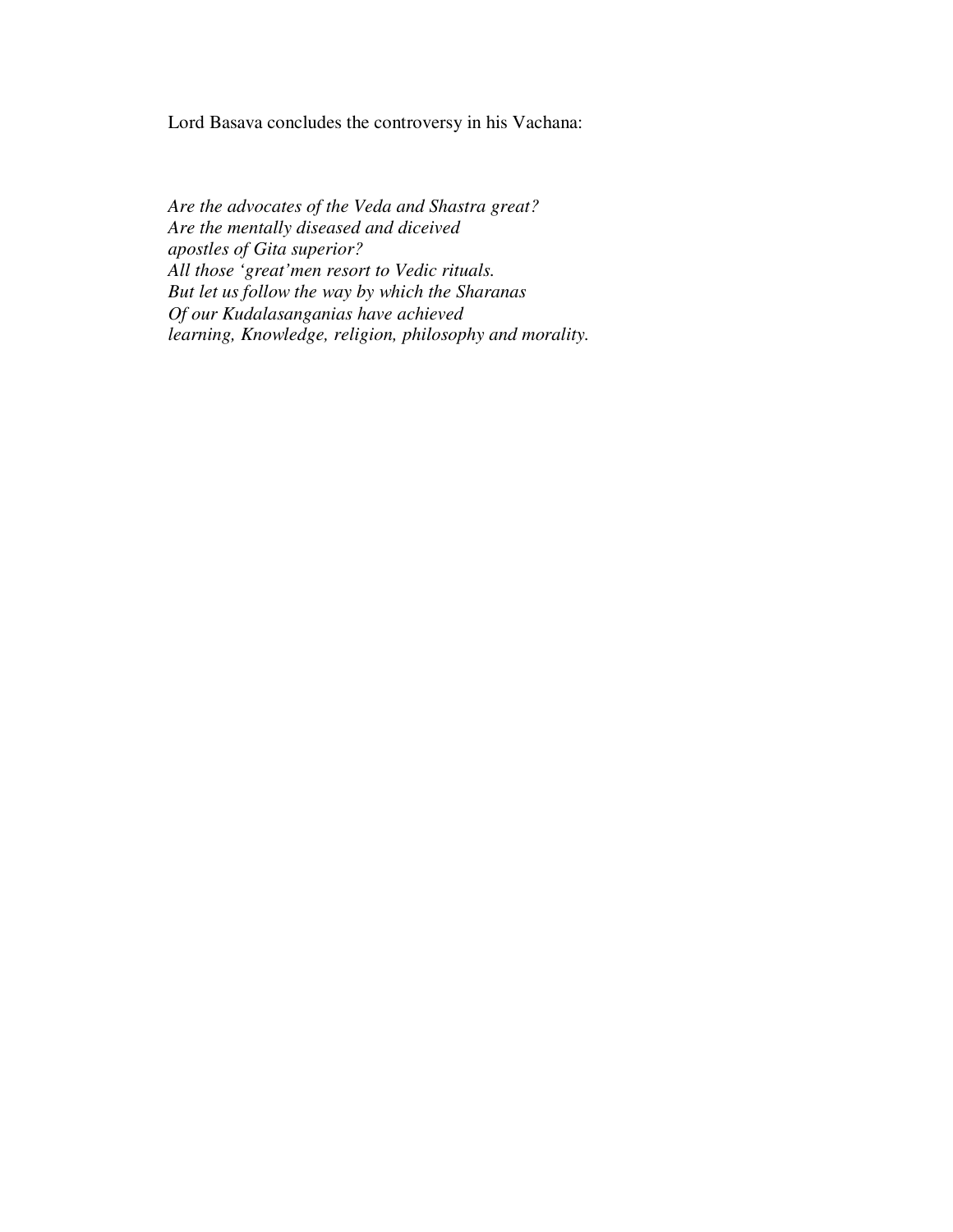Lord Basava concludes the controversy in his Vachana:

*Are the advocates of the Veda and Shastra great?*  
*Are the mentally diseased and diceived*  
*apostles of Gita superior?*  
*All those 'great'men resort to Vedic rituals.*  
*But let us follow the way by which the Sharanas*  
*Of our Kudalasanganias have achieved*  
*learning, Knowledge, religion, philosophy and morality.*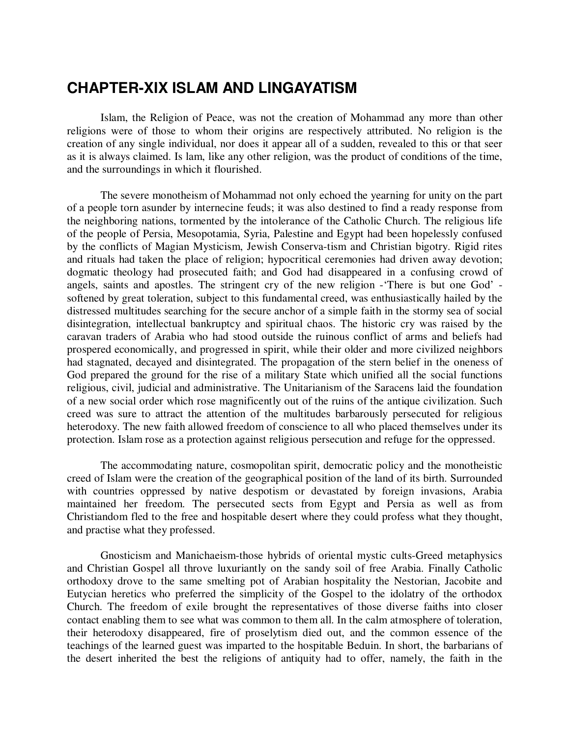# CHAPTER-XIX ISLAM AND LINGAYATISM

Islam, the Religion of Peace, was not the creation of Mohammad any more than other religions were of those to whom their origins are respectively attributed. No religion is the creation of any single individual, nor does it appear all of a sudden, revealed to this or that seer as it is always claimed. Is lam, like any other religion, was the product of conditions of the time, and the surroundings in which it flourished.

The severe monotheism of Mohammad not only echoed the yearning for unity on the part of a people torn asunder by internecine feuds; it was also destined to find a ready response from the neighboring nations, tormented by the intolerance of the Catholic Church. The religious life of the people of Persia, Mesopotamia, Syria, Palestine and Egypt had been hopelessly confused by the conflicts of Magian Mysticism, Jewish Conserva-tism and Christian bigotry. Rigid rites and rituals had taken the place of religion; hypocritical ceremonies had driven away devotion; dogmatic theology had prosecuted faith; and God had disappeared in a confusing crowd of angels, saints and apostles. The stringent cry of the new religion -'There is but one God' - softened by great toleration, subject to this fundamental creed, was enthusiastically hailed by the distressed multitudes searching for the secure anchor of a simple faith in the stormy sea of social disintegration, intellectual bankruptcy and spiritual chaos. The historic cry was raised by the caravan traders of Arabia who had stood outside the ruinous conflict of arms and beliefs had prospered economically, and progressed in spirit, while their older and more civilized neighbors had stagnated, decayed and disintegrated. The propagation of the stern belief in the oneness of God prepared the ground for the rise of a military State which unified all the social functions religious, civil, judicial and administrative. The Unitarianism of the Saracens laid the foundation of a new social order which rose magnificently out of the ruins of the antique civilization. Such creed was sure to attract the attention of the multitudes barbarously persecuted for religious heterodoxy. The new faith allowed freedom of conscience to all who placed themselves under its protection. Islam rose as a protection against religious persecution and refuge for the oppressed.

The accommodating nature, cosmopolitan spirit, democratic policy and the monotheistic creed of Islam were the creation of the geographical position of the land of its birth. Surrounded with countries oppressed by native despotism or devastated by foreign invasions, Arabia maintained her freedom. The persecuted sects from Egypt and Persia as well as from Christiandom fled to the free and hospitable desert where they could profess what they thought, and practise what they professed.

Gnosticism and Manichaeism-those hybrids of oriental mystic cults-Greed metaphysics and Christian Gospel all throve luxuriantly on the sandy soil of free Arabia. Finally Catholic orthodoxy drove to the same smelting pot of Arabian hospitality the Nestorian, Jacobite and Eutycian heretics who preferred the simplicity of the Gospel to the idolatry of the orthodox Church. The freedom of exile brought the representatives of those diverse faiths into closer contact enabling them to see what was common to them all. In the calm atmosphere of toleration, their heterodoxy disappeared, fire of proselytism died out, and the common essence of the teachings of the learned guest was imparted to the hospitable Beduin. In short, the barbarians of the desert inherited the best the religions of antiquity had to offer, namely, the faith in the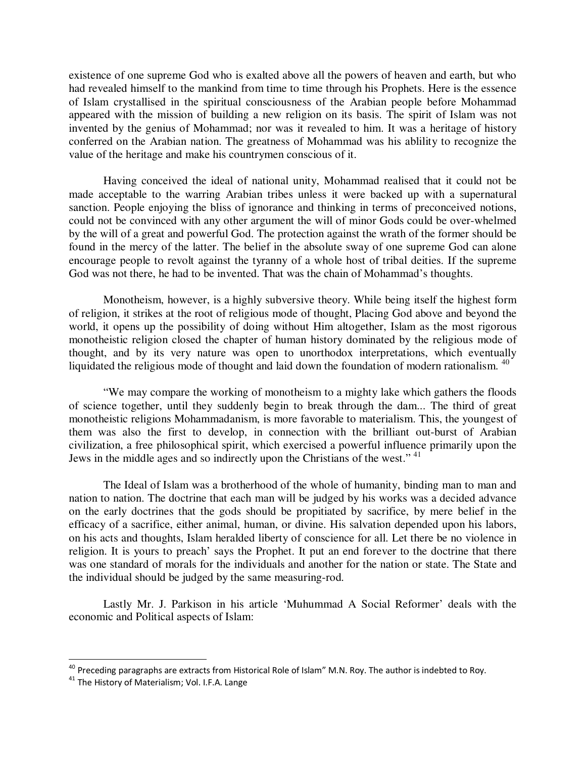existence of one supreme God who is exalted above all the powers of heaven and earth, but who had revealed himself to the mankind from time to time through his Prophets. Here is the essence of Islam crystallised in the spiritual consciousness of the Arabian people before Mohammad appeared with the mission of building a new religion on its basis. The spirit of Islam was not invented by the genius of Mohammad; nor was it revealed to him. It was a heritage of history conferred on the Arabian nation. The greatness of Mohammad was his ablility to recognize the value of the heritage and make his countrymen conscious of it.

Having conceived the ideal of national unity, Mohammad realised that it could not be made acceptable to the warring Arabian tribes unless it were backed up with a supernatural sanction. People enjoying the bliss of ignorance and thinking in terms of preconceived notions, could not be convinced with any other argument the will of minor Gods could be over-whelmed by the will of a great and powerful God. The protection against the wrath of the former should be found in the mercy of the latter. The belief in the absolute sway of one supreme God can alone encourage people to revolt against the tyranny of a whole host of tribal deities. If the supreme God was not there, he had to be invented. That was the chain of Mohammad's thoughts.

Monotheism, however, is a highly subversive theory. While being itself the highest form of religion, it strikes at the root of religious mode of thought, Placing God above and beyond the world, it opens up the possibility of doing without Him altogether, Islam as the most rigorous monotheistic religion closed the chapter of human history dominated by the religious mode of thought, and by its very nature was open to unorthodox interpretations, which eventually liquidated the religious mode of thought and laid down the foundation of modern rationalism. [40]

"We may compare the working of monotheism to a mighty lake which gathers the floods of science together, until they suddenly begin to break through the dam... The third of great monotheistic religions Mohammadanism, is more favorable to materialism. This, the youngest of them was also the first to develop, in connection with the brilliant out-burst of Arabian civilization, a free philosophical spirit, which exercised a powerful influence primarily upon the Jews in the middle ages and so indirectly upon the Christians of the west." [41]

The Ideal of Islam was a brotherhood of the whole of humanity, binding man to man and nation to nation. The doctrine that each man will be judged by his works was a decided advance on the early doctrines that the gods should be propitiated by sacrifice, by mere belief in the efficacy of a sacrifice, either animal, human, or divine. His salvation depended upon his labors, on his acts and thoughts, Islam heralded liberty of conscience for all. Let there be no violence in religion. It is yours to preach' says the Prophet. It put an end forever to the doctrine that there was one standard of morals for the individuals and another for the nation or state. The State and the individual should be judged by the same measuring-rod.

Lastly Mr. J. Parkison in his article 'Muhummad A Social Reformer' deals with the economic and Political aspects of Islam:

---

[40] Preceding paragraphs are extracts from Historical Role of Islam" M.N. Roy. The author is indebted to Roy.

[41] The History of Materialism; Vol. I.F.A. Lange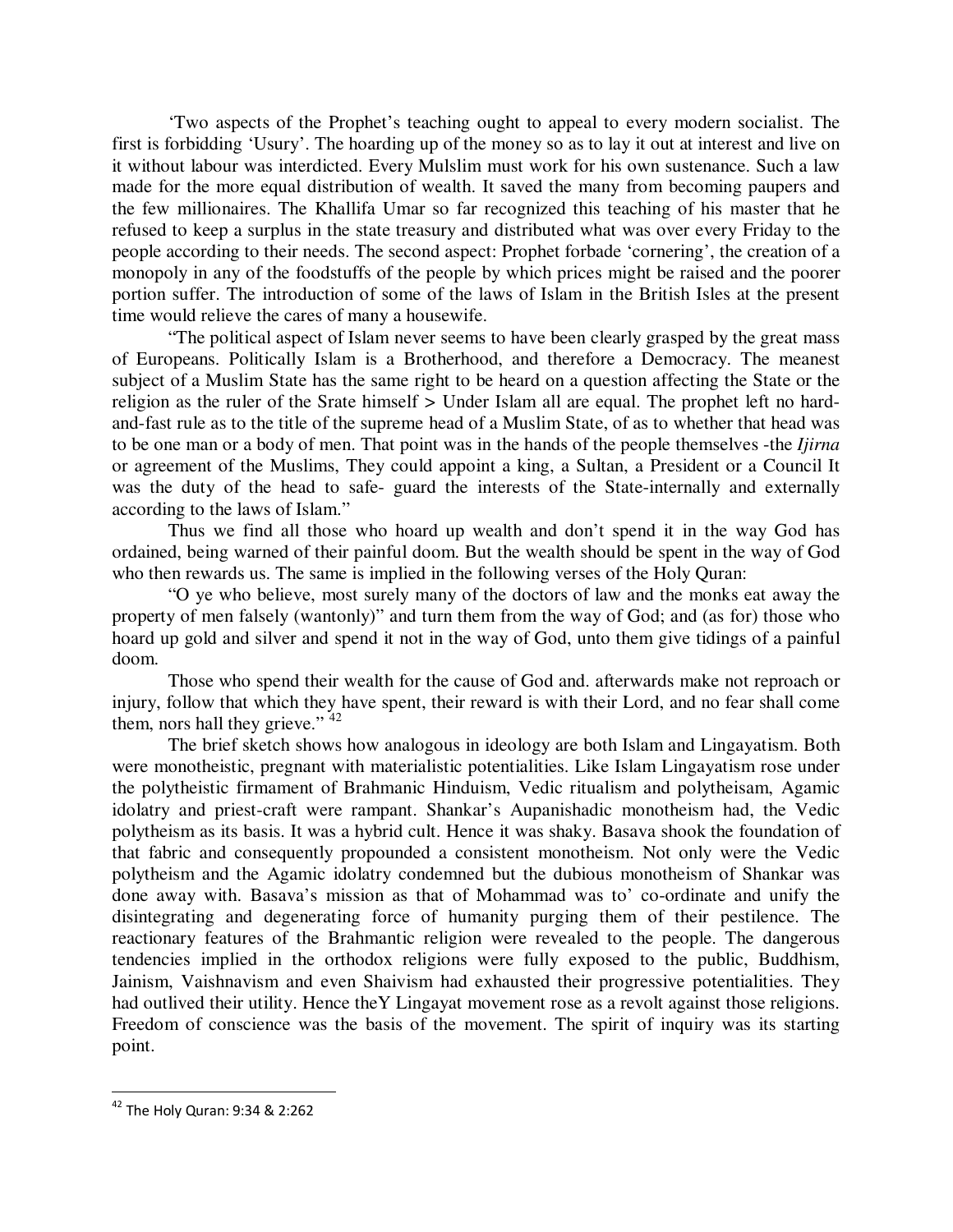‘Two aspects of the Prophet’s teaching ought to appeal to every modern socialist. The first is forbidding ‘Usury’. The hoarding up of the money so as to lay it out at interest and live on it without labour was interdicted. Every Mulslim must work for his own sustenance. Such a law made for the more equal distribution of wealth. It saved the many from becoming paupers and the few millionaires. The Khallifa Umar so far recognized this teaching of his master that he refused to keep a surplus in the state treasury and distributed what was over every Friday to the people according to their needs. The second aspect: Prophet forbade ‘cornering’, the creation of a monopoly in any of the foodstuffs of the people by which prices might be raised and the poorer portion suffer. The introduction of some of the laws of Islam in the British Isles at the present time would relieve the cares of many a housewife.

“The political aspect of Islam never seems to have been clearly grasped by the great mass of Europeans. Politically Islam is a Brotherhood, and therefore a Democracy. The meanest subject of a Muslim State has the same right to be heard on a question affecting the State or the religion as the ruler of the Srate himself > Under Islam all are equal. The prophet left no hard-and-fast rule as to the title of the supreme head of a Muslim State, of as to whether that head was to be one man or a body of men. That point was in the hands of the people themselves -the *Ijirna* or agreement of the Muslims, They could appoint a king, a Sultan, a President or a Council It was the duty of the head to safe- guard the interests of the State-internally and externally according to the laws of Islam.”

Thus we find all those who hoard up wealth and don’t spend it in the way God has ordained, being warned of their painful doom. But the wealth should be spent in the way of God who then rewards us. The same is implied in the following verses of the Holy Quran:

“O ye who believe, most surely many of the doctors of law and the monks eat away the property of men falsely (wantonly)” and turn them from the way of God; and (as for) those who hoard up gold and silver and spend it not in the way of God, unto them give tidings of a painful doom.

Those who spend their wealth for the cause of God and. afterwards make not reproach or injury, follow that which they have spent, their reward is with their Lord, and no fear shall come them, nors hall they grieve.” [42]

The brief sketch shows how analogous in ideology are both Islam and Lingayatism. Both were monotheistic, pregnant with materialistic potentialities. Like Islam Lingayatism rose under the polytheistic firmament of Brahmanic Hinduism, Vedic ritualism and polytheisam, Agamic idolatry and priest-craft were rampant. Shankar’s Aupanishadic monotheism had, the Vedic polytheism as its basis. It was a hybrid cult. Hence it was shaky. Basava shook the foundation of that fabric and consequently propounded a consistent monotheism. Not only were the Vedic polytheism and the Agamic idolatry condemned but the dubious monotheism of Shankar was done away with. Basava’s mission as that of Mohammad was to’ co-ordinate and unify the disintegrating and degenerating force of humanity purging them of their pestilence. The reactionary features of the Brahmantic religion were revealed to the people. The dangerous tendencies implied in the orthodox religions were fully exposed to the public, Buddhism, Jainism, Vaishnavism and even Shaivism had exhausted their progressive potentialities. They had outlived their utility. Hence theY Lingayat movement rose as a revolt against those religions. Freedom of conscience was the basis of the movement. The spirit of inquiry was its starting point.

---

[42] The Holy Quran: 9:34 & 2:262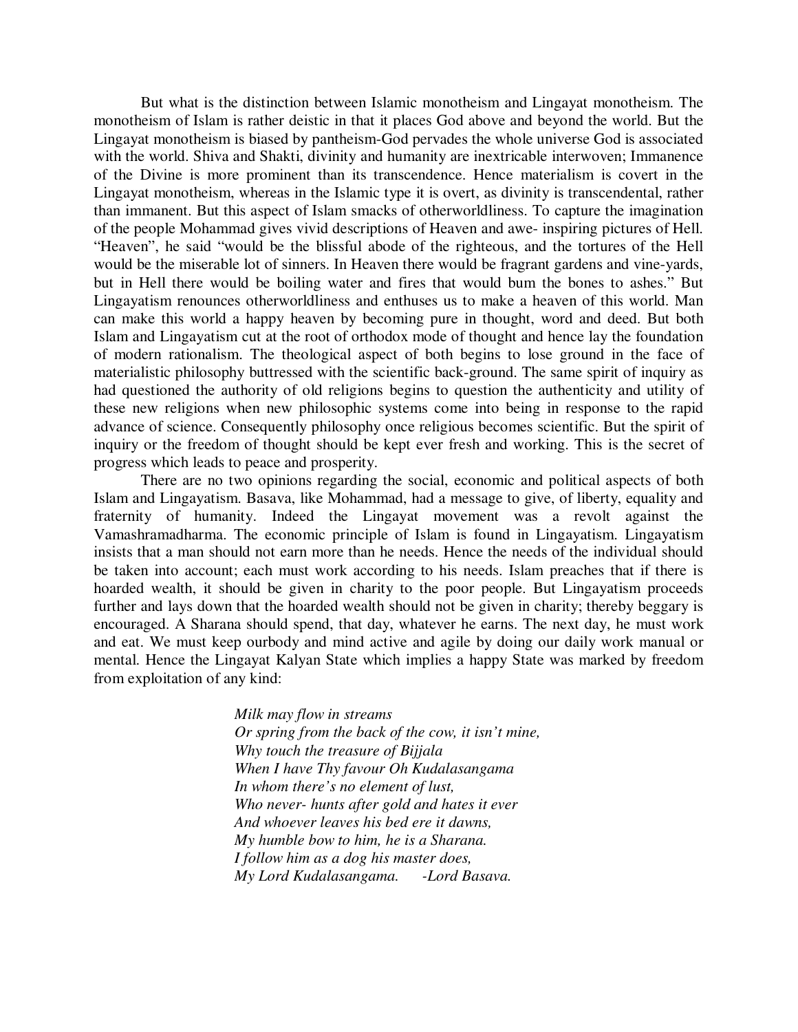But what is the distinction between Islamic monotheism and Lingayat monotheism. The monotheism of Islam is rather deistic in that it places God above and beyond the world. But the Lingayat monotheism is biased by pantheism-God pervades the whole universe God is associated with the world. Shiva and Shakti, divinity and humanity are inextricable interwoven; Immanence of the Divine is more prominent than its transcendence. Hence materialism is covert in the Lingayat monotheism, whereas in the Islamic type it is overt, as divinity is transcendental, rather than immanent. But this aspect of Islam smacks of otherworldliness. To capture the imagination of the people Mohammad gives vivid descriptions of Heaven and awe- inspiring pictures of Hell. "Heaven", he said "would be the blissful abode of the righteous, and the tortures of the Hell would be the miserable lot of sinners. In Heaven there would be fragrant gardens and vine-yards, but in Hell there would be boiling water and fires that would bum the bones to ashes." But Lingayatism renounces otherworldliness and enthuses us to make a heaven of this world. Man can make this world a happy heaven by becoming pure in thought, word and deed. But both Islam and Lingayatism cut at the root of orthodox mode of thought and hence lay the foundation of modern rationalism. The theological aspect of both begins to lose ground in the face of materialistic philosophy buttressed with the scientific back-ground. The same spirit of inquiry as had questioned the authority of old religions begins to question the authenticity and utility of these new religions when new philosophic systems come into being in response to the rapid advance of science. Consequently philosophy once religious becomes scientific. But the spirit of inquiry or the freedom of thought should be kept ever fresh and working. This is the secret of progress which leads to peace and prosperity.

There are no two opinions regarding the social, economic and political aspects of both Islam and Lingayatism. Basava, like Mohammad, had a message to give, of liberty, equality and fraternity of humanity. Indeed the Lingayat movement was a revolt against the Vamashramadharma. The economic principle of Islam is found in Lingayatism. Lingayatism insists that a man should not earn more than he needs. Hence the needs of the individual should be taken into account; each must work according to his needs. Islam preaches that if there is hoarded wealth, it should be given in charity to the poor people. But Lingayatism proceeds further and lays down that the hoarded wealth should not be given in charity; thereby beggary is encouraged. A Sharana should spend, that day, whatever he earns. The next day, he must work and eat. We must keep ourbody and mind active and agile by doing our daily work manual or mental. Hence the Lingayat Kalyan State which implies a happy State was marked by freedom from exploitation of any kind:

*Milk may flow in streams*  
*Or spring from the back of the cow, it isn't mine,*  
*Why touch the treasure of Bijjala*  
*When I have Thy favour Oh Kudalasangama*  
*In whom there's no element of lust,*  
*Who never- hunts after gold and hates it ever*  
*And whoever leaves his bed ere it dawns,*  
*My humble bow to him, he is a Sharana.*  
*I follow him as a dog his master does,*  
*My Lord Kudalasangama.* *-Lord Basava.*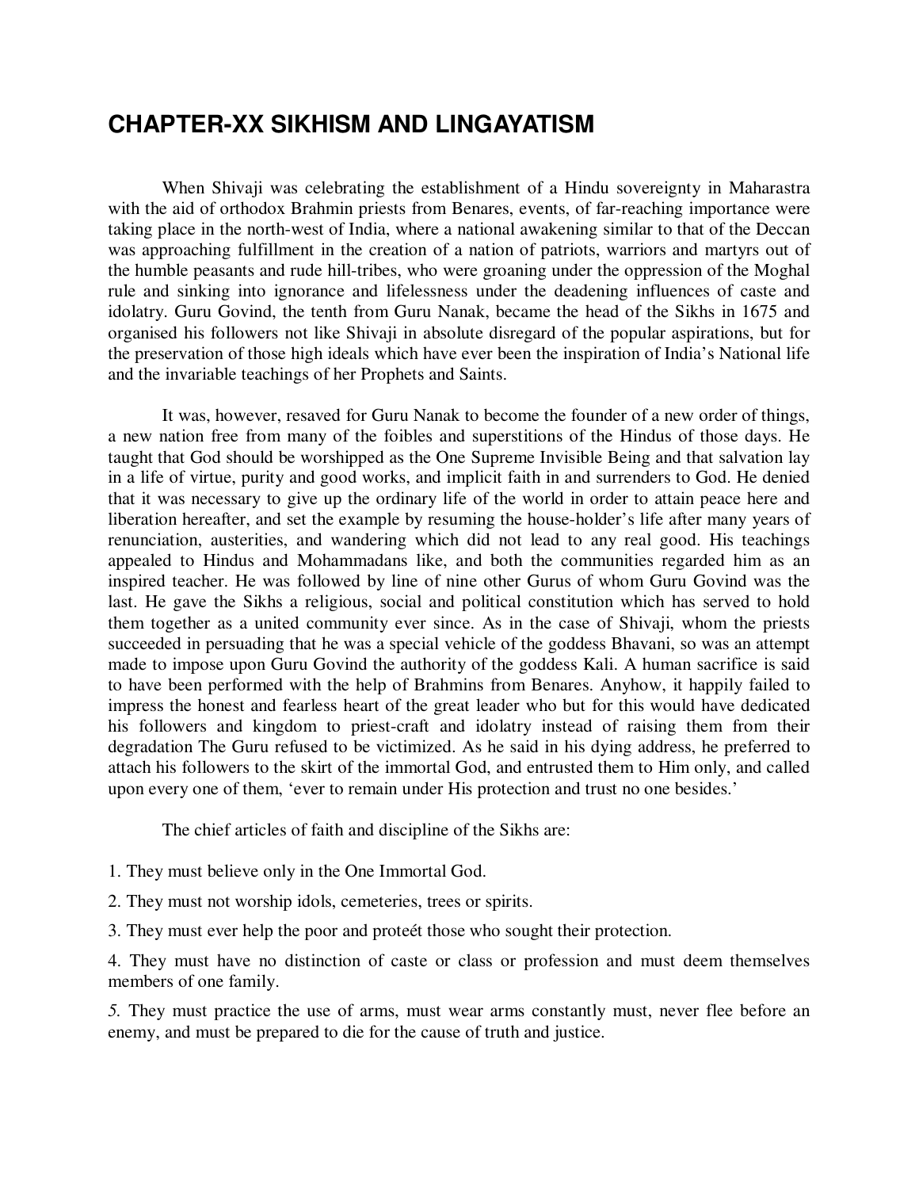# CHAPTER-XX SIKHISM AND LINGAYATISM

When Shivaji was celebrating the establishment of a Hindu sovereignty in Maharastra with the aid of orthodox Brahmin priests from Benares, events, of far-reaching importance were taking place in the north-west of India, where a national awakening similar to that of the Deccan was approaching fulfillment in the creation of a nation of patriots, warriors and martyrs out of the humble peasants and rude hill-tribes, who were groaning under the oppression of the Moghal rule and sinking into ignorance and lifelessness under the deadening influences of caste and idolatry. Guru Govind, the tenth from Guru Nanak, became the head of the Sikhs in 1675 and organised his followers not like Shivaji in absolute disregard of the popular aspirations, but for the preservation of those high ideals which have ever been the inspiration of India's National life and the invariable teachings of her Prophets and Saints.

It was, however, resaved for Guru Nanak to become the founder of a new order of things, a new nation free from many of the foibles and superstitions of the Hindus of those days. He taught that God should be worshipped as the One Supreme Invisible Being and that salvation lay in a life of virtue, purity and good works, and implicit faith in and surrenders to God. He denied that it was necessary to give up the ordinary life of the world in order to attain peace here and liberation hereafter, and set the example by resuming the house-holder's life after many years of renunciation, austerities, and wandering which did not lead to any real good. His teachings appealed to Hindus and Mohammadans like, and both the communities regarded him as an inspired teacher. He was followed by line of nine other Gurus of whom Guru Govind was the last. He gave the Sikhs a religious, social and political constitution which has served to hold them together as a united community ever since. As in the case of Shivaji, whom the priests succeeded in persuading that he was a special vehicle of the goddess Bhavani, so was an attempt made to impose upon Guru Govind the authority of the goddess Kali. A human sacrifice is said to have been performed with the help of Brahmins from Benares. Anyhow, it happily failed to impress the honest and fearless heart of the great leader who but for this would have dedicated his followers and kingdom to priest-craft and idolatry instead of raising them from their degradation The Guru refused to be victimized. As he said in his dying address, he preferred to attach his followers to the skirt of the immortal God, and entrusted them to Him only, and called upon every one of them, 'ever to remain under His protection and trust no one besides.'

The chief articles of faith and discipline of the Sikhs are:

1. They must believe only in the One Immortal God.

2. They must not worship idols, cemeteries, trees or spirits.

3. They must ever help the poor and proteét those who sought their protection.

4. They must have no distinction of caste or class or profession and must deem themselves members of one family.

5. They must practice the use of arms, must wear arms constantly must, never flee before an enemy, and must be prepared to die for the cause of truth and justice.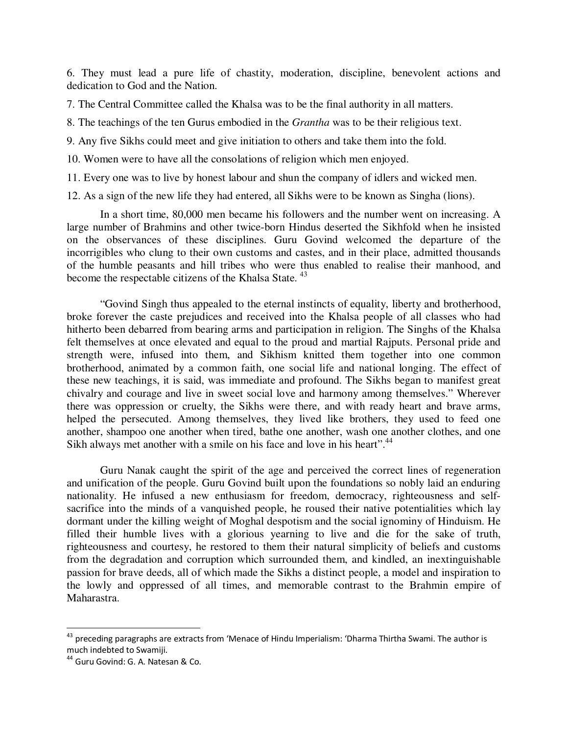6. They must lead a pure life of chastity, moderation, discipline, benevolent actions and dedication to God and the Nation.

7. The Central Committee called the Khalsa was to be the final authority in all matters.

8. The teachings of the ten Gurus embodied in the *Grantha* was to be their religious text.

9. Any five Sikhs could meet and give initiation to others and take them into the fold.

10. Women were to have all the consolations of religion which men enjoyed.

11. Every one was to live by honest labour and shun the company of idlers and wicked men.

12. As a sign of the new life they had entered, all Sikhs were to be known as Singha (lions).

In a short time, 80,000 men became his followers and the number went on increasing. A large number of Brahmins and other twice-born Hindus deserted the Sikhfold when he insisted on the observances of these disciplines. Guru Govind welcomed the departure of the incorrigibles who clung to their own customs and castes, and in their place, admitted thousands of the humble peasants and hill tribes who were thus enabled to realise their manhood, and become the respectable citizens of the Khalsa State. [43]

"Govind Singh thus appealed to the eternal instincts of equality, liberty and brotherhood, broke forever the caste prejudices and received into the Khalsa people of all classes who had hitherto been debarred from bearing arms and participation in religion. The Singhs of the Khalsa felt themselves at once elevated and equal to the proud and martial Rajputs. Personal pride and strength were, infused into them, and Sikhism knitted them together into one common brotherhood, animated by a common faith, one social life and national longing. The effect of these new teachings, it is said, was immediate and profound. The Sikhs began to manifest great chivalry and courage and live in sweet social love and harmony among themselves." Wherever there was oppression or cruelty, the Sikhs were there, and with ready heart and brave arms, helped the persecuted. Among themselves, they lived like brothers, they used to feed one another, shampoo one another when tired, bathe one another, wash one another clothes, and one Sikh always met another with a smile on his face and love in his heart".[44]

Guru Nanak caught the spirit of the age and perceived the correct lines of regeneration and unification of the people. Guru Govind built upon the foundations so nobly laid an enduring nationality. He infused a new enthusiasm for freedom, democracy, righteousness and self-sacrifice into the minds of a vanquished people, he roused their native potentialities which lay dormant under the killing weight of Moghal despotism and the social ignominy of Hinduism. He filled their humble lives with a glorious yearning to live and die for the sake of truth, righteousness and courtesy, he restored to them their natural simplicity of beliefs and customs from the degradation and corruption which surrounded them, and kindled, an inextinguishable passion for brave deeds, all of which made the Sikhs a distinct people, a model and inspiration to the lowly and oppressed of all times, and memorable contrast to the Brahmin empire of Maharastra.

---

[43] preceding paragraphs are extracts from 'Menace of Hindu Imperialism: 'Dharma Thirtha Swami. The author is much indebted to Swamiji.

[44] Guru Govind: G. A. Natesan & Co.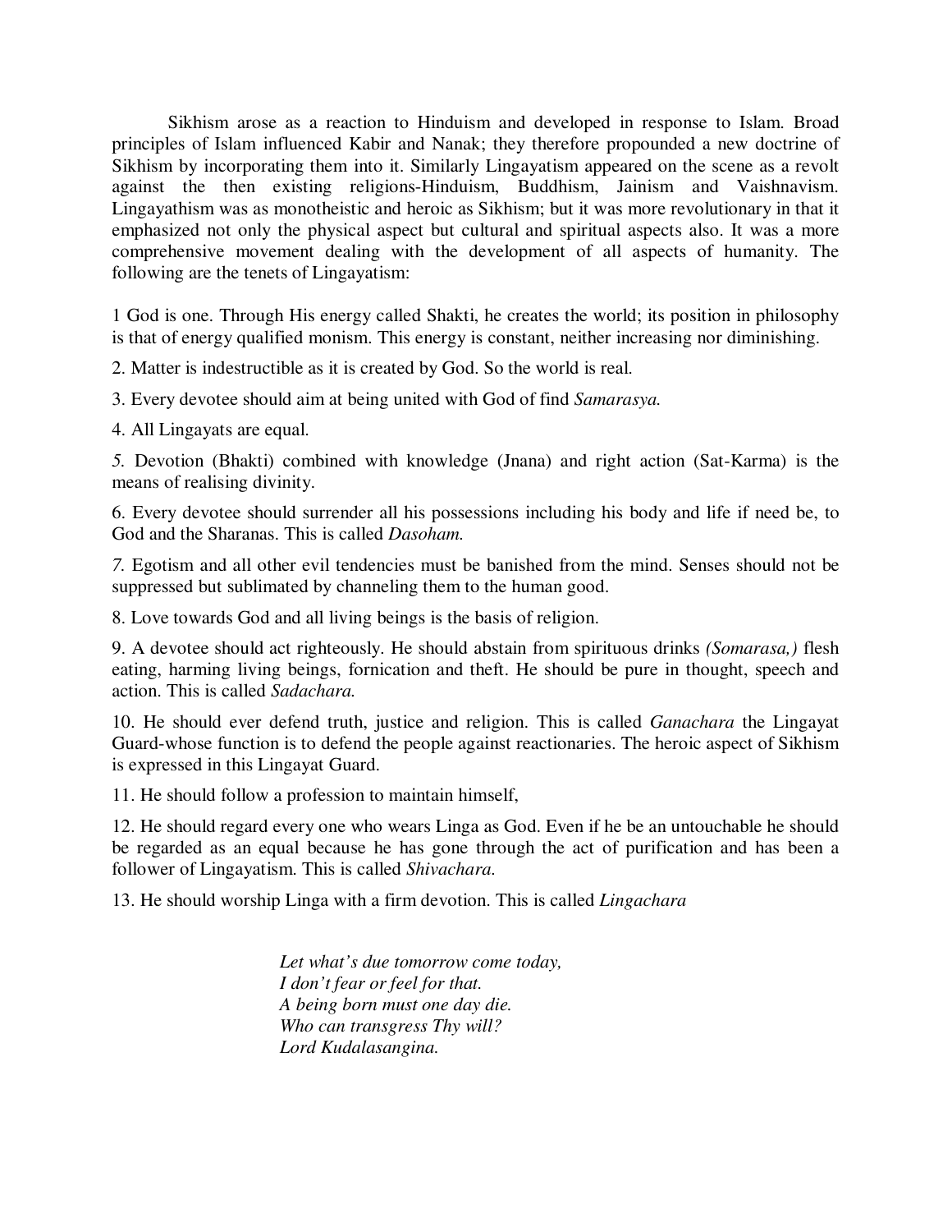Sikhism arose as a reaction to Hinduism and developed in response to Islam. Broad principles of Islam influenced Kabir and Nanak; they therefore propounded a new doctrine of Sikhism by incorporating them into it. Similarly Lingayatism appeared on the scene as a revolt against the then existing religions-Hinduism, Buddhism, Jainism and Vaishnavism. Lingayathism was as monotheistic and heroic as Sikhism; but it was more revolutionary in that it emphasized not only the physical aspect but cultural and spiritual aspects also. It was a more comprehensive movement dealing with the development of all aspects of humanity. The following are the tenets of Lingayatism:

1 God is one. Through His energy called Shakti, he creates the world; its position in philosophy is that of energy qualified monism. This energy is constant, neither increasing nor diminishing.

2. Matter is indestructible as it is created by God. So the world is real.

3. Every devotee should aim at being united with God of find *Samarasya.*

4. All Lingayats are equal.

*5.* Devotion (Bhakti) combined with knowledge (Jnana) and right action (Sat-Karma) is the means of realising divinity.

6. Every devotee should surrender all his possessions including his body and life if need be, to God and the Sharanas. This is called *Dasoham.*

*7.* Egotism and all other evil tendencies must be banished from the mind. Senses should not be suppressed but sublimated by channeling them to the human good.

8. Love towards God and all living beings is the basis of religion.

9. A devotee should act righteously. He should abstain from spirituous drinks *(Somarasa,)* flesh eating, harming living beings, fornication and theft. He should be pure in thought, speech and action. This is called *Sadachara.*

10. He should ever defend truth, justice and religion. This is called *Ganachara* the Lingayat Guard-whose function is to defend the people against reactionaries. The heroic aspect of Sikhism is expressed in this Lingayat Guard.

11. He should follow a profession to maintain himself,

12. He should regard every one who wears Linga as God. Even if he be an untouchable he should be regarded as an equal because he has gone through the act of purification and has been a follower of Lingayatism. This is called *Shivachara.*

13. He should worship Linga with a firm devotion. This is called *Lingachara*

*Let what's due tomorrow come today,*
*I don't fear or feel for that.*
*A being born must one day die.*
*Who can transgress Thy will?*
*Lord Kudalasangina.*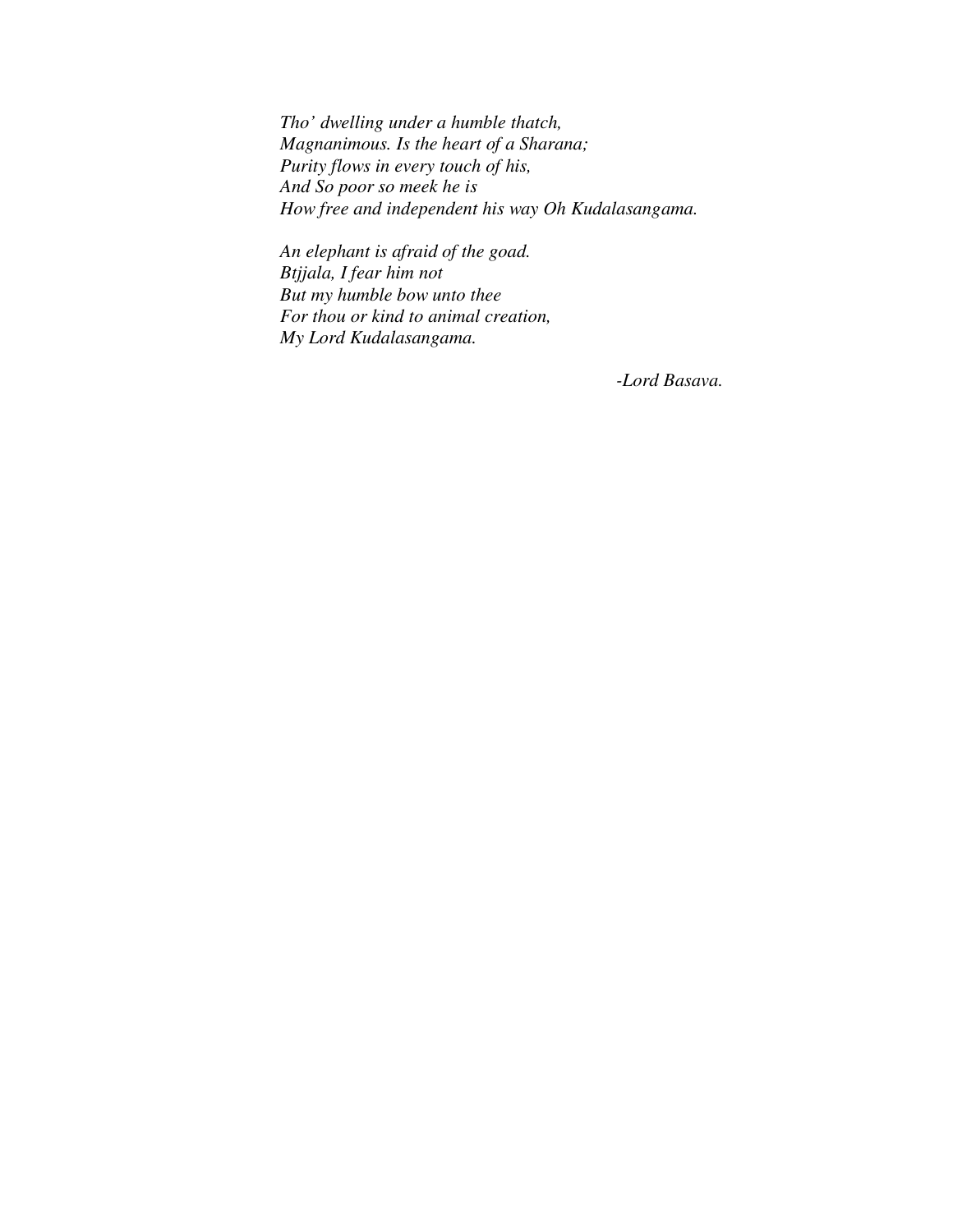*Tho' dwelling under a humble thatch,*
*Magnanimous. Is the heart of a Sharana;*
*Purity flows in every touch of his,*
*And So poor so meek he is*
*How free and independent his way Oh Kudalasangama.*

*An elephant is afraid of the goad.*
*Btjjala, I fear him not*
*But my humble bow unto thee*
*For thou or kind to animal creation,*
*My Lord Kudalasangama.*

*-Lord Basava.*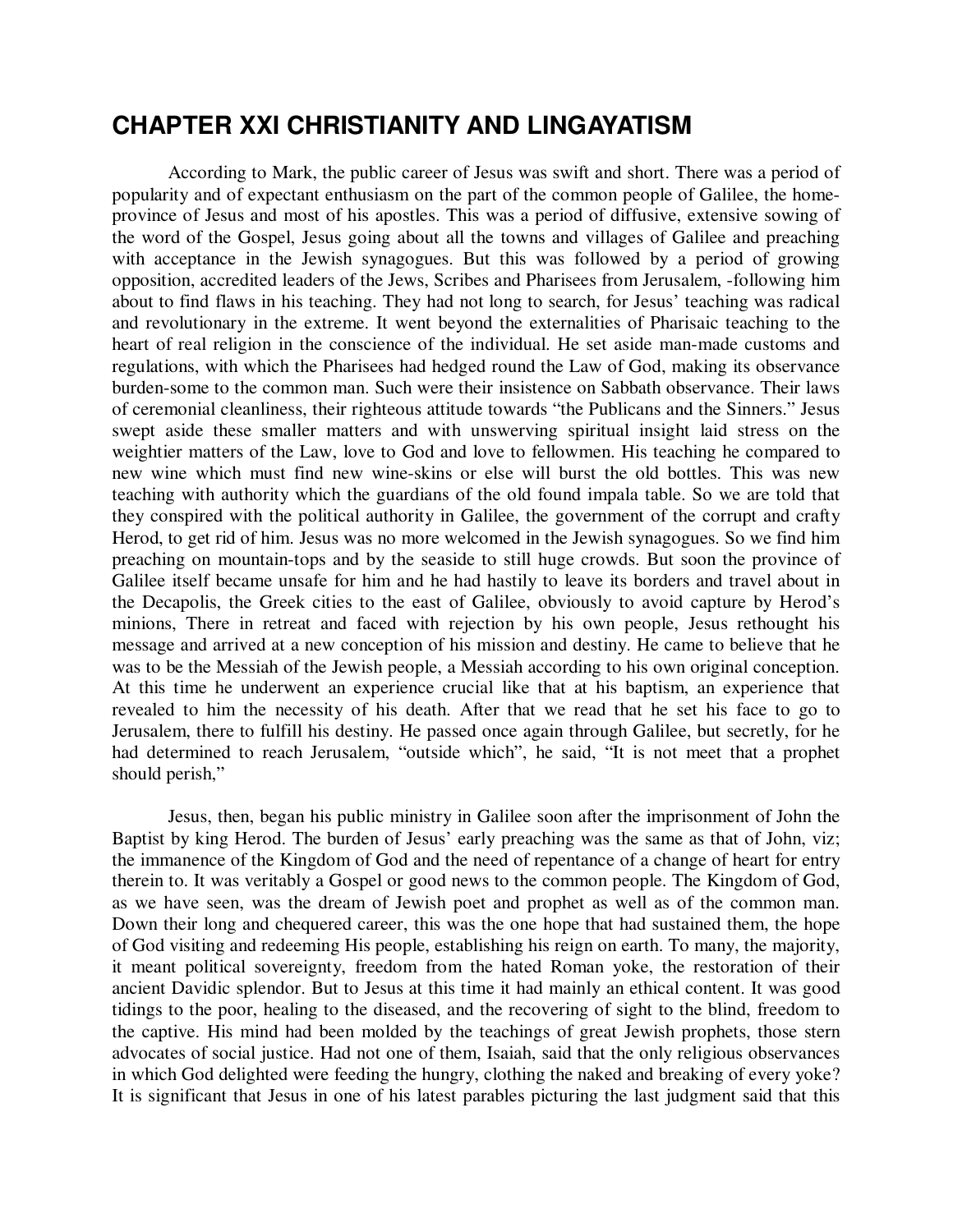# CHAPTER XXI CHRISTIANITY AND LINGAYATISM

According to Mark, the public career of Jesus was swift and short. There was a period of popularity and of expectant enthusiasm on the part of the common people of Galilee, the home-province of Jesus and most of his apostles. This was a period of diffusive, extensive sowing of the word of the Gospel, Jesus going about all the towns and villages of Galilee and preaching with acceptance in the Jewish synagogues. But this was followed by a period of growing opposition, accredited leaders of the Jews, Scribes and Pharisees from Jerusalem, -following him about to find flaws in his teaching. They had not long to search, for Jesus' teaching was radical and revolutionary in the extreme. It went beyond the externalities of Pharisaic teaching to the heart of real religion in the conscience of the individual. He set aside man-made customs and regulations, with which the Pharisees had hedged round the Law of God, making its observance burden-some to the common man. Such were their insistence on Sabbath observance. Their laws of ceremonial cleanliness, their righteous attitude towards "the Publicans and the Sinners." Jesus swept aside these smaller matters and with unswerving spiritual insight laid stress on the weightier matters of the Law, love to God and love to fellowmen. His teaching he compared to new wine which must find new wine-skins or else will burst the old bottles. This was new teaching with authority which the guardians of the old found impala table. So we are told that they conspired with the political authority in Galilee, the government of the corrupt and crafty Herod, to get rid of him. Jesus was no more welcomed in the Jewish synagogues. So we find him preaching on mountain-tops and by the seaside to still huge crowds. But soon the province of Galilee itself became unsafe for him and he had hastily to leave its borders and travel about in the Decapolis, the Greek cities to the east of Galilee, obviously to avoid capture by Herod's minions, There in retreat and faced with rejection by his own people, Jesus rethought his message and arrived at a new conception of his mission and destiny. He came to believe that he was to be the Messiah of the Jewish people, a Messiah according to his own original conception. At this time he underwent an experience crucial like that at his baptism, an experience that revealed to him the necessity of his death. After that we read that he set his face to go to Jerusalem, there to fulfill his destiny. He passed once again through Galilee, but secretly, for he had determined to reach Jerusalem, "outside which", he said, "It is not meet that a prophet should perish,"

Jesus, then, began his public ministry in Galilee soon after the imprisonment of John the Baptist by king Herod. The burden of Jesus' early preaching was the same as that of John, viz; the immanence of the Kingdom of God and the need of repentance of a change of heart for entry therein to. It was veritably a Gospel or good news to the common people. The Kingdom of God, as we have seen, was the dream of Jewish poet and prophet as well as of the common man. Down their long and chequered career, this was the one hope that had sustained them, the hope of God visiting and redeeming His people, establishing his reign on earth. To many, the majority, it meant political sovereignty, freedom from the hated Roman yoke, the restoration of their ancient Davidic splendor. But to Jesus at this time it had mainly an ethical content. It was good tidings to the poor, healing to the diseased, and the recovering of sight to the blind, freedom to the captive. His mind had been molded by the teachings of great Jewish prophets, those stern advocates of social justice. Had not one of them, Isaiah, said that the only religious observances in which God delighted were feeding the hungry, clothing the naked and breaking of every yoke? It is significant that Jesus in one of his latest parables picturing the last judgment said that this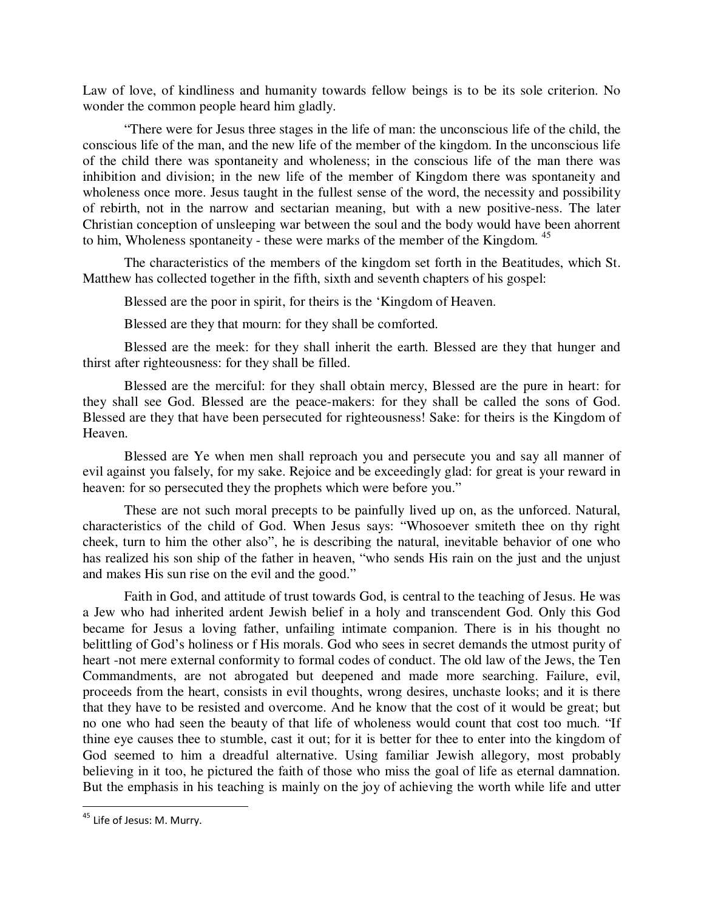Law of love, of kindliness and humanity towards fellow beings is to be its sole criterion. No wonder the common people heard him gladly.

"There were for Jesus three stages in the life of man: the unconscious life of the child, the conscious life of the man, and the new life of the member of the kingdom. In the unconscious life of the child there was spontaneity and wholeness; in the conscious life of the man there was inhibition and division; in the new life of the member of Kingdom there was spontaneity and wholeness once more. Jesus taught in the fullest sense of the word, the necessity and possibility of rebirth, not in the narrow and sectarian meaning, but with a new positive-ness. The later Christian conception of unsleeping war between the soul and the body would have been ahorrent to him, Wholeness spontaneity - these were marks of the member of the Kingdom. [45]

The characteristics of the members of the kingdom set forth in the Beatitudes, which St. Matthew has collected together in the fifth, sixth and seventh chapters of his gospel:

Blessed are the poor in spirit, for theirs is the 'Kingdom of Heaven.

Blessed are they that mourn: for they shall be comforted.

Blessed are the meek: for they shall inherit the earth. Blessed are they that hunger and thirst after righteousness: for they shall be filled.

Blessed are the merciful: for they shall obtain mercy, Blessed are the pure in heart: for they shall see God. Blessed are the peace-makers: for they shall be called the sons of God. Blessed are they that have been persecuted for righteousness! Sake: for theirs is the Kingdom of Heaven.

Blessed are Ye when men shall reproach you and persecute you and say all manner of evil against you falsely, for my sake. Rejoice and be exceedingly glad: for great is your reward in heaven: for so persecuted they the prophets which were before you."

These are not such moral precepts to be painfully lived up on, as the unforced. Natural, characteristics of the child of God. When Jesus says: "Whosoever smiteth thee on thy right cheek, turn to him the other also", he is describing the natural, inevitable behavior of one who has realized his son ship of the father in heaven, "who sends His rain on the just and the unjust and makes His sun rise on the evil and the good."

Faith in God, and attitude of trust towards God, is central to the teaching of Jesus. He was a Jew who had inherited ardent Jewish belief in a holy and transcendent God. Only this God became for Jesus a loving father, unfailing intimate companion. There is in his thought no belittling of God's holiness or f His morals. God who sees in secret demands the utmost purity of heart -not mere external conformity to formal codes of conduct. The old law of the Jews, the Ten Commandments, are not abrogated but deepened and made more searching. Failure, evil, proceeds from the heart, consists in evil thoughts, wrong desires, unchaste looks; and it is there that they have to be resisted and overcome. And he know that the cost of it would be great; but no one who had seen the beauty of that life of wholeness would count that cost too much. "If thine eye causes thee to stumble, cast it out; for it is better for thee to enter into the kingdom of God seemed to him a dreadful alternative. Using familiar Jewish allegory, most probably believing in it too, he pictured the faith of those who miss the goal of life as eternal damnation. But the emphasis in his teaching is mainly on the joy of achieving the worth while life and utter

---

[45] Life of Jesus: M. Murry.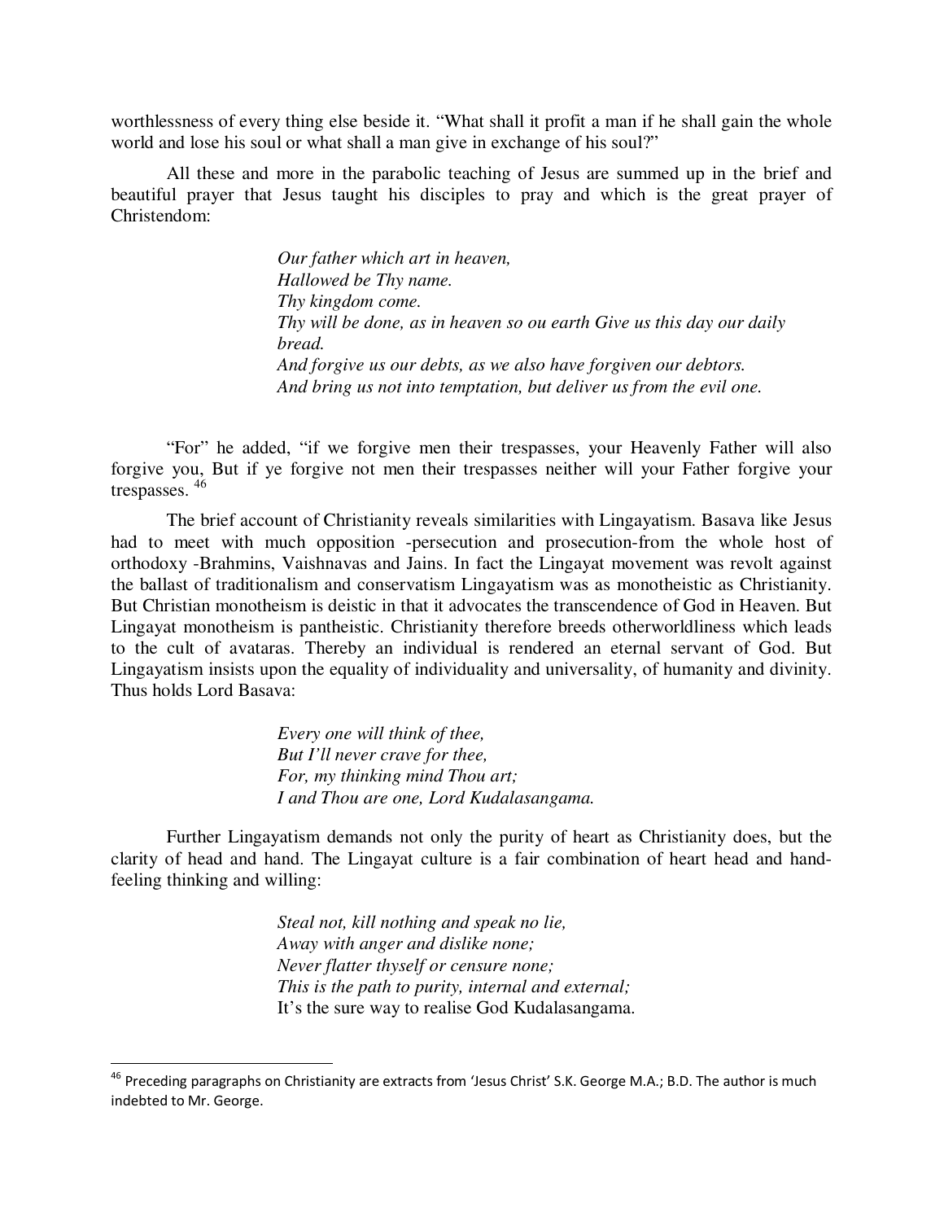worthlessness of every thing else beside it. "What shall it profit a man if he shall gain the whole world and lose his soul or what shall a man give in exchange of his soul?"

All these and more in the parabolic teaching of Jesus are summed up in the brief and beautiful prayer that Jesus taught his disciples to pray and which is the great prayer of Christendom:

> *Our father which art in heaven,*
> *Hallowed be Thy name.*
> *Thy kingdom come.*
> *Thy will be done, as in heaven so ou earth Give us this day our daily bread.*
> *And forgive us our debts, as we also have forgiven our debtors.*
> *And bring us not into temptation, but deliver us from the evil one.*

"For" he added, "if we forgive men their trespasses, your Heavenly Father will also forgive you, But if ye forgive not men their trespasses neither will your Father forgive your trespasses. [46]

The brief account of Christianity reveals similarities with Lingayatism. Basava like Jesus had to meet with much opposition -persecution and prosecution-from the whole host of orthodoxy -Brahmins, Vaishnavas and Jains. In fact the Lingayat movement was revolt against the ballast of traditionalism and conservatism Lingayatism was as monotheistic as Christianity. But Christian monotheism is deistic in that it advocates the transcendence of God in Heaven. But Lingayat monotheism is pantheistic. Christianity therefore breeds otherworldliness which leads to the cult of avataras. Thereby an individual is rendered an eternal servant of God. But Lingayatism insists upon the equality of individuality and universality, of humanity and divinity. Thus holds Lord Basava:

> *Every one will think of thee,*
> *But I'll never crave for thee,*
> *For, my thinking mind Thou art;*
> *I and Thou are one, Lord Kudalasangama.*

Further Lingayatism demands not only the purity of heart as Christianity does, but the clarity of head and hand. The Lingayat culture is a fair combination of heart head and hand-feeling thinking and willing:

> *Steal not, kill nothing and speak no lie,*
> *Away with anger and dislike none;*
> *Never flatter thyself or censure none;*
> *This is the path to purity, internal and external;*
> It's the sure way to realise God Kudalasangama.

---

[46] Preceding paragraphs on Christianity are extracts from 'Jesus Christ' S.K. George M.A.; B.D. The author is much indebted to Mr. George.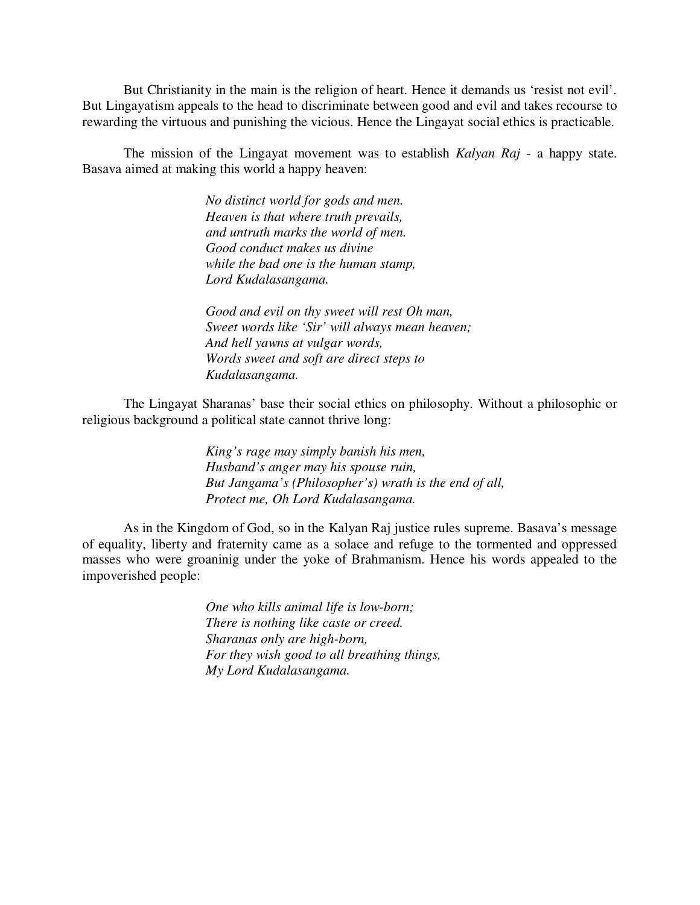But Christianity in the main is the religion of heart. Hence it demands us 'resist not evil'. But Lingayatism appeals to the head to discriminate between good and evil and takes recourse to rewarding the virtuous and punishing the vicious. Hence the Lingayat social ethics is practicable.

The mission of the Lingayat movement was to establish *Kalyan Raj* - a happy state. Basava aimed at making this world a happy heaven:

> *No distinct world for gods and men.*
> *Heaven is that where truth prevails,*
> *and untruth marks the world of men.*
> *Good conduct makes us divine*
> *while the bad one is the human stamp,*
> *Lord Kudalasangama.*
>
> *Good and evil on thy sweet will rest Oh man,*
> *Sweet words like 'Sir' will always mean heaven;*
> *And hell yawns at vulgar words,*
> *Words sweet and soft are direct steps to*
> *Kudalasangama.*

The Lingayat Sharanas' base their social ethics on philosophy. Without a philosophic or religious background a political state cannot thrive long:

> *King's rage may simply banish his men,*
> *Husband's anger may his spouse ruin,*
> *But Jangama's (Philosopher's) wrath is the end of all,*
> *Protect me, Oh Lord Kudalasangama.*

As in the Kingdom of God, so in the Kalyan Raj justice rules supreme. Basava's message of equality, liberty and fraternity came as a solace and refuge to the tormented and oppressed masses who were groaninig under the yoke of Brahmanism. Hence his words appealed to the impoverished people:

> *One who kills animal life is low-born;*
> *There is nothing like caste or creed.*
> *Sharanas only are high-born,*
> *For they wish good to all breathing things,*
> *My Lord Kudalasangama.*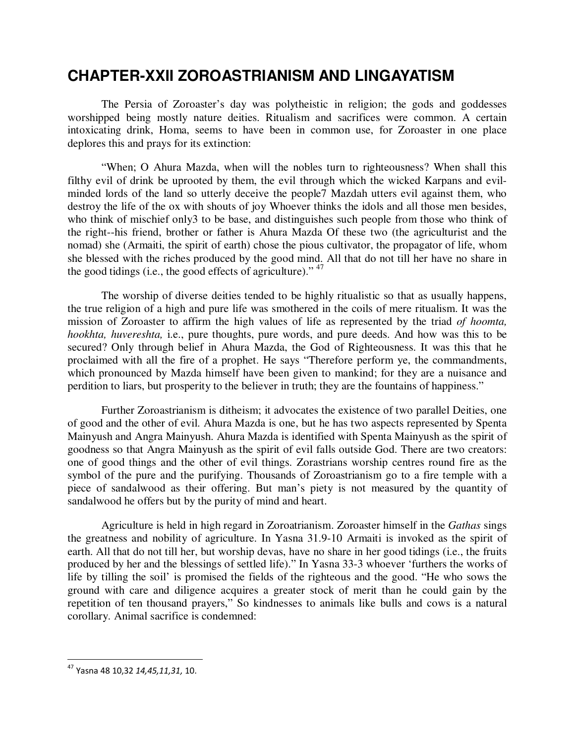# CHAPTER-XXII ZOROASTRIANISM AND LINGAYATISM

The Persia of Zoroaster's day was polytheistic in religion; the gods and goddesses worshipped being mostly nature deities. Ritualism and sacrifices were common. A certain intoxicating drink, Homa, seems to have been in common use, for Zoroaster in one place deplores this and prays for its extinction:

"When; O Ahura Mazda, when will the nobles turn to righteousness? When shall this filthy evil of drink be uprooted by them, the evil through which the wicked Karpans and evil-minded lords of the land so utterly deceive the people7 Mazdah utters evil against them, who destroy the life of the ox with shouts of joy Whoever thinks the idols and all those men besides, who think of mischief only3 to be base, and distinguishes such people from those who think of the right--his friend, brother or father is Ahura Mazda Of these two (the agriculturist and the nomad) she (Armaiti, the spirit of earth) chose the pious cultivator, the propagator of life, whom she blessed with the riches produced by the good mind. All that do not till her have no share in the good tidings (i.e., the good effects of agriculture)." [47]

The worship of diverse deities tended to be highly ritualistic so that as usually happens, the true religion of a high and pure life was smothered in the coils of mere ritualism. It was the mission of Zoroaster to affirm the high values of life as represented by the triad *of hoomta, hookhta, huvereshta,* i.e., pure thoughts, pure words, and pure deeds. And how was this to be secured? Only through belief in Ahura Mazda, the God of Righteousness. It was this that he proclaimed with all the fire of a prophet. He says "Therefore perform ye, the commandments, which pronounced by Mazda himself have been given to mankind; for they are a nuisance and perdition to liars, but prosperity to the believer in truth; they are the fountains of happiness."

Further Zoroastrianism is ditheism; it advocates the existence of two parallel Deities, one of good and the other of evil. Ahura Mazda is one, but he has two aspects represented by Spenta Mainyush and Angra Mainyush. Ahura Mazda is identified with Spenta Mainyush as the spirit of goodness so that Angra Mainyush as the spirit of evil falls outside God. There are two creators: one of good things and the other of evil things. Zorastrians worship centres round fire as the symbol of the pure and the purifying. Thousands of Zoroastrianism go to a fire temple with a piece of sandalwood as their offering. But man's piety is not measured by the quantity of sandalwood he offers but by the purity of mind and heart.

Agriculture is held in high regard in Zoroatrianism. Zoroaster himself in the *Gathas* sings the greatness and nobility of agriculture. In Yasna 31.9-10 Armaiti is invoked as the spirit of earth. All that do not till her, but worship devas, have no share in her good tidings (i.e., the fruits produced by her and the blessings of settled life)." In Yasna 33-3 whoever 'furthers the works of life by tilling the soil' is promised the fields of the righteous and the good. "He who sows the ground with care and diligence acquires a greater stock of merit than he could gain by the repetition of ten thousand prayers," So kindnesses to animals like bulls and cows is a natural corollary. Animal sacrifice is condemned:

---

[47] Yasna 48 10,32 *14,45,11,31,* 10.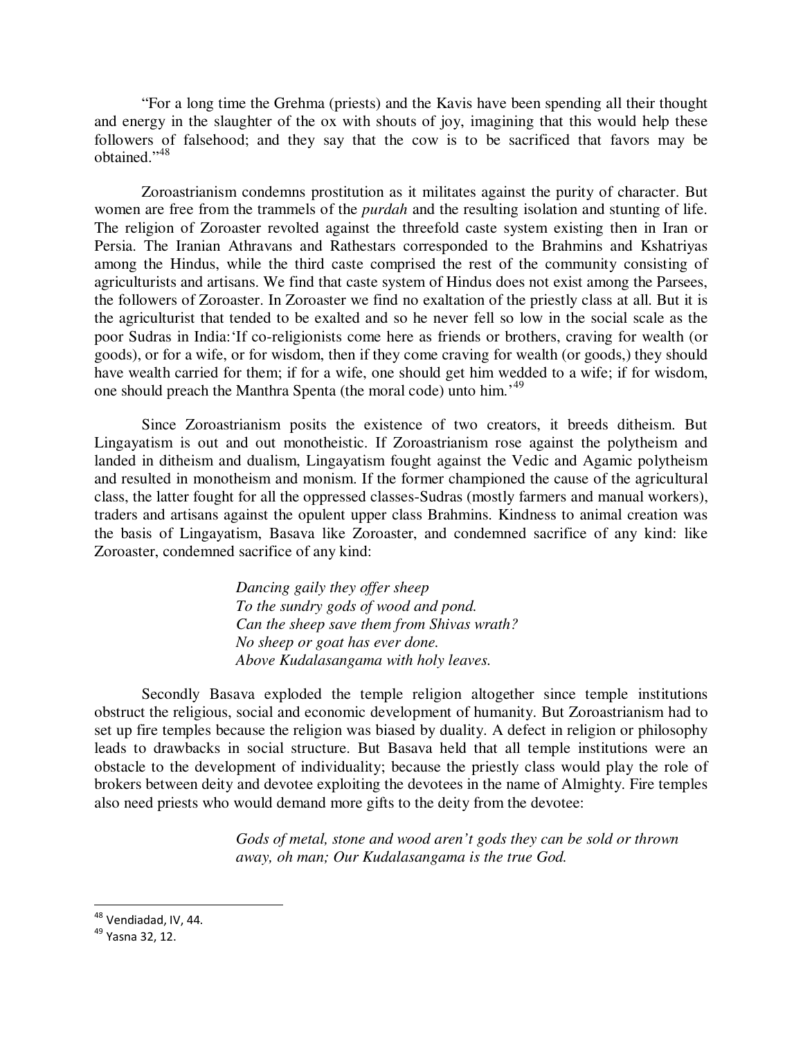"For a long time the Grehma (priests) and the Kavis have been spending all their thought and energy in the slaughter of the ox with shouts of joy, imagining that this would help these followers of falsehood; and they say that the cow is to be sacrificed that favors may be obtained."[48]

Zoroastrianism condemns prostitution as it militates against the purity of character. But women are free from the trammels of the *purdah* and the resulting isolation and stunting of life. The religion of Zoroaster revolted against the threefold caste system existing then in Iran or Persia. The Iranian Athravans and Rathestars corresponded to the Brahmins and Kshatriyas among the Hindus, while the third caste comprised the rest of the community consisting of agriculturists and artisans. We find that caste system of Hindus does not exist among the Parsees, the followers of Zoroaster. In Zoroaster we find no exaltation of the priestly class at all. But it is the agriculturist that tended to be exalted and so he never fell so low in the social scale as the poor Sudras in India:'If co-religionists come here as friends or brothers, craving for wealth (or goods), or for a wife, or for wisdom, then if they come craving for wealth (or goods,) they should have wealth carried for them; if for a wife, one should get him wedded to a wife; if for wisdom, one should preach the Manthra Spenta (the moral code) unto him.'[49]

Since Zoroastrianism posits the existence of two creators, it breeds ditheism. But Lingayatism is out and out monotheistic. If Zoroastrianism rose against the polytheism and landed in ditheism and dualism, Lingayatism fought against the Vedic and Agamic polytheism and resulted in monotheism and monism. If the former championed the cause of the agricultural class, the latter fought for all the oppressed classes-Sudras (mostly farmers and manual workers), traders and artisans against the opulent upper class Brahmins. Kindness to animal creation was the basis of Lingayatism, Basava like Zoroaster, and condemned sacrifice of any kind: like Zoroaster, condemned sacrifice of any kind:

> *Dancing gaily they offer sheep*
> *To the sundry gods of wood and pond.*
> *Can the sheep save them from Shivas wrath?*
> *No sheep or goat has ever done.*
> *Above Kudalasangama with holy leaves.*

Secondly Basava exploded the temple religion altogether since temple institutions obstruct the religious, social and economic development of humanity. But Zoroastrianism had to set up fire temples because the religion was biased by duality. A defect in religion or philosophy leads to drawbacks in social structure. But Basava held that all temple institutions were an obstacle to the development of individuality; because the priestly class would play the role of brokers between deity and devotee exploiting the devotees in the name of Almighty. Fire temples also need priests who would demand more gifts to the deity from the devotee:

> *Gods of metal, stone and wood aren't gods they can be sold or thrown away, oh man; Our Kudalasangama is the true God.*

---

[48] Vendiadad, IV, 44.

[49] Yasna 32, 12.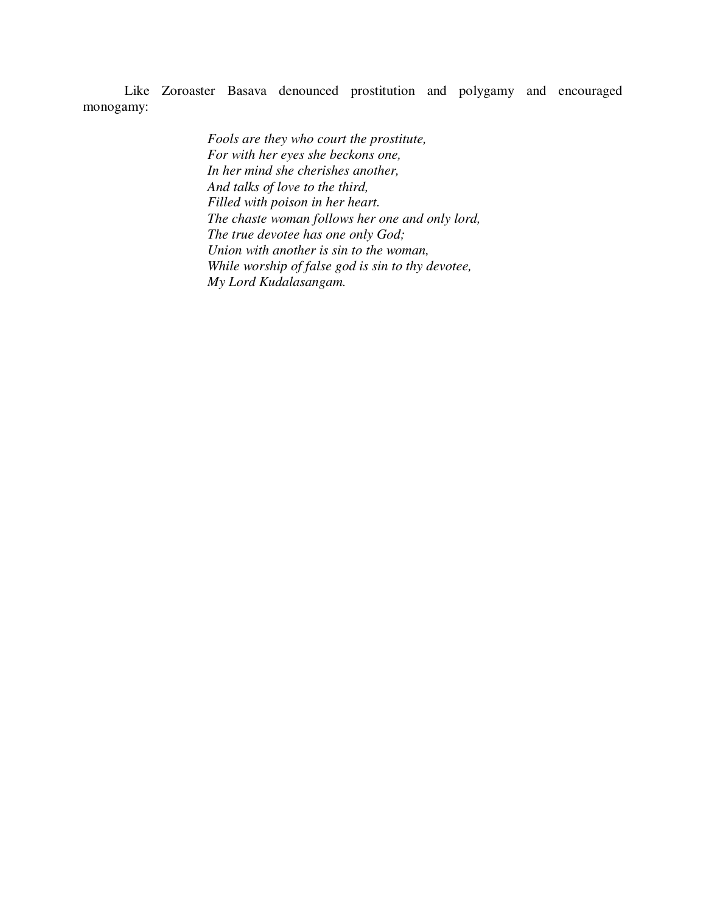Like Zoroaster Basava denounced prostitution and polygamy and encouraged monogamy:

> *Fools are they who court the prostitute,*
> *For with her eyes she beckons one,*
> *In her mind she cherishes another,*
> *And talks of love to the third,*
> *Filled with poison in her heart.*
> *The chaste woman follows her one and only lord,*
> *The true devotee has one only God;*
> *Union with another is sin to the woman,*
> *While worship of false god is sin to thy devotee,*
> *My Lord Kudalasangam.*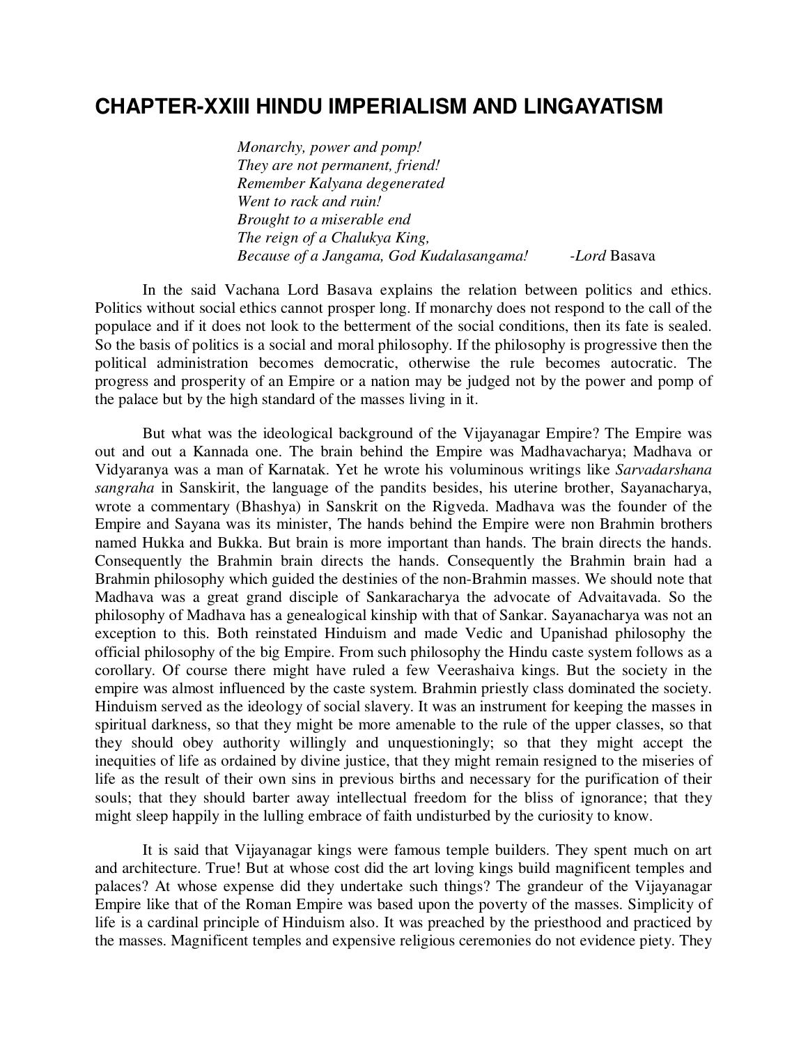# CHAPTER-XXIII HINDU IMPERIALISM AND LINGAYATISM

> *Monarchy, power and pomp!*
> *They are not permanent, friend!*
> *Remember Kalyana degenerated*
> *Went to rack and ruin!*
> *Brought to a miserable end*
> *The reign of a Chalukya King,*
> *Because of a Jangama, God Kudalasangama!* -*Lord* Basava

In the said Vachana Lord Basava explains the relation between politics and ethics. Politics without social ethics cannot prosper long. If monarchy does not respond to the call of the populace and if it does not look to the betterment of the social conditions, then its fate is sealed. So the basis of politics is a social and moral philosophy. If the philosophy is progressive then the political administration becomes democratic, otherwise the rule becomes autocratic. The progress and prosperity of an Empire or a nation may be judged not by the power and pomp of the palace but by the high standard of the masses living in it.

But what was the ideological background of the Vijayanagar Empire? The Empire was out and out a Kannada one. The brain behind the Empire was Madhavacharya; Madhava or Vidyaranya was a man of Karnatak. Yet he wrote his voluminous writings like *Sarvadarshana sangraha* in Sanskirit, the language of the pandits besides, his uterine brother, Sayanacharya, wrote a commentary (Bhashya) in Sanskrit on the Rigveda. Madhava was the founder of the Empire and Sayana was its minister, The hands behind the Empire were non Brahmin brothers named Hukka and Bukka. But brain is more important than hands. The brain directs the hands. Consequently the Brahmin brain directs the hands. Consequently the Brahmin brain had a Brahmin philosophy which guided the destinies of the non-Brahmin masses. We should note that Madhava was a great grand disciple of Sankaracharya the advocate of Advaitavada. So the philosophy of Madhava has a genealogical kinship with that of Sankar. Sayanacharya was not an exception to this. Both reinstated Hinduism and made Vedic and Upanishad philosophy the official philosophy of the big Empire. From such philosophy the Hindu caste system follows as a corollary. Of course there might have ruled a few Veerashaiva kings. But the society in the empire was almost influenced by the caste system. Brahmin priestly class dominated the society. Hinduism served as the ideology of social slavery. It was an instrument for keeping the masses in spiritual darkness, so that they might be more amenable to the rule of the upper classes, so that they should obey authority willingly and unquestioningly; so that they might accept the inequities of life as ordained by divine justice, that they might remain resigned to the miseries of life as the result of their own sins in previous births and necessary for the purification of their souls; that they should barter away intellectual freedom for the bliss of ignorance; that they might sleep happily in the lulling embrace of faith undisturbed by the curiosity to know.

It is said that Vijayanagar kings were famous temple builders. They spent much on art and architecture. True! But at whose cost did the art loving kings build magnificent temples and palaces? At whose expense did they undertake such things? The grandeur of the Vijayanagar Empire like that of the Roman Empire was based upon the poverty of the masses. Simplicity of life is a cardinal principle of Hinduism also. It was preached by the priesthood and practiced by the masses. Magnificent temples and expensive religious ceremonies do not evidence piety. They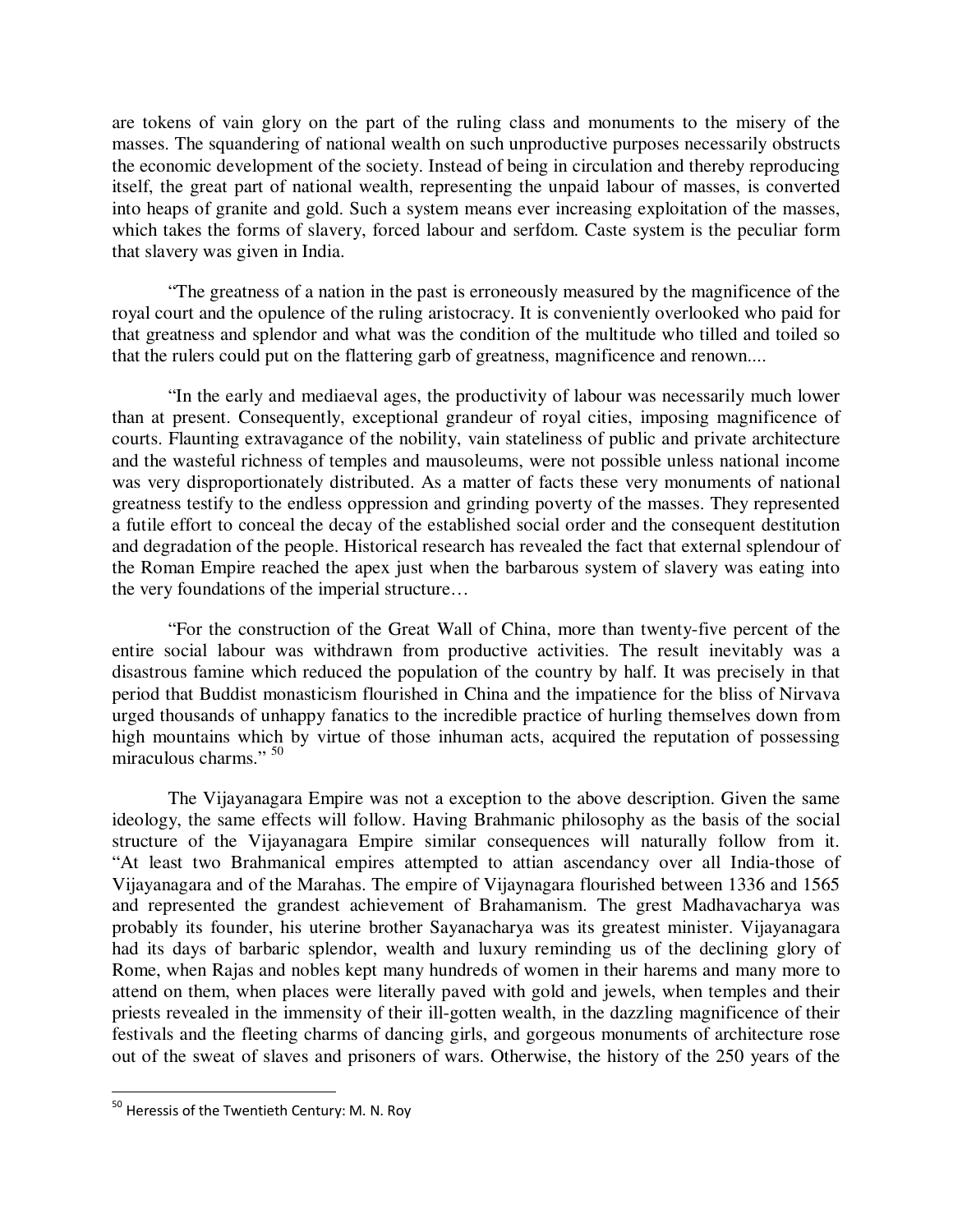are tokens of vain glory on the part of the ruling class and monuments to the misery of the masses. The squandering of national wealth on such unproductive purposes necessarily obstructs the economic development of the society. Instead of being in circulation and thereby reproducing itself, the great part of national wealth, representing the unpaid labour of masses, is converted into heaps of granite and gold. Such a system means ever increasing exploitation of the masses, which takes the forms of slavery, forced labour and serfdom. Caste system is the peculiar form that slavery was given in India.

"The greatness of a nation in the past is erroneously measured by the magnificence of the royal court and the opulence of the ruling aristocracy. It is conveniently overlooked who paid for that greatness and splendor and what was the condition of the multitude who tilled and toiled so that the rulers could put on the flattering garb of greatness, magnificence and renown....

"In the early and mediaeval ages, the productivity of labour was necessarily much lower than at present. Consequently, exceptional grandeur of royal cities, imposing magnificence of courts. Flaunting extravagance of the nobility, vain stateliness of public and private architecture and the wasteful richness of temples and mausoleums, were not possible unless national income was very disproportionately distributed. As a matter of facts these very monuments of national greatness testify to the endless oppression and grinding poverty of the masses. They represented a futile effort to conceal the decay of the established social order and the consequent destitution and degradation of the people. Historical research has revealed the fact that external splendour of the Roman Empire reached the apex just when the barbarous system of slavery was eating into the very foundations of the imperial structure…

"For the construction of the Great Wall of China, more than twenty-five percent of the entire social labour was withdrawn from productive activities. The result inevitably was a disastrous famine which reduced the population of the country by half. It was precisely in that period that Buddist monasticism flourished in China and the impatience for the bliss of Nirvava urged thousands of unhappy fanatics to the incredible practice of hurling themselves down from high mountains which by virtue of those inhuman acts, acquired the reputation of possessing miraculous charms." [50]

The Vijayanagara Empire was not a exception to the above description. Given the same ideology, the same effects will follow. Having Brahmanic philosophy as the basis of the social structure of the Vijayanagara Empire similar consequences will naturally follow from it. "At least two Brahmanical empires attempted to attian ascendancy over all India-those of Vijayanagara and of the Marahas. The empire of Vijaynagara flourished between 1336 and 1565 and represented the grandest achievement of Brahamanism. The grest Madhavacharya was probably its founder, his uterine brother Sayanacharya was its greatest minister. Vijayanagara had its days of barbaric splendor, wealth and luxury reminding us of the declining glory of Rome, when Rajas and nobles kept many hundreds of women in their harems and many more to attend on them, when places were literally paved with gold and jewels, when temples and their priests revealed in the immensity of their ill-gotten wealth, in the dazzling magnificence of their festivals and the fleeting charms of dancing girls, and gorgeous monuments of architecture rose out of the sweat of slaves and prisoners of wars. Otherwise, the history of the 250 years of the

---

[50] Heressis of the Twentieth Century: M. N. Roy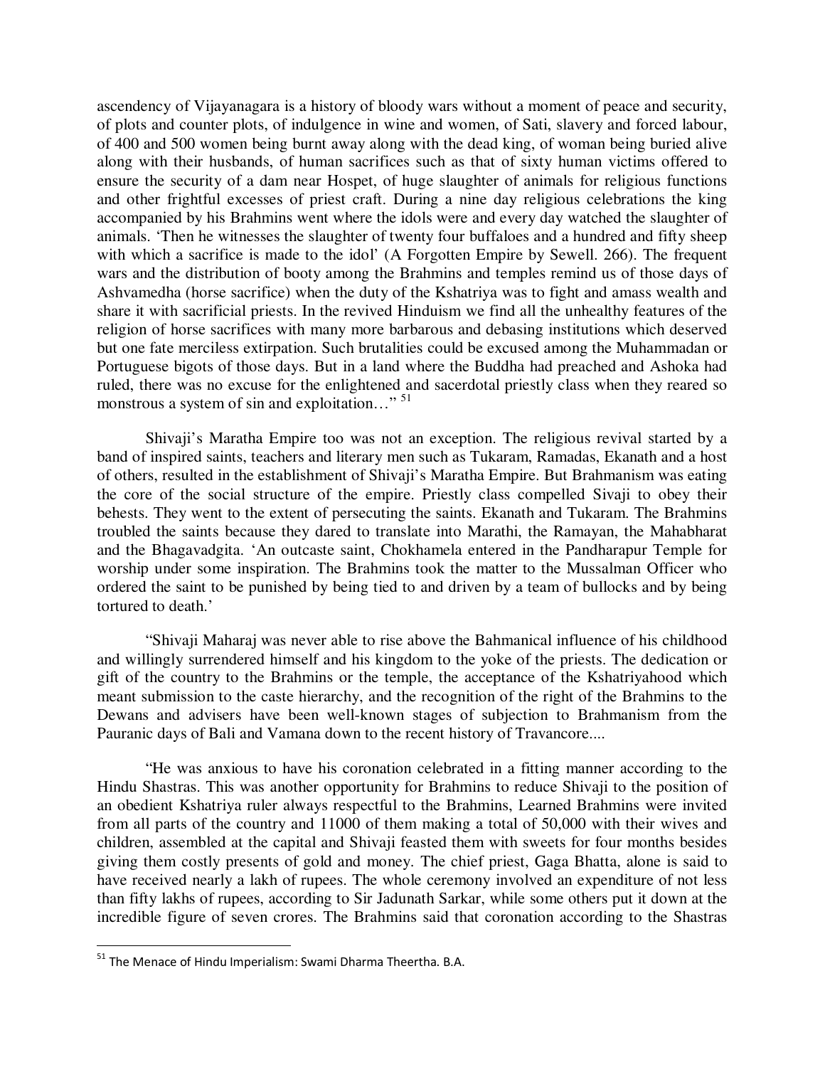ascendency of Vijayanagara is a history of bloody wars without a moment of peace and security, of plots and counter plots, of indulgence in wine and women, of Sati, slavery and forced labour, of 400 and 500 women being burnt away along with the dead king, of woman being buried alive along with their husbands, of human sacrifices such as that of sixty human victims offered to ensure the security of a dam near Hospet, of huge slaughter of animals for religious functions and other frightful excesses of priest craft. During a nine day religious celebrations the king accompanied by his Brahmins went where the idols were and every day watched the slaughter of animals. 'Then he witnesses the slaughter of twenty four buffaloes and a hundred and fifty sheep with which a sacrifice is made to the idol' (A Forgotten Empire by Sewell. 266). The frequent wars and the distribution of booty among the Brahmins and temples remind us of those days of Ashvamedha (horse sacrifice) when the duty of the Kshatriya was to fight and amass wealth and share it with sacrificial priests. In the revived Hinduism we find all the unhealthy features of the religion of horse sacrifices with many more barbarous and debasing institutions which deserved but one fate merciless extirpation. Such brutalities could be excused among the Muhammadan or Portuguese bigots of those days. But in a land where the Buddha had preached and Ashoka had ruled, there was no excuse for the enlightened and sacerdotal priestly class when they reared so monstrous a system of sin and exploitation…" [51]

Shivaji's Maratha Empire too was not an exception. The religious revival started by a band of inspired saints, teachers and literary men such as Tukaram, Ramadas, Ekanath and a host of others, resulted in the establishment of Shivaji's Maratha Empire. But Brahmanism was eating the core of the social structure of the empire. Priestly class compelled Sivaji to obey their behests. They went to the extent of persecuting the saints. Ekanath and Tukaram. The Brahmins troubled the saints because they dared to translate into Marathi, the Ramayan, the Mahabharat and the Bhagavadgita. 'An outcaste saint, Chokhamela entered in the Pandharapur Temple for worship under some inspiration. The Brahmins took the matter to the Mussalman Officer who ordered the saint to be punished by being tied to and driven by a team of bullocks and by being tortured to death.'

"Shivaji Maharaj was never able to rise above the Bahmanical influence of his childhood and willingly surrendered himself and his kingdom to the yoke of the priests. The dedication or gift of the country to the Brahmins or the temple, the acceptance of the Kshatriyahood which meant submission to the caste hierarchy, and the recognition of the right of the Brahmins to the Dewans and advisers have been well-known stages of subjection to Brahmanism from the Pauranic days of Bali and Vamana down to the recent history of Travancore....

"He was anxious to have his coronation celebrated in a fitting manner according to the Hindu Shastras. This was another opportunity for Brahmins to reduce Shivaji to the position of an obedient Kshatriya ruler always respectful to the Brahmins, Learned Brahmins were invited from all parts of the country and 11000 of them making a total of 50,000 with their wives and children, assembled at the capital and Shivaji feasted them with sweets for four months besides giving them costly presents of gold and money. The chief priest, Gaga Bhatta, alone is said to have received nearly a lakh of rupees. The whole ceremony involved an expenditure of not less than fifty lakhs of rupees, according to Sir Jadunath Sarkar, while some others put it down at the incredible figure of seven crores. The Brahmins said that coronation according to the Shastras

---

[51] The Menace of Hindu Imperialism: Swami Dharma Theertha. B.A.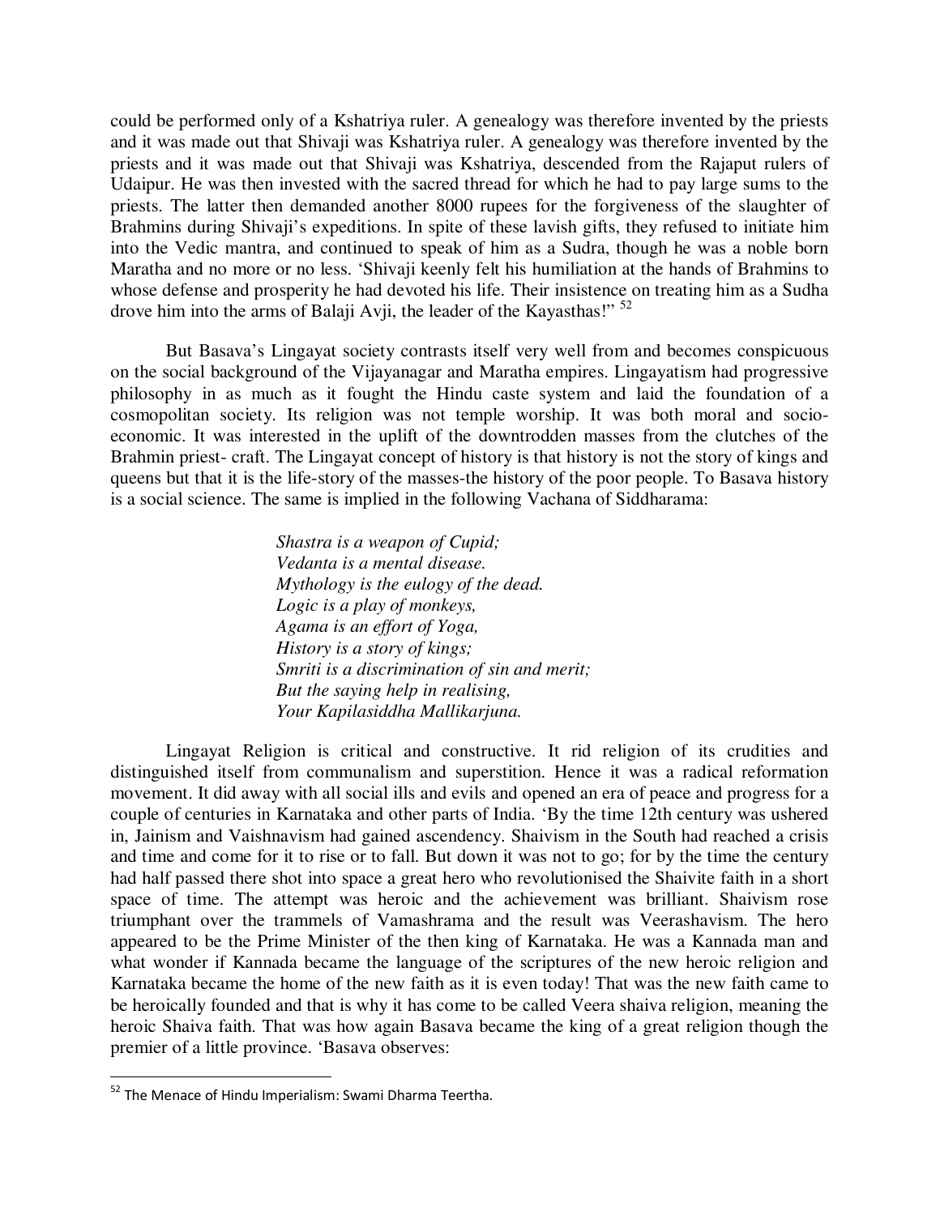could be performed only of a Kshatriya ruler. A genealogy was therefore invented by the priests and it was made out that Shivaji was Kshatriya ruler. A genealogy was therefore invented by the priests and it was made out that Shivaji was Kshatriya, descended from the Rajaput rulers of Udaipur. He was then invested with the sacred thread for which he had to pay large sums to the priests. The latter then demanded another 8000 rupees for the forgiveness of the slaughter of Brahmins during Shivaji's expeditions. In spite of these lavish gifts, they refused to initiate him into the Vedic mantra, and continued to speak of him as a Sudra, though he was a noble born Maratha and no more or no less. 'Shivaji keenly felt his humiliation at the hands of Brahmins to whose defense and prosperity he had devoted his life. Their insistence on treating him as a Sudha drove him into the arms of Balaji Avji, the leader of the Kayasthas!" [52]

But Basava's Lingayat society contrasts itself very well from and becomes conspicuous on the social background of the Vijayanagar and Maratha empires. Lingayatism had progressive philosophy in as much as it fought the Hindu caste system and laid the foundation of a cosmopolitan society. Its religion was not temple worship. It was both moral and socio-economic. It was interested in the uplift of the downtrodden masses from the clutches of the Brahmin priest- craft. The Lingayat concept of history is that history is not the story of kings and queens but that it is the life-story of the masses-the history of the poor people. To Basava history is a social science. The same is implied in the following Vachana of Siddharama:

> *Shastra is a weapon of Cupid;*
> *Vedanta is a mental disease.*
> *Mythology is the eulogy of the dead.*
> *Logic is a play of monkeys,*
> *Agama is an effort of Yoga,*
> *History is a story of kings;*
> *Smriti is a discrimination of sin and merit;*
> *But the saying help in realising,*
> *Your Kapilasiddha Mallikarjuna.*

Lingayat Religion is critical and constructive. It rid religion of its crudities and distinguished itself from communalism and superstition. Hence it was a radical reformation movement. It did away with all social ills and evils and opened an era of peace and progress for a couple of centuries in Karnataka and other parts of India. 'By the time 12th century was ushered in, Jainism and Vaishnavism had gained ascendency. Shaivism in the South had reached a crisis and time and come for it to rise or to fall. But down it was not to go; for by the time the century had half passed there shot into space a great hero who revolutionised the Shaivite faith in a short space of time. The attempt was heroic and the achievement was brilliant. Shaivism rose triumphant over the trammels of Vamashrama and the result was Veerashavism. The hero appeared to be the Prime Minister of the then king of Karnataka. He was a Kannada man and what wonder if Kannada became the language of the scriptures of the new heroic religion and Karnataka became the home of the new faith as it is even today! That was the new faith came to be heroically founded and that is why it has come to be called Veera shaiva religion, meaning the heroic Shaiva faith. That was how again Basava became the king of a great religion though the premier of a little province. 'Basava observes:

---

[52] The Menace of Hindu Imperialism: Swami Dharma Teertha.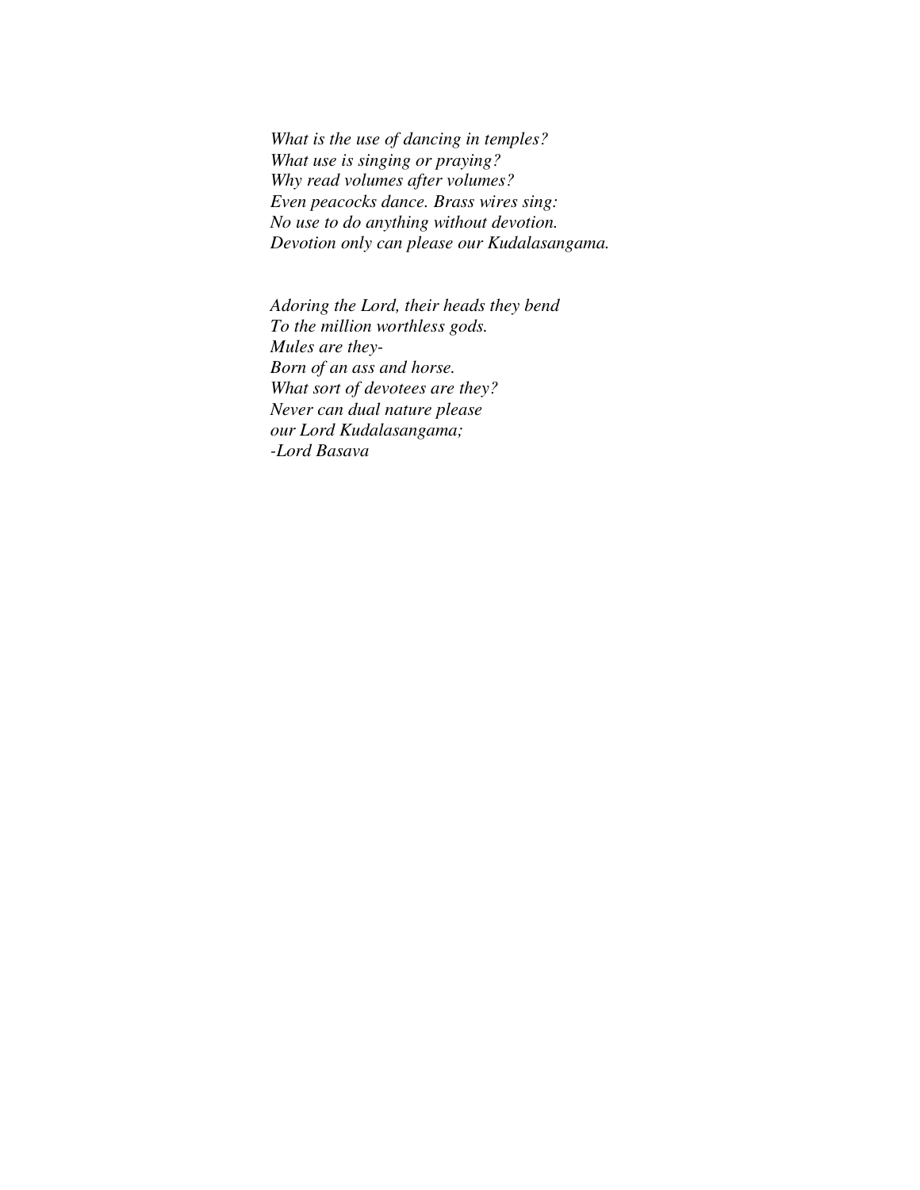*What is the use of dancing in temples?*
*What use is singing or praying?*
*Why read volumes after volumes?*
*Even peacocks dance. Brass wires sing:*
*No use to do anything without devotion.*
*Devotion only can please our Kudalasangama.*

*Adoring the Lord, their heads they bend*
*To the million worthless gods.*
*Mules are they-*
*Born of an ass and horse.*
*What sort of devotees are they?*
*Never can dual nature please*
*our Lord Kudalasangama;*
*-Lord Basava*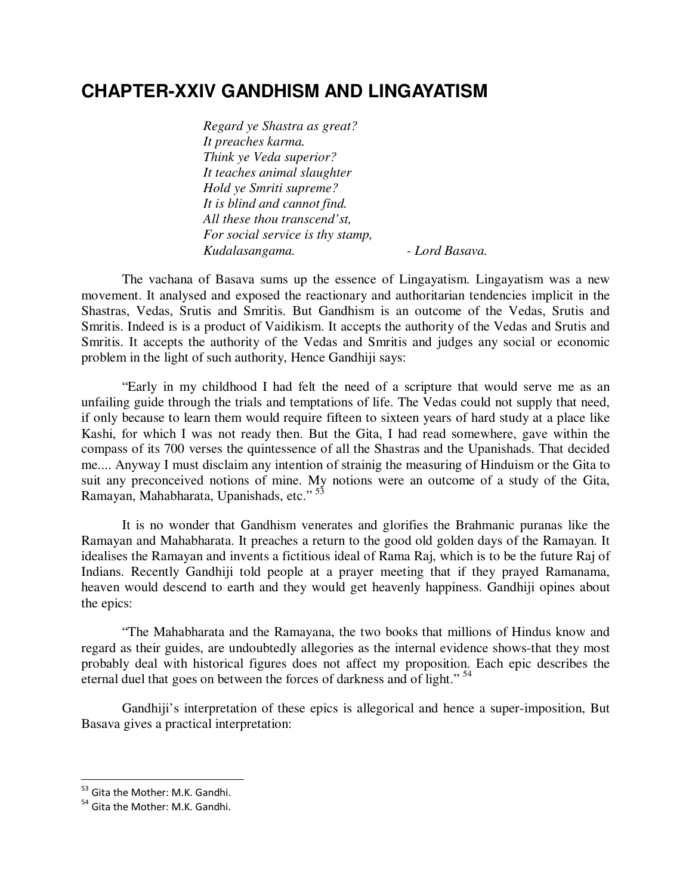# CHAPTER-XXIV GANDHISM AND LINGAYATISM

> *Regard ye Shastra as great?*
> *It preaches karma.*
> *Think ye Veda superior?*
> *It teaches animal slaughter*
> *Hold ye Smriti supreme?*
> *It is blind and cannot find.*
> *All these thou transcend'st,*
> *For social service is thy stamp,*
> *Kudalasangama.* - *Lord Basava.*

The vachana of Basava sums up the essence of Lingayatism. Lingayatism was a new movement. It analysed and exposed the reactionary and authoritarian tendencies implicit in the Shastras, Vedas, Srutis and Smritis. But Gandhism is an outcome of the Vedas, Srutis and Smritis. Indeed is is a product of Vaidikism. It accepts the authority of the Vedas and Srutis and Smritis. It accepts the authority of the Vedas and Smritis and judges any social or economic problem in the light of such authority, Hence Gandhiji says:

"Early in my childhood I had felt the need of a scripture that would serve me as an unfailing guide through the trials and temptations of life. The Vedas could not supply that need, if only because to learn them would require fifteen to sixteen years of hard study at a place like Kashi, for which I was not ready then. But the Gita, I had read somewhere, gave within the compass of its 700 verses the quintessence of all the Shastras and the Upanishads. That decided me.... Anyway I must disclaim any intention of strainig the measuring of Hinduism or the Gita to suit any preconceived notions of mine. My notions were an outcome of a study of the Gita, Ramayan, Mahabharata, Upanishads, etc." [53]

It is no wonder that Gandhism venerates and glorifies the Brahmanic puranas like the Ramayan and Mahabharata. It preaches a return to the good old golden days of the Ramayan. It idealises the Ramayan and invents a fictitious ideal of Rama Raj, which is to be the future Raj of Indians. Recently Gandhiji told people at a prayer meeting that if they prayed Ramanama, heaven would descend to earth and they would get heavenly happiness. Gandhiji opines about the epics:

"The Mahabharata and the Ramayana, the two books that millions of Hindus know and regard as their guides, are undoubtedly allegories as the internal evidence shows-that they most probably deal with historical figures does not affect my proposition. Each epic describes the eternal duel that goes on between the forces of darkness and of light." [54]

Gandhiji's interpretation of these epics is allegorical and hence a super-imposition, But Basava gives a practical interpretation:

---

[53] Gita the Mother: M.K. Gandhi.

[54] Gita the Mother: M.K. Gandhi.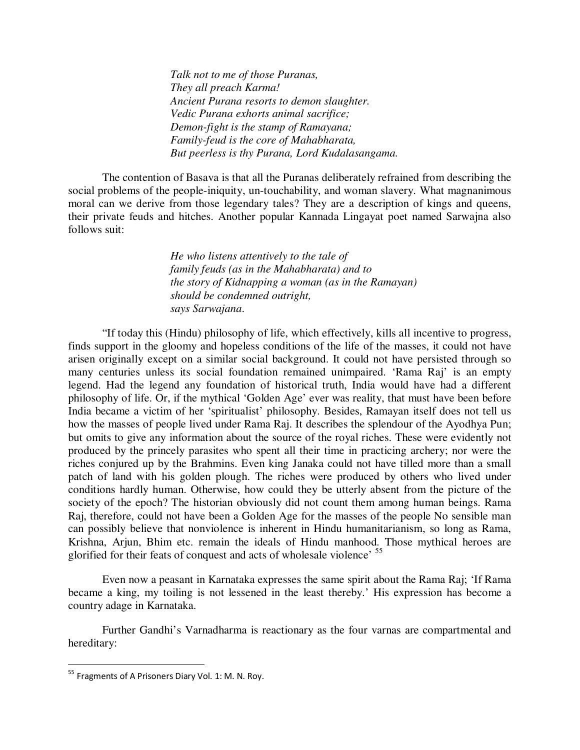*Talk not to me of those Puranas,*
*They all preach Karma!*
*Ancient Purana resorts to demon slaughter.*
*Vedic Purana exhorts animal sacrifice;*
*Demon-fight is the stamp of Ramayana;*
*Family-feud is the core of Mahabharata,*
*But peerless is thy Purana, Lord Kudalasangama.*

The contention of Basava is that all the Puranas deliberately refrained from describing the social problems of the people-iniquity, un-touchability, and woman slavery. What magnanimous moral can we derive from those legendary tales? They are a description of kings and queens, their private feuds and hitches. Another popular Kannada Lingayat poet named Sarwajna also follows suit:

*He who listens attentively to the tale of*
*family feuds (as in the Mahabharata) and to*
*the story of Kidnapping a woman (as in the Ramayan)*
*should be condemned outright,*
*says Sarwajana.*

"If today this (Hindu) philosophy of life, which effectively, kills all incentive to progress, finds support in the gloomy and hopeless conditions of the life of the masses, it could not have arisen originally except on a similar social background. It could not have persisted through so many centuries unless its social foundation remained unimpaired. 'Rama Raj' is an empty legend. Had the legend any foundation of historical truth, India would have had a different philosophy of life. Or, if the mythical 'Golden Age' ever was reality, that must have been before India became a victim of her 'spiritualist' philosophy. Besides, Ramayan itself does not tell us how the masses of people lived under Rama Raj. It describes the splendour of the Ayodhya Puri; but omits to give any information about the source of the royal riches. These were evidently not produced by the princely parasites who spent all their time in practicing archery; nor were the riches conjured up by the Brahmins. Even king Janaka could not have tilled more than a small patch of land with his golden plough. The riches were produced by others who lived under conditions hardly human. Otherwise, how could they be utterly absent from the picture of the society of the epoch? The historian obviously did not count them among human beings. Rama Raj, therefore, could not have been a Golden Age for the masses of the people No sensible man can possibly believe that nonviolence is inherent in Hindu humanitarianism, so long as Rama, Krishna, Arjun, Bhim etc. remain the ideals of Hindu manhood. Those mythical heroes are glorified for their feats of conquest and acts of wholesale violence' [55]

Even now a peasant in Karnataka expresses the same spirit about the Rama Raj; 'If Rama became a king, my toiling is not lessened in the least thereby.' His expression has become a country adage in Karnataka.

Further Gandhi's Varnadharma is reactionary as the four varnas are compartmental and hereditary:

---

[55] Fragments of A Prisoners Diary Vol. 1: M. N. Roy.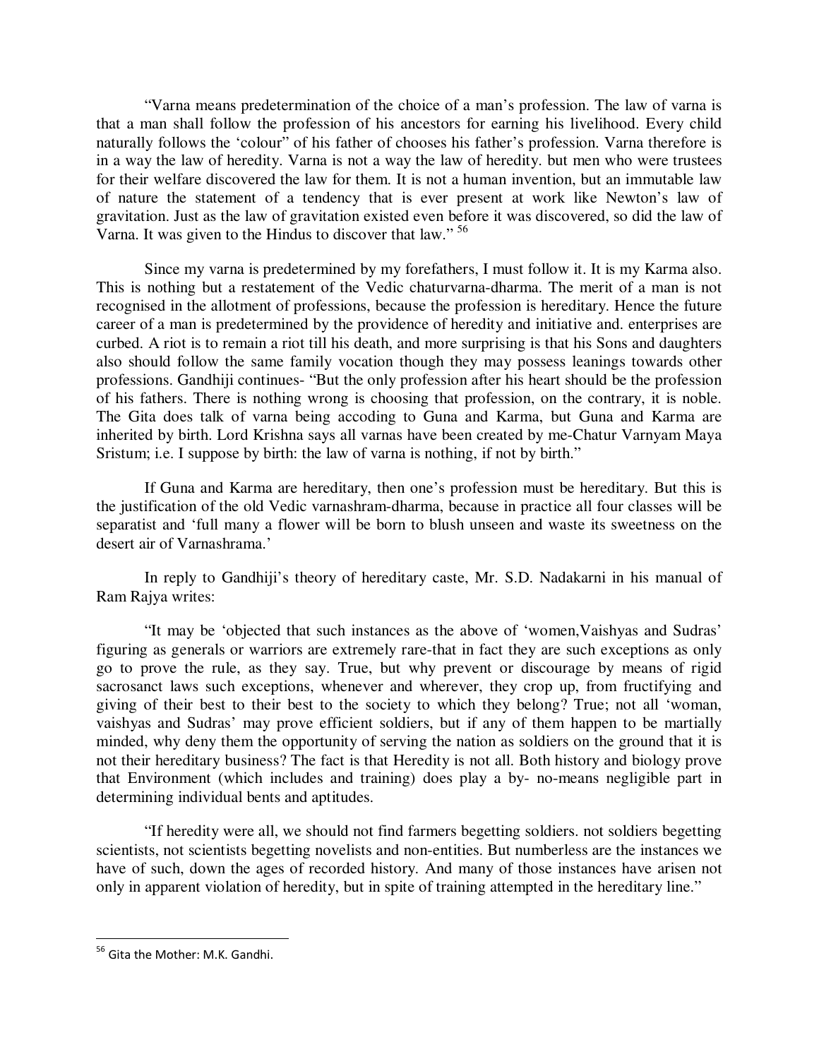"Varna means predetermination of the choice of a man's profession. The law of varna is that a man shall follow the profession of his ancestors for earning his livelihood. Every child naturally follows the 'colour" of his father of chooses his father's profession. Varna therefore is in a way the law of heredity. Varna is not a way the law of heredity. but men who were trustees for their welfare discovered the law for them. It is not a human invention, but an immutable law of nature the statement of a tendency that is ever present at work like Newton's law of gravitation. Just as the law of gravitation existed even before it was discovered, so did the law of Varna. It was given to the Hindus to discover that law." [56]

Since my varna is predetermined by my forefathers, I must follow it. It is my Karma also. This is nothing but a restatement of the Vedic chaturvarna-dharma. The merit of a man is not recognised in the allotment of professions, because the profession is hereditary. Hence the future career of a man is predetermined by the providence of heredity and initiative and. enterprises are curbed. A riot is to remain a riot till his death, and more surprising is that his Sons and daughters also should follow the same family vocation though they may possess leanings towards other professions. Gandhiji continues- "But the only profession after his heart should be the profession of his fathers. There is nothing wrong is choosing that profession, on the contrary, it is noble. The Gita does talk of varna being accoding to Guna and Karma, but Guna and Karma are inherited by birth. Lord Krishna says all varnas have been created by me-Chatur Varnyam Maya Sristum; i.e. I suppose by birth: the law of varna is nothing, if not by birth."

If Guna and Karma are hereditary, then one's profession must be hereditary. But this is the justification of the old Vedic varnashram-dharma, because in practice all four classes will be separatist and 'full many a flower will be born to blush unseen and waste its sweetness on the desert air of Varnashrama.'

In reply to Gandhiji's theory of hereditary caste, Mr. S.D. Nadakarni in his manual of Ram Rajya writes:

"It may be 'objected that such instances as the above of 'women,Vaishyas and Sudras' figuring as generals or warriors are extremely rare-that in fact they are such exceptions as only go to prove the rule, as they say. True, but why prevent or discourage by means of rigid sacrosanct laws such exceptions, whenever and wherever, they crop up, from fructifying and giving of their best to their best to the society to which they belong? True; not all 'woman, vaishyas and Sudras' may prove efficient soldiers, but if any of them happen to be martially minded, why deny them the opportunity of serving the nation as soldiers on the ground that it is not their hereditary business? The fact is that Heredity is not all. Both history and biology prove that Environment (which includes and training) does play a by- no-means negligible part in determining individual bents and aptitudes.

"If heredity were all, we should not find farmers begetting soldiers. not soldiers begetting scientists, not scientists begetting novelists and non-entities. But numberless are the instances we have of such, down the ages of recorded history. And many of those instances have arisen not only in apparent violation of heredity, but in spite of training attempted in the hereditary line."

---

[56] Gita the Mother: M.K. Gandhi.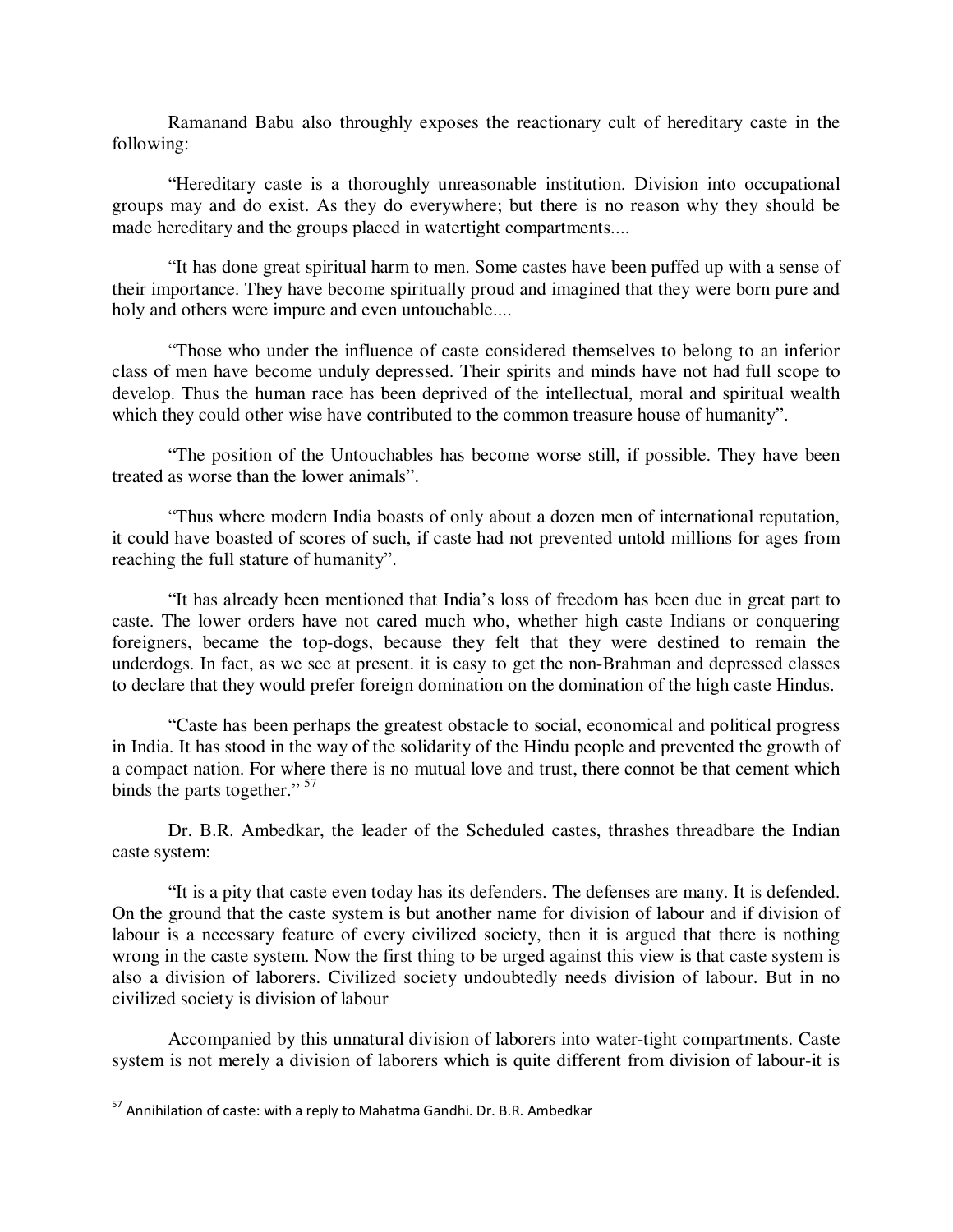Ramanand Babu also throughly exposes the reactionary cult of hereditary caste in the following:

"Hereditary caste is a thoroughly unreasonable institution. Division into occupational groups may and do exist. As they do everywhere; but there is no reason why they should be made hereditary and the groups placed in watertight compartments....

"It has done great spiritual harm to men. Some castes have been puffed up with a sense of their importance. They have become spiritually proud and imagined that they were born pure and holy and others were impure and even untouchable....

"Those who under the influence of caste considered themselves to belong to an inferior class of men have become unduly depressed. Their spirits and minds have not had full scope to develop. Thus the human race has been deprived of the intellectual, moral and spiritual wealth which they could other wise have contributed to the common treasure house of humanity".

"The position of the Untouchables has become worse still, if possible. They have been treated as worse than the lower animals".

"Thus where modern India boasts of only about a dozen men of international reputation, it could have boasted of scores of such, if caste had not prevented untold millions for ages from reaching the full stature of humanity".

"It has already been mentioned that India's loss of freedom has been due in great part to caste. The lower orders have not cared much who, whether high caste Indians or conquering foreigners, became the top-dogs, because they felt that they were destined to remain the underdogs. In fact, as we see at present. it is easy to get the non-Brahman and depressed classes to declare that they would prefer foreign domination on the domination of the high caste Hindus.

"Caste has been perhaps the greatest obstacle to social, economical and political progress in India. It has stood in the way of the solidarity of the Hindu people and prevented the growth of a compact nation. For where there is no mutual love and trust, there connot be that cement which binds the parts together." [57]

Dr. B.R. Ambedkar, the leader of the Scheduled castes, thrashes threadbare the Indian caste system:

"It is a pity that caste even today has its defenders. The defenses are many. It is defended. On the ground that the caste system is but another name for division of labour and if division of labour is a necessary feature of every civilized society, then it is argued that there is nothing wrong in the caste system. Now the first thing to be urged against this view is that caste system is also a division of laborers. Civilized society undoubtedly needs division of labour. But in no civilized society is division of labour

Accompanied by this unnatural division of laborers into water-tight compartments. Caste system is not merely a division of laborers which is quite different from division of labour-it is

---

[57] Annihilation of caste: with a reply to Mahatma Gandhi. Dr. B.R. Ambedkar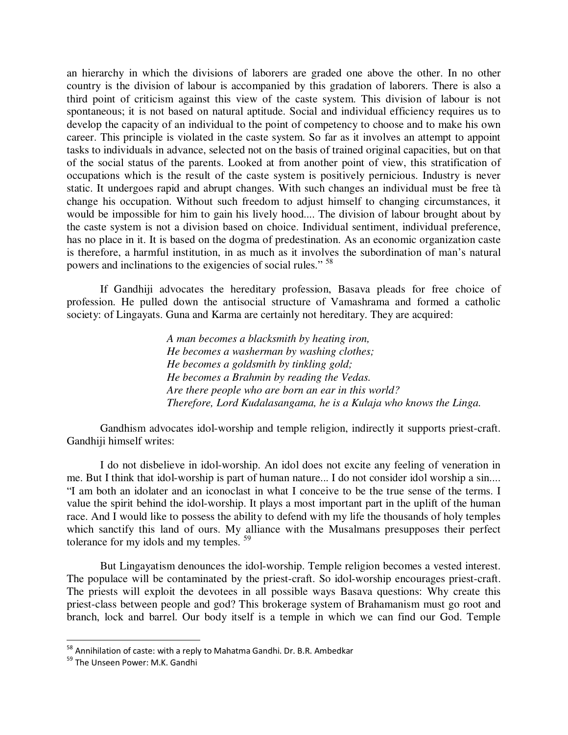an hierarchy in which the divisions of laborers are graded one above the other. In no other country is the division of labour is accompanied by this gradation of laborers. There is also a third point of criticism against this view of the caste system. This division of labour is not spontaneous; it is not based on natural aptitude. Social and individual efficiency requires us to develop the capacity of an individual to the point of competency to choose and to make his own career. This principle is violated in the caste system. So far as it involves an attempt to appoint tasks to individuals in advance, selected not on the basis of trained original capacities, but on that of the social status of the parents. Looked at from another point of view, this stratification of occupations which is the result of the caste system is positively pernicious. Industry is never static. It undergoes rapid and abrupt changes. With such changes an individual must be free tà change his occupation. Without such freedom to adjust himself to changing circumstances, it would be impossible for him to gain his lively hood.... The division of labour brought about by the caste system is not a division based on choice. Individual sentiment, individual preference, has no place in it. It is based on the dogma of predestination. As an economic organization caste is therefore, a harmful institution, in as much as it involves the subordination of man's natural powers and inclinations to the exigencies of social rules." [58]

If Gandhiji advocates the hereditary profession, Basava pleads for free choice of profession. He pulled down the antisocial structure of Vamashrama and formed a catholic society: of Lingayats. Guna and Karma are certainly not hereditary. They are acquired:

*A man becomes a blacksmith by heating iron,*
*He becomes a washerman by washing clothes;*
*He becomes a goldsmith by tinkling gold;*
*He becomes a Brahmin by reading the Vedas.*
*Are there people who are born an ear in this world?*
*Therefore, Lord Kudalasangama, he is a Kulaja who knows the Linga.*

Gandhism advocates idol-worship and temple religion, indirectly it supports priest-craft. Gandhiji himself writes:

I do not disbelieve in idol-worship. An idol does not excite any feeling of veneration in me. But I think that idol-worship is part of human nature... I do not consider idol worship a sin.... "I am both an idolater and an iconoclast in what I conceive to be the true sense of the terms. I value the spirit behind the idol-worship. It plays a most important part in the uplift of the human race. And I would like to possess the ability to defend with my life the thousands of holy temples which sanctify this land of ours. My alliance with the Musalmans presupposes their perfect tolerance for my idols and my temples. [59]

But Lingayatism denounces the idol-worship. Temple religion becomes a vested interest. The populace will be contaminated by the priest-craft. So idol-worship encourages priest-craft. The priests will exploit the devotees in all possible ways Basava questions: Why create this priest-class between people and god? This brokerage system of Brahamanism must go root and branch, lock and barrel. Our body itself is a temple in which we can find our God. Temple

---

[58] Annihilation of caste: with a reply to Mahatma Gandhi. Dr. B.R. Ambedkar

[59] The Unseen Power: M.K. Gandhi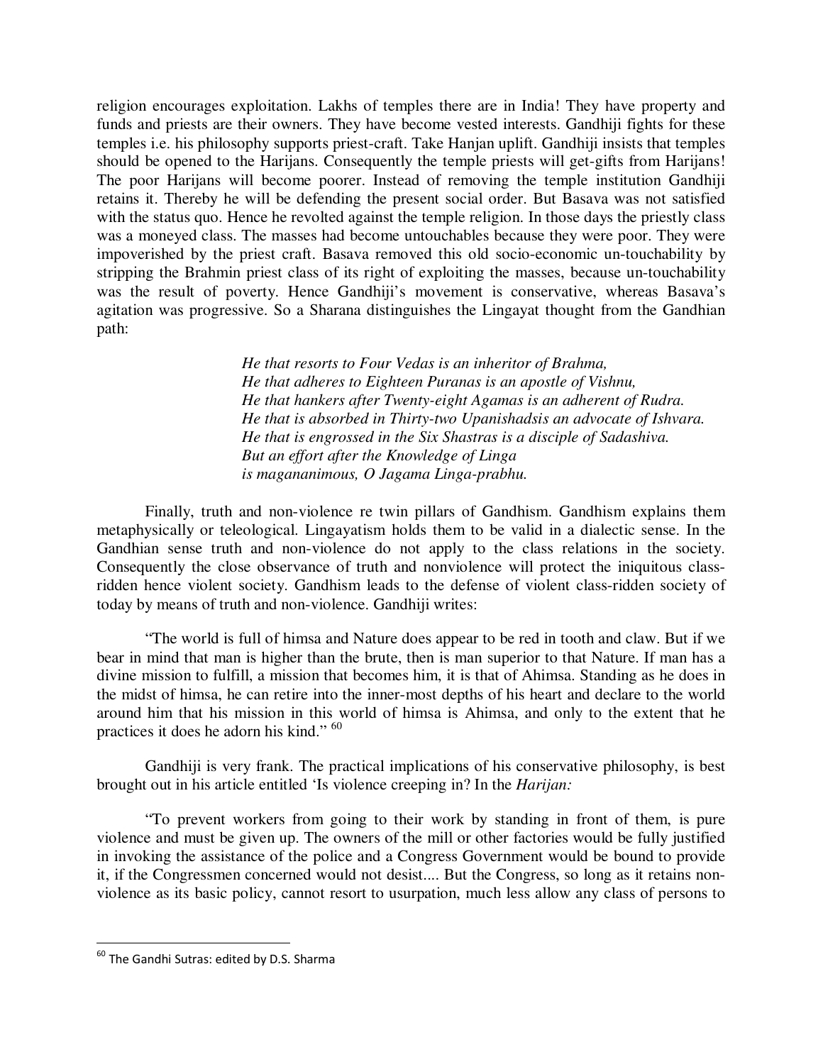religion encourages exploitation. Lakhs of temples there are in India! They have property and funds and priests are their owners. They have become vested interests. Gandhiji fights for these temples i.e. his philosophy supports priest-craft. Take Hanjan uplift. Gandhiji insists that temples should be opened to the Harijans. Consequently the temple priests will get-gifts from Harijans! The poor Harijans will become poorer. Instead of removing the temple institution Gandhiji retains it. Thereby he will be defending the present social order. But Basava was not satisfied with the status quo. Hence he revolted against the temple religion. In those days the priestly class was a moneyed class. The masses had become untouchables because they were poor. They were impoverished by the priest craft. Basava removed this old socio-economic un-touchability by stripping the Brahmin priest class of its right of exploiting the masses, because un-touchability was the result of poverty. Hence Gandhiji's movement is conservative, whereas Basava's agitation was progressive. So a Sharana distinguishes the Lingayat thought from the Gandhian path:

> *He that resorts to Four Vedas is an inheritor of Brahma,*
> *He that adheres to Eighteen Puranas is an apostle of Vishnu,*
> *He that hankers after Twenty-eight Agamas is an adherent of Rudra.*
> *He that is absorbed in Thirty-two Upanishadsis an advocate of Ishvara.*
> *He that is engrossed in the Six Shastras is a disciple of Sadashiva.*
> *But an effort after the Knowledge of Linga*
> *is magananimous, O Jagama Linga-prabhu.*

Finally, truth and non-violence re twin pillars of Gandhism. Gandhism explains them metaphysically or teleological. Lingayatism holds them to be valid in a dialectic sense. In the Gandhian sense truth and non-violence do not apply to the class relations in the society. Consequently the close observance of truth and nonviolence will protect the iniquitous class-ridden hence violent society. Gandhism leads to the defense of violent class-ridden society of today by means of truth and non-violence. Gandhiji writes:

"The world is full of himsa and Nature does appear to be red in tooth and claw. But if we bear in mind that man is higher than the brute, then is man superior to that Nature. If man has a divine mission to fulfill, a mission that becomes him, it is that of Ahimsa. Standing as he does in the midst of himsa, he can retire into the inner-most depths of his heart and declare to the world around him that his mission in this world of himsa is Ahimsa, and only to the extent that he practices it does he adorn his kind." [60]

Gandhiji is very frank. The practical implications of his conservative philosophy, is best brought out in his article entitled 'Is violence creeping in? In the *Harijan:*

"To prevent workers from going to their work by standing in front of them, is pure violence and must be given up. The owners of the mill or other factories would be fully justified in invoking the assistance of the police and a Congress Government would be bound to provide it, if the Congressmen concerned would not desist.... But the Congress, so long as it retains non-violence as its basic policy, cannot resort to usurpation, much less allow any class of persons to

---

[60] The Gandhi Sutras: edited by D.S. Sharma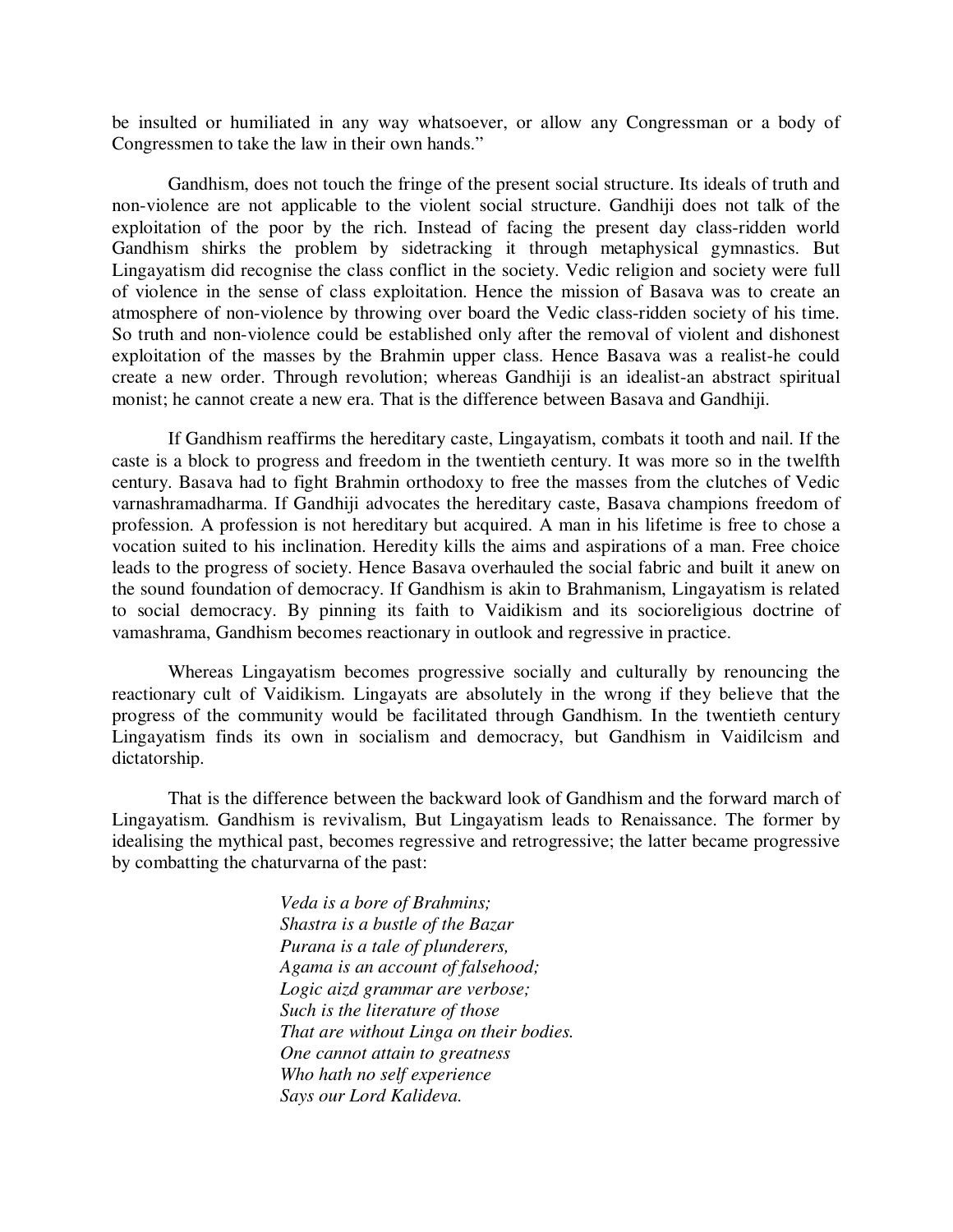be insulted or humiliated in any way whatsoever, or allow any Congressman or a body of Congressmen to take the law in their own hands."

Gandhism, does not touch the fringe of the present social structure. Its ideals of truth and non-violence are not applicable to the violent social structure. Gandhiji does not talk of the exploitation of the poor by the rich. Instead of facing the present day class-ridden world Gandhism shirks the problem by sidetracking it through metaphysical gymnastics. But Lingayatism did recognise the class conflict in the society. Vedic religion and society were full of violence in the sense of class exploitation. Hence the mission of Basava was to create an atmosphere of non-violence by throwing over board the Vedic class-ridden society of his time. So truth and non-violence could be established only after the removal of violent and dishonest exploitation of the masses by the Brahmin upper class. Hence Basava was a realist-he could create a new order. Through revolution; whereas Gandhiji is an idealist-an abstract spiritual monist; he cannot create a new era. That is the difference between Basava and Gandhiji.

If Gandhism reaffirms the hereditary caste, Lingayatism, combats it tooth and nail. If the caste is a block to progress and freedom in the twentieth century. It was more so in the twelfth century. Basava had to fight Brahmin orthodoxy to free the masses from the clutches of Vedic varnashramadharma. If Gandhiji advocates the hereditary caste, Basava champions freedom of profession. A profession is not hereditary but acquired. A man in his lifetime is free to chose a vocation suited to his inclination. Heredity kills the aims and aspirations of a man. Free choice leads to the progress of society. Hence Basava overhauled the social fabric and built it anew on the sound foundation of democracy. If Gandhism is akin to Brahmanism, Lingayatism is related to social democracy. By pinning its faith to Vaidikism and its socioreligious doctrine of vamashrama, Gandhism becomes reactionary in outlook and regressive in practice.

Whereas Lingayatism becomes progressive socially and culturally by renouncing the reactionary cult of Vaidikism. Lingayats are absolutely in the wrong if they believe that the progress of the community would be facilitated through Gandhism. In the twentieth century Lingayatism finds its own in socialism and democracy, but Gandhism in Vaidilcism and dictatorship.

That is the difference between the backward look of Gandhism and the forward march of Lingayatism. Gandhism is revivalism, But Lingayatism leads to Renaissance. The former by idealising the mythical past, becomes regressive and retrogressive; the latter became progressive by combatting the chaturvarna of the past:

*Veda is a bore of Brahmins;*
*Shastra is a bustle of the Bazar*
*Purana is a tale of plunderers,*
*Agama is an account of falsehood;*
*Logic aizd grammar are verbose;*
*Such is the literature of those*
*That are without Linga on their bodies.*
*One cannot attain to greatness*
*Who hath no self experience*
*Says our Lord Kalideva.*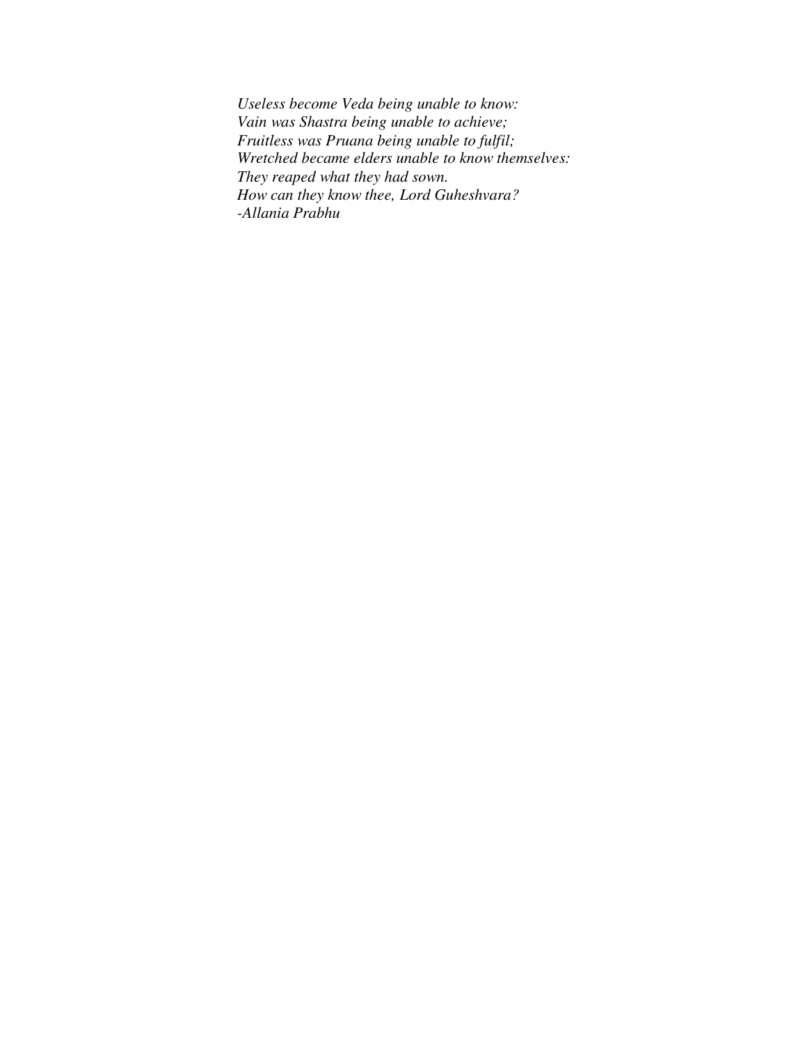*Useless become Veda being unable to know:*
*Vain was Shastra being unable to achieve;*
*Fruitless was Pruana being unable to fulfil;*
*Wretched became elders unable to know themselves:*
*They reaped what they had sown.*
*How can they know thee, Lord Guheshvara?*
*-Allania Prabhu*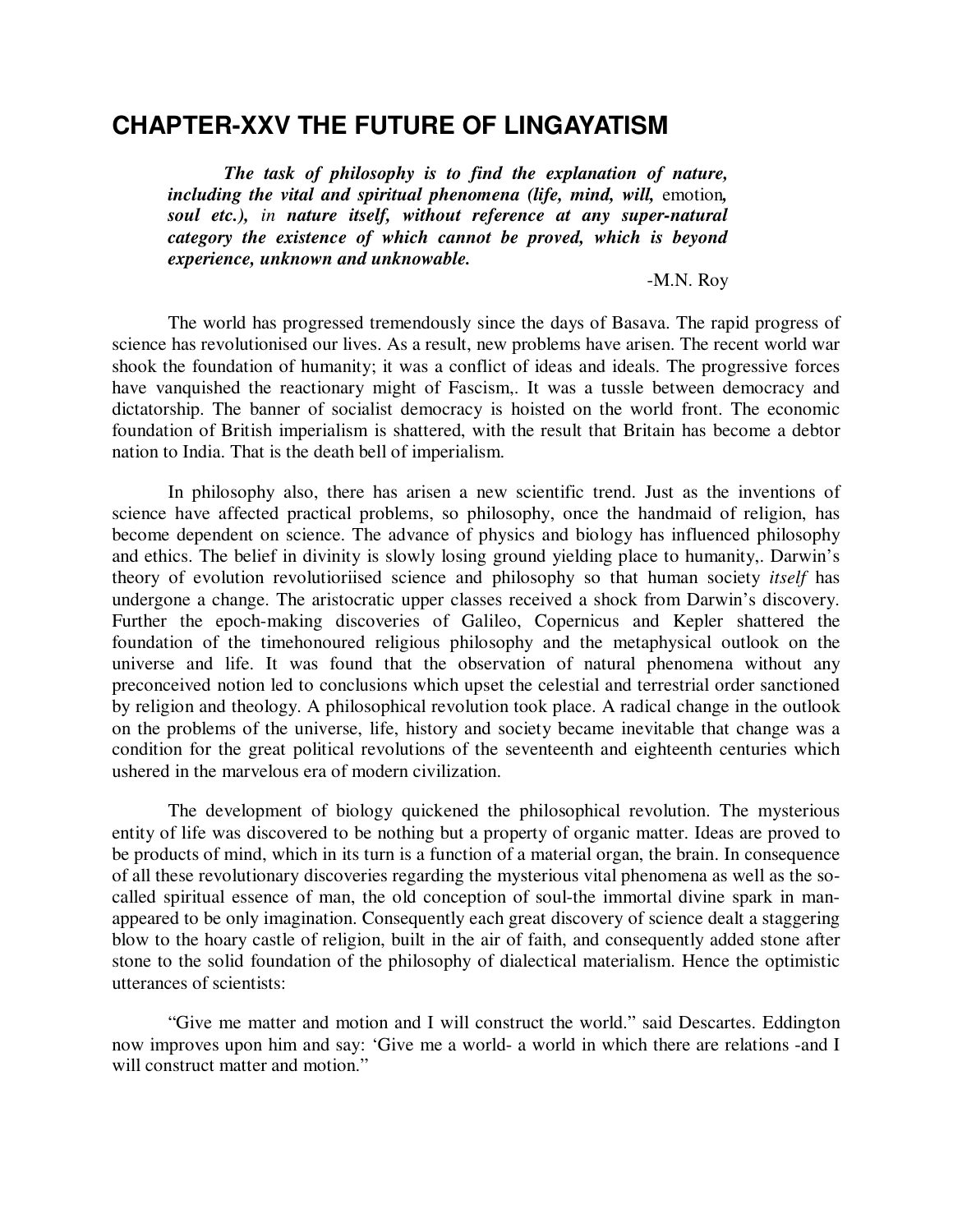## CHAPTER-XXV THE FUTURE OF LINGAYATISM

> ***The task of philosophy is to find the explanation of nature, including the vital and spiritual phenomena (life, mind, will,*** emotion***, soul etc.),*** *in* ***nature itself, without reference at any super-natural category the existence of which cannot be proved, which is beyond experience, unknown and unknowable.***
>
> -M.N. Roy

The world has progressed tremendously since the days of Basava. The rapid progress of science has revolutionised our lives. As a result, new problems have arisen. The recent world war shook the foundation of humanity; it was a conflict of ideas and ideals. The progressive forces have vanquished the reactionary might of Fascism,. It was a tussle between democracy and dictatorship. The banner of socialist democracy is hoisted on the world front. The economic foundation of British imperialism is shattered, with the result that Britain has become a debtor nation to India. That is the death bell of imperialism.

In philosophy also, there has arisen a new scientific trend. Just as the inventions of science have affected practical problems, so philosophy, once the handmaid of religion, has become dependent on science. The advance of physics and biology has influenced philosophy and ethics. The belief in divinity is slowly losing ground yielding place to humanity,. Darwin's theory of evolution revolutioriised science and philosophy so that human society *itself* has undergone a change. The aristocratic upper classes received a shock from Darwin's discovery. Further the epoch-making discoveries of Galileo, Copernicus and Kepler shattered the foundation of the timehonoured religious philosophy and the metaphysical outlook on the universe and life. It was found that the observation of natural phenomena without any preconceived notion led to conclusions which upset the celestial and terrestrial order sanctioned by religion and theology. A philosophical revolution took place. A radical change in the outlook on the problems of the universe, life, history and society became inevitable that change was a condition for the great political revolutions of the seventeenth and eighteenth centuries which ushered in the marvelous era of modern civilization.

The development of biology quickened the philosophical revolution. The mysterious entity of life was discovered to be nothing but a property of organic matter. Ideas are proved to be products of mind, which in its turn is a function of a material organ, the brain. In consequence of all these revolutionary discoveries regarding the mysterious vital phenomena as well as the so-called spiritual essence of man, the old conception of soul-the immortal divine spark in man-appeared to be only imagination. Consequently each great discovery of science dealt a staggering blow to the hoary castle of religion, built in the air of faith, and consequently added stone after stone to the solid foundation of the philosophy of dialectical materialism. Hence the optimistic utterances of scientists:

"Give me matter and motion and I will construct the world." said Descartes. Eddington now improves upon him and say: 'Give me a world- a world in which there are relations -and I will construct matter and motion."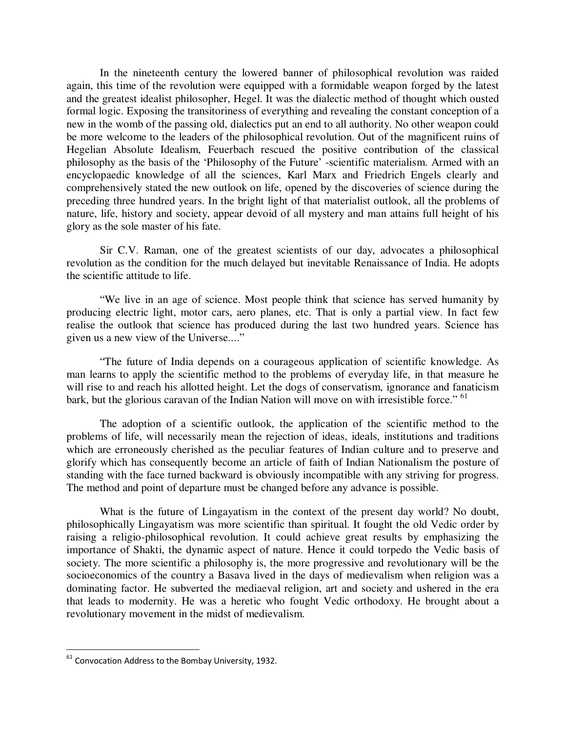In the nineteenth century the lowered banner of philosophical revolution was raided again, this time of the revolution were equipped with a formidable weapon forged by the latest and the greatest idealist philosopher, Hegel. It was the dialectic method of thought which ousted formal logic. Exposing the transitoriness of everything and revealing the constant conception of a new in the womb of the passing old, dialectics put an end to all authority. No other weapon could be more welcome to the leaders of the philosophical revolution. Out of the magnificent ruins of Hegelian Absolute Idealism, Feuerbach rescued the positive contribution of the classical philosophy as the basis of the 'Philosophy of the Future' -scientific materialism. Armed with an encyclopaedic knowledge of all the sciences, Karl Marx and Friedrich Engels clearly and comprehensively stated the new outlook on life, opened by the discoveries of science during the preceding three hundred years. In the bright light of that materialist outlook, all the problems of nature, life, history and society, appear devoid of all mystery and man attains full height of his glory as the sole master of his fate.

Sir C.V. Raman, one of the greatest scientists of our day, advocates a philosophical revolution as the condition for the much delayed but inevitable Renaissance of India. He adopts the scientific attitude to life.

"We live in an age of science. Most people think that science has served humanity by producing electric light, motor cars, aero planes, etc. That is only a partial view. In fact few realise the outlook that science has produced during the last two hundred years. Science has given us a new view of the Universe...."

"The future of India depends on a courageous application of scientific knowledge. As man learns to apply the scientific method to the problems of everyday life, in that measure he will rise to and reach his allotted height. Let the dogs of conservatism, ignorance and fanaticism bark, but the glorious caravan of the Indian Nation will move on with irresistible force." [61]

The adoption of a scientific outlook, the application of the scientific method to the problems of life, will necessarily mean the rejection of ideas, ideals, institutions and traditions which are erroneously cherished as the peculiar features of Indian culture and to preserve and glorify which has consequently become an article of faith of Indian Nationalism the posture of standing with the face turned backward is obviously incompatible with any striving for progress. The method and point of departure must be changed before any advance is possible.

What is the future of Lingayatism in the context of the present day world? No doubt, philosophically Lingayatism was more scientific than spiritual. It fought the old Vedic order by raising a religio-philosophical revolution. It could achieve great results by emphasizing the importance of Shakti, the dynamic aspect of nature. Hence it could torpedo the Vedic basis of society. The more scientific a philosophy is, the more progressive and revolutionary will be the socioeconomics of the country a Basava lived in the days of medievalism when religion was a dominating factor. He subverted the mediaeval religion, art and society and ushered in the era that leads to modernity. He was a heretic who fought Vedic orthodoxy. He brought about a revolutionary movement in the midst of medievalism.

---

[61] Convocation Address to the Bombay University, 1932.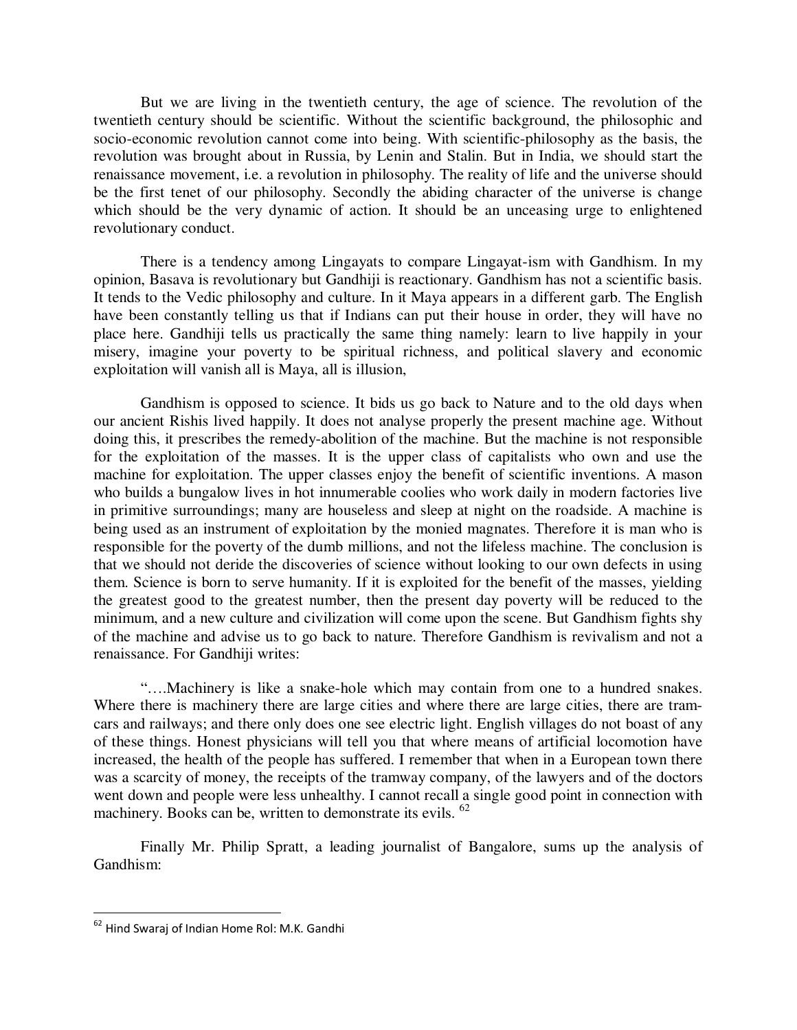But we are living in the twentieth century, the age of science. The revolution of the twentieth century should be scientific. Without the scientific background, the philosophic and socio-economic revolution cannot come into being. With scientific-philosophy as the basis, the revolution was brought about in Russia, by Lenin and Stalin. But in India, we should start the renaissance movement, i.e. a revolution in philosophy. The reality of life and the universe should be the first tenet of our philosophy. Secondly the abiding character of the universe is change which should be the very dynamic of action. It should be an unceasing urge to enlightened revolutionary conduct.

There is a tendency among Lingayats to compare Lingayat-ism with Gandhism. In my opinion, Basava is revolutionary but Gandhiji is reactionary. Gandhism has not a scientific basis. It tends to the Vedic philosophy and culture. In it Maya appears in a different garb. The English have been constantly telling us that if Indians can put their house in order, they will have no place here. Gandhiji tells us practically the same thing namely: learn to live happily in your misery, imagine your poverty to be spiritual richness, and political slavery and economic exploitation will vanish all is Maya, all is illusion,

Gandhism is opposed to science. It bids us go back to Nature and to the old days when our ancient Rishis lived happily. It does not analyse properly the present machine age. Without doing this, it prescribes the remedy-abolition of the machine. But the machine is not responsible for the exploitation of the masses. It is the upper class of capitalists who own and use the machine for exploitation. The upper classes enjoy the benefit of scientific inventions. A mason who builds a bungalow lives in hot innumerable coolies who work daily in modern factories live in primitive surroundings; many are houseless and sleep at night on the roadside. A machine is being used as an instrument of exploitation by the monied magnates. Therefore it is man who is responsible for the poverty of the dumb millions, and not the lifeless machine. The conclusion is that we should not deride the discoveries of science without looking to our own defects in using them. Science is born to serve humanity. If it is exploited for the benefit of the masses, yielding the greatest good to the greatest number, then the present day poverty will be reduced to the minimum, and a new culture and civilization will come upon the scene. But Gandhism fights shy of the machine and advise us to go back to nature. Therefore Gandhism is revivalism and not a renaissance. For Gandhiji writes:

"….Machinery is like a snake-hole which may contain from one to a hundred snakes. Where there is machinery there are large cities and where there are large cities, there are tram-cars and railways; and there only does one see electric light. English villages do not boast of any of these things. Honest physicians will tell you that where means of artificial locomotion have increased, the health of the people has suffered. I remember that when in a European town there was a scarcity of money, the receipts of the tramway company, of the lawyers and of the doctors went down and people were less unhealthy. I cannot recall a single good point in connection with machinery. Books can be, written to demonstrate its evils. [62]

Finally Mr. Philip Spratt, a leading journalist of Bangalore, sums up the analysis of Gandhism:

---

[62] Hind Swaraj of Indian Home Rol: M.K. Gandhi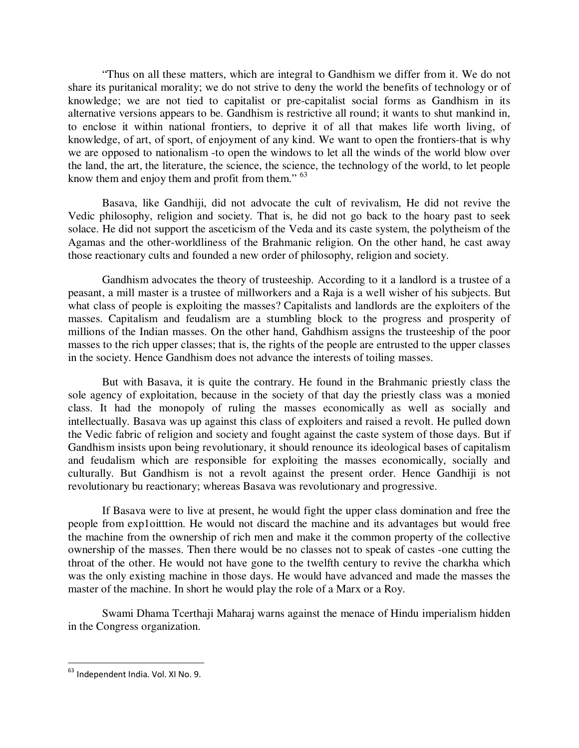"Thus on all these matters, which are integral to Gandhism we differ from it. We do not share its puritanical morality; we do not strive to deny the world the benefits of technology or of knowledge; we are not tied to capitalist or pre-capitalist social forms as Gandhism in its alternative versions appears to be. Gandhism is restrictive all round; it wants to shut mankind in, to enclose it within national frontiers, to deprive it of all that makes life worth living, of knowledge, of art, of sport, of enjoyment of any kind. We want to open the frontiers-that is why we are opposed to nationalism -to open the windows to let all the winds of the world blow over the land, the art, the literature, the science, the science, the technology of the world, to let people know them and enjoy them and profit from them." [63]

Basava, like Gandhiji, did not advocate the cult of revivalism, He did not revive the Vedic philosophy, religion and society. That is, he did not go back to the hoary past to seek solace. He did not support the asceticism of the Veda and its caste system, the polytheism of the Agamas and the other-worldliness of the Brahmanic religion. On the other hand, he cast away those reactionary cults and founded a new order of philosophy, religion and society.

Gandhism advocates the theory of trusteeship. According to it a landlord is a trustee of a peasant, a mill master is a trustee of millworkers and a Raja is a well wisher of his subjects. But what class of people is exploiting the masses? Capitalists and landlords are the exploiters of the masses. Capitalism and feudalism are a stumbling block to the progress and prosperity of millions of the Indian masses. On the other hand, Gahdhism assigns the trusteeship of the poor masses to the rich upper classes; that is, the rights of the people are entrusted to the upper classes in the society. Hence Gandhism does not advance the interests of toiling masses.

But with Basava, it is quite the contrary. He found in the Brahmanic priestly class the sole agency of exploitation, because in the society of that day the priestly class was a monied class. It had the monopoly of ruling the masses economically as well as socially and intellectually. Basava was up against this class of exploiters and raised a revolt. He pulled down the Vedic fabric of religion and society and fought against the caste system of those days. But if Gandhism insists upon being revolutionary, it should renounce its ideological bases of capitalism and feudalism which are responsible for exploiting the masses economically, socially and culturally. But Gandhism is not a revolt against the present order. Hence Gandhiji is not revolutionary bu reactionary; whereas Basava was revolutionary and progressive.

If Basava were to live at present, he would fight the upper class domination and free the people from exp1oitttion. He would not discard the machine and its advantages but would free the machine from the ownership of rich men and make it the common property of the collective ownership of the masses. Then there would be no classes not to speak of castes -one cutting the throat of the other. He would not have gone to the twelfth century to revive the charkha which was the only existing machine in those days. He would have advanced and made the masses the master of the machine. In short he would play the role of a Marx or a Roy.

Swami Dhama Tcerthaji Maharaj warns against the menace of Hindu imperialism hidden in the Congress organization.

---

[63] Independent India. Vol. XI No. 9.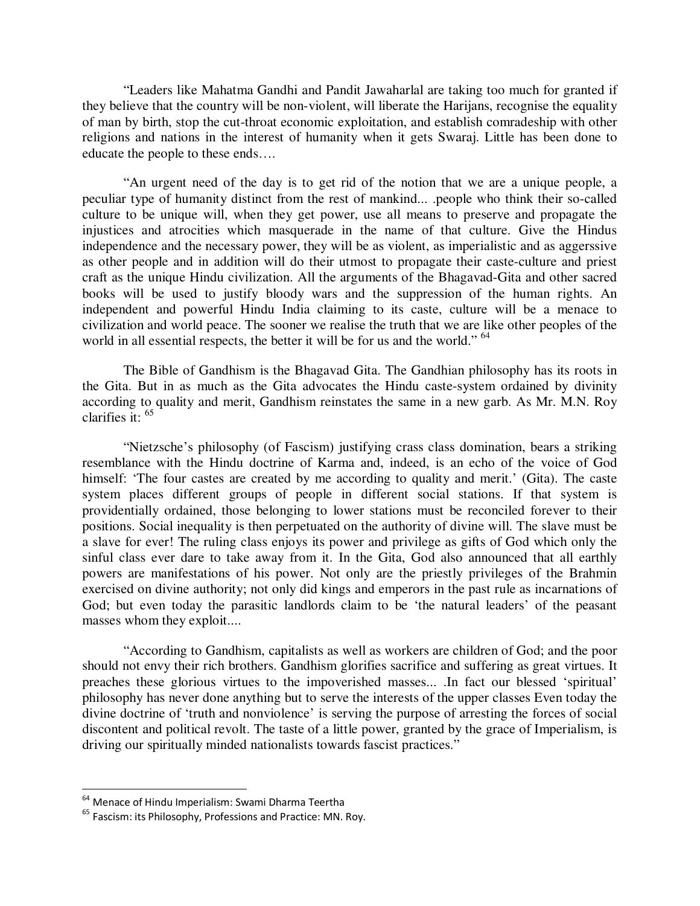"Leaders like Mahatma Gandhi and Pandit Jawaharlal are taking too much for granted if they believe that the country will be non-violent, will liberate the Harijans, recognise the equality of man by birth, stop the cut-throat economic exploitation, and establish comradeship with other religions and nations in the interest of humanity when it gets Swaraj. Little has been done to educate the people to these ends….

"An urgent need of the day is to get rid of the notion that we are a unique people, a peculiar type of humanity distinct from the rest of mankind... .people who think their so-called culture to be unique will, when they get power, use all means to preserve and propagate the injustices and atrocities which masquerade in the name of that culture. Give the Hindus independence and the necessary power, they will be as violent, as imperialistic and as aggerssive as other people and in addition will do their utmost to propagate their caste-culture and priest craft as the unique Hindu civilization. All the arguments of the Bhagavad-Gita and other sacred books will be used to justify bloody wars and the suppression of the human rights. An independent and powerful Hindu India claiming to its caste, culture will be a menace to civilization and world peace. The sooner we realise the truth that we are like other peoples of the world in all essential respects, the better it will be for us and the world." [64]

The Bible of Gandhism is the Bhagavad Gita. The Gandhian philosophy has its roots in the Gita. But in as much as the Gita advocates the Hindu caste-system ordained by divinity according to quality and merit, Gandhism reinstates the same in a new garb. As Mr. M.N. Roy clarifies it: [65]

"Nietzsche's philosophy (of Fascism) justifying crass class domination, bears a striking resemblance with the Hindu doctrine of Karma and, indeed, is an echo of the voice of God himself: 'The four castes are created by me according to quality and merit.' (Gita). The caste system places different groups of people in different social stations. If that system is providentially ordained, those belonging to lower stations must be reconciled forever to their positions. Social inequality is then perpetuated on the authority of divine will. The slave must be a slave for ever! The ruling class enjoys its power and privilege as gifts of God which only the sinful class ever dare to take away from it. In the Gita, God also announced that all earthly powers are manifestations of his power. Not only are the priestly privileges of the Brahmin exercised on divine authority; not only did kings and emperors in the past rule as incarnations of God; but even today the parasitic landlords claim to be 'the natural leaders' of the peasant masses whom they exploit....

"According to Gandhism, capitalists as well as workers are children of God; and the poor should not envy their rich brothers. Gandhism glorifies sacrifice and suffering as great virtues. It preaches these glorious virtues to the impoverished masses... .In fact our blessed 'spiritual' philosophy has never done anything but to serve the interests of the upper classes Even today the divine doctrine of 'truth and nonviolence' is serving the purpose of arresting the forces of social discontent and political revolt. The taste of a little power, granted by the grace of Imperialism, is driving our spiritually minded nationalists towards fascist practices."

---

[64] Menace of Hindu Imperialism: Swami Dharma Teertha

[65] Fascism: its Philosophy, Professions and Practice: MN. Roy.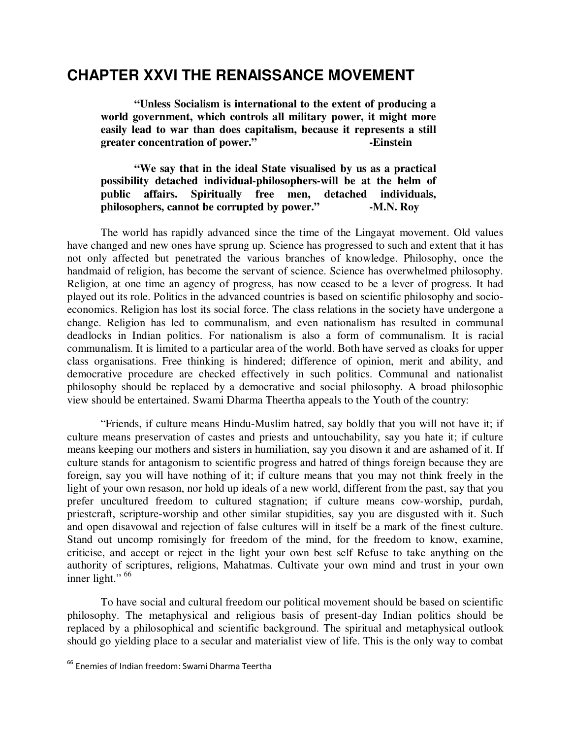# CHAPTER XXVI THE RENAISSANCE MOVEMENT

> **"Unless Socialism is international to the extent of producing a world government, which controls all military power, it might more easily lead to war than does capitalism, because it represents a still greater concentration of power." -Einstein**

> **"We say that in the ideal State visualised by us as a practical possibility detached individual-philosophers-will be at the helm of public affairs. Spiritually free men, detached individuals, philosophers, cannot be corrupted by power." -M.N. Roy**

The world has rapidly advanced since the time of the Lingayat movement. Old values have changed and new ones have sprung up. Science has progressed to such and extent that it has not only affected but penetrated the various branches of knowledge. Philosophy, once the handmaid of religion, has become the servant of science. Science has overwhelmed philosophy. Religion, at one time an agency of progress, has now ceased to be a lever of progress. It had played out its role. Politics in the advanced countries is based on scientific philosophy and socio-economics. Religion has lost its social force. The class relations in the society have undergone a change. Religion has led to communalism, and even nationalism has resulted in communal deadlocks in Indian politics. For nationalism is also a form of communalism. It is racial communalism. It is limited to a particular area of the world. Both have served as cloaks for upper class organisations. Free thinking is hindered; difference of opinion, merit and ability, and democrative procedure are checked effectively in such politics. Communal and nationalist philosophy should be replaced by a democrative and social philosophy. A broad philosophic view should be entertained. Swami Dharma Theertha appeals to the Youth of the country:

"Friends, if culture means Hindu-Muslim hatred, say boldly that you will not have it; if culture means preservation of castes and priests and untouchability, say you hate it; if culture means keeping our mothers and sisters in humiliation, say you disown it and are ashamed of it. If culture stands for antagonism to scientific progress and hatred of things foreign because they are foreign, say you will have nothing of it; if culture means that you may not think freely in the light of your own resason, nor hold up ideals of a new world, different from the past, say that you prefer uncultured freedom to cultured stagnation; if culture means cow-worship, purdah, priestcraft, scripture-worship and other similar stupidities, say you are disgusted with it. Such and open disavowal and rejection of false cultures will in itself be a mark of the finest culture. Stand out uncomp romisingly for freedom of the mind, for the freedom to know, examine, criticise, and accept or reject in the light your own best self Refuse to take anything on the authority of scriptures, religions, Mahatmas. Cultivate your own mind and trust in your own inner light." [66]

To have social and cultural freedom our political movement should be based on scientific philosophy. The metaphysical and religious basis of present-day Indian politics should be replaced by a philosophical and scientific background. The spiritual and metaphysical outlook should go yielding place to a secular and materialist view of life. This is the only way to combat

[66] Enemies of Indian freedom: Swami Dharma Teertha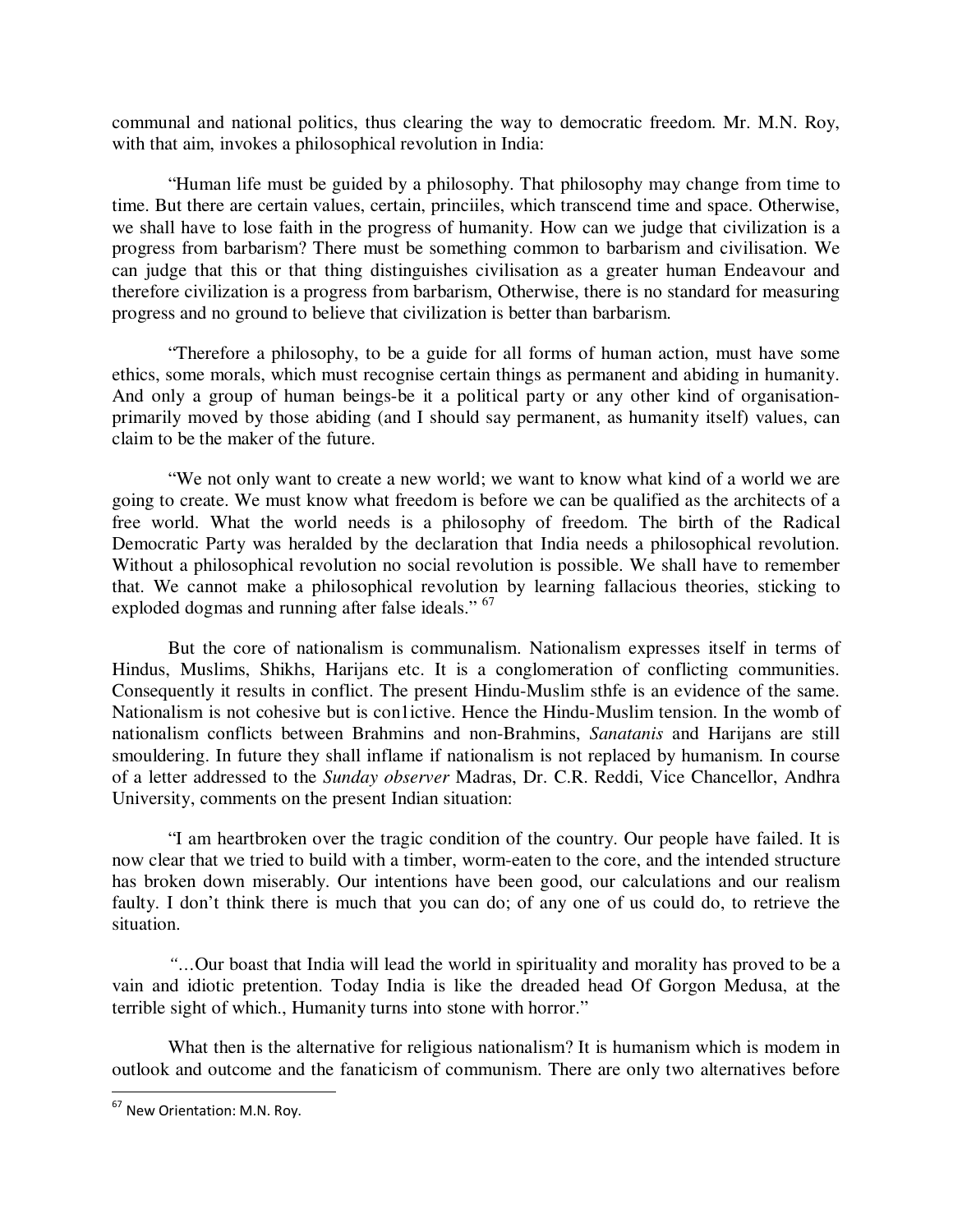communal and national politics, thus clearing the way to democratic freedom. Mr. M.N. Roy, with that aim, invokes a philosophical revolution in India:

"Human life must be guided by a philosophy. That philosophy may change from time to time. But there are certain values, certain, princiiles, which transcend time and space. Otherwise, we shall have to lose faith in the progress of humanity. How can we judge that civilization is a progress from barbarism? There must be something common to barbarism and civilisation. We can judge that this or that thing distinguishes civilisation as a greater human Endeavour and therefore civilization is a progress from barbarism, Otherwise, there is no standard for measuring progress and no ground to believe that civilization is better than barbarism.

"Therefore a philosophy, to be a guide for all forms of human action, must have some ethics, some morals, which must recognise certain things as permanent and abiding in humanity. And only a group of human beings-be it a political party or any other kind of organisation-primarily moved by those abiding (and I should say permanent, as humanity itself) values, can claim to be the maker of the future.

"We not only want to create a new world; we want to know what kind of a world we are going to create. We must know what freedom is before we can be qualified as the architects of a free world. What the world needs is a philosophy of freedom. The birth of the Radical Democratic Party was heralded by the declaration that India needs a philosophical revolution. Without a philosophical revolution no social revolution is possible. We shall have to remember that. We cannot make a philosophical revolution by learning fallacious theories, sticking to exploded dogmas and running after false ideals." [67]

But the core of nationalism is communalism. Nationalism expresses itself in terms of Hindus, Muslims, Shikhs, Harijans etc. It is a conglomeration of conflicting communities. Consequently it results in conflict. The present Hindu-Muslim sthfe is an evidence of the same. Nationalism is not cohesive but is con1ictive. Hence the Hindu-Muslim tension. In the womb of nationalism conflicts between Brahmins and non-Brahmins, *Sanatanis* and Harijans are still smouldering. In future they shall inflame if nationalism is not replaced by humanism. In course of a letter addressed to the *Sunday observer* Madras, Dr. C.R. Reddi, Vice Chancellor, Andhra University, comments on the present Indian situation:

"I am heartbroken over the tragic condition of the country. Our people have failed. It is now clear that we tried to build with a timber, worm-eaten to the core, and the intended structure has broken down miserably. Our intentions have been good, our calculations and our realism faulty. I don't think there is much that you can do; of any one of us could do, to retrieve the situation.

"…Our boast that India will lead the world in spirituality and morality has proved to be a vain and idiotic pretention. Today India is like the dreaded head Of Gorgon Medusa, at the terrible sight of which., Humanity turns into stone with horror."

What then is the alternative for religious nationalism? It is humanism which is modem in outlook and outcome and the fanaticism of communism. There are only two alternatives before

---

[67] New Orientation: M.N. Roy.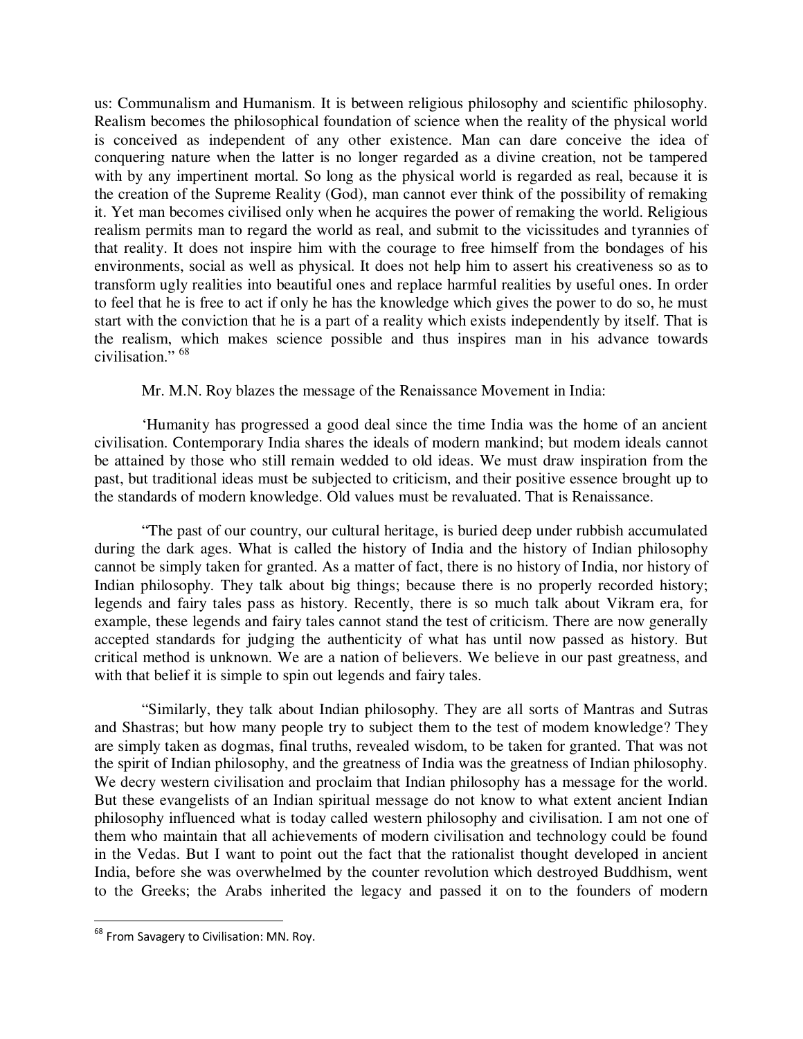us: Communalism and Humanism. It is between religious philosophy and scientific philosophy. Realism becomes the philosophical foundation of science when the reality of the physical world is conceived as independent of any other existence. Man can dare conceive the idea of conquering nature when the latter is no longer regarded as a divine creation, not be tampered with by any impertinent mortal. So long as the physical world is regarded as real, because it is the creation of the Supreme Reality (God), man cannot ever think of the possibility of remaking it. Yet man becomes civilised only when he acquires the power of remaking the world. Religious realism permits man to regard the world as real, and submit to the vicissitudes and tyrannies of that reality. It does not inspire him with the courage to free himself from the bondages of his environments, social as well as physical. It does not help him to assert his creativeness so as to transform ugly realities into beautiful ones and replace harmful realities by useful ones. In order to feel that he is free to act if only he has the knowledge which gives the power to do so, he must start with the conviction that he is a part of a reality which exists independently by itself. That is the realism, which makes science possible and thus inspires man in his advance towards civilisation." [68]

Mr. M.N. Roy blazes the message of the Renaissance Movement in India:

'Humanity has progressed a good deal since the time India was the home of an ancient civilisation. Contemporary India shares the ideals of modern mankind; but modem ideals cannot be attained by those who still remain wedded to old ideas. We must draw inspiration from the past, but traditional ideas must be subjected to criticism, and their positive essence brought up to the standards of modern knowledge. Old values must be revaluated. That is Renaissance.

"The past of our country, our cultural heritage, is buried deep under rubbish accumulated during the dark ages. What is called the history of India and the history of Indian philosophy cannot be simply taken for granted. As a matter of fact, there is no history of India, nor history of Indian philosophy. They talk about big things; because there is no properly recorded history; legends and fairy tales pass as history. Recently, there is so much talk about Vikram era, for example, these legends and fairy tales cannot stand the test of criticism. There are now generally accepted standards for judging the authenticity of what has until now passed as history. But critical method is unknown. We are a nation of believers. We believe in our past greatness, and with that belief it is simple to spin out legends and fairy tales.

"Similarly, they talk about Indian philosophy. They are all sorts of Mantras and Sutras and Shastras; but how many people try to subject them to the test of modem knowledge? They are simply taken as dogmas, final truths, revealed wisdom, to be taken for granted. That was not the spirit of Indian philosophy, and the greatness of India was the greatness of Indian philosophy. We decry western civilisation and proclaim that Indian philosophy has a message for the world. But these evangelists of an Indian spiritual message do not know to what extent ancient Indian philosophy influenced what is today called western philosophy and civilisation. I am not one of them who maintain that all achievements of modern civilisation and technology could be found in the Vedas. But I want to point out the fact that the rationalist thought developed in ancient India, before she was overwhelmed by the counter revolution which destroyed Buddhism, went to the Greeks; the Arabs inherited the legacy and passed it on to the founders of modern

---

[68] From Savagery to Civilisation: MN. Roy.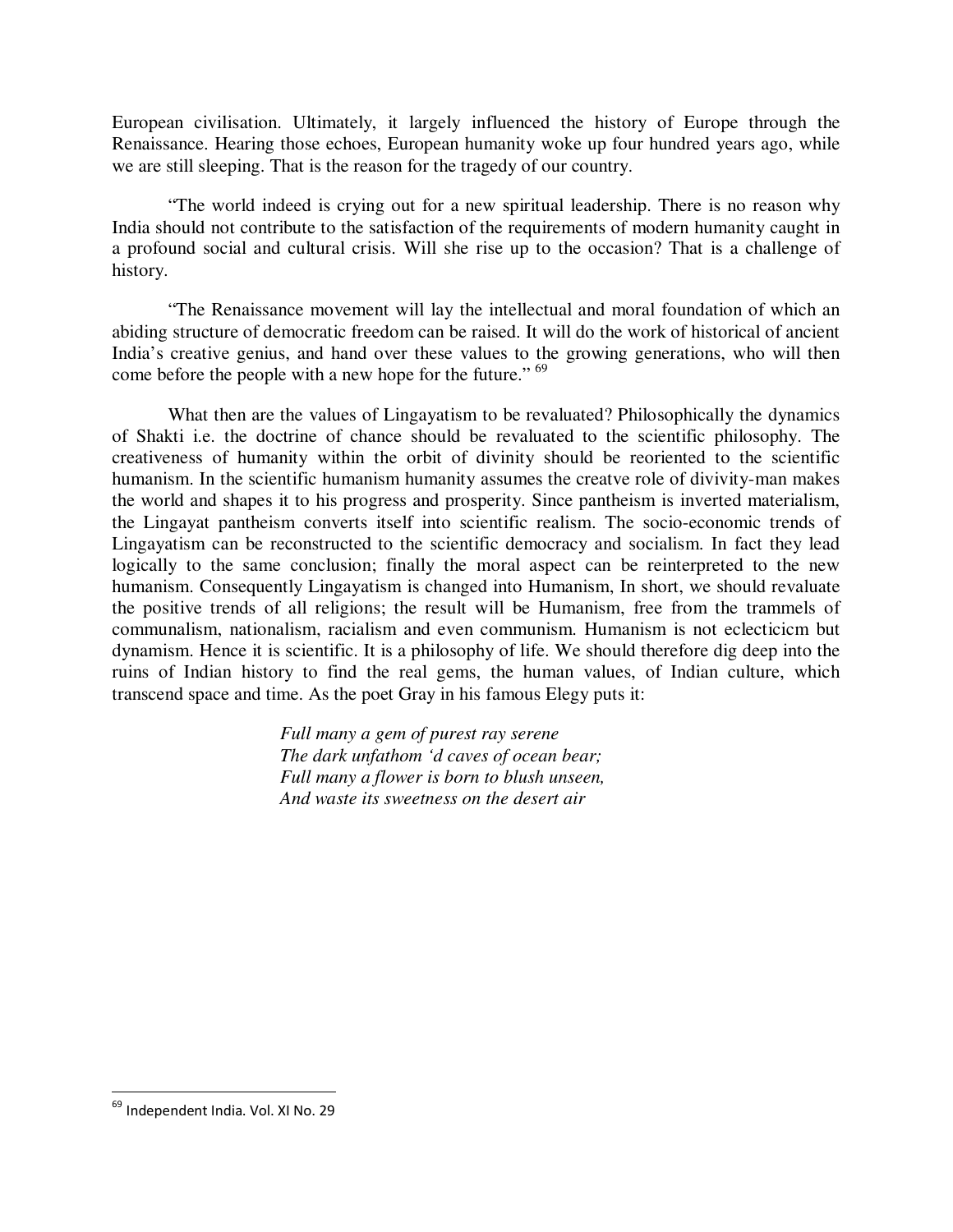European civilisation. Ultimately, it largely influenced the history of Europe through the Renaissance. Hearing those echoes, European humanity woke up four hundred years ago, while we are still sleeping. That is the reason for the tragedy of our country.

"The world indeed is crying out for a new spiritual leadership. There is no reason why India should not contribute to the satisfaction of the requirements of modern humanity caught in a profound social and cultural crisis. Will she rise up to the occasion? That is a challenge of history.

"The Renaissance movement will lay the intellectual and moral foundation of which an abiding structure of democratic freedom can be raised. It will do the work of historical of ancient India's creative genius, and hand over these values to the growing generations, who will then come before the people with a new hope for the future." [69]

What then are the values of Lingayatism to be revaluated? Philosophically the dynamics of Shakti i.e. the doctrine of chance should be revaluated to the scientific philosophy. The creativeness of humanity within the orbit of divinity should be reoriented to the scientific humanism. In the scientific humanism humanity assumes the creatve role of divivity-man makes the world and shapes it to his progress and prosperity. Since pantheism is inverted materialism, the Lingayat pantheism converts itself into scientific realism. The socio-economic trends of Lingayatism can be reconstructed to the scientific democracy and socialism. In fact they lead logically to the same conclusion; finally the moral aspect can be reinterpreted to the new humanism. Consequently Lingayatism is changed into Humanism, In short, we should revaluate the positive trends of all religions; the result will be Humanism, free from the trammels of communalism, nationalism, racialism and even communism. Humanism is not eclecticicm but dynamism. Hence it is scientific. It is a philosophy of life. We should therefore dig deep into the ruins of Indian history to find the real gems, the human values, of Indian culture, which transcend space and time. As the poet Gray in his famous Elegy puts it:

> *Full many a gem of purest ray serene*
> *The dark unfathom 'd caves of ocean bear;*
> *Full many a flower is born to blush unseen,*
> *And waste its sweetness on the desert air*

---

[69] Independent India. Vol. XI No. 29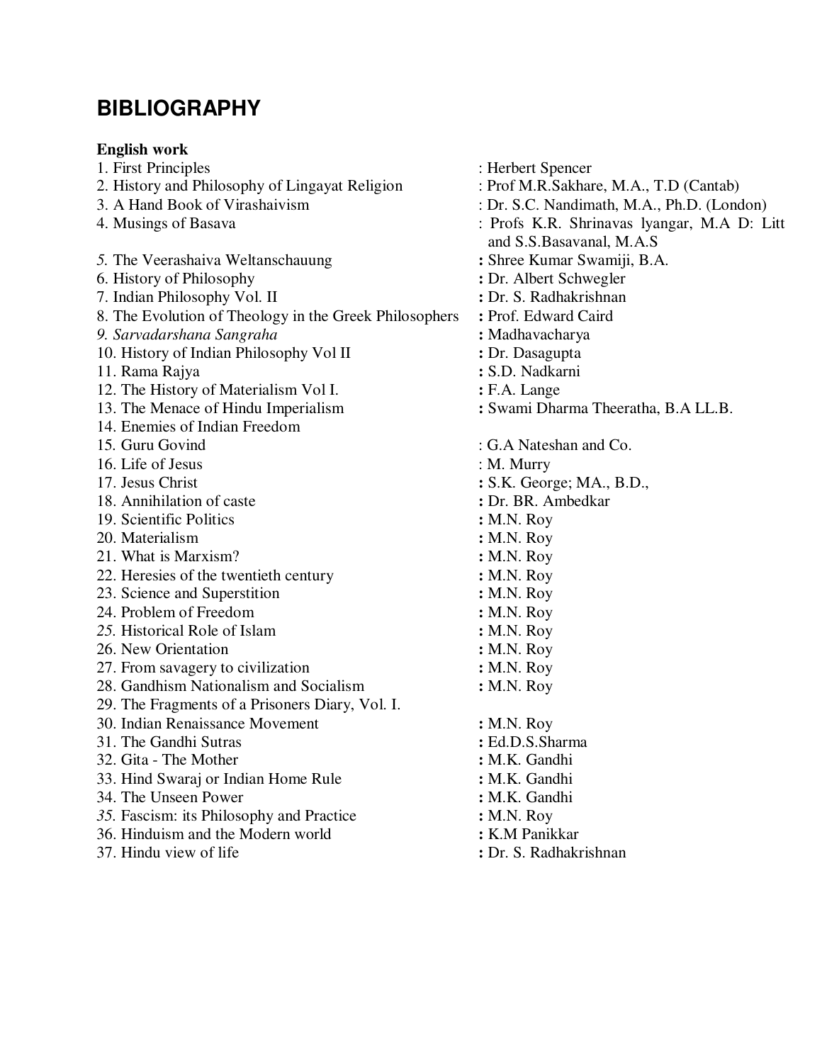# BIBLIOGRAPHY

**English work**

1. First Principles : Herbert Spencer
2. History and Philosophy of Lingayat Religion : Prof M.R.Sakhare, M.A., T.D (Cantab)
3. A Hand Book of Virashaivism : Dr. S.C. Nandimath, M.A., Ph.D. (London)
4. Musings of Basava : Profs K.R. Shrinavas lyangar, M.A D: Litt and S.S.Basavanal, M.A.S
5. The Veerashaiva Weltanschauung **:** Shree Kumar Swamiji, B.A.
6. History of Philosophy **:** Dr. Albert Schwegler
7. Indian Philosophy Vol. II **:** Dr. S. Radhakrishnan
8. The Evolution of Theology in the Greek Philosophers **:** Prof. Edward Caird
9. *Sarvadarshana Sangraha* **:** Madhavacharya
10. History of Indian Philosophy Vol II **:** Dr. Dasagupta
11. Rama Rajya **:** S.D. Nadkarni
12. The History of Materialism Vol I. **:** F.A. Lange
13. The Menace of Hindu Imperialism **:** Swami Dharma Theeratha, B.A LL.B.
14. Enemies of Indian Freedom
15. Guru Govind : G.A Nateshan and Co.
16. Life of Jesus : M. Murry
17. Jesus Christ **:** S.K. George; MA., B.D.,
18. Annihilation of caste **:** Dr. BR. Ambedkar
19. Scientific Politics **:** M.N. Roy
20. Materialism **:** M.N. Roy
21. What is Marxism? **:** M.N. Roy
22. Heresies of the twentieth century **:** M.N. Roy
23. Science and Superstition **:** M.N. Roy
24. Problem of Freedom **:** M.N. Roy
25. Historical Role of Islam **:** M.N. Roy
26. New Orientation **:** M.N. Roy
27. From savagery to civilization **:** M.N. Roy
28. Gandhism Nationalism and Socialism **:** M.N. Roy
29. The Fragments of a Prisoners Diary, Vol. I.
30. Indian Renaissance Movement **:** M.N. Roy
31. The Gandhi Sutras **:** Ed.D.S.Sharma
32. Gita - The Mother **:** M.K. Gandhi
33. Hind Swaraj or Indian Home Rule **:** M.K. Gandhi
34. The Unseen Power **:** M.K. Gandhi
35. Fascism: its Philosophy and Practice **:** M.N. Roy
36. Hinduism and the Modern world **:** K.M Panikkar
37. Hindu view of life **:** Dr. S. Radhakrishnan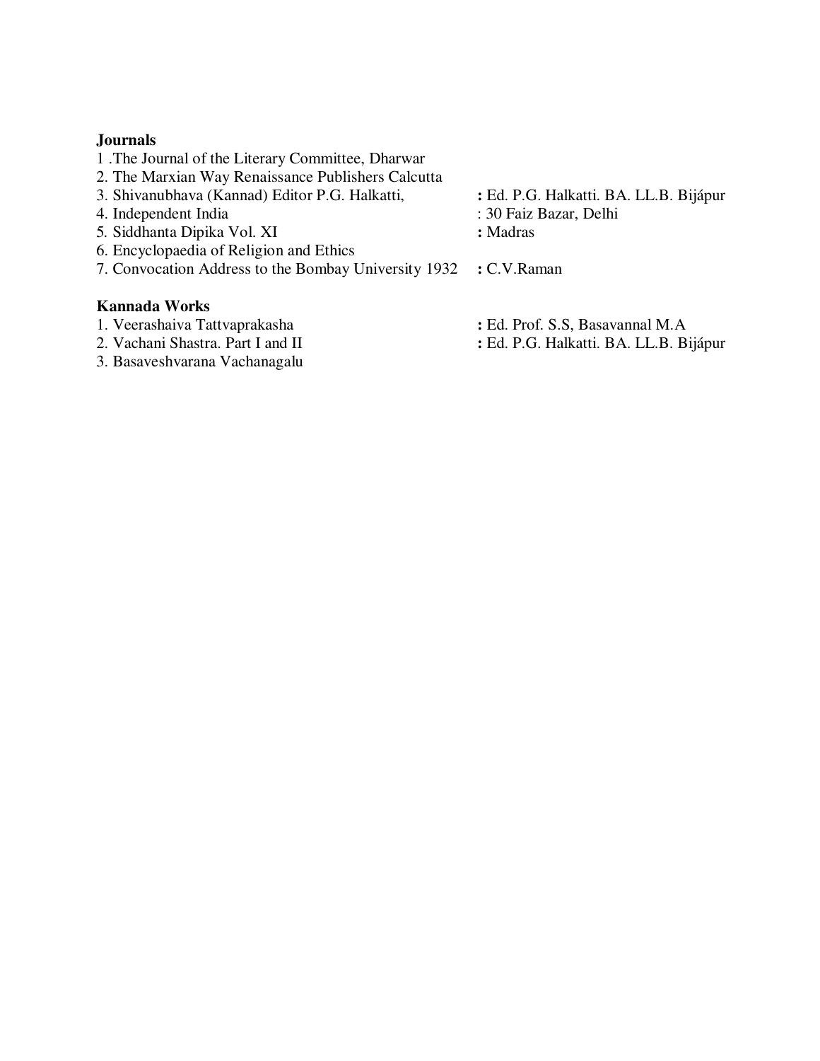**Journals**

1 .The Journal of the Literary Committee, Dharwar
2. The Marxian Way Renaissance Publishers Calcutta
3. Shivanubhava (Kannad) Editor P.G. Halkatti, **:** Ed. P.G. Halkatti. BA. LL.B. Bijápur
4. Independent India : 30 Faiz Bazar, Delhi
5. Siddhanta Dipika Vol. XI **:** Madras
6. Encyclopaedia of Religion and Ethics
7. Convocation Address to the Bombay University 1932 **:** C.V.Raman

**Kannada Works**

1. Veerashaiva Tattvaprakasha **:** Ed. Prof. S.S, Basavannal M.A
2. Vachani Shastra. Part I and II **:** Ed. P.G. Halkatti. BA. LL.B. Bijápur
3. Basaveshvarana Vachanagalu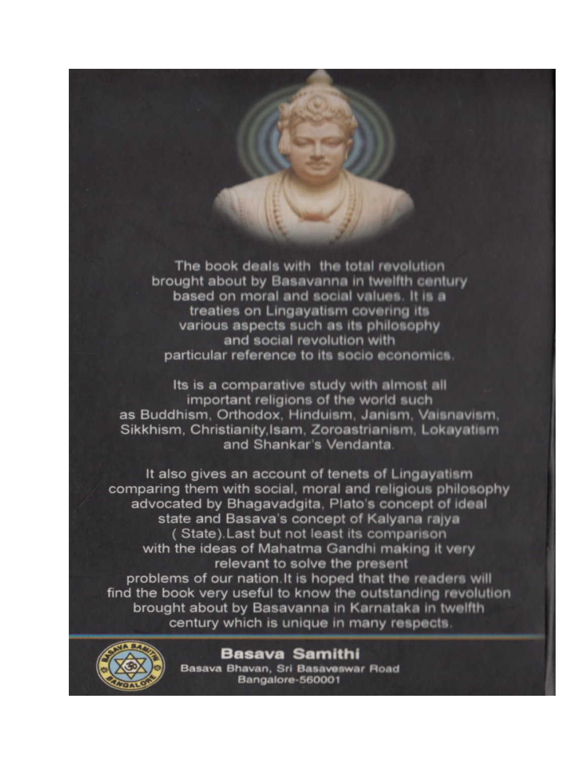The book deals with the total revolution brought about by Basavanna in twelfth century based on moral and social values. It is a treaties on Lingayatism covering its various aspects such as its philosophy and social revolution with particular reference to its socio economics.

Its is a comparative study with almost all important religions of the world such as Buddhism, Orthodox, Hinduism, Janism, Vaisnavism, Sikkhism, Christianity,Isam, Zoroastrianism, Lokayatism and Shankar's Vendanta.

It also gives an account of tenets of Lingayatism comparing them with social, moral and religious philosophy advocated by Bhagavadgita, Plato's concept of ideal state and Basava's concept of Kalyana rajya ( State).Last but not least its comparison with the ideas of Mahatma Gandhi making it very relevant to solve the present problems of our nation.It is hoped that the readers will find the book very useful to know the outstanding revolution brought about by Basavanna in Karnataka in twelfth century which is unique in many respects.

**Basava Samithi**
Basava Bhavan, Sri Basaveswar Road
Bangalore-560001